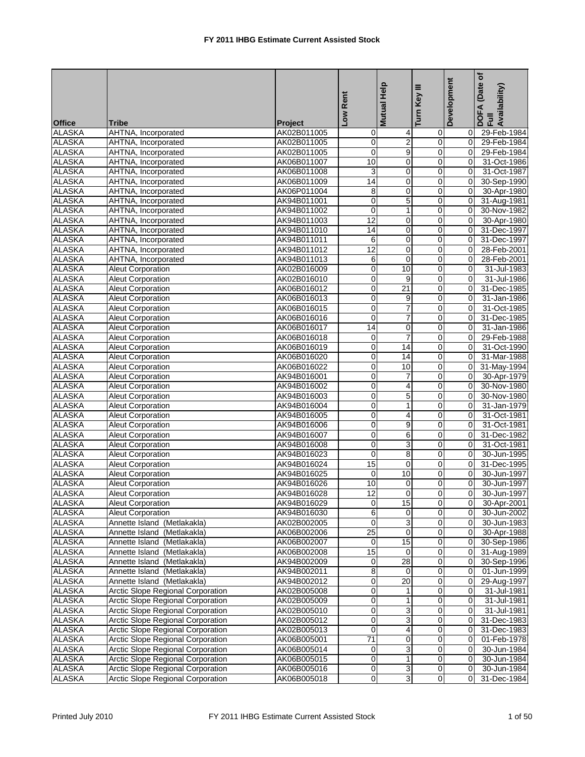# FY 2011 IHBG Estimate Current Assisted Stock

| Office | Tribe | Project | Low Rent | Mutual Help | Turn Key III | Development | DOFA (Date of Full Availability) |
|---|---|---|---|---|---|---|---|
| ALASKA | AHTNA, Incorporated | AK02B011005 | 0 | 4 | 0 | 0 | 29-Feb-1984 |
| ALASKA | AHTNA, Incorporated | AK02B011005 | 0 | 2 | 0 | 0 | 29-Feb-1984 |
| ALASKA | AHTNA, Incorporated | AK02B011005 | 0 | 9 | 0 | 0 | 29-Feb-1984 |
| ALASKA | AHTNA, Incorporated | AK06B011007 | 10 | 0 | 0 | 0 | 31-Oct-1986 |
| ALASKA | AHTNA, Incorporated | AK06B011008 | 3 | 0 | 0 | 0 | 31-Oct-1987 |
| ALASKA | AHTNA, Incorporated | AK06B011009 | 14 | 0 | 0 | 0 | 30-Sep-1990 |
| ALASKA | AHTNA, Incorporated | AK06P011004 | 8 | 0 | 0 | 0 | 30-Apr-1980 |
| ALASKA | AHTNA, Incorporated | AK94B011001 | 0 | 5 | 0 | 0 | 31-Aug-1981 |
| ALASKA | AHTNA, Incorporated | AK94B011002 | 0 | 1 | 0 | 0 | 30-Nov-1982 |
| ALASKA | AHTNA, Incorporated | AK94B011003 | 12 | 0 | 0 | 0 | 30-Apr-1980 |
| ALASKA | AHTNA, Incorporated | AK94B011010 | 14 | 0 | 0 | 0 | 31-Dec-1997 |
| ALASKA | AHTNA, Incorporated | AK94B011011 | 6 | 0 | 0 | 0 | 31-Dec-1997 |
| ALASKA | AHTNA, Incorporated | AK94B011012 | 12 | 0 | 0 | 0 | 28-Feb-2001 |
| ALASKA | AHTNA, Incorporated | AK94B011013 | 6 | 0 | 0 | 0 | 28-Feb-2001 |
| ALASKA | Aleut Corporation | AK02B016009 | 0 | 10 | 0 | 0 | 31-Jul-1983 |
| ALASKA | Aleut Corporation | AK02B016010 | 0 | 9 | 0 | 0 | 31-Jul-1986 |
| ALASKA | Aleut Corporation | AK06B016012 | 0 | 21 | 0 | 0 | 31-Dec-1985 |
| ALASKA | Aleut Corporation | AK06B016013 | 0 | 9 | 0 | 0 | 31-Jan-1986 |
| ALASKA | Aleut Corporation | AK06B016015 | 0 | 7 | 0 | 0 | 31-Oct-1985 |
| ALASKA | Aleut Corporation | AK06B016016 | 0 | 7 | 0 | 0 | 31-Dec-1985 |
| ALASKA | Aleut Corporation | AK06B016017 | 14 | 0 | 0 | 0 | 31-Jan-1986 |
| ALASKA | Aleut Corporation | AK06B016018 | 0 | 7 | 0 | 0 | 29-Feb-1988 |
| ALASKA | Aleut Corporation | AK06B016019 | 0 | 14 | 0 | 0 | 31-Oct-1990 |
| ALASKA | Aleut Corporation | AK06B016020 | 0 | 14 | 0 | 0 | 31-Mar-1988 |
| ALASKA | Aleut Corporation | AK06B016022 | 0 | 10 | 0 | 0 | 31-May-1994 |
| ALASKA | Aleut Corporation | AK94B016001 | 0 | 7 | 0 | 0 | 30-Apr-1979 |
| ALASKA | Aleut Corporation | AK94B016002 | 0 | 4 | 0 | 0 | 30-Nov-1980 |
| ALASKA | Aleut Corporation | AK94B016003 | 0 | 5 | 0 | 0 | 30-Nov-1980 |
| ALASKA | Aleut Corporation | AK94B016004 | 0 | 1 | 0 | 0 | 31-Jan-1979 |
| ALASKA | Aleut Corporation | AK94B016005 | 0 | 4 | 0 | 0 | 31-Oct-1981 |
| ALASKA | Aleut Corporation | AK94B016006 | 0 | 9 | 0 | 0 | 31-Oct-1981 |
| ALASKA | Aleut Corporation | AK94B016007 | 0 | 6 | 0 | 0 | 31-Dec-1982 |
| ALASKA | Aleut Corporation | AK94B016008 | 0 | 3 | 0 | 0 | 31-Oct-1981 |
| ALASKA | Aleut Corporation | AK94B016023 | 0 | 8 | 0 | 0 | 30-Jun-1995 |
| ALASKA | Aleut Corporation | AK94B016024 | 15 | 0 | 0 | 0 | 31-Dec-1995 |
| ALASKA | Aleut Corporation | AK94B016025 | 0 | 10 | 0 | 0 | 30-Jun-1997 |
| ALASKA | Aleut Corporation | AK94B016026 | 10 | 0 | 0 | 0 | 30-Jun-1997 |
| ALASKA | Aleut Corporation | AK94B016028 | 12 | 0 | 0 | 0 | 30-Jun-1997 |
| ALASKA | Aleut Corporation | AK94B016029 | 0 | 15 | 0 | 0 | 30-Apr-2001 |
| ALASKA | Aleut Corporation | AK94B016030 | 6 | 0 | 0 | 0 | 30-Jun-2002 |
| ALASKA | Annette Island (Metlakakla) | AK02B002005 | 0 | 3 | 0 | 0 | 30-Jun-1983 |
| ALASKA | Annette Island (Metlakakla) | AK06B002006 | 25 | 0 | 0 | 0 | 30-Apr-1988 |
| ALASKA | Annette Island (Metlakakla) | AK06B002007 | 0 | 15 | 0 | 0 | 30-Sep-1986 |
| ALASKA | Annette Island (Metlakakla) | AK06B002008 | 15 | 0 | 0 | 0 | 31-Aug-1989 |
| ALASKA | Annette Island (Metlakakla) | AK94B002009 | 0 | 28 | 0 | 0 | 30-Sep-1996 |
| ALASKA | Annette Island (Metlakakla) | AK94B002011 | 8 | 0 | 0 | 0 | 01-Jun-1999 |
| ALASKA | Annette Island (Metlakakla) | AK94B002012 | 0 | 20 | 0 | 0 | 29-Aug-1997 |
| ALASKA | Arctic Slope Regional Corporation | AK02B005008 | 0 | 1 | 0 | 0 | 31-Jul-1981 |
| ALASKA | Arctic Slope Regional Corporation | AK02B005009 | 0 | 1 | 0 | 0 | 31-Jul-1981 |
| ALASKA | Arctic Slope Regional Corporation | AK02B005010 | 0 | 3 | 0 | 0 | 31-Jul-1981 |
| ALASKA | Arctic Slope Regional Corporation | AK02B005012 | 0 | 3 | 0 | 0 | 31-Dec-1983 |
| ALASKA | Arctic Slope Regional Corporation | AK02B005013 | 0 | 4 | 0 | 0 | 31-Dec-1983 |
| ALASKA | Arctic Slope Regional Corporation | AK06B005001 | 71 | 0 | 0 | 0 | 01-Feb-1978 |
| ALASKA | Arctic Slope Regional Corporation | AK06B005014 | 0 | 3 | 0 | 0 | 30-Jun-1984 |
| ALASKA | Arctic Slope Regional Corporation | AK06B005015 | 0 | 1 | 0 | 0 | 30-Jun-1984 |
| ALASKA | Arctic Slope Regional Corporation | AK06B005016 | 0 | 3 | 0 | 0 | 30-Jun-1984 |
| ALASKA | Arctic Slope Regional Corporation | AK06B005018 | 0 | 3 | 0 | 0 | 31-Dec-1984 |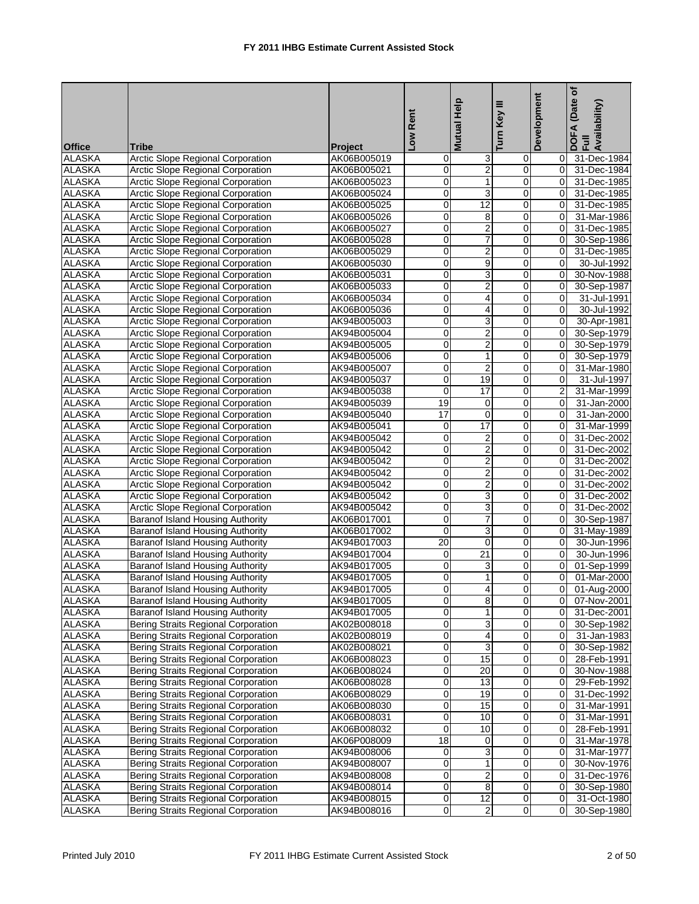# FY 2011 IHBG Estimate Current Assisted Stock

| Office | Tribe | Project | Low Rent | Mutual Help | Turn Key III | Development | DOFA (Date of Full Availability) |
|---|---|---|---|---|---|---|---|
| ALASKA | Arctic Slope Regional Corporation | AK06B005019 | 0 | 3 | 0 | 0 | 31-Dec-1984 |
| ALASKA | Arctic Slope Regional Corporation | AK06B005021 | 0 | 2 | 0 | 0 | 31-Dec-1984 |
| ALASKA | Arctic Slope Regional Corporation | AK06B005023 | 0 | 1 | 0 | 0 | 31-Dec-1985 |
| ALASKA | Arctic Slope Regional Corporation | AK06B005024 | 0 | 3 | 0 | 0 | 31-Dec-1985 |
| ALASKA | Arctic Slope Regional Corporation | AK06B005025 | 0 | 12 | 0 | 0 | 31-Dec-1985 |
| ALASKA | Arctic Slope Regional Corporation | AK06B005026 | 0 | 8 | 0 | 0 | 31-Mar-1986 |
| ALASKA | Arctic Slope Regional Corporation | AK06B005027 | 0 | 2 | 0 | 0 | 31-Dec-1985 |
| ALASKA | Arctic Slope Regional Corporation | AK06B005028 | 0 | 7 | 0 | 0 | 30-Sep-1986 |
| ALASKA | Arctic Slope Regional Corporation | AK06B005029 | 0 | 2 | 0 | 0 | 31-Dec-1985 |
| ALASKA | Arctic Slope Regional Corporation | AK06B005030 | 0 | 9 | 0 | 0 | 30-Jul-1992 |
| ALASKA | Arctic Slope Regional Corporation | AK06B005031 | 0 | 3 | 0 | 0 | 30-Nov-1988 |
| ALASKA | Arctic Slope Regional Corporation | AK06B005033 | 0 | 2 | 0 | 0 | 30-Sep-1987 |
| ALASKA | Arctic Slope Regional Corporation | AK06B005034 | 0 | 4 | 0 | 0 | 31-Jul-1991 |
| ALASKA | Arctic Slope Regional Corporation | AK06B005036 | 0 | 4 | 0 | 0 | 30-Jul-1992 |
| ALASKA | Arctic Slope Regional Corporation | AK94B005003 | 0 | 3 | 0 | 0 | 30-Apr-1981 |
| ALASKA | Arctic Slope Regional Corporation | AK94B005004 | 0 | 2 | 0 | 0 | 30-Sep-1979 |
| ALASKA | Arctic Slope Regional Corporation | AK94B005005 | 0 | 2 | 0 | 0 | 30-Sep-1979 |
| ALASKA | Arctic Slope Regional Corporation | AK94B005006 | 0 | 1 | 0 | 0 | 30-Sep-1979 |
| ALASKA | Arctic Slope Regional Corporation | AK94B005007 | 0 | 2 | 0 | 0 | 31-Mar-1980 |
| ALASKA | Arctic Slope Regional Corporation | AK94B005037 | 0 | 19 | 0 | 0 | 31-Jul-1997 |
| ALASKA | Arctic Slope Regional Corporation | AK94B005038 | 0 | 17 | 0 | 2 | 31-Mar-1999 |
| ALASKA | Arctic Slope Regional Corporation | AK94B005039 | 19 | 0 | 0 | 0 | 31-Jan-2000 |
| ALASKA | Arctic Slope Regional Corporation | AK94B005040 | 17 | 0 | 0 | 0 | 31-Jan-2000 |
| ALASKA | Arctic Slope Regional Corporation | AK94B005041 | 0 | 17 | 0 | 0 | 31-Mar-1999 |
| ALASKA | Arctic Slope Regional Corporation | AK94B005042 | 0 | 2 | 0 | 0 | 31-Dec-2002 |
| ALASKA | Arctic Slope Regional Corporation | AK94B005042 | 0 | 2 | 0 | 0 | 31-Dec-2002 |
| ALASKA | Arctic Slope Regional Corporation | AK94B005042 | 0 | 2 | 0 | 0 | 31-Dec-2002 |
| ALASKA | Arctic Slope Regional Corporation | AK94B005042 | 0 | 2 | 0 | 0 | 31-Dec-2002 |
| ALASKA | Arctic Slope Regional Corporation | AK94B005042 | 0 | 2 | 0 | 0 | 31-Dec-2002 |
| ALASKA | Arctic Slope Regional Corporation | AK94B005042 | 0 | 3 | 0 | 0 | 31-Dec-2002 |
| ALASKA | Arctic Slope Regional Corporation | AK94B005042 | 0 | 3 | 0 | 0 | 31-Dec-2002 |
| ALASKA | Baranof Island Housing Authority | AK06B017001 | 0 | 7 | 0 | 0 | 30-Sep-1987 |
| ALASKA | Baranof Island Housing Authority | AK06B017002 | 0 | 3 | 0 | 0 | 31-May-1989 |
| ALASKA | Baranof Island Housing Authority | AK94B017003 | 20 | 0 | 0 | 0 | 30-Jun-1996 |
| ALASKA | Baranof Island Housing Authority | AK94B017004 | 0 | 21 | 0 | 0 | 30-Jun-1996 |
| ALASKA | Baranof Island Housing Authority | AK94B017005 | 0 | 3 | 0 | 0 | 01-Sep-1999 |
| ALASKA | Baranof Island Housing Authority | AK94B017005 | 0 | 1 | 0 | 0 | 01-Mar-2000 |
| ALASKA | Baranof Island Housing Authority | AK94B017005 | 0 | 4 | 0 | 0 | 01-Aug-2000 |
| ALASKA | Baranof Island Housing Authority | AK94B017005 | 0 | 8 | 0 | 0 | 07-Nov-2001 |
| ALASKA | Baranof Island Housing Authority | AK94B017005 | 0 | 1 | 0 | 0 | 31-Dec-2001 |
| ALASKA | Bering Straits Regional Corporation | AK02B008018 | 0 | 3 | 0 | 0 | 30-Sep-1982 |
| ALASKA | Bering Straits Regional Corporation | AK02B008019 | 0 | 4 | 0 | 0 | 31-Jan-1983 |
| ALASKA | Bering Straits Regional Corporation | AK02B008021 | 0 | 3 | 0 | 0 | 30-Sep-1982 |
| ALASKA | Bering Straits Regional Corporation | AK06B008023 | 0 | 15 | 0 | 0 | 28-Feb-1991 |
| ALASKA | Bering Straits Regional Corporation | AK06B008024 | 0 | 20 | 0 | 0 | 30-Nov-1988 |
| ALASKA | Bering Straits Regional Corporation | AK06B008028 | 0 | 13 | 0 | 0 | 29-Feb-1992 |
| ALASKA | Bering Straits Regional Corporation | AK06B008029 | 0 | 19 | 0 | 0 | 31-Dec-1992 |
| ALASKA | Bering Straits Regional Corporation | AK06B008030 | 0 | 15 | 0 | 0 | 31-Mar-1991 |
| ALASKA | Bering Straits Regional Corporation | AK06B008031 | 0 | 10 | 0 | 0 | 31-Mar-1991 |
| ALASKA | Bering Straits Regional Corporation | AK06B008032 | 0 | 10 | 0 | 0 | 28-Feb-1991 |
| ALASKA | Bering Straits Regional Corporation | AK06P008009 | 18 | 0 | 0 | 0 | 31-Mar-1978 |
| ALASKA | Bering Straits Regional Corporation | AK94B008006 | 0 | 3 | 0 | 0 | 31-Mar-1977 |
| ALASKA | Bering Straits Regional Corporation | AK94B008007 | 0 | 1 | 0 | 0 | 30-Nov-1976 |
| ALASKA | Bering Straits Regional Corporation | AK94B008008 | 0 | 2 | 0 | 0 | 31-Dec-1976 |
| ALASKA | Bering Straits Regional Corporation | AK94B008014 | 0 | 8 | 0 | 0 | 30-Sep-1980 |
| ALASKA | Bering Straits Regional Corporation | AK94B008015 | 0 | 12 | 0 | 0 | 31-Oct-1980 |
| ALASKA | Bering Straits Regional Corporation | AK94B008016 | 0 | 2 | 0 | 0 | 30-Sep-1980 |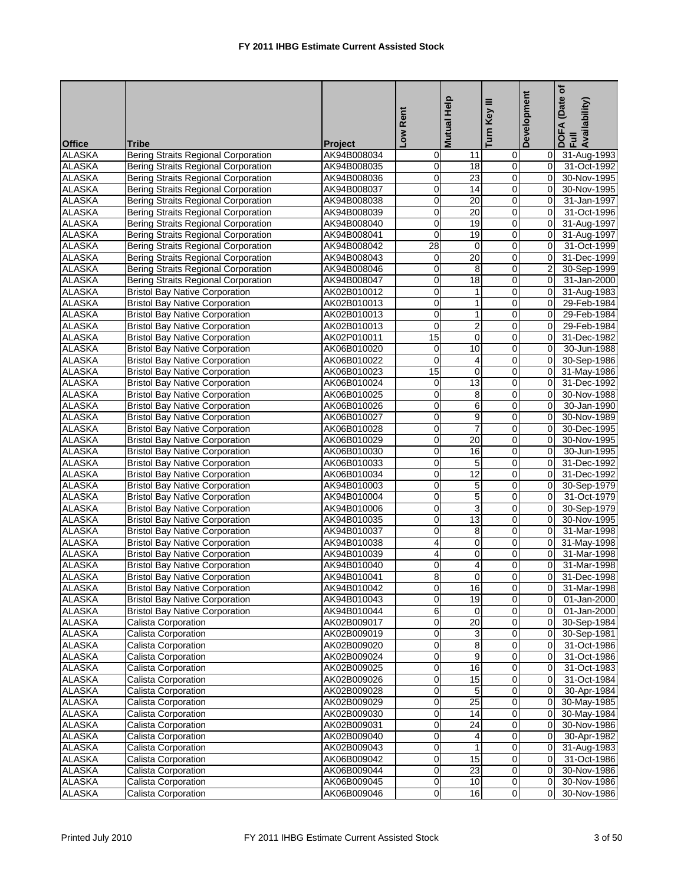# FY 2011 IHBG Estimate Current Assisted Stock

| Office | Tribe | Project | Low Rent | Mutual Help | Turn Key III | Development | DOFA (Date of Full Availability) |
|---|---|---|---|---|---|---|---|
| ALASKA | Bering Straits Regional Corporation | AK94B008034 | 0 | 11 | 0 | 0 | 31-Aug-1993 |
| ALASKA | Bering Straits Regional Corporation | AK94B008035 | 0 | 18 | 0 | 0 | 31-Oct-1992 |
| ALASKA | Bering Straits Regional Corporation | AK94B008036 | 0 | 23 | 0 | 0 | 30-Nov-1995 |
| ALASKA | Bering Straits Regional Corporation | AK94B008037 | 0 | 14 | 0 | 0 | 30-Nov-1995 |
| ALASKA | Bering Straits Regional Corporation | AK94B008038 | 0 | 20 | 0 | 0 | 31-Jan-1997 |
| ALASKA | Bering Straits Regional Corporation | AK94B008039 | 0 | 20 | 0 | 0 | 31-Oct-1996 |
| ALASKA | Bering Straits Regional Corporation | AK94B008040 | 0 | 19 | 0 | 0 | 31-Aug-1997 |
| ALASKA | Bering Straits Regional Corporation | AK94B008041 | 0 | 19 | 0 | 0 | 31-Aug-1997 |
| ALASKA | Bering Straits Regional Corporation | AK94B008042 | 28 | 0 | 0 | 0 | 31-Oct-1999 |
| ALASKA | Bering Straits Regional Corporation | AK94B008043 | 0 | 20 | 0 | 0 | 31-Dec-1999 |
| ALASKA | Bering Straits Regional Corporation | AK94B008046 | 0 | 8 | 0 | 2 | 30-Sep-1999 |
| ALASKA | Bering Straits Regional Corporation | AK94B008047 | 0 | 18 | 0 | 0 | 31-Jan-2000 |
| ALASKA | Bristol Bay Native Corporation | AK02B010012 | 0 | 1 | 0 | 0 | 31-Aug-1983 |
| ALASKA | Bristol Bay Native Corporation | AK02B010013 | 0 | 1 | 0 | 0 | 29-Feb-1984 |
| ALASKA | Bristol Bay Native Corporation | AK02B010013 | 0 | 1 | 0 | 0 | 29-Feb-1984 |
| ALASKA | Bristol Bay Native Corporation | AK02B010013 | 0 | 2 | 0 | 0 | 29-Feb-1984 |
| ALASKA | Bristol Bay Native Corporation | AK02P010011 | 15 | 0 | 0 | 0 | 31-Dec-1982 |
| ALASKA | Bristol Bay Native Corporation | AK06B010020 | 0 | 10 | 0 | 0 | 30-Jun-1988 |
| ALASKA | Bristol Bay Native Corporation | AK06B010022 | 0 | 4 | 0 | 0 | 30-Sep-1986 |
| ALASKA | Bristol Bay Native Corporation | AK06B010023 | 15 | 0 | 0 | 0 | 31-May-1986 |
| ALASKA | Bristol Bay Native Corporation | AK06B010024 | 0 | 13 | 0 | 0 | 31-Dec-1992 |
| ALASKA | Bristol Bay Native Corporation | AK06B010025 | 0 | 8 | 0 | 0 | 30-Nov-1988 |
| ALASKA | Bristol Bay Native Corporation | AK06B010026 | 0 | 6 | 0 | 0 | 30-Jan-1990 |
| ALASKA | Bristol Bay Native Corporation | AK06B010027 | 0 | 9 | 0 | 0 | 30-Nov-1989 |
| ALASKA | Bristol Bay Native Corporation | AK06B010028 | 0 | 7 | 0 | 0 | 30-Dec-1995 |
| ALASKA | Bristol Bay Native Corporation | AK06B010029 | 0 | 20 | 0 | 0 | 30-Nov-1995 |
| ALASKA | Bristol Bay Native Corporation | AK06B010030 | 0 | 16 | 0 | 0 | 30-Jun-1995 |
| ALASKA | Bristol Bay Native Corporation | AK06B010033 | 0 | 5 | 0 | 0 | 31-Dec-1992 |
| ALASKA | Bristol Bay Native Corporation | AK06B010034 | 0 | 12 | 0 | 0 | 31-Dec-1992 |
| ALASKA | Bristol Bay Native Corporation | AK94B010003 | 0 | 5 | 0 | 0 | 30-Sep-1979 |
| ALASKA | Bristol Bay Native Corporation | AK94B010004 | 0 | 5 | 0 | 0 | 31-Oct-1979 |
| ALASKA | Bristol Bay Native Corporation | AK94B010006 | 0 | 3 | 0 | 0 | 30-Sep-1979 |
| ALASKA | Bristol Bay Native Corporation | AK94B010035 | 0 | 13 | 0 | 0 | 30-Nov-1995 |
| ALASKA | Bristol Bay Native Corporation | AK94B010037 | 0 | 8 | 0 | 0 | 31-Mar-1998 |
| ALASKA | Bristol Bay Native Corporation | AK94B010038 | 4 | 0 | 0 | 0 | 31-May-1998 |
| ALASKA | Bristol Bay Native Corporation | AK94B010039 | 4 | 0 | 0 | 0 | 31-Mar-1998 |
| ALASKA | Bristol Bay Native Corporation | AK94B010040 | 0 | 4 | 0 | 0 | 31-Mar-1998 |
| ALASKA | Bristol Bay Native Corporation | AK94B010041 | 8 | 0 | 0 | 0 | 31-Dec-1998 |
| ALASKA | Bristol Bay Native Corporation | AK94B010042 | 0 | 16 | 0 | 0 | 31-Mar-1998 |
| ALASKA | Bristol Bay Native Corporation | AK94B010043 | 0 | 19 | 0 | 0 | 01-Jan-2000 |
| ALASKA | Bristol Bay Native Corporation | AK94B010044 | 6 | 0 | 0 | 0 | 01-Jan-2000 |
| ALASKA | Calista Corporation | AK02B009017 | 0 | 20 | 0 | 0 | 30-Sep-1984 |
| ALASKA | Calista Corporation | AK02B009019 | 0 | 3 | 0 | 0 | 30-Sep-1981 |
| ALASKA | Calista Corporation | AK02B009020 | 0 | 8 | 0 | 0 | 31-Oct-1986 |
| ALASKA | Calista Corporation | AK02B009024 | 0 | 9 | 0 | 0 | 31-Oct-1986 |
| ALASKA | Calista Corporation | AK02B009025 | 0 | 16 | 0 | 0 | 31-Oct-1983 |
| ALASKA | Calista Corporation | AK02B009026 | 0 | 15 | 0 | 0 | 31-Oct-1984 |
| ALASKA | Calista Corporation | AK02B009028 | 0 | 5 | 0 | 0 | 30-Apr-1984 |
| ALASKA | Calista Corporation | AK02B009029 | 0 | 25 | 0 | 0 | 30-May-1985 |
| ALASKA | Calista Corporation | AK02B009030 | 0 | 14 | 0 | 0 | 30-May-1984 |
| ALASKA | Calista Corporation | AK02B009031 | 0 | 24 | 0 | 0 | 30-Nov-1986 |
| ALASKA | Calista Corporation | AK02B009040 | 0 | 4 | 0 | 0 | 30-Apr-1982 |
| ALASKA | Calista Corporation | AK02B009043 | 0 | 1 | 0 | 0 | 31-Aug-1983 |
| ALASKA | Calista Corporation | AK06B009042 | 0 | 15 | 0 | 0 | 31-Oct-1986 |
| ALASKA | Calista Corporation | AK06B009044 | 0 | 23 | 0 | 0 | 30-Nov-1986 |
| ALASKA | Calista Corporation | AK06B009045 | 0 | 10 | 0 | 0 | 30-Nov-1986 |
| ALASKA | Calista Corporation | AK06B009046 | 0 | 16 | 0 | 0 | 30-Nov-1986 |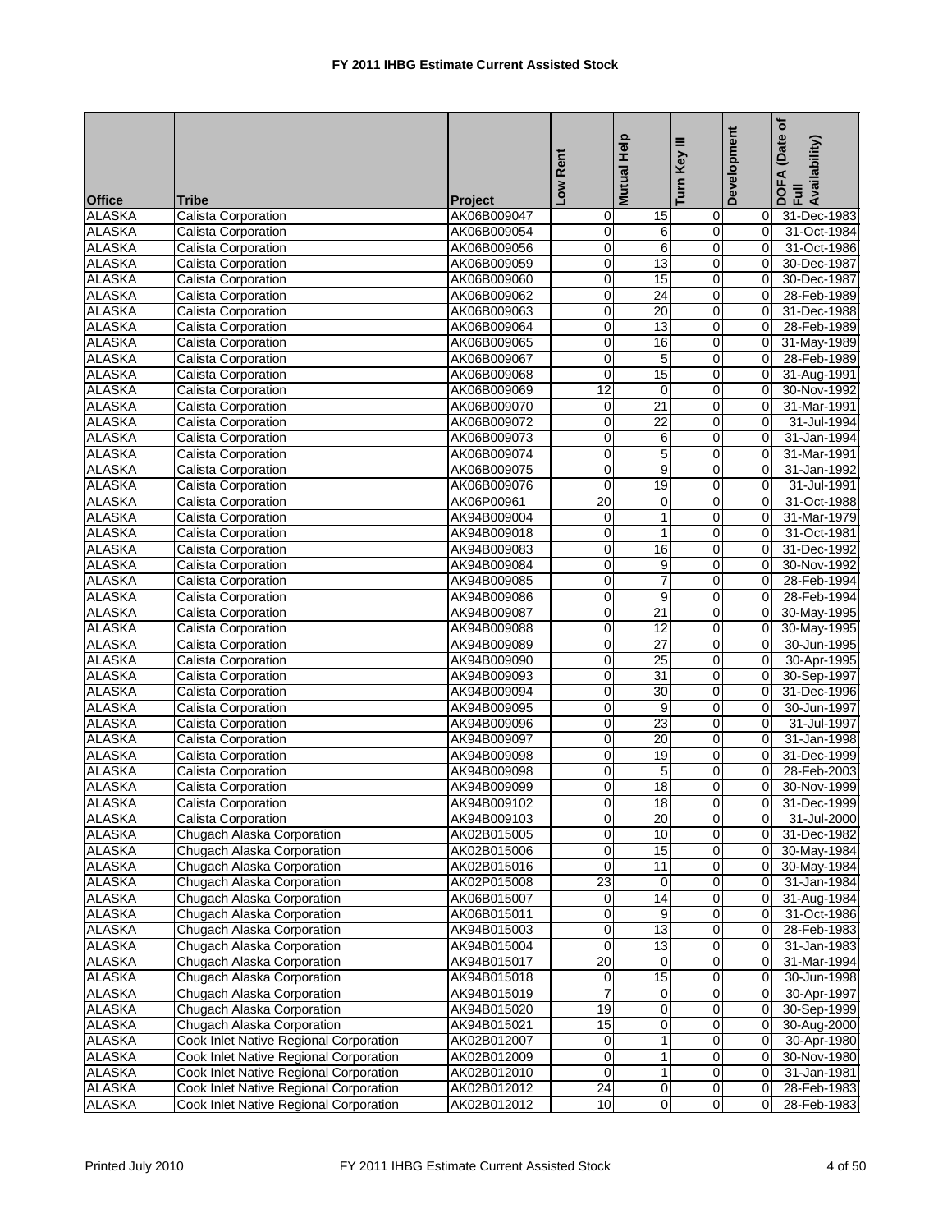# FY 2011 IHBG Estimate Current Assisted Stock

| Office | Tribe | Project | Low Rent | Mutual Help | Turn Key III | Development | DOFA (Date of Full Availability) |
|---|---|---|---|---|---|---|---|
| ALASKA | Calista Corporation | AK06B009047 | 0 | 15 | 0 | 0 | 31-Dec-1983 |
| ALASKA | Calista Corporation | AK06B009054 | 0 | 6 | 0 | 0 | 31-Oct-1984 |
| ALASKA | Calista Corporation | AK06B009056 | 0 | 6 | 0 | 0 | 31-Oct-1986 |
| ALASKA | Calista Corporation | AK06B009059 | 0 | 13 | 0 | 0 | 30-Dec-1987 |
| ALASKA | Calista Corporation | AK06B009060 | 0 | 15 | 0 | 0 | 30-Dec-1987 |
| ALASKA | Calista Corporation | AK06B009062 | 0 | 24 | 0 | 0 | 28-Feb-1989 |
| ALASKA | Calista Corporation | AK06B009063 | 0 | 20 | 0 | 0 | 31-Dec-1988 |
| ALASKA | Calista Corporation | AK06B009064 | 0 | 13 | 0 | 0 | 28-Feb-1989 |
| ALASKA | Calista Corporation | AK06B009065 | 0 | 16 | 0 | 0 | 31-May-1989 |
| ALASKA | Calista Corporation | AK06B009067 | 0 | 5 | 0 | 0 | 28-Feb-1989 |
| ALASKA | Calista Corporation | AK06B009068 | 0 | 15 | 0 | 0 | 31-Aug-1991 |
| ALASKA | Calista Corporation | AK06B009069 | 12 | 0 | 0 | 0 | 30-Nov-1992 |
| ALASKA | Calista Corporation | AK06B009070 | 0 | 21 | 0 | 0 | 31-Mar-1991 |
| ALASKA | Calista Corporation | AK06B009072 | 0 | 22 | 0 | 0 | 31-Jul-1994 |
| ALASKA | Calista Corporation | AK06B009073 | 0 | 6 | 0 | 0 | 31-Jan-1994 |
| ALASKA | Calista Corporation | AK06B009074 | 0 | 5 | 0 | 0 | 31-Mar-1991 |
| ALASKA | Calista Corporation | AK06B009075 | 0 | 9 | 0 | 0 | 31-Jan-1992 |
| ALASKA | Calista Corporation | AK06B009076 | 0 | 19 | 0 | 0 | 31-Jul-1991 |
| ALASKA | Calista Corporation | AK06P00961 | 20 | 0 | 0 | 0 | 31-Oct-1988 |
| ALASKA | Calista Corporation | AK94B009004 | 0 | 1 | 0 | 0 | 31-Mar-1979 |
| ALASKA | Calista Corporation | AK94B009018 | 0 | 1 | 0 | 0 | 31-Oct-1981 |
| ALASKA | Calista Corporation | AK94B009083 | 0 | 16 | 0 | 0 | 31-Dec-1992 |
| ALASKA | Calista Corporation | AK94B009084 | 0 | 9 | 0 | 0 | 30-Nov-1992 |
| ALASKA | Calista Corporation | AK94B009085 | 0 | 7 | 0 | 0 | 28-Feb-1994 |
| ALASKA | Calista Corporation | AK94B009086 | 0 | 9 | 0 | 0 | 28-Feb-1994 |
| ALASKA | Calista Corporation | AK94B009087 | 0 | 21 | 0 | 0 | 30-May-1995 |
| ALASKA | Calista Corporation | AK94B009088 | 0 | 12 | 0 | 0 | 30-May-1995 |
| ALASKA | Calista Corporation | AK94B009089 | 0 | 27 | 0 | 0 | 30-Jun-1995 |
| ALASKA | Calista Corporation | AK94B009090 | 0 | 25 | 0 | 0 | 30-Apr-1995 |
| ALASKA | Calista Corporation | AK94B009093 | 0 | 31 | 0 | 0 | 30-Sep-1997 |
| ALASKA | Calista Corporation | AK94B009094 | 0 | 30 | 0 | 0 | 31-Dec-1996 |
| ALASKA | Calista Corporation | AK94B009095 | 0 | 9 | 0 | 0 | 30-Jun-1997 |
| ALASKA | Calista Corporation | AK94B009096 | 0 | 23 | 0 | 0 | 31-Jul-1997 |
| ALASKA | Calista Corporation | AK94B009097 | 0 | 20 | 0 | 0 | 31-Jan-1998 |
| ALASKA | Calista Corporation | AK94B009098 | 0 | 19 | 0 | 0 | 31-Dec-1999 |
| ALASKA | Calista Corporation | AK94B009098 | 0 | 5 | 0 | 0 | 28-Feb-2003 |
| ALASKA | Calista Corporation | AK94B009099 | 0 | 18 | 0 | 0 | 30-Nov-1999 |
| ALASKA | Calista Corporation | AK94B009102 | 0 | 18 | 0 | 0 | 31-Dec-1999 |
| ALASKA | Calista Corporation | AK94B009103 | 0 | 20 | 0 | 0 | 31-Jul-2000 |
| ALASKA | Chugach Alaska Corporation | AK02B015005 | 0 | 10 | 0 | 0 | 31-Dec-1982 |
| ALASKA | Chugach Alaska Corporation | AK02B015006 | 0 | 15 | 0 | 0 | 30-May-1984 |
| ALASKA | Chugach Alaska Corporation | AK02B015016 | 0 | 11 | 0 | 0 | 30-May-1984 |
| ALASKA | Chugach Alaska Corporation | AK02P015008 | 23 | 0 | 0 | 0 | 31-Jan-1984 |
| ALASKA | Chugach Alaska Corporation | AK06B015007 | 0 | 14 | 0 | 0 | 31-Aug-1984 |
| ALASKA | Chugach Alaska Corporation | AK06B015011 | 0 | 9 | 0 | 0 | 31-Oct-1986 |
| ALASKA | Chugach Alaska Corporation | AK94B015003 | 0 | 13 | 0 | 0 | 28-Feb-1983 |
| ALASKA | Chugach Alaska Corporation | AK94B015004 | 0 | 13 | 0 | 0 | 31-Jan-1983 |
| ALASKA | Chugach Alaska Corporation | AK94B015017 | 20 | 0 | 0 | 0 | 31-Mar-1994 |
| ALASKA | Chugach Alaska Corporation | AK94B015018 | 0 | 15 | 0 | 0 | 30-Jun-1998 |
| ALASKA | Chugach Alaska Corporation | AK94B015019 | 7 | 0 | 0 | 0 | 30-Apr-1997 |
| ALASKA | Chugach Alaska Corporation | AK94B015020 | 19 | 0 | 0 | 0 | 30-Sep-1999 |
| ALASKA | Chugach Alaska Corporation | AK94B015021 | 15 | 0 | 0 | 0 | 30-Aug-2000 |
| ALASKA | Cook Inlet Native Regional Corporation | AK02B012007 | 0 | 1 | 0 | 0 | 30-Apr-1980 |
| ALASKA | Cook Inlet Native Regional Corporation | AK02B012009 | 0 | 1 | 0 | 0 | 30-Nov-1980 |
| ALASKA | Cook Inlet Native Regional Corporation | AK02B012010 | 0 | 1 | 0 | 0 | 31-Jan-1981 |
| ALASKA | Cook Inlet Native Regional Corporation | AK02B012012 | 24 | 0 | 0 | 0 | 28-Feb-1983 |
| ALASKA | Cook Inlet Native Regional Corporation | AK02B012012 | 10 | 0 | 0 | 0 | 28-Feb-1983 |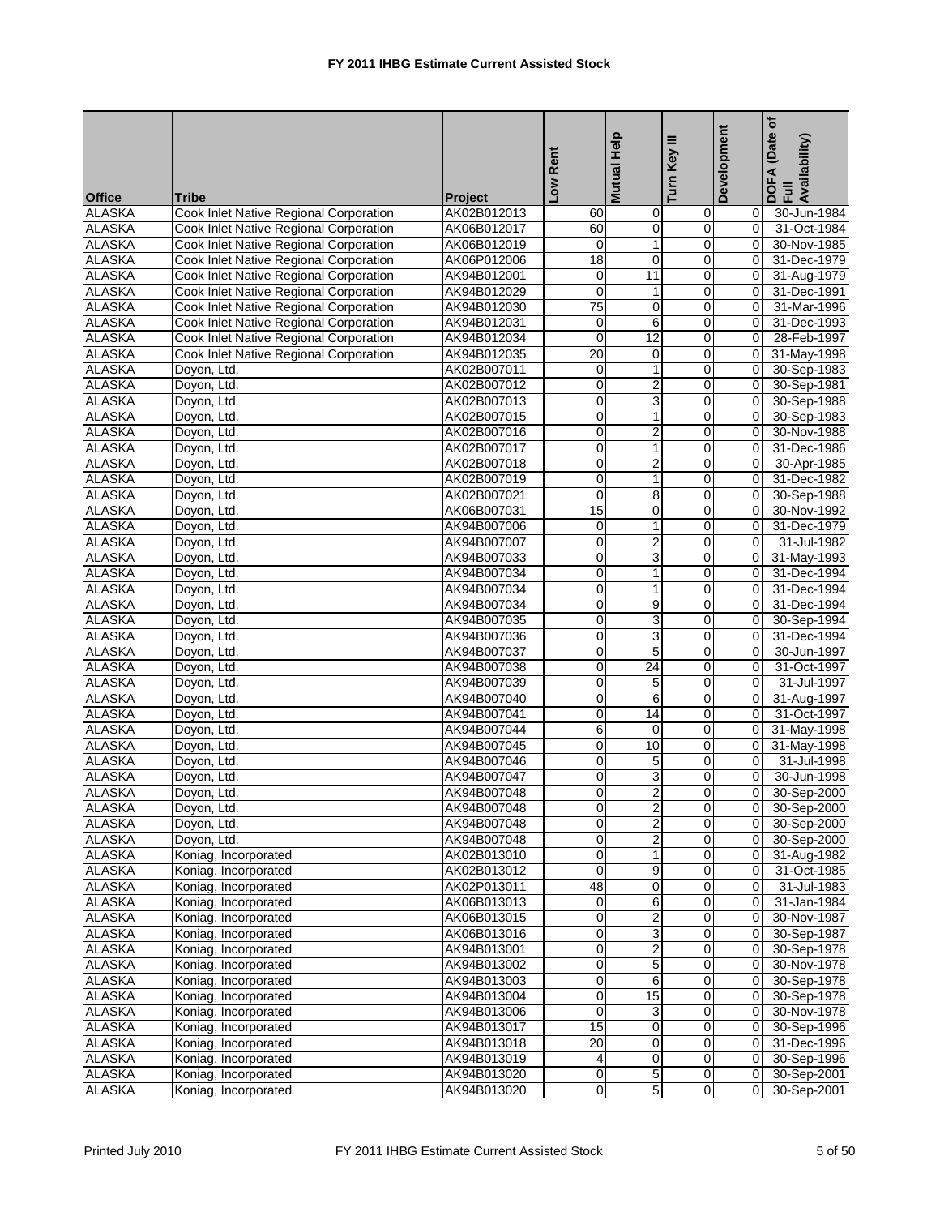# FY 2011 IHBG Estimate Current Assisted Stock

| Office | Tribe | Project | Low Rent | Mutual Help | Turn Key III | Development | DOFA (Date of Full Availability) |
|---|---|---|---|---|---|---|---|
| ALASKA | Cook Inlet Native Regional Corporation | AK02B012013 | 60 | 0 | 0 | 0 | 30-Jun-1984 |
| ALASKA | Cook Inlet Native Regional Corporation | AK06B012017 | 60 | 0 | 0 | 0 | 31-Oct-1984 |
| ALASKA | Cook Inlet Native Regional Corporation | AK06B012019 | 0 | 1 | 0 | 0 | 30-Nov-1985 |
| ALASKA | Cook Inlet Native Regional Corporation | AK06P012006 | 18 | 0 | 0 | 0 | 31-Dec-1979 |
| ALASKA | Cook Inlet Native Regional Corporation | AK94B012001 | 0 | 11 | 0 | 0 | 31-Aug-1979 |
| ALASKA | Cook Inlet Native Regional Corporation | AK94B012029 | 0 | 1 | 0 | 0 | 31-Dec-1991 |
| ALASKA | Cook Inlet Native Regional Corporation | AK94B012030 | 75 | 0 | 0 | 0 | 31-Mar-1996 |
| ALASKA | Cook Inlet Native Regional Corporation | AK94B012031 | 0 | 6 | 0 | 0 | 31-Dec-1993 |
| ALASKA | Cook Inlet Native Regional Corporation | AK94B012034 | 0 | 12 | 0 | 0 | 28-Feb-1997 |
| ALASKA | Cook Inlet Native Regional Corporation | AK94B012035 | 20 | 0 | 0 | 0 | 31-May-1998 |
| ALASKA | Doyon, Ltd. | AK02B007011 | 0 | 1 | 0 | 0 | 30-Sep-1983 |
| ALASKA | Doyon, Ltd. | AK02B007012 | 0 | 2 | 0 | 0 | 30-Sep-1981 |
| ALASKA | Doyon, Ltd. | AK02B007013 | 0 | 3 | 0 | 0 | 30-Sep-1988 |
| ALASKA | Doyon, Ltd. | AK02B007015 | 0 | 1 | 0 | 0 | 30-Sep-1983 |
| ALASKA | Doyon, Ltd. | AK02B007016 | 0 | 2 | 0 | 0 | 30-Nov-1988 |
| ALASKA | Doyon, Ltd. | AK02B007017 | 0 | 1 | 0 | 0 | 31-Dec-1986 |
| ALASKA | Doyon, Ltd. | AK02B007018 | 0 | 2 | 0 | 0 | 30-Apr-1985 |
| ALASKA | Doyon, Ltd. | AK02B007019 | 0 | 1 | 0 | 0 | 31-Dec-1982 |
| ALASKA | Doyon, Ltd. | AK02B007021 | 0 | 8 | 0 | 0 | 30-Sep-1988 |
| ALASKA | Doyon, Ltd. | AK06B007031 | 15 | 0 | 0 | 0 | 30-Nov-1992 |
| ALASKA | Doyon, Ltd. | AK94B007006 | 0 | 1 | 0 | 0 | 31-Dec-1979 |
| ALASKA | Doyon, Ltd. | AK94B007007 | 0 | 2 | 0 | 0 | 31-Jul-1982 |
| ALASKA | Doyon, Ltd. | AK94B007033 | 0 | 3 | 0 | 0 | 31-May-1993 |
| ALASKA | Doyon, Ltd. | AK94B007034 | 0 | 1 | 0 | 0 | 31-Dec-1994 |
| ALASKA | Doyon, Ltd. | AK94B007034 | 0 | 1 | 0 | 0 | 31-Dec-1994 |
| ALASKA | Doyon, Ltd. | AK94B007034 | 0 | 9 | 0 | 0 | 31-Dec-1994 |
| ALASKA | Doyon, Ltd. | AK94B007035 | 0 | 3 | 0 | 0 | 30-Sep-1994 |
| ALASKA | Doyon, Ltd. | AK94B007036 | 0 | 3 | 0 | 0 | 31-Dec-1994 |
| ALASKA | Doyon, Ltd. | AK94B007037 | 0 | 5 | 0 | 0 | 30-Jun-1997 |
| ALASKA | Doyon, Ltd. | AK94B007038 | 0 | 24 | 0 | 0 | 31-Oct-1997 |
| ALASKA | Doyon, Ltd. | AK94B007039 | 0 | 5 | 0 | 0 | 31-Jul-1997 |
| ALASKA | Doyon, Ltd. | AK94B007040 | 0 | 6 | 0 | 0 | 31-Aug-1997 |
| ALASKA | Doyon, Ltd. | AK94B007041 | 0 | 14 | 0 | 0 | 31-Oct-1997 |
| ALASKA | Doyon, Ltd. | AK94B007044 | 6 | 0 | 0 | 0 | 31-May-1998 |
| ALASKA | Doyon, Ltd. | AK94B007045 | 0 | 10 | 0 | 0 | 31-May-1998 |
| ALASKA | Doyon, Ltd. | AK94B007046 | 0 | 5 | 0 | 0 | 31-Jul-1998 |
| ALASKA | Doyon, Ltd. | AK94B007047 | 0 | 3 | 0 | 0 | 30-Jun-1998 |
| ALASKA | Doyon, Ltd. | AK94B007048 | 0 | 2 | 0 | 0 | 30-Sep-2000 |
| ALASKA | Doyon, Ltd. | AK94B007048 | 0 | 2 | 0 | 0 | 30-Sep-2000 |
| ALASKA | Doyon, Ltd. | AK94B007048 | 0 | 2 | 0 | 0 | 30-Sep-2000 |
| ALASKA | Doyon, Ltd. | AK94B007048 | 0 | 2 | 0 | 0 | 30-Sep-2000 |
| ALASKA | Koniag, Incorporated | AK02B013010 | 0 | 1 | 0 | 0 | 31-Aug-1982 |
| ALASKA | Koniag, Incorporated | AK02B013012 | 0 | 9 | 0 | 0 | 31-Oct-1985 |
| ALASKA | Koniag, Incorporated | AK02P013011 | 48 | 0 | 0 | 0 | 31-Jul-1983 |
| ALASKA | Koniag, Incorporated | AK06B013013 | 0 | 6 | 0 | 0 | 31-Jan-1984 |
| ALASKA | Koniag, Incorporated | AK06B013015 | 0 | 2 | 0 | 0 | 30-Nov-1987 |
| ALASKA | Koniag, Incorporated | AK06B013016 | 0 | 3 | 0 | 0 | 30-Sep-1987 |
| ALASKA | Koniag, Incorporated | AK94B013001 | 0 | 2 | 0 | 0 | 30-Sep-1978 |
| ALASKA | Koniag, Incorporated | AK94B013002 | 0 | 5 | 0 | 0 | 30-Nov-1978 |
| ALASKA | Koniag, Incorporated | AK94B013003 | 0 | 6 | 0 | 0 | 30-Sep-1978 |
| ALASKA | Koniag, Incorporated | AK94B013004 | 0 | 15 | 0 | 0 | 30-Sep-1978 |
| ALASKA | Koniag, Incorporated | AK94B013006 | 0 | 3 | 0 | 0 | 30-Nov-1978 |
| ALASKA | Koniag, Incorporated | AK94B013017 | 15 | 0 | 0 | 0 | 30-Sep-1996 |
| ALASKA | Koniag, Incorporated | AK94B013018 | 20 | 0 | 0 | 0 | 31-Dec-1996 |
| ALASKA | Koniag, Incorporated | AK94B013019 | 4 | 0 | 0 | 0 | 30-Sep-1996 |
| ALASKA | Koniag, Incorporated | AK94B013020 | 0 | 5 | 0 | 0 | 30-Sep-2001 |
| ALASKA | Koniag, Incorporated | AK94B013020 | 0 | 5 | 0 | 0 | 30-Sep-2001 |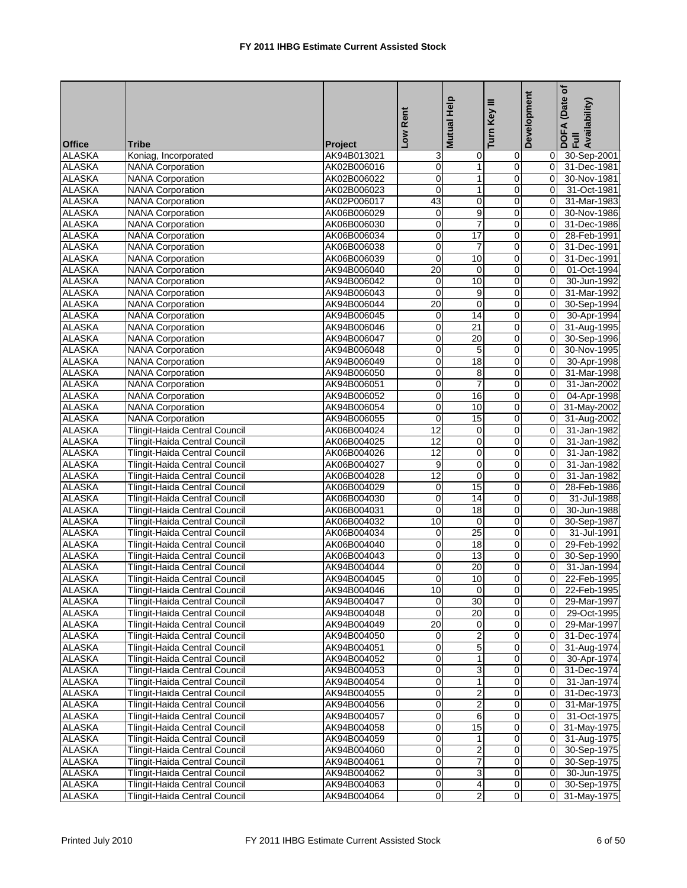# FY 2011 IHBG Estimate Current Assisted Stock

| Office | Tribe | Project | Low Rent | Mutual Help | Turn Key III | Development | DOFA (Date of Full Availability) |
|---|---|---|---|---|---|---|---|
| ALASKA | Koniag, Incorporated | AK94B013021 | 3 | 0 | 0 | 0 | 30-Sep-2001 |
| ALASKA | NANA Corporation | AK02B006016 | 0 | 1 | 0 | 0 | 31-Dec-1981 |
| ALASKA | NANA Corporation | AK02B006022 | 0 | 1 | 0 | 0 | 30-Nov-1981 |
| ALASKA | NANA Corporation | AK02B006023 | 0 | 1 | 0 | 0 | 31-Oct-1981 |
| ALASKA | NANA Corporation | AK02P006017 | 43 | 0 | 0 | 0 | 31-Mar-1983 |
| ALASKA | NANA Corporation | AK06B006029 | 0 | 9 | 0 | 0 | 30-Nov-1986 |
| ALASKA | NANA Corporation | AK06B006030 | 0 | 7 | 0 | 0 | 31-Dec-1986 |
| ALASKA | NANA Corporation | AK06B006034 | 0 | 17 | 0 | 0 | 28-Feb-1991 |
| ALASKA | NANA Corporation | AK06B006038 | 0 | 7 | 0 | 0 | 31-Dec-1991 |
| ALASKA | NANA Corporation | AK06B006039 | 0 | 10 | 0 | 0 | 31-Dec-1991 |
| ALASKA | NANA Corporation | AK94B006040 | 20 | 0 | 0 | 0 | 01-Oct-1994 |
| ALASKA | NANA Corporation | AK94B006042 | 0 | 10 | 0 | 0 | 30-Jun-1992 |
| ALASKA | NANA Corporation | AK94B006043 | 0 | 9 | 0 | 0 | 31-Mar-1992 |
| ALASKA | NANA Corporation | AK94B006044 | 20 | 0 | 0 | 0 | 30-Sep-1994 |
| ALASKA | NANA Corporation | AK94B006045 | 0 | 14 | 0 | 0 | 30-Apr-1994 |
| ALASKA | NANA Corporation | AK94B006046 | 0 | 21 | 0 | 0 | 31-Aug-1995 |
| ALASKA | NANA Corporation | AK94B006047 | 0 | 20 | 0 | 0 | 30-Sep-1996 |
| ALASKA | NANA Corporation | AK94B006048 | 0 | 5 | 0 | 0 | 30-Nov-1995 |
| ALASKA | NANA Corporation | AK94B006049 | 0 | 18 | 0 | 0 | 30-Apr-1998 |
| ALASKA | NANA Corporation | AK94B006050 | 0 | 8 | 0 | 0 | 31-Mar-1998 |
| ALASKA | NANA Corporation | AK94B006051 | 0 | 7 | 0 | 0 | 31-Jan-2002 |
| ALASKA | NANA Corporation | AK94B006052 | 0 | 16 | 0 | 0 | 04-Apr-1998 |
| ALASKA | NANA Corporation | AK94B006054 | 0 | 10 | 0 | 0 | 31-May-2002 |
| ALASKA | NANA Corporation | AK94B006055 | 0 | 15 | 0 | 0 | 31-Aug-2002 |
| ALASKA | Tlingit-Haida Central Council | AK06B004024 | 12 | 0 | 0 | 0 | 31-Jan-1982 |
| ALASKA | Tlingit-Haida Central Council | AK06B004025 | 12 | 0 | 0 | 0 | 31-Jan-1982 |
| ALASKA | Tlingit-Haida Central Council | AK06B004026 | 12 | 0 | 0 | 0 | 31-Jan-1982 |
| ALASKA | Tlingit-Haida Central Council | AK06B004027 | 9 | 0 | 0 | 0 | 31-Jan-1982 |
| ALASKA | Tlingit-Haida Central Council | AK06B004028 | 12 | 0 | 0 | 0 | 31-Jan-1982 |
| ALASKA | Tlingit-Haida Central Council | AK06B004029 | 0 | 15 | 0 | 0 | 28-Feb-1986 |
| ALASKA | Tlingit-Haida Central Council | AK06B004030 | 0 | 14 | 0 | 0 | 31-Jul-1988 |
| ALASKA | Tlingit-Haida Central Council | AK06B004031 | 0 | 18 | 0 | 0 | 30-Jun-1988 |
| ALASKA | Tlingit-Haida Central Council | AK06B004032 | 10 | 0 | 0 | 0 | 30-Sep-1987 |
| ALASKA | Tlingit-Haida Central Council | AK06B004034 | 0 | 25 | 0 | 0 | 31-Jul-1991 |
| ALASKA | Tlingit-Haida Central Council | AK06B004040 | 0 | 18 | 0 | 0 | 29-Feb-1992 |
| ALASKA | Tlingit-Haida Central Council | AK06B004043 | 0 | 13 | 0 | 0 | 30-Sep-1990 |
| ALASKA | Tlingit-Haida Central Council | AK94B004044 | 0 | 20 | 0 | 0 | 31-Jan-1994 |
| ALASKA | Tlingit-Haida Central Council | AK94B004045 | 0 | 10 | 0 | 0 | 22-Feb-1995 |
| ALASKA | Tlingit-Haida Central Council | AK94B004046 | 10 | 0 | 0 | 0 | 22-Feb-1995 |
| ALASKA | Tlingit-Haida Central Council | AK94B004047 | 0 | 30 | 0 | 0 | 29-Mar-1997 |
| ALASKA | Tlingit-Haida Central Council | AK94B004048 | 0 | 20 | 0 | 0 | 29-Oct-1995 |
| ALASKA | Tlingit-Haida Central Council | AK94B004049 | 20 | 0 | 0 | 0 | 29-Mar-1997 |
| ALASKA | Tlingit-Haida Central Council | AK94B004050 | 0 | 2 | 0 | 0 | 31-Dec-1974 |
| ALASKA | Tlingit-Haida Central Council | AK94B004051 | 0 | 5 | 0 | 0 | 31-Aug-1974 |
| ALASKA | Tlingit-Haida Central Council | AK94B004052 | 0 | 1 | 0 | 0 | 30-Apr-1974 |
| ALASKA | Tlingit-Haida Central Council | AK94B004053 | 0 | 3 | 0 | 0 | 31-Dec-1974 |
| ALASKA | Tlingit-Haida Central Council | AK94B004054 | 0 | 1 | 0 | 0 | 31-Jan-1974 |
| ALASKA | Tlingit-Haida Central Council | AK94B004055 | 0 | 2 | 0 | 0 | 31-Dec-1973 |
| ALASKA | Tlingit-Haida Central Council | AK94B004056 | 0 | 2 | 0 | 0 | 31-Mar-1975 |
| ALASKA | Tlingit-Haida Central Council | AK94B004057 | 0 | 6 | 0 | 0 | 31-Oct-1975 |
| ALASKA | Tlingit-Haida Central Council | AK94B004058 | 0 | 15 | 0 | 0 | 31-May-1975 |
| ALASKA | Tlingit-Haida Central Council | AK94B004059 | 0 | 1 | 0 | 0 | 31-Aug-1975 |
| ALASKA | Tlingit-Haida Central Council | AK94B004060 | 0 | 2 | 0 | 0 | 30-Sep-1975 |
| ALASKA | Tlingit-Haida Central Council | AK94B004061 | 0 | 7 | 0 | 0 | 30-Sep-1975 |
| ALASKA | Tlingit-Haida Central Council | AK94B004062 | 0 | 3 | 0 | 0 | 30-Jun-1975 |
| ALASKA | Tlingit-Haida Central Council | AK94B004063 | 0 | 4 | 0 | 0 | 30-Sep-1975 |
| ALASKA | Tlingit-Haida Central Council | AK94B004064 | 0 | 2 | 0 | 0 | 31-May-1975 |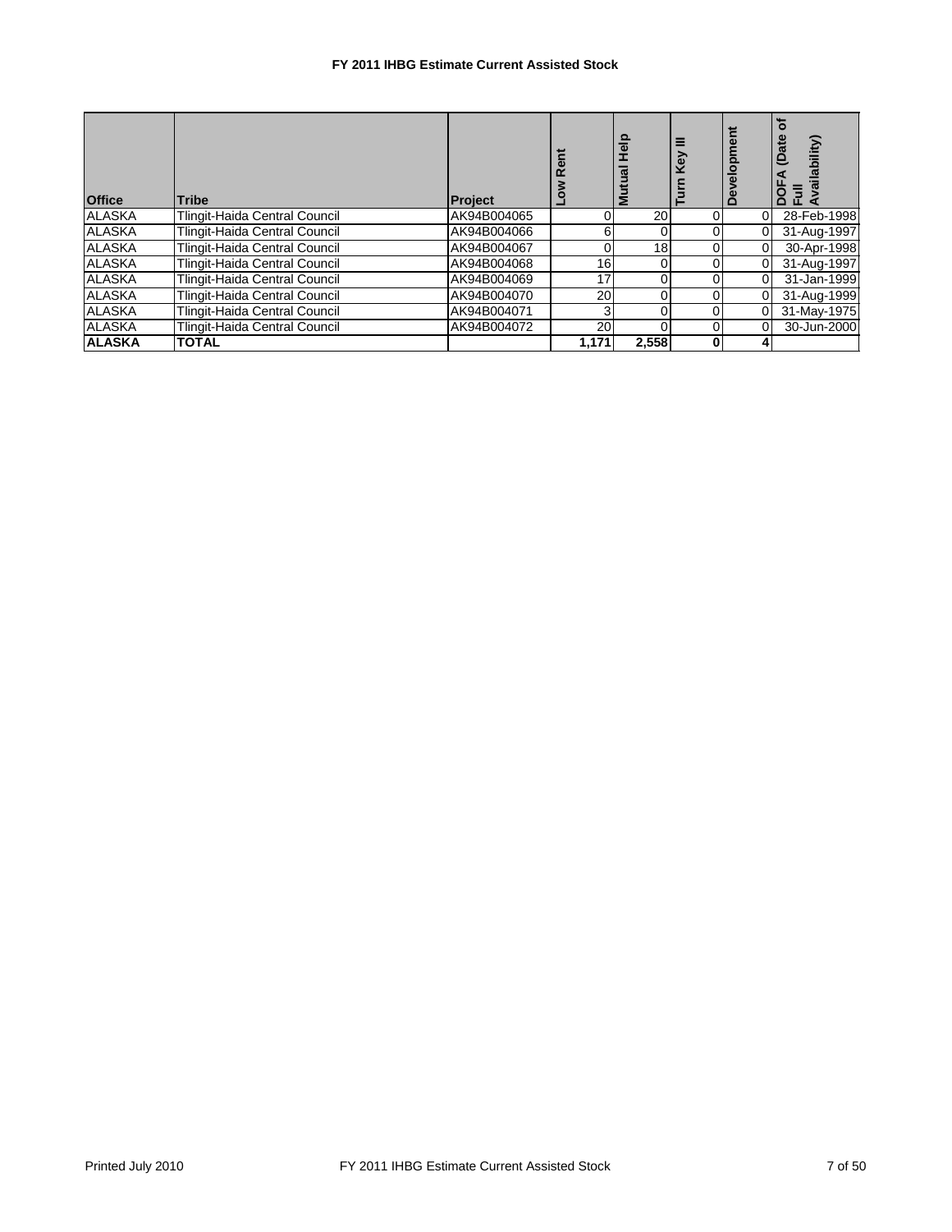# FY 2011 IHBG Estimate Current Assisted Stock

| Office | Tribe | Project | Low Rent | Mutual Help | Turn Key III | Development | DOFA (Date of Full Availability) |
|---|---|---|---|---|---|---|---|
| ALASKA | Tlingit-Haida Central Council | AK94B004065 | 0 | 20 | 0 | 0 | 28-Feb-1998 |
| ALASKA | Tlingit-Haida Central Council | AK94B004066 | 6 | 0 | 0 | 0 | 31-Aug-1997 |
| ALASKA | Tlingit-Haida Central Council | AK94B004067 | 0 | 18 | 0 | 0 | 30-Apr-1998 |
| ALASKA | Tlingit-Haida Central Council | AK94B004068 | 16 | 0 | 0 | 0 | 31-Aug-1997 |
| ALASKA | Tlingit-Haida Central Council | AK94B004069 | 17 | 0 | 0 | 0 | 31-Jan-1999 |
| ALASKA | Tlingit-Haida Central Council | AK94B004070 | 20 | 0 | 0 | 0 | 31-Aug-1999 |
| ALASKA | Tlingit-Haida Central Council | AK94B004071 | 3 | 0 | 0 | 0 | 31-May-1975 |
| ALASKA | Tlingit-Haida Central Council | AK94B004072 | 20 | 0 | 0 | 0 | 30-Jun-2000 |
| **ALASKA** | **TOTAL** | | **1,171** | **2,558** | **0** | **4** | |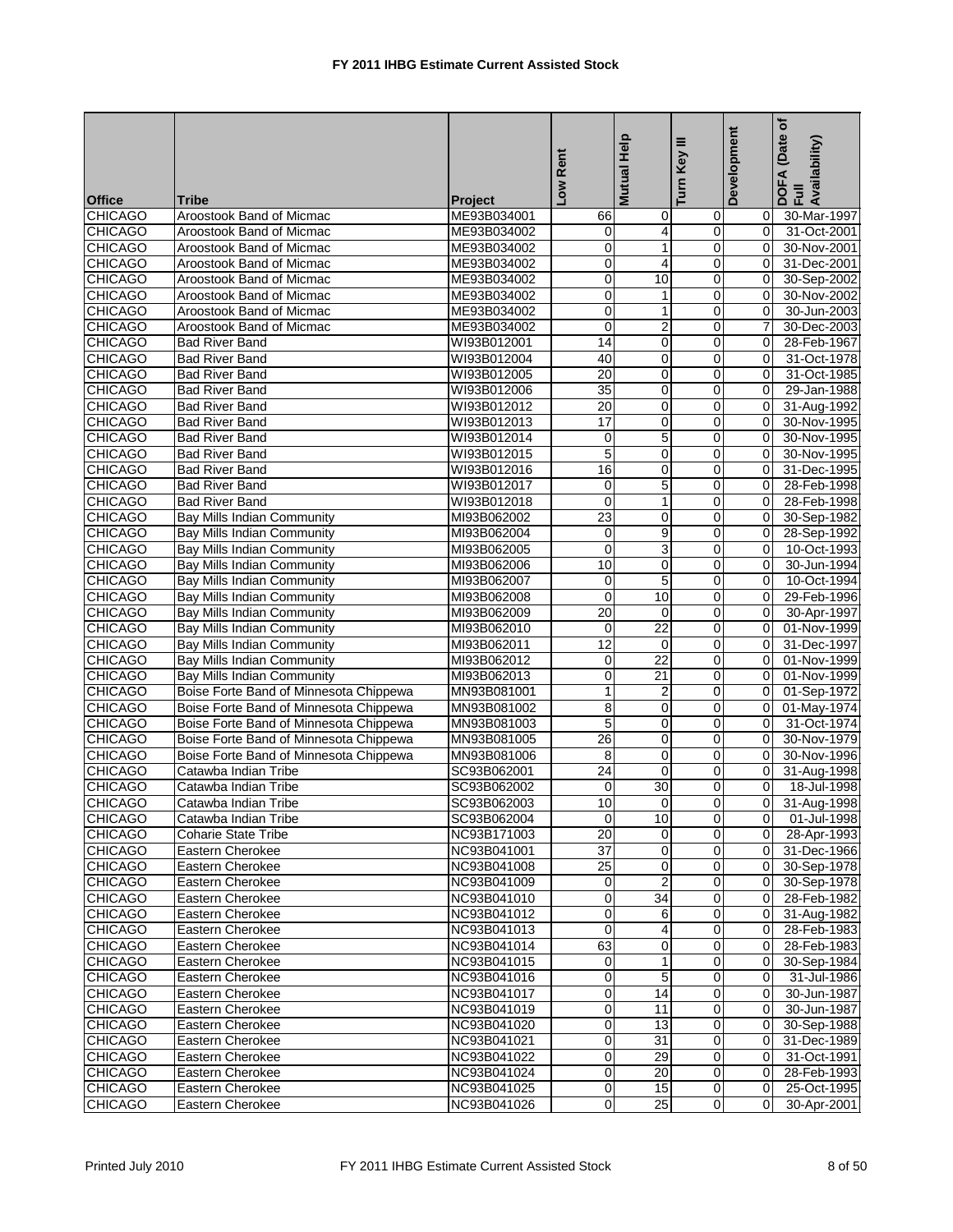# FY 2011 IHBG Estimate Current Assisted Stock

| Office | Tribe | Project | Low Rent | Mutual Help | Turn Key III | Development | DOFA (Date of Full Availability) |
|---|---|---|---|---|---|---|---|
| CHICAGO | Aroostook Band of Micmac | ME93B034001 | 66 | 0 | 0 | 0 | 30-Mar-1997 |
| CHICAGO | Aroostook Band of Micmac | ME93B034002 | 0 | 4 | 0 | 0 | 31-Oct-2001 |
| CHICAGO | Aroostook Band of Micmac | ME93B034002 | 0 | 1 | 0 | 0 | 30-Nov-2001 |
| CHICAGO | Aroostook Band of Micmac | ME93B034002 | 0 | 4 | 0 | 0 | 31-Dec-2001 |
| CHICAGO | Aroostook Band of Micmac | ME93B034002 | 0 | 10 | 0 | 0 | 30-Sep-2002 |
| CHICAGO | Aroostook Band of Micmac | ME93B034002 | 0 | 1 | 0 | 0 | 30-Nov-2002 |
| CHICAGO | Aroostook Band of Micmac | ME93B034002 | 0 | 1 | 0 | 0 | 30-Jun-2003 |
| CHICAGO | Aroostook Band of Micmac | ME93B034002 | 0 | 2 | 0 | 7 | 30-Dec-2003 |
| CHICAGO | Bad River Band | WI93B012001 | 14 | 0 | 0 | 0 | 28-Feb-1967 |
| CHICAGO | Bad River Band | WI93B012004 | 40 | 0 | 0 | 0 | 31-Oct-1978 |
| CHICAGO | Bad River Band | WI93B012005 | 20 | 0 | 0 | 0 | 31-Oct-1985 |
| CHICAGO | Bad River Band | WI93B012006 | 35 | 0 | 0 | 0 | 29-Jan-1988 |
| CHICAGO | Bad River Band | WI93B012012 | 20 | 0 | 0 | 0 | 31-Aug-1992 |
| CHICAGO | Bad River Band | WI93B012013 | 17 | 0 | 0 | 0 | 30-Nov-1995 |
| CHICAGO | Bad River Band | WI93B012014 | 0 | 5 | 0 | 0 | 30-Nov-1995 |
| CHICAGO | Bad River Band | WI93B012015 | 5 | 0 | 0 | 0 | 30-Nov-1995 |
| CHICAGO | Bad River Band | WI93B012016 | 16 | 0 | 0 | 0 | 31-Dec-1995 |
| CHICAGO | Bad River Band | WI93B012017 | 0 | 5 | 0 | 0 | 28-Feb-1998 |
| CHICAGO | Bad River Band | WI93B012018 | 0 | 1 | 0 | 0 | 28-Feb-1998 |
| CHICAGO | Bay Mills Indian Community | MI93B062002 | 23 | 0 | 0 | 0 | 30-Sep-1982 |
| CHICAGO | Bay Mills Indian Community | MI93B062004 | 0 | 9 | 0 | 0 | 28-Sep-1992 |
| CHICAGO | Bay Mills Indian Community | MI93B062005 | 0 | 3 | 0 | 0 | 10-Oct-1993 |
| CHICAGO | Bay Mills Indian Community | MI93B062006 | 10 | 0 | 0 | 0 | 30-Jun-1994 |
| CHICAGO | Bay Mills Indian Community | MI93B062007 | 0 | 5 | 0 | 0 | 10-Oct-1994 |
| CHICAGO | Bay Mills Indian Community | MI93B062008 | 0 | 10 | 0 | 0 | 29-Feb-1996 |
| CHICAGO | Bay Mills Indian Community | MI93B062009 | 20 | 0 | 0 | 0 | 30-Apr-1997 |
| CHICAGO | Bay Mills Indian Community | MI93B062010 | 0 | 22 | 0 | 0 | 01-Nov-1999 |
| CHICAGO | Bay Mills Indian Community | MI93B062011 | 12 | 0 | 0 | 0 | 31-Dec-1997 |
| CHICAGO | Bay Mills Indian Community | MI93B062012 | 0 | 22 | 0 | 0 | 01-Nov-1999 |
| CHICAGO | Bay Mills Indian Community | MI93B062013 | 0 | 21 | 0 | 0 | 01-Nov-1999 |
| CHICAGO | Boise Forte Band of Minnesota Chippewa | MN93B081001 | 1 | 2 | 0 | 0 | 01-Sep-1972 |
| CHICAGO | Boise Forte Band of Minnesota Chippewa | MN93B081002 | 8 | 0 | 0 | 0 | 01-May-1974 |
| CHICAGO | Boise Forte Band of Minnesota Chippewa | MN93B081003 | 5 | 0 | 0 | 0 | 31-Oct-1974 |
| CHICAGO | Boise Forte Band of Minnesota Chippewa | MN93B081005 | 26 | 0 | 0 | 0 | 30-Nov-1979 |
| CHICAGO | Boise Forte Band of Minnesota Chippewa | MN93B081006 | 8 | 0 | 0 | 0 | 30-Nov-1996 |
| CHICAGO | Catawba Indian Tribe | SC93B062001 | 24 | 0 | 0 | 0 | 31-Aug-1998 |
| CHICAGO | Catawba Indian Tribe | SC93B062002 | 0 | 30 | 0 | 0 | 18-Jul-1998 |
| CHICAGO | Catawba Indian Tribe | SC93B062003 | 10 | 0 | 0 | 0 | 31-Aug-1998 |
| CHICAGO | Catawba Indian Tribe | SC93B062004 | 0 | 10 | 0 | 0 | 01-Jul-1998 |
| CHICAGO | Coharie State Tribe | NC93B171003 | 20 | 0 | 0 | 0 | 28-Apr-1993 |
| CHICAGO | Eastern Cherokee | NC93B041001 | 37 | 0 | 0 | 0 | 31-Dec-1966 |
| CHICAGO | Eastern Cherokee | NC93B041008 | 25 | 0 | 0 | 0 | 30-Sep-1978 |
| CHICAGO | Eastern Cherokee | NC93B041009 | 0 | 2 | 0 | 0 | 30-Sep-1978 |
| CHICAGO | Eastern Cherokee | NC93B041010 | 0 | 34 | 0 | 0 | 28-Feb-1982 |
| CHICAGO | Eastern Cherokee | NC93B041012 | 0 | 6 | 0 | 0 | 31-Aug-1982 |
| CHICAGO | Eastern Cherokee | NC93B041013 | 0 | 4 | 0 | 0 | 28-Feb-1983 |
| CHICAGO | Eastern Cherokee | NC93B041014 | 63 | 0 | 0 | 0 | 28-Feb-1983 |
| CHICAGO | Eastern Cherokee | NC93B041015 | 0 | 1 | 0 | 0 | 30-Sep-1984 |
| CHICAGO | Eastern Cherokee | NC93B041016 | 0 | 5 | 0 | 0 | 31-Jul-1986 |
| CHICAGO | Eastern Cherokee | NC93B041017 | 0 | 14 | 0 | 0 | 30-Jun-1987 |
| CHICAGO | Eastern Cherokee | NC93B041019 | 0 | 11 | 0 | 0 | 30-Jun-1987 |
| CHICAGO | Eastern Cherokee | NC93B041020 | 0 | 13 | 0 | 0 | 30-Sep-1988 |
| CHICAGO | Eastern Cherokee | NC93B041021 | 0 | 31 | 0 | 0 | 31-Dec-1989 |
| CHICAGO | Eastern Cherokee | NC93B041022 | 0 | 29 | 0 | 0 | 31-Oct-1991 |
| CHICAGO | Eastern Cherokee | NC93B041024 | 0 | 20 | 0 | 0 | 28-Feb-1993 |
| CHICAGO | Eastern Cherokee | NC93B041025 | 0 | 15 | 0 | 0 | 25-Oct-1995 |
| CHICAGO | Eastern Cherokee | NC93B041026 | 0 | 25 | 0 | 0 | 30-Apr-2001 |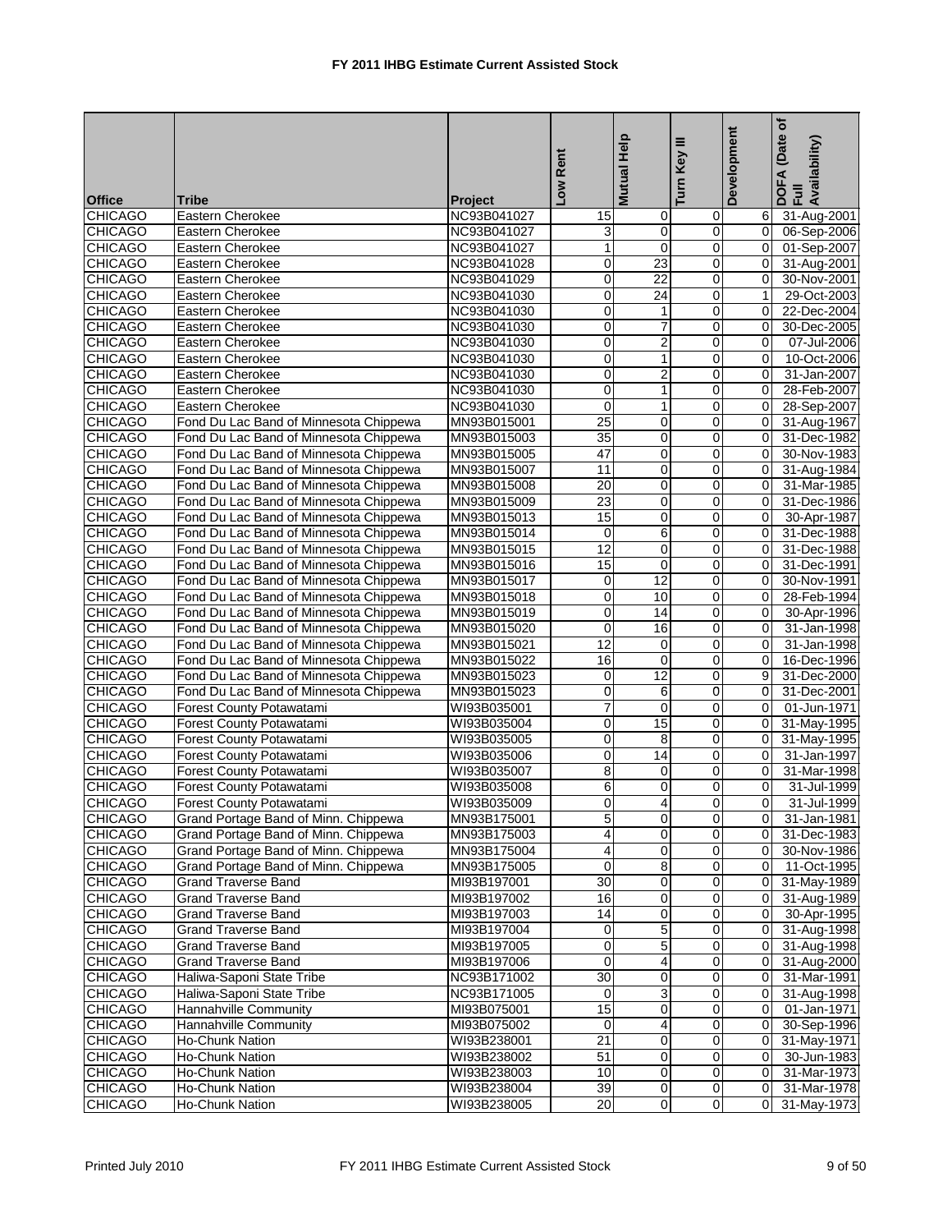# FY 2011 IHBG Estimate Current Assisted Stock

| Office | Tribe | Project | Low Rent | Mutual Help | Turn Key III | Development | DOFA (Date of Full Availability) |
|---|---|---|---|---|---|---|---|
| CHICAGO | Eastern Cherokee | NC93B041027 | 15 | 0 | 0 | 6 | 31-Aug-2001 |
| CHICAGO | Eastern Cherokee | NC93B041027 | 3 | 0 | 0 | 0 | 06-Sep-2006 |
| CHICAGO | Eastern Cherokee | NC93B041027 | 1 | 0 | 0 | 0 | 01-Sep-2007 |
| CHICAGO | Eastern Cherokee | NC93B041028 | 0 | 23 | 0 | 0 | 31-Aug-2001 |
| CHICAGO | Eastern Cherokee | NC93B041029 | 0 | 22 | 0 | 0 | 30-Nov-2001 |
| CHICAGO | Eastern Cherokee | NC93B041030 | 0 | 24 | 0 | 1 | 29-Oct-2003 |
| CHICAGO | Eastern Cherokee | NC93B041030 | 0 | 1 | 0 | 0 | 22-Dec-2004 |
| CHICAGO | Eastern Cherokee | NC93B041030 | 0 | 7 | 0 | 0 | 30-Dec-2005 |
| CHICAGO | Eastern Cherokee | NC93B041030 | 0 | 2 | 0 | 0 | 07-Jul-2006 |
| CHICAGO | Eastern Cherokee | NC93B041030 | 0 | 1 | 0 | 0 | 10-Oct-2006 |
| CHICAGO | Eastern Cherokee | NC93B041030 | 0 | 2 | 0 | 0 | 31-Jan-2007 |
| CHICAGO | Eastern Cherokee | NC93B041030 | 0 | 1 | 0 | 0 | 28-Feb-2007 |
| CHICAGO | Eastern Cherokee | NC93B041030 | 0 | 1 | 0 | 0 | 28-Sep-2007 |
| CHICAGO | Fond Du Lac Band of Minnesota Chippewa | MN93B015001 | 25 | 0 | 0 | 0 | 31-Aug-1967 |
| CHICAGO | Fond Du Lac Band of Minnesota Chippewa | MN93B015003 | 35 | 0 | 0 | 0 | 31-Dec-1982 |
| CHICAGO | Fond Du Lac Band of Minnesota Chippewa | MN93B015005 | 47 | 0 | 0 | 0 | 30-Nov-1983 |
| CHICAGO | Fond Du Lac Band of Minnesota Chippewa | MN93B015007 | 11 | 0 | 0 | 0 | 31-Aug-1984 |
| CHICAGO | Fond Du Lac Band of Minnesota Chippewa | MN93B015008 | 20 | 0 | 0 | 0 | 31-Mar-1985 |
| CHICAGO | Fond Du Lac Band of Minnesota Chippewa | MN93B015009 | 23 | 0 | 0 | 0 | 31-Dec-1986 |
| CHICAGO | Fond Du Lac Band of Minnesota Chippewa | MN93B015013 | 15 | 0 | 0 | 0 | 30-Apr-1987 |
| CHICAGO | Fond Du Lac Band of Minnesota Chippewa | MN93B015014 | 0 | 6 | 0 | 0 | 31-Dec-1988 |
| CHICAGO | Fond Du Lac Band of Minnesota Chippewa | MN93B015015 | 12 | 0 | 0 | 0 | 31-Dec-1988 |
| CHICAGO | Fond Du Lac Band of Minnesota Chippewa | MN93B015016 | 15 | 0 | 0 | 0 | 31-Dec-1991 |
| CHICAGO | Fond Du Lac Band of Minnesota Chippewa | MN93B015017 | 0 | 12 | 0 | 0 | 30-Nov-1991 |
| CHICAGO | Fond Du Lac Band of Minnesota Chippewa | MN93B015018 | 0 | 10 | 0 | 0 | 28-Feb-1994 |
| CHICAGO | Fond Du Lac Band of Minnesota Chippewa | MN93B015019 | 0 | 14 | 0 | 0 | 30-Apr-1996 |
| CHICAGO | Fond Du Lac Band of Minnesota Chippewa | MN93B015020 | 0 | 16 | 0 | 0 | 31-Jan-1998 |
| CHICAGO | Fond Du Lac Band of Minnesota Chippewa | MN93B015021 | 12 | 0 | 0 | 0 | 31-Jan-1998 |
| CHICAGO | Fond Du Lac Band of Minnesota Chippewa | MN93B015022 | 16 | 0 | 0 | 0 | 16-Dec-1996 |
| CHICAGO | Fond Du Lac Band of Minnesota Chippewa | MN93B015023 | 0 | 12 | 0 | 9 | 31-Dec-2000 |
| CHICAGO | Fond Du Lac Band of Minnesota Chippewa | MN93B015023 | 0 | 6 | 0 | 0 | 31-Dec-2001 |
| CHICAGO | Forest County Potawatami | WI93B035001 | 7 | 0 | 0 | 0 | 01-Jun-1971 |
| CHICAGO | Forest County Potawatami | WI93B035004 | 0 | 15 | 0 | 0 | 31-May-1995 |
| CHICAGO | Forest County Potawatami | WI93B035005 | 0 | 8 | 0 | 0 | 31-May-1995 |
| CHICAGO | Forest County Potawatami | WI93B035006 | 0 | 14 | 0 | 0 | 31-Jan-1997 |
| CHICAGO | Forest County Potawatami | WI93B035007 | 8 | 0 | 0 | 0 | 31-Mar-1998 |
| CHICAGO | Forest County Potawatami | WI93B035008 | 6 | 0 | 0 | 0 | 31-Jul-1999 |
| CHICAGO | Forest County Potawatami | WI93B035009 | 0 | 4 | 0 | 0 | 31-Jul-1999 |
| CHICAGO | Grand Portage Band of Minn. Chippewa | MN93B175001 | 5 | 0 | 0 | 0 | 31-Jan-1981 |
| CHICAGO | Grand Portage Band of Minn. Chippewa | MN93B175003 | 4 | 0 | 0 | 0 | 31-Dec-1983 |
| CHICAGO | Grand Portage Band of Minn. Chippewa | MN93B175004 | 4 | 0 | 0 | 0 | 30-Nov-1986 |
| CHICAGO | Grand Portage Band of Minn. Chippewa | MN93B175005 | 0 | 8 | 0 | 0 | 11-Oct-1995 |
| CHICAGO | Grand Traverse Band | MI93B197001 | 30 | 0 | 0 | 0 | 31-May-1989 |
| CHICAGO | Grand Traverse Band | MI93B197002 | 16 | 0 | 0 | 0 | 31-Aug-1989 |
| CHICAGO | Grand Traverse Band | MI93B197003 | 14 | 0 | 0 | 0 | 30-Apr-1995 |
| CHICAGO | Grand Traverse Band | MI93B197004 | 0 | 5 | 0 | 0 | 31-Aug-1998 |
| CHICAGO | Grand Traverse Band | MI93B197005 | 0 | 5 | 0 | 0 | 31-Aug-1998 |
| CHICAGO | Grand Traverse Band | MI93B197006 | 0 | 4 | 0 | 0 | 31-Aug-2000 |
| CHICAGO | Haliwa-Saponi State Tribe | NC93B171002 | 30 | 0 | 0 | 0 | 31-Mar-1991 |
| CHICAGO | Haliwa-Saponi State Tribe | NC93B171005 | 0 | 3 | 0 | 0 | 31-Aug-1998 |
| CHICAGO | Hannahville Community | MI93B075001 | 15 | 0 | 0 | 0 | 01-Jan-1971 |
| CHICAGO | Hannahville Community | MI93B075002 | 0 | 4 | 0 | 0 | 30-Sep-1996 |
| CHICAGO | Ho-Chunk Nation | WI93B238001 | 21 | 0 | 0 | 0 | 31-May-1971 |
| CHICAGO | Ho-Chunk Nation | WI93B238002 | 51 | 0 | 0 | 0 | 30-Jun-1983 |
| CHICAGO | Ho-Chunk Nation | WI93B238003 | 10 | 0 | 0 | 0 | 31-Mar-1973 |
| CHICAGO | Ho-Chunk Nation | WI93B238004 | 39 | 0 | 0 | 0 | 31-Mar-1978 |
| CHICAGO | Ho-Chunk Nation | WI93B238005 | 20 | 0 | 0 | 0 | 31-May-1973 |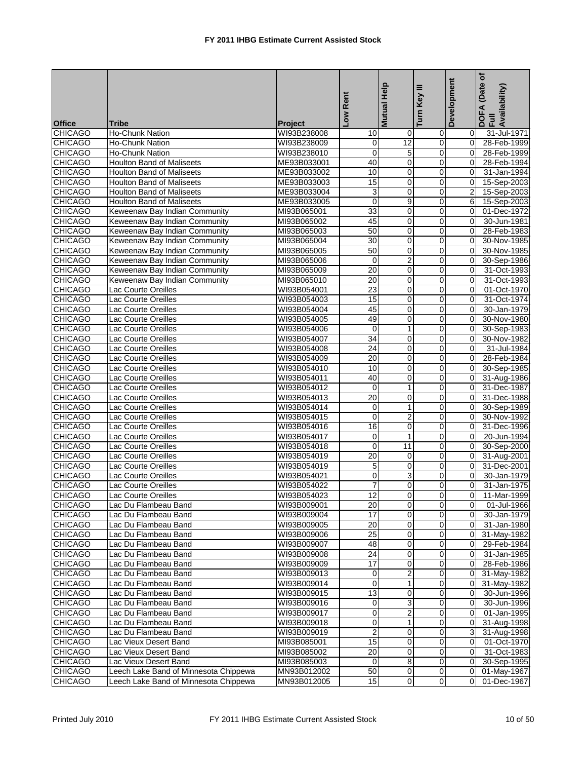# FY 2011 IHBG Estimate Current Assisted Stock

| Office | Tribe | Project | Low Rent | Mutual Help | Turn Key III | Development | DOFA (Date of Full Availability) |
|---|---|---|---|---|---|---|---|
| CHICAGO | Ho-Chunk Nation | WI93B238008 | 10 | 0 | 0 | 0 | 31-Jul-1971 |
| CHICAGO | Ho-Chunk Nation | WI93B238009 | 0 | 12 | 0 | 0 | 28-Feb-1999 |
| CHICAGO | Ho-Chunk Nation | WI93B238010 | 0 | 5 | 0 | 0 | 28-Feb-1999 |
| CHICAGO | Houlton Band of Maliseets | ME93B033001 | 40 | 0 | 0 | 0 | 28-Feb-1994 |
| CHICAGO | Houlton Band of Maliseets | ME93B033002 | 10 | 0 | 0 | 0 | 31-Jan-1994 |
| CHICAGO | Houlton Band of Maliseets | ME93B033003 | 15 | 0 | 0 | 0 | 15-Sep-2003 |
| CHICAGO | Houlton Band of Maliseets | ME93B033004 | 3 | 0 | 0 | 2 | 15-Sep-2003 |
| CHICAGO | Houlton Band of Maliseets | ME93B033005 | 0 | 9 | 0 | 6 | 15-Sep-2003 |
| CHICAGO | Keweenaw Bay Indian Community | MI93B065001 | 33 | 0 | 0 | 0 | 01-Dec-1972 |
| CHICAGO | Keweenaw Bay Indian Community | MI93B065002 | 45 | 0 | 0 | 0 | 30-Jun-1981 |
| CHICAGO | Keweenaw Bay Indian Community | MI93B065003 | 50 | 0 | 0 | 0 | 28-Feb-1983 |
| CHICAGO | Keweenaw Bay Indian Community | MI93B065004 | 30 | 0 | 0 | 0 | 30-Nov-1985 |
| CHICAGO | Keweenaw Bay Indian Community | MI93B065005 | 50 | 0 | 0 | 0 | 30-Nov-1985 |
| CHICAGO | Keweenaw Bay Indian Community | MI93B065006 | 0 | 2 | 0 | 0 | 30-Sep-1986 |
| CHICAGO | Keweenaw Bay Indian Community | MI93B065009 | 20 | 0 | 0 | 0 | 31-Oct-1993 |
| CHICAGO | Keweenaw Bay Indian Community | MI93B065010 | 20 | 0 | 0 | 0 | 31-Oct-1993 |
| CHICAGO | Lac Courte Oreilles | WI93B054001 | 23 | 0 | 0 | 0 | 01-Oct-1970 |
| CHICAGO | Lac Courte Oreilles | WI93B054003 | 15 | 0 | 0 | 0 | 31-Oct-1974 |
| CHICAGO | Lac Courte Oreilles | WI93B054004 | 45 | 0 | 0 | 0 | 30-Jan-1979 |
| CHICAGO | Lac Courte Oreilles | WI93B054005 | 49 | 0 | 0 | 0 | 30-Nov-1980 |
| CHICAGO | Lac Courte Oreilles | WI93B054006 | 0 | 1 | 0 | 0 | 30-Sep-1983 |
| CHICAGO | Lac Courte Oreilles | WI93B054007 | 34 | 0 | 0 | 0 | 30-Nov-1982 |
| CHICAGO | Lac Courte Oreilles | WI93B054008 | 24 | 0 | 0 | 0 | 31-Jul-1984 |
| CHICAGO | Lac Courte Oreilles | WI93B054009 | 20 | 0 | 0 | 0 | 28-Feb-1984 |
| CHICAGO | Lac Courte Oreilles | WI93B054010 | 10 | 0 | 0 | 0 | 30-Sep-1985 |
| CHICAGO | Lac Courte Oreilles | WI93B054011 | 40 | 0 | 0 | 0 | 31-Aug-1986 |
| CHICAGO | Lac Courte Oreilles | WI93B054012 | 0 | 1 | 0 | 0 | 31-Dec-1987 |
| CHICAGO | Lac Courte Oreilles | WI93B054013 | 20 | 0 | 0 | 0 | 31-Dec-1988 |
| CHICAGO | Lac Courte Oreilles | WI93B054014 | 0 | 1 | 0 | 0 | 30-Sep-1989 |
| CHICAGO | Lac Courte Oreilles | WI93B054015 | 0 | 2 | 0 | 0 | 30-Nov-1992 |
| CHICAGO | Lac Courte Oreilles | WI93B054016 | 16 | 0 | 0 | 0 | 31-Dec-1996 |
| CHICAGO | Lac Courte Oreilles | WI93B054017 | 0 | 1 | 0 | 0 | 20-Jun-1994 |
| CHICAGO | Lac Courte Oreilles | WI93B054018 | 0 | 11 | 0 | 0 | 30-Sep-2000 |
| CHICAGO | Lac Courte Oreilles | WI93B054019 | 20 | 0 | 0 | 0 | 31-Aug-2001 |
| CHICAGO | Lac Courte Oreilles | WI93B054019 | 5 | 0 | 0 | 0 | 31-Dec-2001 |
| CHICAGO | Lac Courte Oreilles | WI93B054021 | 0 | 3 | 0 | 0 | 30-Jan-1979 |
| CHICAGO | Lac Courte Oreilles | WI93B054022 | 7 | 0 | 0 | 0 | 31-Jan-1975 |
| CHICAGO | Lac Courte Oreilles | WI93B054023 | 12 | 0 | 0 | 0 | 11-Mar-1999 |
| CHICAGO | Lac Du Flambeau Band | WI93B009001 | 20 | 0 | 0 | 0 | 01-Jul-1966 |
| CHICAGO | Lac Du Flambeau Band | WI93B009004 | 17 | 0 | 0 | 0 | 30-Jan-1979 |
| CHICAGO | Lac Du Flambeau Band | WI93B009005 | 20 | 0 | 0 | 0 | 31-Jan-1980 |
| CHICAGO | Lac Du Flambeau Band | WI93B009006 | 25 | 0 | 0 | 0 | 31-May-1982 |
| CHICAGO | Lac Du Flambeau Band | WI93B009007 | 48 | 0 | 0 | 0 | 29-Feb-1984 |
| CHICAGO | Lac Du Flambeau Band | WI93B009008 | 24 | 0 | 0 | 0 | 31-Jan-1985 |
| CHICAGO | Lac Du Flambeau Band | WI93B009009 | 17 | 0 | 0 | 0 | 28-Feb-1986 |
| CHICAGO | Lac Du Flambeau Band | WI93B009013 | 0 | 2 | 0 | 0 | 31-May-1982 |
| CHICAGO | Lac Du Flambeau Band | WI93B009014 | 0 | 1 | 0 | 0 | 31-May-1982 |
| CHICAGO | Lac Du Flambeau Band | WI93B009015 | 13 | 0 | 0 | 0 | 30-Jun-1996 |
| CHICAGO | Lac Du Flambeau Band | WI93B009016 | 0 | 3 | 0 | 0 | 30-Jun-1996 |
| CHICAGO | Lac Du Flambeau Band | WI93B009017 | 0 | 2 | 0 | 0 | 01-Jan-1995 |
| CHICAGO | Lac Du Flambeau Band | WI93B009018 | 0 | 1 | 0 | 0 | 31-Aug-1998 |
| CHICAGO | Lac Du Flambeau Band | WI93B009019 | 2 | 0 | 0 | 3 | 31-Aug-1998 |
| CHICAGO | Lac Vieux Desert Band | MI93B085001 | 15 | 0 | 0 | 0 | 01-Oct-1970 |
| CHICAGO | Lac Vieux Desert Band | MI93B085002 | 20 | 0 | 0 | 0 | 31-Oct-1983 |
| CHICAGO | Lac Vieux Desert Band | MI93B085003 | 0 | 8 | 0 | 0 | 30-Sep-1995 |
| CHICAGO | Leech Lake Band of Minnesota Chippewa | MN93B012002 | 50 | 0 | 0 | 0 | 01-May-1967 |
| CHICAGO | Leech Lake Band of Minnesota Chippewa | MN93B012005 | 15 | 0 | 0 | 0 | 01-Dec-1967 |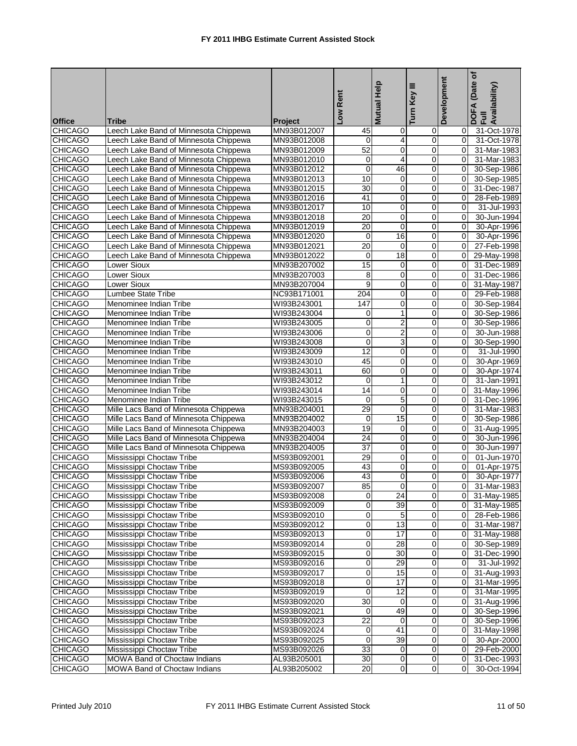# FY 2011 IHBG Estimate Current Assisted Stock

| Office | Tribe | Project | Low Rent | Mutual Help | Turn Key III | Development | DOFA (Date of Full Availability) |
|---|---|---|---|---|---|---|---|
| CHICAGO | Leech Lake Band of Minnesota Chippewa | MN93B012007 | 45 | 0 | 0 | 0 | 31-Oct-1978 |
| CHICAGO | Leech Lake Band of Minnesota Chippewa | MN93B012008 | 0 | 4 | 0 | 0 | 31-Oct-1978 |
| CHICAGO | Leech Lake Band of Minnesota Chippewa | MN93B012009 | 52 | 0 | 0 | 0 | 31-Mar-1983 |
| CHICAGO | Leech Lake Band of Minnesota Chippewa | MN93B012010 | 0 | 4 | 0 | 0 | 31-Mar-1983 |
| CHICAGO | Leech Lake Band of Minnesota Chippewa | MN93B012012 | 0 | 46 | 0 | 0 | 30-Sep-1986 |
| CHICAGO | Leech Lake Band of Minnesota Chippewa | MN93B012013 | 10 | 0 | 0 | 0 | 30-Sep-1985 |
| CHICAGO | Leech Lake Band of Minnesota Chippewa | MN93B012015 | 30 | 0 | 0 | 0 | 31-Dec-1987 |
| CHICAGO | Leech Lake Band of Minnesota Chippewa | MN93B012016 | 41 | 0 | 0 | 0 | 28-Feb-1989 |
| CHICAGO | Leech Lake Band of Minnesota Chippewa | MN93B012017 | 10 | 0 | 0 | 0 | 31-Jul-1993 |
| CHICAGO | Leech Lake Band of Minnesota Chippewa | MN93B012018 | 20 | 0 | 0 | 0 | 30-Jun-1994 |
| CHICAGO | Leech Lake Band of Minnesota Chippewa | MN93B012019 | 20 | 0 | 0 | 0 | 30-Apr-1996 |
| CHICAGO | Leech Lake Band of Minnesota Chippewa | MN93B012020 | 0 | 16 | 0 | 0 | 30-Apr-1996 |
| CHICAGO | Leech Lake Band of Minnesota Chippewa | MN93B012021 | 20 | 0 | 0 | 0 | 27-Feb-1998 |
| CHICAGO | Leech Lake Band of Minnesota Chippewa | MN93B012022 | 0 | 18 | 0 | 0 | 29-May-1998 |
| CHICAGO | Lower Sioux | MN93B207002 | 15 | 0 | 0 | 0 | 31-Dec-1989 |
| CHICAGO | Lower Sioux | MN93B207003 | 8 | 0 | 0 | 0 | 31-Dec-1986 |
| CHICAGO | Lower Sioux | MN93B207004 | 9 | 0 | 0 | 0 | 31-May-1987 |
| CHICAGO | Lumbee State Tribe | NC93B171001 | 204 | 0 | 0 | 0 | 29-Feb-1988 |
| CHICAGO | Menominee Indian Tribe | WI93B243001 | 147 | 0 | 0 | 0 | 30-Sep-1984 |
| CHICAGO | Menominee Indian Tribe | WI93B243004 | 0 | 1 | 0 | 0 | 30-Sep-1986 |
| CHICAGO | Menominee Indian Tribe | WI93B243005 | 0 | 2 | 0 | 0 | 30-Sep-1986 |
| CHICAGO | Menominee Indian Tribe | WI93B243006 | 0 | 2 | 0 | 0 | 30-Jun-1988 |
| CHICAGO | Menominee Indian Tribe | WI93B243008 | 0 | 3 | 0 | 0 | 30-Sep-1990 |
| CHICAGO | Menominee Indian Tribe | WI93B243009 | 12 | 0 | 0 | 0 | 31-Jul-1990 |
| CHICAGO | Menominee Indian Tribe | WI93B243010 | 45 | 0 | 0 | 0 | 30-Apr-1969 |
| CHICAGO | Menominee Indian Tribe | WI93B243011 | 60 | 0 | 0 | 0 | 30-Apr-1974 |
| CHICAGO | Menominee Indian Tribe | WI93B243012 | 0 | 1 | 0 | 0 | 31-Jan-1991 |
| CHICAGO | Menominee Indian Tribe | WI93B243014 | 14 | 0 | 0 | 0 | 31-May-1996 |
| CHICAGO | Menominee Indian Tribe | WI93B243015 | 0 | 5 | 0 | 0 | 31-Dec-1996 |
| CHICAGO | Mille Lacs Band of Minnesota Chippewa | MN93B204001 | 29 | 0 | 0 | 0 | 31-Mar-1983 |
| CHICAGO | Mille Lacs Band of Minnesota Chippewa | MN93B204002 | 0 | 15 | 0 | 0 | 30-Sep-1986 |
| CHICAGO | Mille Lacs Band of Minnesota Chippewa | MN93B204003 | 19 | 0 | 0 | 0 | 31-Aug-1995 |
| CHICAGO | Mille Lacs Band of Minnesota Chippewa | MN93B204004 | 24 | 0 | 0 | 0 | 30-Jun-1996 |
| CHICAGO | Mille Lacs Band of Minnesota Chippewa | MN93B204005 | 37 | 0 | 0 | 0 | 30-Jun-1997 |
| CHICAGO | Mississippi Choctaw Tribe | MS93B092001 | 29 | 0 | 0 | 0 | 01-Jun-1970 |
| CHICAGO | Mississippi Choctaw Tribe | MS93B092005 | 43 | 0 | 0 | 0 | 01-Apr-1975 |
| CHICAGO | Mississippi Choctaw Tribe | MS93B092006 | 43 | 0 | 0 | 0 | 30-Apr-1977 |
| CHICAGO | Mississippi Choctaw Tribe | MS93B092007 | 85 | 0 | 0 | 0 | 31-Mar-1983 |
| CHICAGO | Mississippi Choctaw Tribe | MS93B092008 | 0 | 24 | 0 | 0 | 31-May-1985 |
| CHICAGO | Mississippi Choctaw Tribe | MS93B092009 | 0 | 39 | 0 | 0 | 31-May-1985 |
| CHICAGO | Mississippi Choctaw Tribe | MS93B092010 | 0 | 5 | 0 | 0 | 28-Feb-1986 |
| CHICAGO | Mississippi Choctaw Tribe | MS93B092012 | 0 | 13 | 0 | 0 | 31-Mar-1987 |
| CHICAGO | Mississippi Choctaw Tribe | MS93B092013 | 0 | 17 | 0 | 0 | 31-May-1988 |
| CHICAGO | Mississippi Choctaw Tribe | MS93B092014 | 0 | 28 | 0 | 0 | 30-Sep-1989 |
| CHICAGO | Mississippi Choctaw Tribe | MS93B092015 | 0 | 30 | 0 | 0 | 31-Dec-1990 |
| CHICAGO | Mississippi Choctaw Tribe | MS93B092016 | 0 | 29 | 0 | 0 | 31-Jul-1992 |
| CHICAGO | Mississippi Choctaw Tribe | MS93B092017 | 0 | 15 | 0 | 0 | 31-Aug-1993 |
| CHICAGO | Mississippi Choctaw Tribe | MS93B092018 | 0 | 17 | 0 | 0 | 31-Mar-1995 |
| CHICAGO | Mississippi Choctaw Tribe | MS93B092019 | 0 | 12 | 0 | 0 | 31-Mar-1995 |
| CHICAGO | Mississippi Choctaw Tribe | MS93B092020 | 30 | 0 | 0 | 0 | 31-Aug-1996 |
| CHICAGO | Mississippi Choctaw Tribe | MS93B092021 | 0 | 49 | 0 | 0 | 30-Sep-1996 |
| CHICAGO | Mississippi Choctaw Tribe | MS93B092023 | 22 | 0 | 0 | 0 | 30-Sep-1996 |
| CHICAGO | Mississippi Choctaw Tribe | MS93B092024 | 0 | 41 | 0 | 0 | 31-May-1998 |
| CHICAGO | Mississippi Choctaw Tribe | MS93B092025 | 0 | 39 | 0 | 0 | 30-Apr-2000 |
| CHICAGO | Mississippi Choctaw Tribe | MS93B092026 | 33 | 0 | 0 | 0 | 29-Feb-2000 |
| CHICAGO | MOWA Band of Choctaw Indians | AL93B205001 | 30 | 0 | 0 | 0 | 31-Dec-1993 |
| CHICAGO | MOWA Band of Choctaw Indians | AL93B205002 | 20 | 0 | 0 | 0 | 30-Oct-1994 |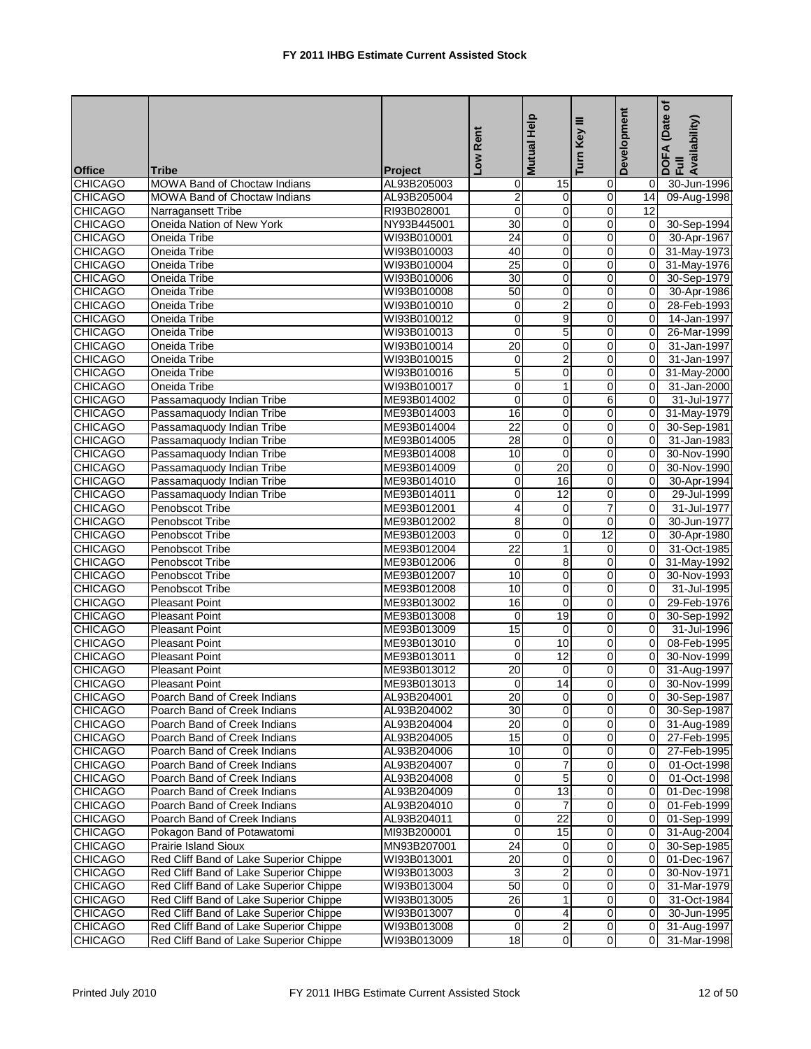# FY 2011 IHBG Estimate Current Assisted Stock

| Office | Tribe | Project | Low Rent | Mutual Help | Turn Key III | Development | DOFA (Date of Full Availability) |
|---|---|---|---|---|---|---|---|
| CHICAGO | MOWA Band of Choctaw Indians | AL93B205003 | 0 | 15 | 0 | 0 | 30-Jun-1996 |
| CHICAGO | MOWA Band of Choctaw Indians | AL93B205004 | 2 | 0 | 0 | 14 | 09-Aug-1998 |
| CHICAGO | Narragansett Tribe | RI93B028001 | 0 | 0 | 0 | 12 | |
| CHICAGO | Oneida Nation of New York | NY93B445001 | 30 | 0 | 0 | 0 | 30-Sep-1994 |
| CHICAGO | Oneida Tribe | WI93B010001 | 24 | 0 | 0 | 0 | 30-Apr-1967 |
| CHICAGO | Oneida Tribe | WI93B010003 | 40 | 0 | 0 | 0 | 31-May-1973 |
| CHICAGO | Oneida Tribe | WI93B010004 | 25 | 0 | 0 | 0 | 31-May-1976 |
| CHICAGO | Oneida Tribe | WI93B010006 | 30 | 0 | 0 | 0 | 30-Sep-1979 |
| CHICAGO | Oneida Tribe | WI93B010008 | 50 | 0 | 0 | 0 | 30-Apr-1986 |
| CHICAGO | Oneida Tribe | WI93B010010 | 0 | 2 | 0 | 0 | 28-Feb-1993 |
| CHICAGO | Oneida Tribe | WI93B010012 | 0 | 9 | 0 | 0 | 14-Jan-1997 |
| CHICAGO | Oneida Tribe | WI93B010013 | 0 | 5 | 0 | 0 | 26-Mar-1999 |
| CHICAGO | Oneida Tribe | WI93B010014 | 20 | 0 | 0 | 0 | 31-Jan-1997 |
| CHICAGO | Oneida Tribe | WI93B010015 | 0 | 2 | 0 | 0 | 31-Jan-1997 |
| CHICAGO | Oneida Tribe | WI93B010016 | 5 | 0 | 0 | 0 | 31-May-2000 |
| CHICAGO | Oneida Tribe | WI93B010017 | 0 | 1 | 0 | 0 | 31-Jan-2000 |
| CHICAGO | Passamaquody Indian Tribe | ME93B014002 | 0 | 0 | 6 | 0 | 31-Jul-1977 |
| CHICAGO | Passamaquody Indian Tribe | ME93B014003 | 16 | 0 | 0 | 0 | 31-May-1979 |
| CHICAGO | Passamaquody Indian Tribe | ME93B014004 | 22 | 0 | 0 | 0 | 30-Sep-1981 |
| CHICAGO | Passamaquody Indian Tribe | ME93B014005 | 28 | 0 | 0 | 0 | 31-Jan-1983 |
| CHICAGO | Passamaquody Indian Tribe | ME93B014008 | 10 | 0 | 0 | 0 | 30-Nov-1990 |
| CHICAGO | Passamaquody Indian Tribe | ME93B014009 | 0 | 20 | 0 | 0 | 30-Nov-1990 |
| CHICAGO | Passamaquody Indian Tribe | ME93B014010 | 0 | 16 | 0 | 0 | 30-Apr-1994 |
| CHICAGO | Passamaquody Indian Tribe | ME93B014011 | 0 | 12 | 0 | 0 | 29-Jul-1999 |
| CHICAGO | Penobscot Tribe | ME93B012001 | 4 | 0 | 7 | 0 | 31-Jul-1977 |
| CHICAGO | Penobscot Tribe | ME93B012002 | 8 | 0 | 0 | 0 | 30-Jun-1977 |
| CHICAGO | Penobscot Tribe | ME93B012003 | 0 | 0 | 12 | 0 | 30-Apr-1980 |
| CHICAGO | Penobscot Tribe | ME93B012004 | 22 | 1 | 0 | 0 | 31-Oct-1985 |
| CHICAGO | Penobscot Tribe | ME93B012006 | 0 | 8 | 0 | 0 | 31-May-1992 |
| CHICAGO | Penobscot Tribe | ME93B012007 | 10 | 0 | 0 | 0 | 30-Nov-1993 |
| CHICAGO | Penobscot Tribe | ME93B012008 | 10 | 0 | 0 | 0 | 31-Jul-1995 |
| CHICAGO | Pleasant Point | ME93B013002 | 16 | 0 | 0 | 0 | 29-Feb-1976 |
| CHICAGO | Pleasant Point | ME93B013008 | 0 | 19 | 0 | 0 | 30-Sep-1992 |
| CHICAGO | Pleasant Point | ME93B013009 | 15 | 0 | 0 | 0 | 31-Jul-1996 |
| CHICAGO | Pleasant Point | ME93B013010 | 0 | 10 | 0 | 0 | 08-Feb-1995 |
| CHICAGO | Pleasant Point | ME93B013011 | 0 | 12 | 0 | 0 | 30-Nov-1999 |
| CHICAGO | Pleasant Point | ME93B013012 | 20 | 0 | 0 | 0 | 31-Aug-1997 |
| CHICAGO | Pleasant Point | ME93B013013 | 0 | 14 | 0 | 0 | 30-Nov-1999 |
| CHICAGO | Poarch Band of Creek Indians | AL93B204001 | 20 | 0 | 0 | 0 | 30-Sep-1987 |
| CHICAGO | Poarch Band of Creek Indians | AL93B204002 | 30 | 0 | 0 | 0 | 30-Sep-1987 |
| CHICAGO | Poarch Band of Creek Indians | AL93B204004 | 20 | 0 | 0 | 0 | 31-Aug-1989 |
| CHICAGO | Poarch Band of Creek Indians | AL93B204005 | 15 | 0 | 0 | 0 | 27-Feb-1995 |
| CHICAGO | Poarch Band of Creek Indians | AL93B204006 | 10 | 0 | 0 | 0 | 27-Feb-1995 |
| CHICAGO | Poarch Band of Creek Indians | AL93B204007 | 0 | 7 | 0 | 0 | 01-Oct-1998 |
| CHICAGO | Poarch Band of Creek Indians | AL93B204008 | 0 | 5 | 0 | 0 | 01-Oct-1998 |
| CHICAGO | Poarch Band of Creek Indians | AL93B204009 | 0 | 13 | 0 | 0 | 01-Dec-1998 |
| CHICAGO | Poarch Band of Creek Indians | AL93B204010 | 0 | 7 | 0 | 0 | 01-Feb-1999 |
| CHICAGO | Poarch Band of Creek Indians | AL93B204011 | 0 | 22 | 0 | 0 | 01-Sep-1999 |
| CHICAGO | Pokagon Band of Potawatomi | MI93B200001 | 0 | 15 | 0 | 0 | 31-Aug-2004 |
| CHICAGO | Prairie Island Sioux | MN93B207001 | 24 | 0 | 0 | 0 | 30-Sep-1985 |
| CHICAGO | Red Cliff Band of Lake Superior Chippe | WI93B013001 | 20 | 0 | 0 | 0 | 01-Dec-1967 |
| CHICAGO | Red Cliff Band of Lake Superior Chippe | WI93B013003 | 3 | 2 | 0 | 0 | 30-Nov-1971 |
| CHICAGO | Red Cliff Band of Lake Superior Chippe | WI93B013004 | 50 | 0 | 0 | 0 | 31-Mar-1979 |
| CHICAGO | Red Cliff Band of Lake Superior Chippe | WI93B013005 | 26 | 1 | 0 | 0 | 31-Oct-1984 |
| CHICAGO | Red Cliff Band of Lake Superior Chippe | WI93B013007 | 0 | 4 | 0 | 0 | 30-Jun-1995 |
| CHICAGO | Red Cliff Band of Lake Superior Chippe | WI93B013008 | 0 | 2 | 0 | 0 | 31-Aug-1997 |
| CHICAGO | Red Cliff Band of Lake Superior Chippe | WI93B013009 | 18 | 0 | 0 | 0 | 31-Mar-1998 |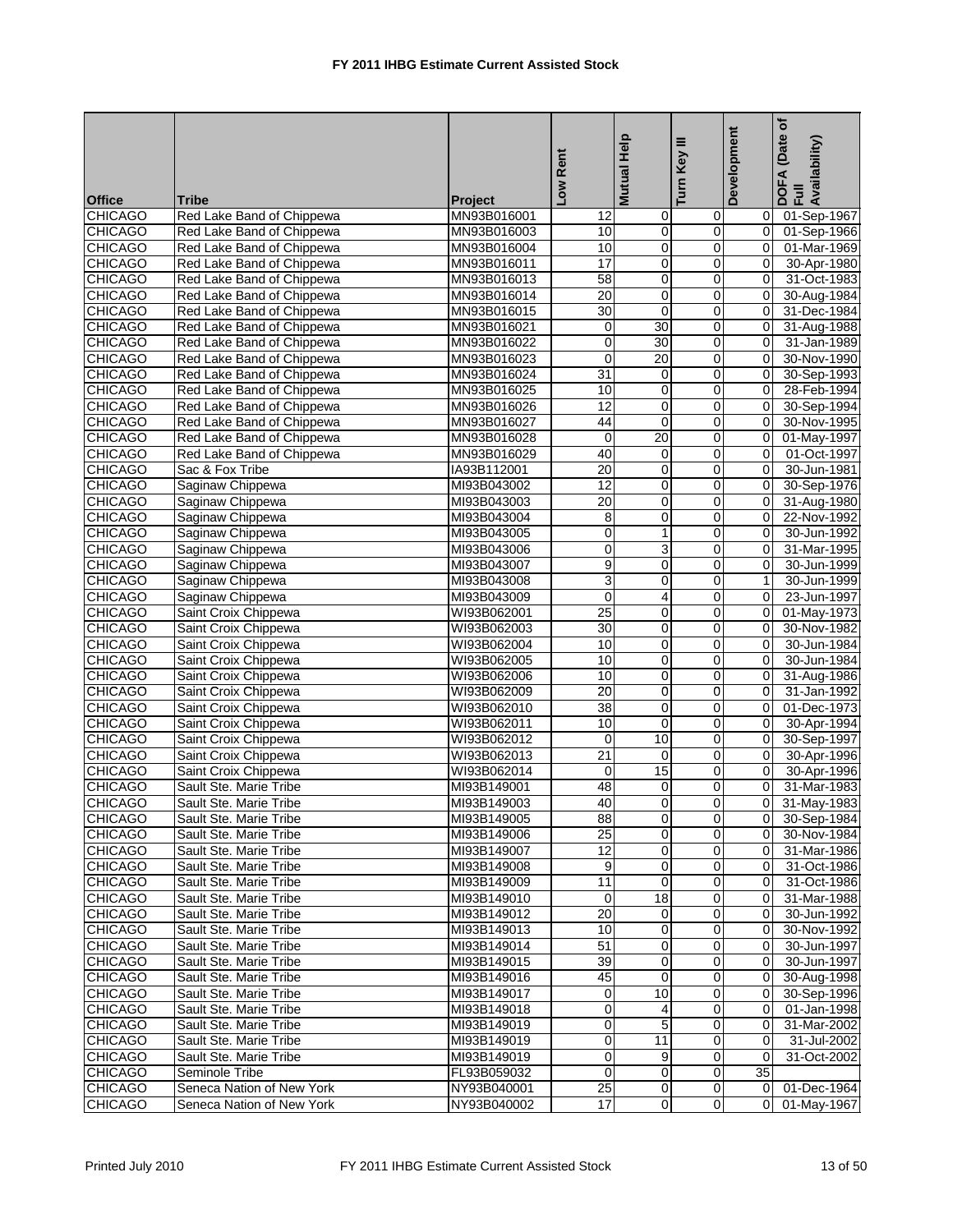# FY 2011 IHBG Estimate Current Assisted Stock

| Office | Tribe | Project | Low Rent | Mutual Help | Turn Key III | Development | DOFA (Date of Full Availability) |
|---|---|---|---|---|---|---|---|
| CHICAGO | Red Lake Band of Chippewa | MN93B016001 | 12 | 0 | 0 | 0 | 01-Sep-1967 |
| CHICAGO | Red Lake Band of Chippewa | MN93B016003 | 10 | 0 | 0 | 0 | 01-Sep-1966 |
| CHICAGO | Red Lake Band of Chippewa | MN93B016004 | 10 | 0 | 0 | 0 | 01-Mar-1969 |
| CHICAGO | Red Lake Band of Chippewa | MN93B016011 | 17 | 0 | 0 | 0 | 30-Apr-1980 |
| CHICAGO | Red Lake Band of Chippewa | MN93B016013 | 58 | 0 | 0 | 0 | 31-Oct-1983 |
| CHICAGO | Red Lake Band of Chippewa | MN93B016014 | 20 | 0 | 0 | 0 | 30-Aug-1984 |
| CHICAGO | Red Lake Band of Chippewa | MN93B016015 | 30 | 0 | 0 | 0 | 31-Dec-1984 |
| CHICAGO | Red Lake Band of Chippewa | MN93B016021 | 0 | 30 | 0 | 0 | 31-Aug-1988 |
| CHICAGO | Red Lake Band of Chippewa | MN93B016022 | 0 | 30 | 0 | 0 | 31-Jan-1989 |
| CHICAGO | Red Lake Band of Chippewa | MN93B016023 | 0 | 20 | 0 | 0 | 30-Nov-1990 |
| CHICAGO | Red Lake Band of Chippewa | MN93B016024 | 31 | 0 | 0 | 0 | 30-Sep-1993 |
| CHICAGO | Red Lake Band of Chippewa | MN93B016025 | 10 | 0 | 0 | 0 | 28-Feb-1994 |
| CHICAGO | Red Lake Band of Chippewa | MN93B016026 | 12 | 0 | 0 | 0 | 30-Sep-1994 |
| CHICAGO | Red Lake Band of Chippewa | MN93B016027 | 44 | 0 | 0 | 0 | 30-Nov-1995 |
| CHICAGO | Red Lake Band of Chippewa | MN93B016028 | 0 | 20 | 0 | 0 | 01-May-1997 |
| CHICAGO | Red Lake Band of Chippewa | MN93B016029 | 40 | 0 | 0 | 0 | 01-Oct-1997 |
| CHICAGO | Sac & Fox Tribe | IA93B112001 | 20 | 0 | 0 | 0 | 30-Jun-1981 |
| CHICAGO | Saginaw Chippewa | MI93B043002 | 12 | 0 | 0 | 0 | 30-Sep-1976 |
| CHICAGO | Saginaw Chippewa | MI93B043003 | 20 | 0 | 0 | 0 | 31-Aug-1980 |
| CHICAGO | Saginaw Chippewa | MI93B043004 | 8 | 0 | 0 | 0 | 22-Nov-1992 |
| CHICAGO | Saginaw Chippewa | MI93B043005 | 0 | 1 | 0 | 0 | 30-Jun-1992 |
| CHICAGO | Saginaw Chippewa | MI93B043006 | 0 | 3 | 0 | 0 | 31-Mar-1995 |
| CHICAGO | Saginaw Chippewa | MI93B043007 | 9 | 0 | 0 | 0 | 30-Jun-1999 |
| CHICAGO | Saginaw Chippewa | MI93B043008 | 3 | 0 | 0 | 1 | 30-Jun-1999 |
| CHICAGO | Saginaw Chippewa | MI93B043009 | 0 | 4 | 0 | 0 | 23-Jun-1997 |
| CHICAGO | Saint Croix Chippewa | WI93B062001 | 25 | 0 | 0 | 0 | 01-May-1973 |
| CHICAGO | Saint Croix Chippewa | WI93B062003 | 30 | 0 | 0 | 0 | 30-Nov-1982 |
| CHICAGO | Saint Croix Chippewa | WI93B062004 | 10 | 0 | 0 | 0 | 30-Jun-1984 |
| CHICAGO | Saint Croix Chippewa | WI93B062005 | 10 | 0 | 0 | 0 | 30-Jun-1984 |
| CHICAGO | Saint Croix Chippewa | WI93B062006 | 10 | 0 | 0 | 0 | 31-Aug-1986 |
| CHICAGO | Saint Croix Chippewa | WI93B062009 | 20 | 0 | 0 | 0 | 31-Jan-1992 |
| CHICAGO | Saint Croix Chippewa | WI93B062010 | 38 | 0 | 0 | 0 | 01-Dec-1973 |
| CHICAGO | Saint Croix Chippewa | WI93B062011 | 10 | 0 | 0 | 0 | 30-Apr-1994 |
| CHICAGO | Saint Croix Chippewa | WI93B062012 | 0 | 10 | 0 | 0 | 30-Sep-1997 |
| CHICAGO | Saint Croix Chippewa | WI93B062013 | 21 | 0 | 0 | 0 | 30-Apr-1996 |
| CHICAGO | Saint Croix Chippewa | WI93B062014 | 0 | 15 | 0 | 0 | 30-Apr-1996 |
| CHICAGO | Sault Ste. Marie Tribe | MI93B149001 | 48 | 0 | 0 | 0 | 31-Mar-1983 |
| CHICAGO | Sault Ste. Marie Tribe | MI93B149003 | 40 | 0 | 0 | 0 | 31-May-1983 |
| CHICAGO | Sault Ste. Marie Tribe | MI93B149005 | 88 | 0 | 0 | 0 | 30-Sep-1984 |
| CHICAGO | Sault Ste. Marie Tribe | MI93B149006 | 25 | 0 | 0 | 0 | 30-Nov-1984 |
| CHICAGO | Sault Ste. Marie Tribe | MI93B149007 | 12 | 0 | 0 | 0 | 31-Mar-1986 |
| CHICAGO | Sault Ste. Marie Tribe | MI93B149008 | 9 | 0 | 0 | 0 | 31-Oct-1986 |
| CHICAGO | Sault Ste. Marie Tribe | MI93B149009 | 11 | 0 | 0 | 0 | 31-Oct-1986 |
| CHICAGO | Sault Ste. Marie Tribe | MI93B149010 | 0 | 18 | 0 | 0 | 31-Mar-1988 |
| CHICAGO | Sault Ste. Marie Tribe | MI93B149012 | 20 | 0 | 0 | 0 | 30-Jun-1992 |
| CHICAGO | Sault Ste. Marie Tribe | MI93B149013 | 10 | 0 | 0 | 0 | 30-Nov-1992 |
| CHICAGO | Sault Ste. Marie Tribe | MI93B149014 | 51 | 0 | 0 | 0 | 30-Jun-1997 |
| CHICAGO | Sault Ste. Marie Tribe | MI93B149015 | 39 | 0 | 0 | 0 | 30-Jun-1997 |
| CHICAGO | Sault Ste. Marie Tribe | MI93B149016 | 45 | 0 | 0 | 0 | 30-Aug-1998 |
| CHICAGO | Sault Ste. Marie Tribe | MI93B149017 | 0 | 10 | 0 | 0 | 30-Sep-1996 |
| CHICAGO | Sault Ste. Marie Tribe | MI93B149018 | 0 | 4 | 0 | 0 | 01-Jan-1998 |
| CHICAGO | Sault Ste. Marie Tribe | MI93B149019 | 0 | 5 | 0 | 0 | 31-Mar-2002 |
| CHICAGO | Sault Ste. Marie Tribe | MI93B149019 | 0 | 11 | 0 | 0 | 31-Jul-2002 |
| CHICAGO | Sault Ste. Marie Tribe | MI93B149019 | 0 | 9 | 0 | 0 | 31-Oct-2002 |
| CHICAGO | Seminole Tribe | FL93B059032 | 0 | 0 | 0 | 35 | |
| CHICAGO | Seneca Nation of New York | NY93B040001 | 25 | 0 | 0 | 0 | 01-Dec-1964 |
| CHICAGO | Seneca Nation of New York | NY93B040002 | 17 | 0 | 0 | 0 | 01-May-1967 |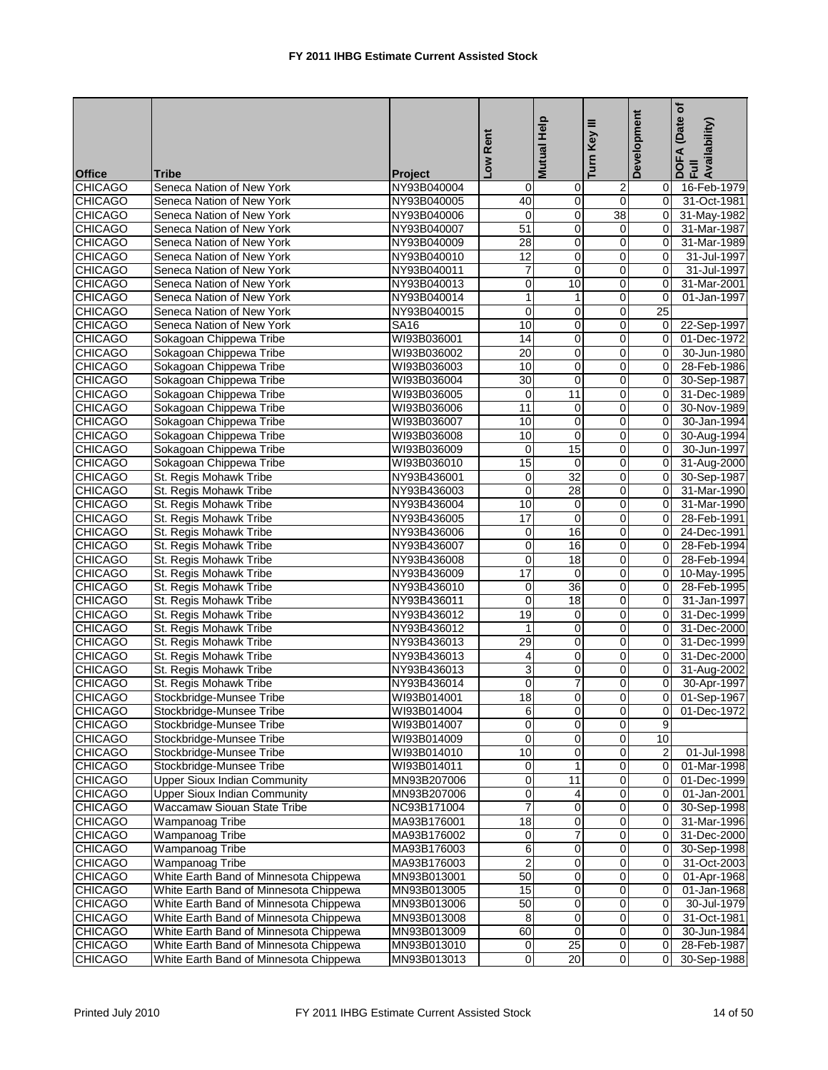# FY 2011 IHBG Estimate Current Assisted Stock

| Office | Tribe | Project | Low Rent | Mutual Help | Turn Key III | Development | DOFA (Date of Full Availability) |
|---|---|---|---|---|---|---|---|
| CHICAGO | Seneca Nation of New York | NY93B040004 | 0 | 0 | 2 | 0 | 16-Feb-1979 |
| CHICAGO | Seneca Nation of New York | NY93B040005 | 40 | 0 | 0 | 0 | 31-Oct-1981 |
| CHICAGO | Seneca Nation of New York | NY93B040006 | 0 | 0 | 38 | 0 | 31-May-1982 |
| CHICAGO | Seneca Nation of New York | NY93B040007 | 51 | 0 | 0 | 0 | 31-Mar-1987 |
| CHICAGO | Seneca Nation of New York | NY93B040009 | 28 | 0 | 0 | 0 | 31-Mar-1989 |
| CHICAGO | Seneca Nation of New York | NY93B040010 | 12 | 0 | 0 | 0 | 31-Jul-1997 |
| CHICAGO | Seneca Nation of New York | NY93B040011 | 7 | 0 | 0 | 0 | 31-Jul-1997 |
| CHICAGO | Seneca Nation of New York | NY93B040013 | 0 | 10 | 0 | 0 | 31-Mar-2001 |
| CHICAGO | Seneca Nation of New York | NY93B040014 | 1 | 1 | 0 | 0 | 01-Jan-1997 |
| CHICAGO | Seneca Nation of New York | NY93B040015 | 0 | 0 | 0 | 25 | |
| CHICAGO | Seneca Nation of New York | SA16 | 10 | 0 | 0 | 0 | 22-Sep-1997 |
| CHICAGO | Sokagoan Chippewa Tribe | WI93B036001 | 14 | 0 | 0 | 0 | 01-Dec-1972 |
| CHICAGO | Sokagoan Chippewa Tribe | WI93B036002 | 20 | 0 | 0 | 0 | 30-Jun-1980 |
| CHICAGO | Sokagoan Chippewa Tribe | WI93B036003 | 10 | 0 | 0 | 0 | 28-Feb-1986 |
| CHICAGO | Sokagoan Chippewa Tribe | WI93B036004 | 30 | 0 | 0 | 0 | 30-Sep-1987 |
| CHICAGO | Sokagoan Chippewa Tribe | WI93B036005 | 0 | 11 | 0 | 0 | 31-Dec-1989 |
| CHICAGO | Sokagoan Chippewa Tribe | WI93B036006 | 11 | 0 | 0 | 0 | 30-Nov-1989 |
| CHICAGO | Sokagoan Chippewa Tribe | WI93B036007 | 10 | 0 | 0 | 0 | 30-Jan-1994 |
| CHICAGO | Sokagoan Chippewa Tribe | WI93B036008 | 10 | 0 | 0 | 0 | 30-Aug-1994 |
| CHICAGO | Sokagoan Chippewa Tribe | WI93B036009 | 0 | 15 | 0 | 0 | 30-Jun-1997 |
| CHICAGO | Sokagoan Chippewa Tribe | WI93B036010 | 15 | 0 | 0 | 0 | 31-Aug-2000 |
| CHICAGO | St. Regis Mohawk Tribe | NY93B436001 | 0 | 32 | 0 | 0 | 30-Sep-1987 |
| CHICAGO | St. Regis Mohawk Tribe | NY93B436003 | 0 | 28 | 0 | 0 | 31-Mar-1990 |
| CHICAGO | St. Regis Mohawk Tribe | NY93B436004 | 10 | 0 | 0 | 0 | 31-Mar-1990 |
| CHICAGO | St. Regis Mohawk Tribe | NY93B436005 | 17 | 0 | 0 | 0 | 28-Feb-1991 |
| CHICAGO | St. Regis Mohawk Tribe | NY93B436006 | 0 | 16 | 0 | 0 | 24-Dec-1991 |
| CHICAGO | St. Regis Mohawk Tribe | NY93B436007 | 0 | 16 | 0 | 0 | 28-Feb-1994 |
| CHICAGO | St. Regis Mohawk Tribe | NY93B436008 | 0 | 18 | 0 | 0 | 28-Feb-1994 |
| CHICAGO | St. Regis Mohawk Tribe | NY93B436009 | 17 | 0 | 0 | 0 | 10-May-1995 |
| CHICAGO | St. Regis Mohawk Tribe | NY93B436010 | 0 | 36 | 0 | 0 | 28-Feb-1995 |
| CHICAGO | St. Regis Mohawk Tribe | NY93B436011 | 0 | 18 | 0 | 0 | 31-Jan-1997 |
| CHICAGO | St. Regis Mohawk Tribe | NY93B436012 | 19 | 0 | 0 | 0 | 31-Dec-1999 |
| CHICAGO | St. Regis Mohawk Tribe | NY93B436012 | 1 | 0 | 0 | 0 | 31-Dec-2000 |
| CHICAGO | St. Regis Mohawk Tribe | NY93B436013 | 29 | 0 | 0 | 0 | 31-Dec-1999 |
| CHICAGO | St. Regis Mohawk Tribe | NY93B436013 | 4 | 0 | 0 | 0 | 31-Dec-2000 |
| CHICAGO | St. Regis Mohawk Tribe | NY93B436013 | 3 | 0 | 0 | 0 | 31-Aug-2002 |
| CHICAGO | St. Regis Mohawk Tribe | NY93B436014 | 0 | 7 | 0 | 0 | 30-Apr-1997 |
| CHICAGO | Stockbridge-Munsee Tribe | WI93B014001 | 18 | 0 | 0 | 0 | 01-Sep-1967 |
| CHICAGO | Stockbridge-Munsee Tribe | WI93B014004 | 6 | 0 | 0 | 0 | 01-Dec-1972 |
| CHICAGO | Stockbridge-Munsee Tribe | WI93B014007 | 0 | 0 | 0 | 9 | |
| CHICAGO | Stockbridge-Munsee Tribe | WI93B014009 | 0 | 0 | 0 | 10 | |
| CHICAGO | Stockbridge-Munsee Tribe | WI93B014010 | 10 | 0 | 0 | 2 | 01-Jul-1998 |
| CHICAGO | Stockbridge-Munsee Tribe | WI93B014011 | 0 | 1 | 0 | 0 | 01-Mar-1998 |
| CHICAGO | Upper Sioux Indian Community | MN93B207006 | 0 | 11 | 0 | 0 | 01-Dec-1999 |
| CHICAGO | Upper Sioux Indian Community | MN93B207006 | 0 | 4 | 0 | 0 | 01-Jan-2001 |
| CHICAGO | Waccamaw Siouan State Tribe | NC93B171004 | 7 | 0 | 0 | 0 | 30-Sep-1998 |
| CHICAGO | Wampanoag Tribe | MA93B176001 | 18 | 0 | 0 | 0 | 31-Mar-1996 |
| CHICAGO | Wampanoag Tribe | MA93B176002 | 0 | 7 | 0 | 0 | 31-Dec-2000 |
| CHICAGO | Wampanoag Tribe | MA93B176003 | 6 | 0 | 0 | 0 | 30-Sep-1998 |
| CHICAGO | Wampanoag Tribe | MA93B176003 | 2 | 0 | 0 | 0 | 31-Oct-2003 |
| CHICAGO | White Earth Band of Minnesota Chippewa | MN93B013001 | 50 | 0 | 0 | 0 | 01-Apr-1968 |
| CHICAGO | White Earth Band of Minnesota Chippewa | MN93B013005 | 15 | 0 | 0 | 0 | 01-Jan-1968 |
| CHICAGO | White Earth Band of Minnesota Chippewa | MN93B013006 | 50 | 0 | 0 | 0 | 30-Jul-1979 |
| CHICAGO | White Earth Band of Minnesota Chippewa | MN93B013008 | 8 | 0 | 0 | 0 | 31-Oct-1981 |
| CHICAGO | White Earth Band of Minnesota Chippewa | MN93B013009 | 60 | 0 | 0 | 0 | 30-Jun-1984 |
| CHICAGO | White Earth Band of Minnesota Chippewa | MN93B013010 | 0 | 25 | 0 | 0 | 28-Feb-1987 |
| CHICAGO | White Earth Band of Minnesota Chippewa | MN93B013013 | 0 | 20 | 0 | 0 | 30-Sep-1988 |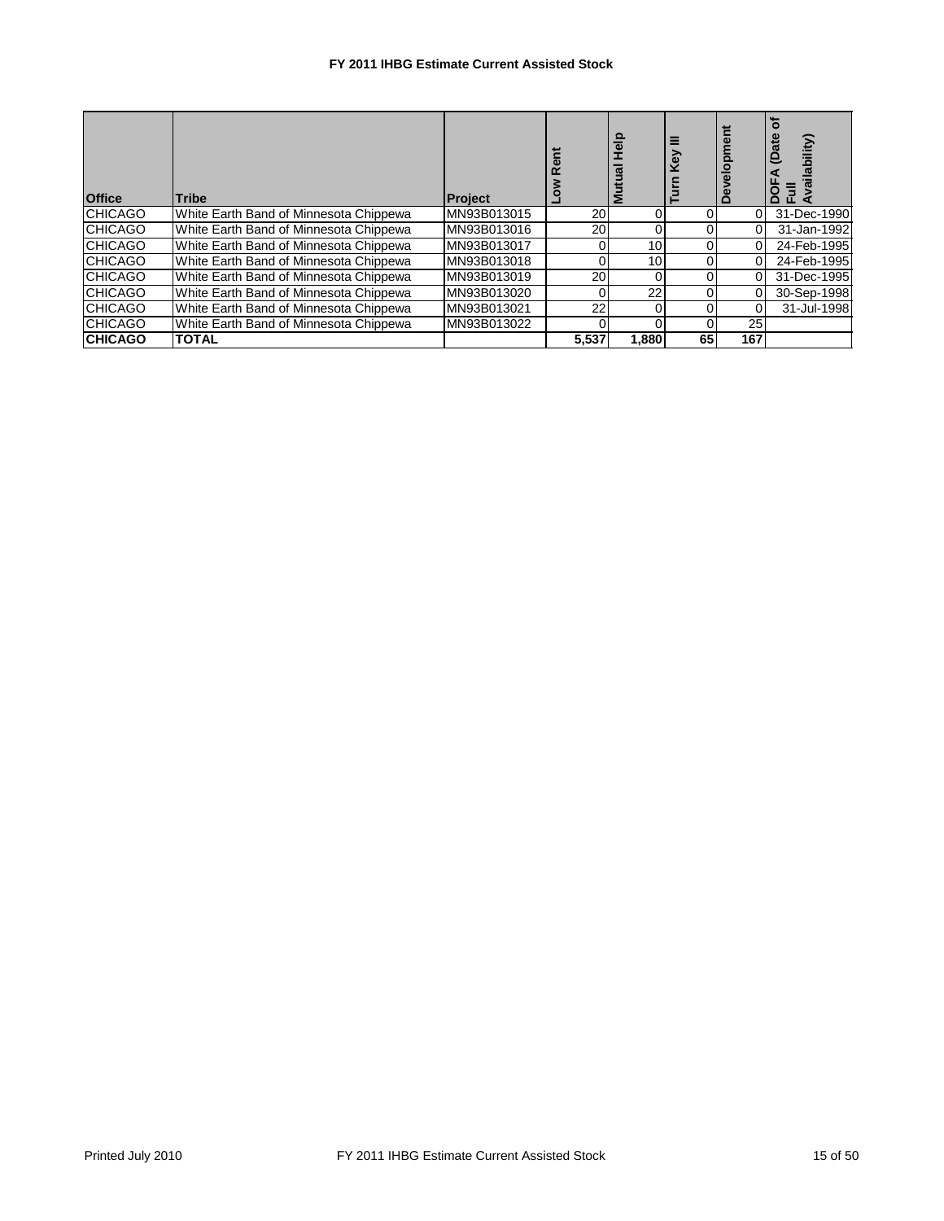# FY 2011 IHBG Estimate Current Assisted Stock

| Office | Tribe | Project | Low Rent | Mutual Help | Turn Key III | Development | DOFA (Date of Full Availability) |
|---|---|---|---|---|---|---|---|
| CHICAGO | White Earth Band of Minnesota Chippewa | MN93B013015 | 20 | 0 | 0 | 0 | 31-Dec-1990 |
| CHICAGO | White Earth Band of Minnesota Chippewa | MN93B013016 | 20 | 0 | 0 | 0 | 31-Jan-1992 |
| CHICAGO | White Earth Band of Minnesota Chippewa | MN93B013017 | 0 | 10 | 0 | 0 | 24-Feb-1995 |
| CHICAGO | White Earth Band of Minnesota Chippewa | MN93B013018 | 0 | 10 | 0 | 0 | 24-Feb-1995 |
| CHICAGO | White Earth Band of Minnesota Chippewa | MN93B013019 | 20 | 0 | 0 | 0 | 31-Dec-1995 |
| CHICAGO | White Earth Band of Minnesota Chippewa | MN93B013020 | 0 | 22 | 0 | 0 | 30-Sep-1998 |
| CHICAGO | White Earth Band of Minnesota Chippewa | MN93B013021 | 22 | 0 | 0 | 0 | 31-Jul-1998 |
| CHICAGO | White Earth Band of Minnesota Chippewa | MN93B013022 | 0 | 0 | 0 | 25 | |
| **CHICAGO** | **TOTAL** | | **5,537** | **1,880** | **65** | **167** | |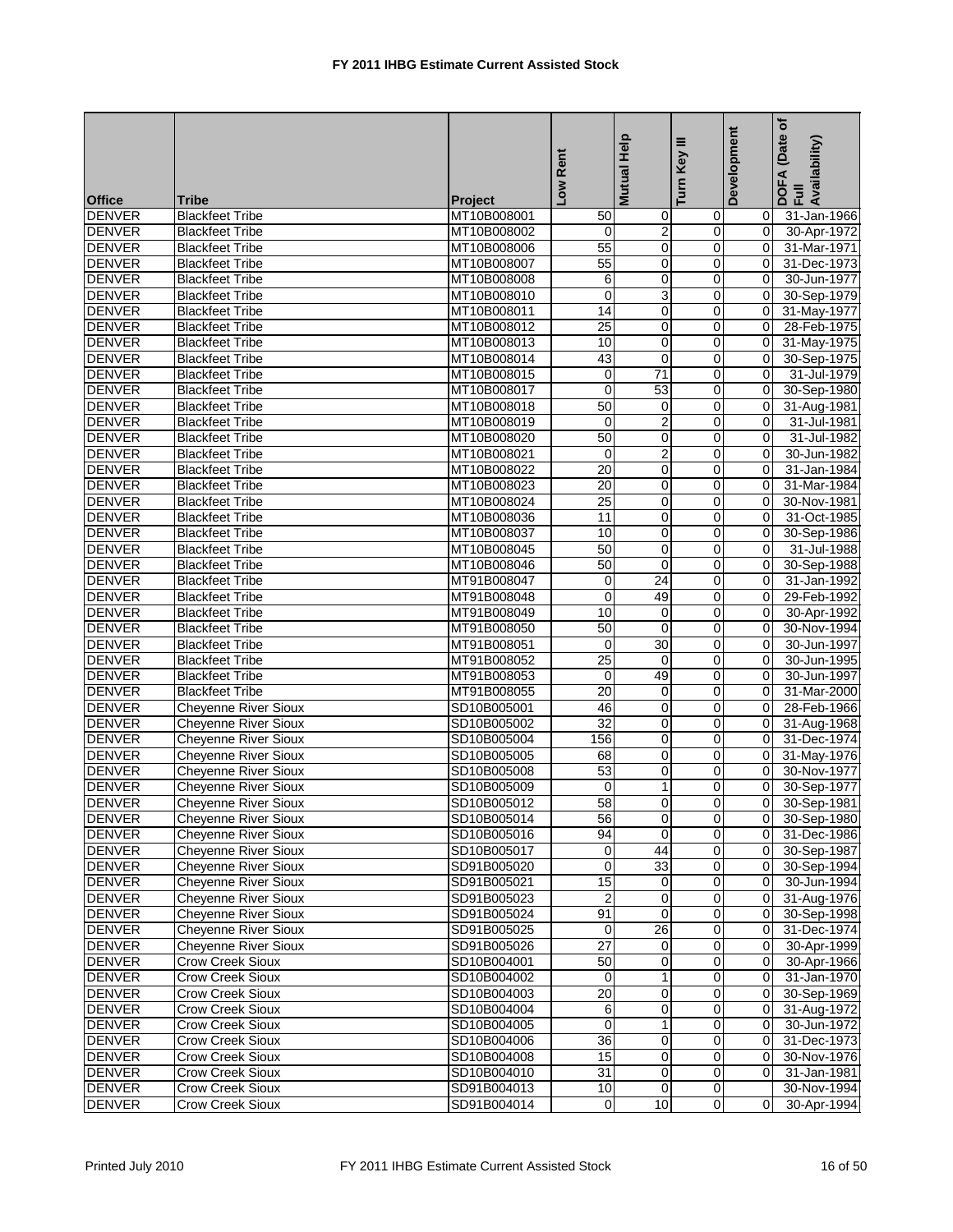# FY 2011 IHBG Estimate Current Assisted Stock

| Office | Tribe | Project | Low Rent | Mutual Help | Turn Key III | Development | DOFA (Date of Full Availability) |
|---|---|---|---|---|---|---|---|
| DENVER | Blackfeet Tribe | MT10B008001 | 50 | 0 | 0 | 0 | 31-Jan-1966 |
| DENVER | Blackfeet Tribe | MT10B008002 | 0 | 2 | 0 | 0 | 30-Apr-1972 |
| DENVER | Blackfeet Tribe | MT10B008006 | 55 | 0 | 0 | 0 | 31-Mar-1971 |
| DENVER | Blackfeet Tribe | MT10B008007 | 55 | 0 | 0 | 0 | 31-Dec-1973 |
| DENVER | Blackfeet Tribe | MT10B008008 | 6 | 0 | 0 | 0 | 30-Jun-1977 |
| DENVER | Blackfeet Tribe | MT10B008010 | 0 | 3 | 0 | 0 | 30-Sep-1979 |
| DENVER | Blackfeet Tribe | MT10B008011 | 14 | 0 | 0 | 0 | 31-May-1977 |
| DENVER | Blackfeet Tribe | MT10B008012 | 25 | 0 | 0 | 0 | 28-Feb-1975 |
| DENVER | Blackfeet Tribe | MT10B008013 | 10 | 0 | 0 | 0 | 31-May-1975 |
| DENVER | Blackfeet Tribe | MT10B008014 | 43 | 0 | 0 | 0 | 30-Sep-1975 |
| DENVER | Blackfeet Tribe | MT10B008015 | 0 | 71 | 0 | 0 | 31-Jul-1979 |
| DENVER | Blackfeet Tribe | MT10B008017 | 0 | 53 | 0 | 0 | 30-Sep-1980 |
| DENVER | Blackfeet Tribe | MT10B008018 | 50 | 0 | 0 | 0 | 31-Aug-1981 |
| DENVER | Blackfeet Tribe | MT10B008019 | 0 | 2 | 0 | 0 | 31-Jul-1981 |
| DENVER | Blackfeet Tribe | MT10B008020 | 50 | 0 | 0 | 0 | 31-Jul-1982 |
| DENVER | Blackfeet Tribe | MT10B008021 | 0 | 2 | 0 | 0 | 30-Jun-1982 |
| DENVER | Blackfeet Tribe | MT10B008022 | 20 | 0 | 0 | 0 | 31-Jan-1984 |
| DENVER | Blackfeet Tribe | MT10B008023 | 20 | 0 | 0 | 0 | 31-Mar-1984 |
| DENVER | Blackfeet Tribe | MT10B008024 | 25 | 0 | 0 | 0 | 30-Nov-1981 |
| DENVER | Blackfeet Tribe | MT10B008036 | 11 | 0 | 0 | 0 | 31-Oct-1985 |
| DENVER | Blackfeet Tribe | MT10B008037 | 10 | 0 | 0 | 0 | 30-Sep-1986 |
| DENVER | Blackfeet Tribe | MT10B008045 | 50 | 0 | 0 | 0 | 31-Jul-1988 |
| DENVER | Blackfeet Tribe | MT10B008046 | 50 | 0 | 0 | 0 | 30-Sep-1988 |
| DENVER | Blackfeet Tribe | MT91B008047 | 0 | 24 | 0 | 0 | 31-Jan-1992 |
| DENVER | Blackfeet Tribe | MT91B008048 | 0 | 49 | 0 | 0 | 29-Feb-1992 |
| DENVER | Blackfeet Tribe | MT91B008049 | 10 | 0 | 0 | 0 | 30-Apr-1992 |
| DENVER | Blackfeet Tribe | MT91B008050 | 50 | 0 | 0 | 0 | 30-Nov-1994 |
| DENVER | Blackfeet Tribe | MT91B008051 | 0 | 30 | 0 | 0 | 30-Jun-1997 |
| DENVER | Blackfeet Tribe | MT91B008052 | 25 | 0 | 0 | 0 | 30-Jun-1995 |
| DENVER | Blackfeet Tribe | MT91B008053 | 0 | 49 | 0 | 0 | 30-Jun-1997 |
| DENVER | Blackfeet Tribe | MT91B008055 | 20 | 0 | 0 | 0 | 31-Mar-2000 |
| DENVER | Cheyenne River Sioux | SD10B005001 | 46 | 0 | 0 | 0 | 28-Feb-1966 |
| DENVER | Cheyenne River Sioux | SD10B005002 | 32 | 0 | 0 | 0 | 31-Aug-1968 |
| DENVER | Cheyenne River Sioux | SD10B005004 | 156 | 0 | 0 | 0 | 31-Dec-1974 |
| DENVER | Cheyenne River Sioux | SD10B005005 | 68 | 0 | 0 | 0 | 31-May-1976 |
| DENVER | Cheyenne River Sioux | SD10B005008 | 53 | 0 | 0 | 0 | 30-Nov-1977 |
| DENVER | Cheyenne River Sioux | SD10B005009 | 0 | 1 | 0 | 0 | 30-Sep-1977 |
| DENVER | Cheyenne River Sioux | SD10B005012 | 58 | 0 | 0 | 0 | 30-Sep-1981 |
| DENVER | Cheyenne River Sioux | SD10B005014 | 56 | 0 | 0 | 0 | 30-Sep-1980 |
| DENVER | Cheyenne River Sioux | SD10B005016 | 94 | 0 | 0 | 0 | 31-Dec-1986 |
| DENVER | Cheyenne River Sioux | SD10B005017 | 0 | 44 | 0 | 0 | 30-Sep-1987 |
| DENVER | Cheyenne River Sioux | SD91B005020 | 0 | 33 | 0 | 0 | 30-Sep-1994 |
| DENVER | Cheyenne River Sioux | SD91B005021 | 15 | 0 | 0 | 0 | 30-Jun-1994 |
| DENVER | Cheyenne River Sioux | SD91B005023 | 2 | 0 | 0 | 0 | 31-Aug-1976 |
| DENVER | Cheyenne River Sioux | SD91B005024 | 91 | 0 | 0 | 0 | 30-Sep-1998 |
| DENVER | Cheyenne River Sioux | SD91B005025 | 0 | 26 | 0 | 0 | 31-Dec-1974 |
| DENVER | Cheyenne River Sioux | SD91B005026 | 27 | 0 | 0 | 0 | 30-Apr-1999 |
| DENVER | Crow Creek Sioux | SD10B004001 | 50 | 0 | 0 | 0 | 30-Apr-1966 |
| DENVER | Crow Creek Sioux | SD10B004002 | 0 | 1 | 0 | 0 | 31-Jan-1970 |
| DENVER | Crow Creek Sioux | SD10B004003 | 20 | 0 | 0 | 0 | 30-Sep-1969 |
| DENVER | Crow Creek Sioux | SD10B004004 | 6 | 0 | 0 | 0 | 31-Aug-1972 |
| DENVER | Crow Creek Sioux | SD10B004005 | 0 | 1 | 0 | 0 | 30-Jun-1972 |
| DENVER | Crow Creek Sioux | SD10B004006 | 36 | 0 | 0 | 0 | 31-Dec-1973 |
| DENVER | Crow Creek Sioux | SD10B004008 | 15 | 0 | 0 | 0 | 30-Nov-1976 |
| DENVER | Crow Creek Sioux | SD10B004010 | 31 | 0 | 0 | 0 | 31-Jan-1981 |
| DENVER | Crow Creek Sioux | SD91B004013 | 10 | 0 | 0 | | 30-Nov-1994 |
| DENVER | Crow Creek Sioux | SD91B004014 | 0 | 10 | 0 | 0 | 30-Apr-1994 |

Printed July 2010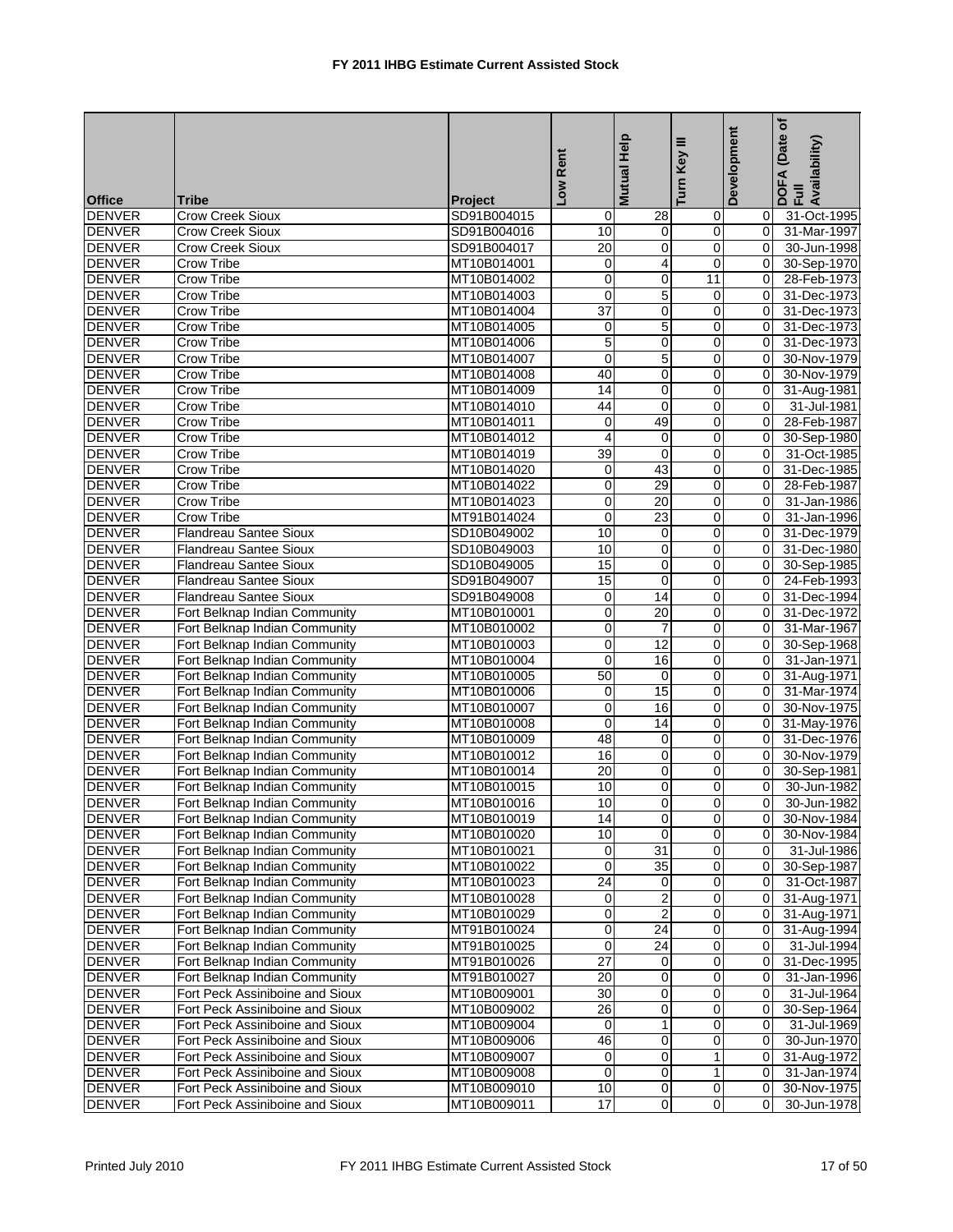# FY 2011 IHBG Estimate Current Assisted Stock

| Office | Tribe | Project | Low Rent | Mutual Help | Turn Key III | Development | DOFA (Date of Full Availability) |
|---|---|---|---|---|---|---|---|
| DENVER | Crow Creek Sioux | SD91B004015 | 0 | 28 | 0 | 0 | 31-Oct-1995 |
| DENVER | Crow Creek Sioux | SD91B004016 | 10 | 0 | 0 | 0 | 31-Mar-1997 |
| DENVER | Crow Creek Sioux | SD91B004017 | 20 | 0 | 0 | 0 | 30-Jun-1998 |
| DENVER | Crow Tribe | MT10B014001 | 0 | 4 | 0 | 0 | 30-Sep-1970 |
| DENVER | Crow Tribe | MT10B014002 | 0 | 0 | 11 | 0 | 28-Feb-1973 |
| DENVER | Crow Tribe | MT10B014003 | 0 | 5 | 0 | 0 | 31-Dec-1973 |
| DENVER | Crow Tribe | MT10B014004 | 37 | 0 | 0 | 0 | 31-Dec-1973 |
| DENVER | Crow Tribe | MT10B014005 | 0 | 5 | 0 | 0 | 31-Dec-1973 |
| DENVER | Crow Tribe | MT10B014006 | 5 | 0 | 0 | 0 | 31-Dec-1973 |
| DENVER | Crow Tribe | MT10B014007 | 0 | 5 | 0 | 0 | 30-Nov-1979 |
| DENVER | Crow Tribe | MT10B014008 | 40 | 0 | 0 | 0 | 30-Nov-1979 |
| DENVER | Crow Tribe | MT10B014009 | 14 | 0 | 0 | 0 | 31-Aug-1981 |
| DENVER | Crow Tribe | MT10B014010 | 44 | 0 | 0 | 0 | 31-Jul-1981 |
| DENVER | Crow Tribe | MT10B014011 | 0 | 49 | 0 | 0 | 28-Feb-1987 |
| DENVER | Crow Tribe | MT10B014012 | 4 | 0 | 0 | 0 | 30-Sep-1980 |
| DENVER | Crow Tribe | MT10B014019 | 39 | 0 | 0 | 0 | 31-Oct-1985 |
| DENVER | Crow Tribe | MT10B014020 | 0 | 43 | 0 | 0 | 31-Dec-1985 |
| DENVER | Crow Tribe | MT10B014022 | 0 | 29 | 0 | 0 | 28-Feb-1987 |
| DENVER | Crow Tribe | MT10B014023 | 0 | 20 | 0 | 0 | 31-Jan-1986 |
| DENVER | Crow Tribe | MT91B014024 | 0 | 23 | 0 | 0 | 31-Jan-1996 |
| DENVER | Flandreau Santee Sioux | SD10B049002 | 10 | 0 | 0 | 0 | 31-Dec-1979 |
| DENVER | Flandreau Santee Sioux | SD10B049003 | 10 | 0 | 0 | 0 | 31-Dec-1980 |
| DENVER | Flandreau Santee Sioux | SD10B049005 | 15 | 0 | 0 | 0 | 30-Sep-1985 |
| DENVER | Flandreau Santee Sioux | SD91B049007 | 15 | 0 | 0 | 0 | 24-Feb-1993 |
| DENVER | Flandreau Santee Sioux | SD91B049008 | 0 | 14 | 0 | 0 | 31-Dec-1994 |
| DENVER | Fort Belknap Indian Community | MT10B010001 | 0 | 20 | 0 | 0 | 31-Dec-1972 |
| DENVER | Fort Belknap Indian Community | MT10B010002 | 0 | 7 | 0 | 0 | 31-Mar-1967 |
| DENVER | Fort Belknap Indian Community | MT10B010003 | 0 | 12 | 0 | 0 | 30-Sep-1968 |
| DENVER | Fort Belknap Indian Community | MT10B010004 | 0 | 16 | 0 | 0 | 31-Jan-1971 |
| DENVER | Fort Belknap Indian Community | MT10B010005 | 50 | 0 | 0 | 0 | 31-Aug-1971 |
| DENVER | Fort Belknap Indian Community | MT10B010006 | 0 | 15 | 0 | 0 | 31-Mar-1974 |
| DENVER | Fort Belknap Indian Community | MT10B010007 | 0 | 16 | 0 | 0 | 30-Nov-1975 |
| DENVER | Fort Belknap Indian Community | MT10B010008 | 0 | 14 | 0 | 0 | 31-May-1976 |
| DENVER | Fort Belknap Indian Community | MT10B010009 | 48 | 0 | 0 | 0 | 31-Dec-1976 |
| DENVER | Fort Belknap Indian Community | MT10B010012 | 16 | 0 | 0 | 0 | 30-Nov-1979 |
| DENVER | Fort Belknap Indian Community | MT10B010014 | 20 | 0 | 0 | 0 | 30-Sep-1981 |
| DENVER | Fort Belknap Indian Community | MT10B010015 | 10 | 0 | 0 | 0 | 30-Jun-1982 |
| DENVER | Fort Belknap Indian Community | MT10B010016 | 10 | 0 | 0 | 0 | 30-Jun-1982 |
| DENVER | Fort Belknap Indian Community | MT10B010019 | 14 | 0 | 0 | 0 | 30-Nov-1984 |
| DENVER | Fort Belknap Indian Community | MT10B010020 | 10 | 0 | 0 | 0 | 30-Nov-1984 |
| DENVER | Fort Belknap Indian Community | MT10B010021 | 0 | 31 | 0 | 0 | 31-Jul-1986 |
| DENVER | Fort Belknap Indian Community | MT10B010022 | 0 | 35 | 0 | 0 | 30-Sep-1987 |
| DENVER | Fort Belknap Indian Community | MT10B010023 | 24 | 0 | 0 | 0 | 31-Oct-1987 |
| DENVER | Fort Belknap Indian Community | MT10B010028 | 0 | 2 | 0 | 0 | 31-Aug-1971 |
| DENVER | Fort Belknap Indian Community | MT10B010029 | 0 | 2 | 0 | 0 | 31-Aug-1971 |
| DENVER | Fort Belknap Indian Community | MT91B010024 | 0 | 24 | 0 | 0 | 31-Aug-1994 |
| DENVER | Fort Belknap Indian Community | MT91B010025 | 0 | 24 | 0 | 0 | 31-Jul-1994 |
| DENVER | Fort Belknap Indian Community | MT91B010026 | 27 | 0 | 0 | 0 | 31-Dec-1995 |
| DENVER | Fort Belknap Indian Community | MT91B010027 | 20 | 0 | 0 | 0 | 31-Jan-1996 |
| DENVER | Fort Peck Assiniboine and Sioux | MT10B009001 | 30 | 0 | 0 | 0 | 31-Jul-1964 |
| DENVER | Fort Peck Assiniboine and Sioux | MT10B009002 | 26 | 0 | 0 | 0 | 30-Sep-1964 |
| DENVER | Fort Peck Assiniboine and Sioux | MT10B009004 | 0 | 1 | 0 | 0 | 31-Jul-1969 |
| DENVER | Fort Peck Assiniboine and Sioux | MT10B009006 | 46 | 0 | 0 | 0 | 30-Jun-1970 |
| DENVER | Fort Peck Assiniboine and Sioux | MT10B009007 | 0 | 0 | 1 | 0 | 31-Aug-1972 |
| DENVER | Fort Peck Assiniboine and Sioux | MT10B009008 | 0 | 0 | 1 | 0 | 31-Jan-1974 |
| DENVER | Fort Peck Assiniboine and Sioux | MT10B009010 | 10 | 0 | 0 | 0 | 30-Nov-1975 |
| DENVER | Fort Peck Assiniboine and Sioux | MT10B009011 | 17 | 0 | 0 | 0 | 30-Jun-1978 |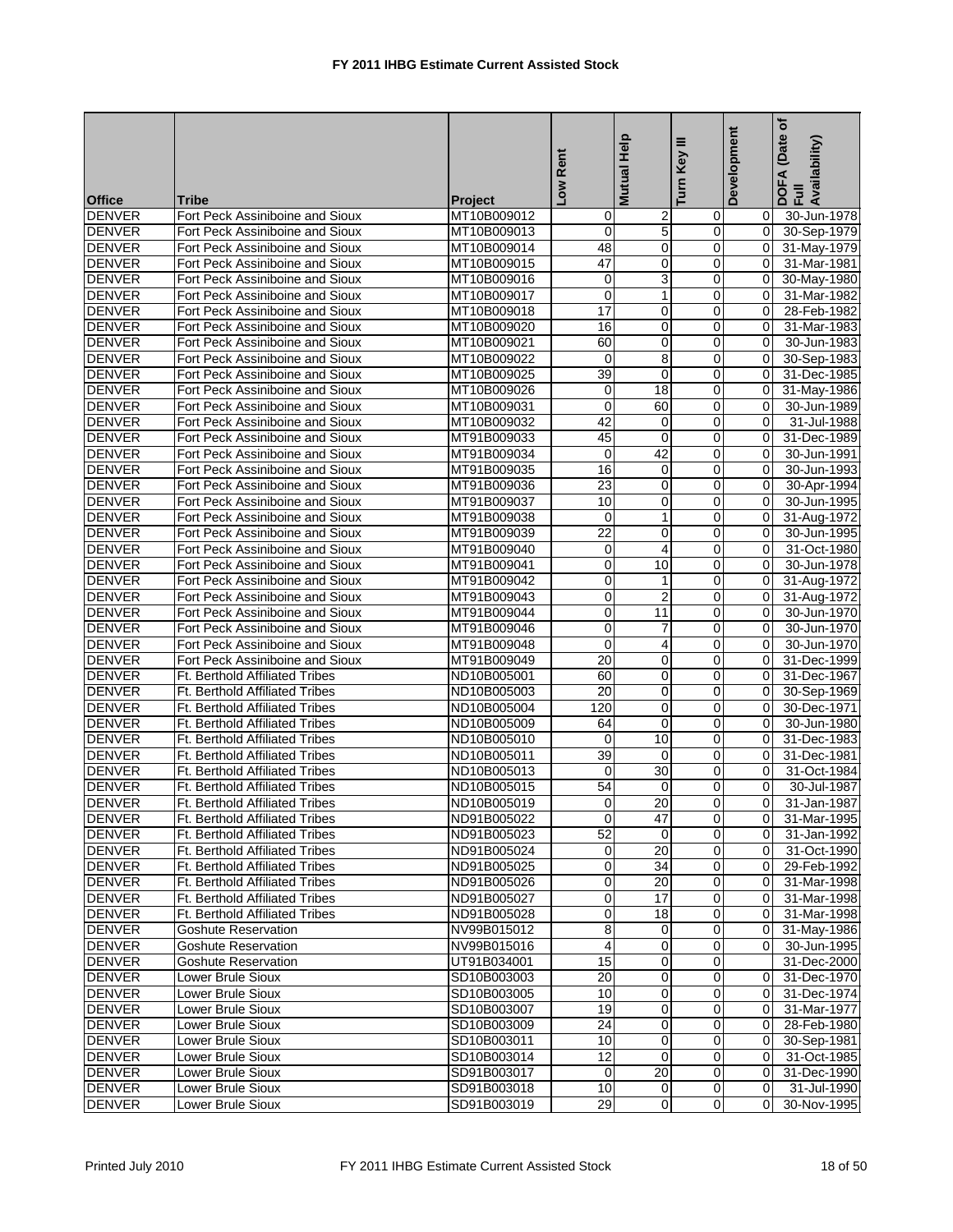# FY 2011 IHBG Estimate Current Assisted Stock

| Office | Tribe | Project | Low Rent | Mutual Help | Turn Key III | Development | DOFA (Date of Full Availability) |
|---|---|---|---|---|---|---|---|
| DENVER | Fort Peck Assiniboine and Sioux | MT10B009012 | 0 | 2 | 0 | 0 | 30-Jun-1978 |
| DENVER | Fort Peck Assiniboine and Sioux | MT10B009013 | 0 | 5 | 0 | 0 | 30-Sep-1979 |
| DENVER | Fort Peck Assiniboine and Sioux | MT10B009014 | 48 | 0 | 0 | 0 | 31-May-1979 |
| DENVER | Fort Peck Assiniboine and Sioux | MT10B009015 | 47 | 0 | 0 | 0 | 31-Mar-1981 |
| DENVER | Fort Peck Assiniboine and Sioux | MT10B009016 | 0 | 3 | 0 | 0 | 30-May-1980 |
| DENVER | Fort Peck Assiniboine and Sioux | MT10B009017 | 0 | 1 | 0 | 0 | 31-Mar-1982 |
| DENVER | Fort Peck Assiniboine and Sioux | MT10B009018 | 17 | 0 | 0 | 0 | 28-Feb-1982 |
| DENVER | Fort Peck Assiniboine and Sioux | MT10B009020 | 16 | 0 | 0 | 0 | 31-Mar-1983 |
| DENVER | Fort Peck Assiniboine and Sioux | MT10B009021 | 60 | 0 | 0 | 0 | 30-Jun-1983 |
| DENVER | Fort Peck Assiniboine and Sioux | MT10B009022 | 0 | 8 | 0 | 0 | 30-Sep-1983 |
| DENVER | Fort Peck Assiniboine and Sioux | MT10B009025 | 39 | 0 | 0 | 0 | 31-Dec-1985 |
| DENVER | Fort Peck Assiniboine and Sioux | MT10B009026 | 0 | 18 | 0 | 0 | 31-May-1986 |
| DENVER | Fort Peck Assiniboine and Sioux | MT10B009031 | 0 | 60 | 0 | 0 | 30-Jun-1989 |
| DENVER | Fort Peck Assiniboine and Sioux | MT10B009032 | 42 | 0 | 0 | 0 | 31-Jul-1988 |
| DENVER | Fort Peck Assiniboine and Sioux | MT91B009033 | 45 | 0 | 0 | 0 | 31-Dec-1989 |
| DENVER | Fort Peck Assiniboine and Sioux | MT91B009034 | 0 | 42 | 0 | 0 | 30-Jun-1991 |
| DENVER | Fort Peck Assiniboine and Sioux | MT91B009035 | 16 | 0 | 0 | 0 | 30-Jun-1993 |
| DENVER | Fort Peck Assiniboine and Sioux | MT91B009036 | 23 | 0 | 0 | 0 | 30-Apr-1994 |
| DENVER | Fort Peck Assiniboine and Sioux | MT91B009037 | 10 | 0 | 0 | 0 | 30-Jun-1995 |
| DENVER | Fort Peck Assiniboine and Sioux | MT91B009038 | 0 | 1 | 0 | 0 | 31-Aug-1972 |
| DENVER | Fort Peck Assiniboine and Sioux | MT91B009039 | 22 | 0 | 0 | 0 | 30-Jun-1995 |
| DENVER | Fort Peck Assiniboine and Sioux | MT91B009040 | 0 | 4 | 0 | 0 | 31-Oct-1980 |
| DENVER | Fort Peck Assiniboine and Sioux | MT91B009041 | 0 | 10 | 0 | 0 | 30-Jun-1978 |
| DENVER | Fort Peck Assiniboine and Sioux | MT91B009042 | 0 | 1 | 0 | 0 | 31-Aug-1972 |
| DENVER | Fort Peck Assiniboine and Sioux | MT91B009043 | 0 | 2 | 0 | 0 | 31-Aug-1972 |
| DENVER | Fort Peck Assiniboine and Sioux | MT91B009044 | 0 | 11 | 0 | 0 | 30-Jun-1970 |
| DENVER | Fort Peck Assiniboine and Sioux | MT91B009046 | 0 | 7 | 0 | 0 | 30-Jun-1970 |
| DENVER | Fort Peck Assiniboine and Sioux | MT91B009048 | 0 | 4 | 0 | 0 | 30-Jun-1970 |
| DENVER | Fort Peck Assiniboine and Sioux | MT91B009049 | 20 | 0 | 0 | 0 | 31-Dec-1999 |
| DENVER | Ft. Berthold Affiliated Tribes | ND10B005001 | 60 | 0 | 0 | 0 | 31-Dec-1967 |
| DENVER | Ft. Berthold Affiliated Tribes | ND10B005003 | 20 | 0 | 0 | 0 | 30-Sep-1969 |
| DENVER | Ft. Berthold Affiliated Tribes | ND10B005004 | 120 | 0 | 0 | 0 | 30-Dec-1971 |
| DENVER | Ft. Berthold Affiliated Tribes | ND10B005009 | 64 | 0 | 0 | 0 | 30-Jun-1980 |
| DENVER | Ft. Berthold Affiliated Tribes | ND10B005010 | 0 | 10 | 0 | 0 | 31-Dec-1983 |
| DENVER | Ft. Berthold Affiliated Tribes | ND10B005011 | 39 | 0 | 0 | 0 | 31-Dec-1981 |
| DENVER | Ft. Berthold Affiliated Tribes | ND10B005013 | 0 | 30 | 0 | 0 | 31-Oct-1984 |
| DENVER | Ft. Berthold Affiliated Tribes | ND10B005015 | 54 | 0 | 0 | 0 | 30-Jul-1987 |
| DENVER | Ft. Berthold Affiliated Tribes | ND10B005019 | 0 | 20 | 0 | 0 | 31-Jan-1987 |
| DENVER | Ft. Berthold Affiliated Tribes | ND91B005022 | 0 | 47 | 0 | 0 | 31-Mar-1995 |
| DENVER | Ft. Berthold Affiliated Tribes | ND91B005023 | 52 | 0 | 0 | 0 | 31-Jan-1992 |
| DENVER | Ft. Berthold Affiliated Tribes | ND91B005024 | 0 | 20 | 0 | 0 | 31-Oct-1990 |
| DENVER | Ft. Berthold Affiliated Tribes | ND91B005025 | 0 | 34 | 0 | 0 | 29-Feb-1992 |
| DENVER | Ft. Berthold Affiliated Tribes | ND91B005026 | 0 | 20 | 0 | 0 | 31-Mar-1998 |
| DENVER | Ft. Berthold Affiliated Tribes | ND91B005027 | 0 | 17 | 0 | 0 | 31-Mar-1998 |
| DENVER | Ft. Berthold Affiliated Tribes | ND91B005028 | 0 | 18 | 0 | 0 | 31-Mar-1998 |
| DENVER | Goshute Reservation | NV99B015012 | 8 | 0 | 0 | 0 | 31-May-1986 |
| DENVER | Goshute Reservation | NV99B015016 | 4 | 0 | 0 | 0 | 30-Jun-1995 |
| DENVER | Goshute Reservation | UT91B034001 | 15 | 0 | 0 | | 31-Dec-2000 |
| DENVER | Lower Brule Sioux | SD10B003003 | 20 | 0 | 0 | 0 | 31-Dec-1970 |
| DENVER | Lower Brule Sioux | SD10B003005 | 10 | 0 | 0 | 0 | 31-Dec-1974 |
| DENVER | Lower Brule Sioux | SD10B003007 | 19 | 0 | 0 | 0 | 31-Mar-1977 |
| DENVER | Lower Brule Sioux | SD10B003009 | 24 | 0 | 0 | 0 | 28-Feb-1980 |
| DENVER | Lower Brule Sioux | SD10B003011 | 10 | 0 | 0 | 0 | 30-Sep-1981 |
| DENVER | Lower Brule Sioux | SD10B003014 | 12 | 0 | 0 | 0 | 31-Oct-1985 |
| DENVER | Lower Brule Sioux | SD91B003017 | 0 | 20 | 0 | 0 | 31-Dec-1990 |
| DENVER | Lower Brule Sioux | SD91B003018 | 10 | 0 | 0 | 0 | 31-Jul-1990 |
| DENVER | Lower Brule Sioux | SD91B003019 | 29 | 0 | 0 | 0 | 30-Nov-1995 |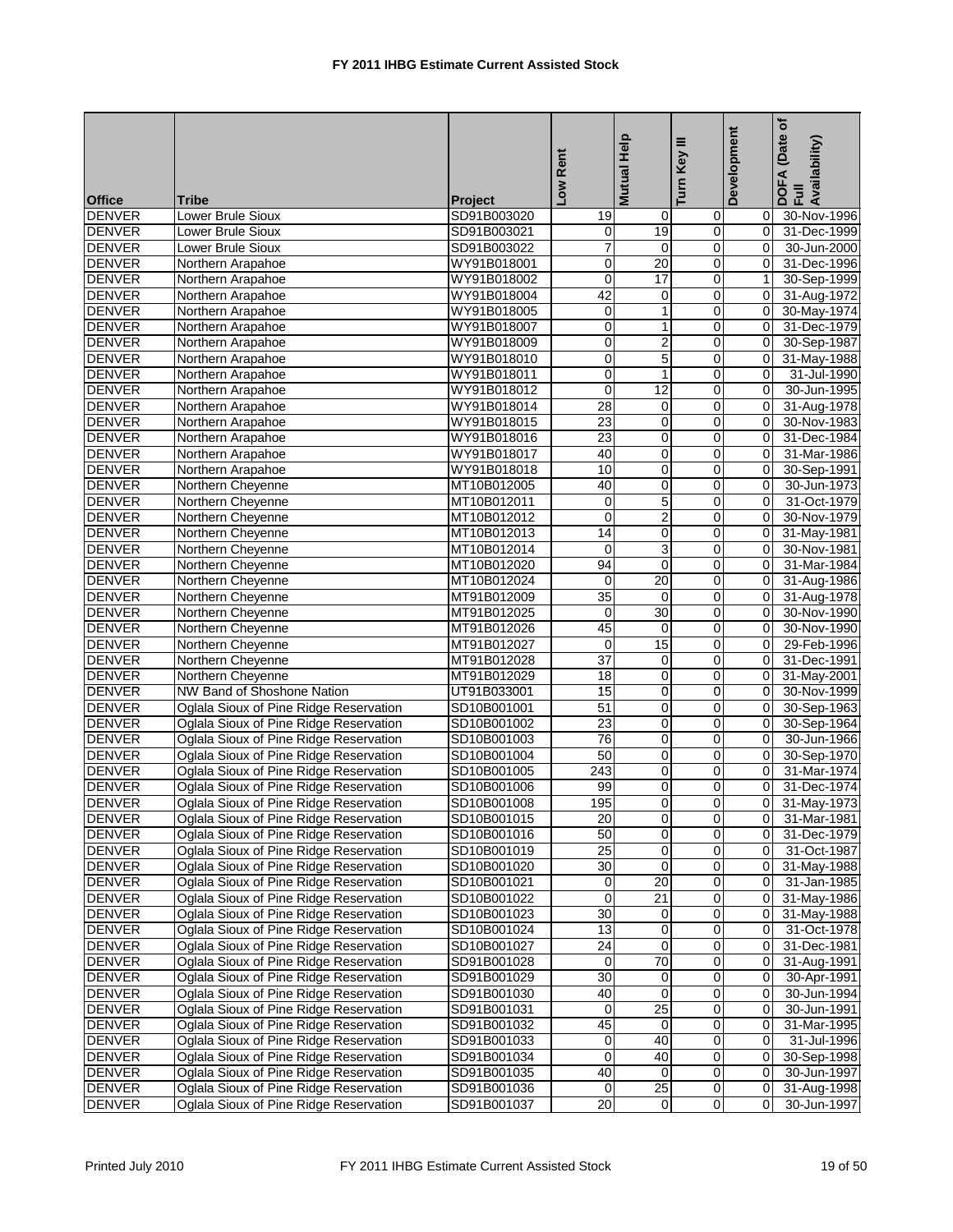# FY 2011 IHBG Estimate Current Assisted Stock

| Office | Tribe | Project | Low Rent | Mutual Help | Turn Key III | Development | DOFA (Date of Full Availability) |
|---|---|---|---|---|---|---|---|
| DENVER | Lower Brule Sioux | SD91B003020 | 19 | 0 | 0 | 0 | 30-Nov-1996 |
| DENVER | Lower Brule Sioux | SD91B003021 | 0 | 19 | 0 | 0 | 31-Dec-1999 |
| DENVER | Lower Brule Sioux | SD91B003022 | 7 | 0 | 0 | 0 | 30-Jun-2000 |
| DENVER | Northern Arapahoe | WY91B018001 | 0 | 20 | 0 | 0 | 31-Dec-1996 |
| DENVER | Northern Arapahoe | WY91B018002 | 0 | 17 | 0 | 1 | 30-Sep-1999 |
| DENVER | Northern Arapahoe | WY91B018004 | 42 | 0 | 0 | 0 | 31-Aug-1972 |
| DENVER | Northern Arapahoe | WY91B018005 | 0 | 1 | 0 | 0 | 30-May-1974 |
| DENVER | Northern Arapahoe | WY91B018007 | 0 | 1 | 0 | 0 | 31-Dec-1979 |
| DENVER | Northern Arapahoe | WY91B018009 | 0 | 2 | 0 | 0 | 30-Sep-1987 |
| DENVER | Northern Arapahoe | WY91B018010 | 0 | 5 | 0 | 0 | 31-May-1988 |
| DENVER | Northern Arapahoe | WY91B018011 | 0 | 1 | 0 | 0 | 31-Jul-1990 |
| DENVER | Northern Arapahoe | WY91B018012 | 0 | 12 | 0 | 0 | 30-Jun-1995 |
| DENVER | Northern Arapahoe | WY91B018014 | 28 | 0 | 0 | 0 | 31-Aug-1978 |
| DENVER | Northern Arapahoe | WY91B018015 | 23 | 0 | 0 | 0 | 30-Nov-1983 |
| DENVER | Northern Arapahoe | WY91B018016 | 23 | 0 | 0 | 0 | 31-Dec-1984 |
| DENVER | Northern Arapahoe | WY91B018017 | 40 | 0 | 0 | 0 | 31-Mar-1986 |
| DENVER | Northern Arapahoe | WY91B018018 | 10 | 0 | 0 | 0 | 30-Sep-1991 |
| DENVER | Northern Cheyenne | MT10B012005 | 40 | 0 | 0 | 0 | 30-Jun-1973 |
| DENVER | Northern Cheyenne | MT10B012011 | 0 | 5 | 0 | 0 | 31-Oct-1979 |
| DENVER | Northern Cheyenne | MT10B012012 | 0 | 2 | 0 | 0 | 30-Nov-1979 |
| DENVER | Northern Cheyenne | MT10B012013 | 14 | 0 | 0 | 0 | 31-May-1981 |
| DENVER | Northern Cheyenne | MT10B012014 | 0 | 3 | 0 | 0 | 30-Nov-1981 |
| DENVER | Northern Cheyenne | MT10B012020 | 94 | 0 | 0 | 0 | 31-Mar-1984 |
| DENVER | Northern Cheyenne | MT10B012024 | 0 | 20 | 0 | 0 | 31-Aug-1986 |
| DENVER | Northern Cheyenne | MT91B012009 | 35 | 0 | 0 | 0 | 31-Aug-1978 |
| DENVER | Northern Cheyenne | MT91B012025 | 0 | 30 | 0 | 0 | 30-Nov-1990 |
| DENVER | Northern Cheyenne | MT91B012026 | 45 | 0 | 0 | 0 | 30-Nov-1990 |
| DENVER | Northern Cheyenne | MT91B012027 | 0 | 15 | 0 | 0 | 29-Feb-1996 |
| DENVER | Northern Cheyenne | MT91B012028 | 37 | 0 | 0 | 0 | 31-Dec-1991 |
| DENVER | Northern Cheyenne | MT91B012029 | 18 | 0 | 0 | 0 | 31-May-2001 |
| DENVER | NW Band of Shoshone Nation | UT91B033001 | 15 | 0 | 0 | 0 | 30-Nov-1999 |
| DENVER | Oglala Sioux of Pine Ridge Reservation | SD10B001001 | 51 | 0 | 0 | 0 | 30-Sep-1963 |
| DENVER | Oglala Sioux of Pine Ridge Reservation | SD10B001002 | 23 | 0 | 0 | 0 | 30-Sep-1964 |
| DENVER | Oglala Sioux of Pine Ridge Reservation | SD10B001003 | 76 | 0 | 0 | 0 | 30-Jun-1966 |
| DENVER | Oglala Sioux of Pine Ridge Reservation | SD10B001004 | 50 | 0 | 0 | 0 | 30-Sep-1970 |
| DENVER | Oglala Sioux of Pine Ridge Reservation | SD10B001005 | 243 | 0 | 0 | 0 | 31-Mar-1974 |
| DENVER | Oglala Sioux of Pine Ridge Reservation | SD10B001006 | 99 | 0 | 0 | 0 | 31-Dec-1974 |
| DENVER | Oglala Sioux of Pine Ridge Reservation | SD10B001008 | 195 | 0 | 0 | 0 | 31-May-1973 |
| DENVER | Oglala Sioux of Pine Ridge Reservation | SD10B001015 | 20 | 0 | 0 | 0 | 31-Mar-1981 |
| DENVER | Oglala Sioux of Pine Ridge Reservation | SD10B001016 | 50 | 0 | 0 | 0 | 31-Dec-1979 |
| DENVER | Oglala Sioux of Pine Ridge Reservation | SD10B001019 | 25 | 0 | 0 | 0 | 31-Oct-1987 |
| DENVER | Oglala Sioux of Pine Ridge Reservation | SD10B001020 | 30 | 0 | 0 | 0 | 31-May-1988 |
| DENVER | Oglala Sioux of Pine Ridge Reservation | SD10B001021 | 0 | 20 | 0 | 0 | 31-Jan-1985 |
| DENVER | Oglala Sioux of Pine Ridge Reservation | SD10B001022 | 0 | 21 | 0 | 0 | 31-May-1986 |
| DENVER | Oglala Sioux of Pine Ridge Reservation | SD10B001023 | 30 | 0 | 0 | 0 | 31-May-1988 |
| DENVER | Oglala Sioux of Pine Ridge Reservation | SD10B001024 | 13 | 0 | 0 | 0 | 31-Oct-1978 |
| DENVER | Oglala Sioux of Pine Ridge Reservation | SD10B001027 | 24 | 0 | 0 | 0 | 31-Dec-1981 |
| DENVER | Oglala Sioux of Pine Ridge Reservation | SD91B001028 | 0 | 70 | 0 | 0 | 31-Aug-1991 |
| DENVER | Oglala Sioux of Pine Ridge Reservation | SD91B001029 | 30 | 0 | 0 | 0 | 30-Apr-1991 |
| DENVER | Oglala Sioux of Pine Ridge Reservation | SD91B001030 | 40 | 0 | 0 | 0 | 30-Jun-1994 |
| DENVER | Oglala Sioux of Pine Ridge Reservation | SD91B001031 | 0 | 25 | 0 | 0 | 30-Jun-1991 |
| DENVER | Oglala Sioux of Pine Ridge Reservation | SD91B001032 | 45 | 0 | 0 | 0 | 31-Mar-1995 |
| DENVER | Oglala Sioux of Pine Ridge Reservation | SD91B001033 | 0 | 40 | 0 | 0 | 31-Jul-1996 |
| DENVER | Oglala Sioux of Pine Ridge Reservation | SD91B001034 | 0 | 40 | 0 | 0 | 30-Sep-1998 |
| DENVER | Oglala Sioux of Pine Ridge Reservation | SD91B001035 | 40 | 0 | 0 | 0 | 30-Jun-1997 |
| DENVER | Oglala Sioux of Pine Ridge Reservation | SD91B001036 | 0 | 25 | 0 | 0 | 31-Aug-1998 |
| DENVER | Oglala Sioux of Pine Ridge Reservation | SD91B001037 | 20 | 0 | 0 | 0 | 30-Jun-1997 |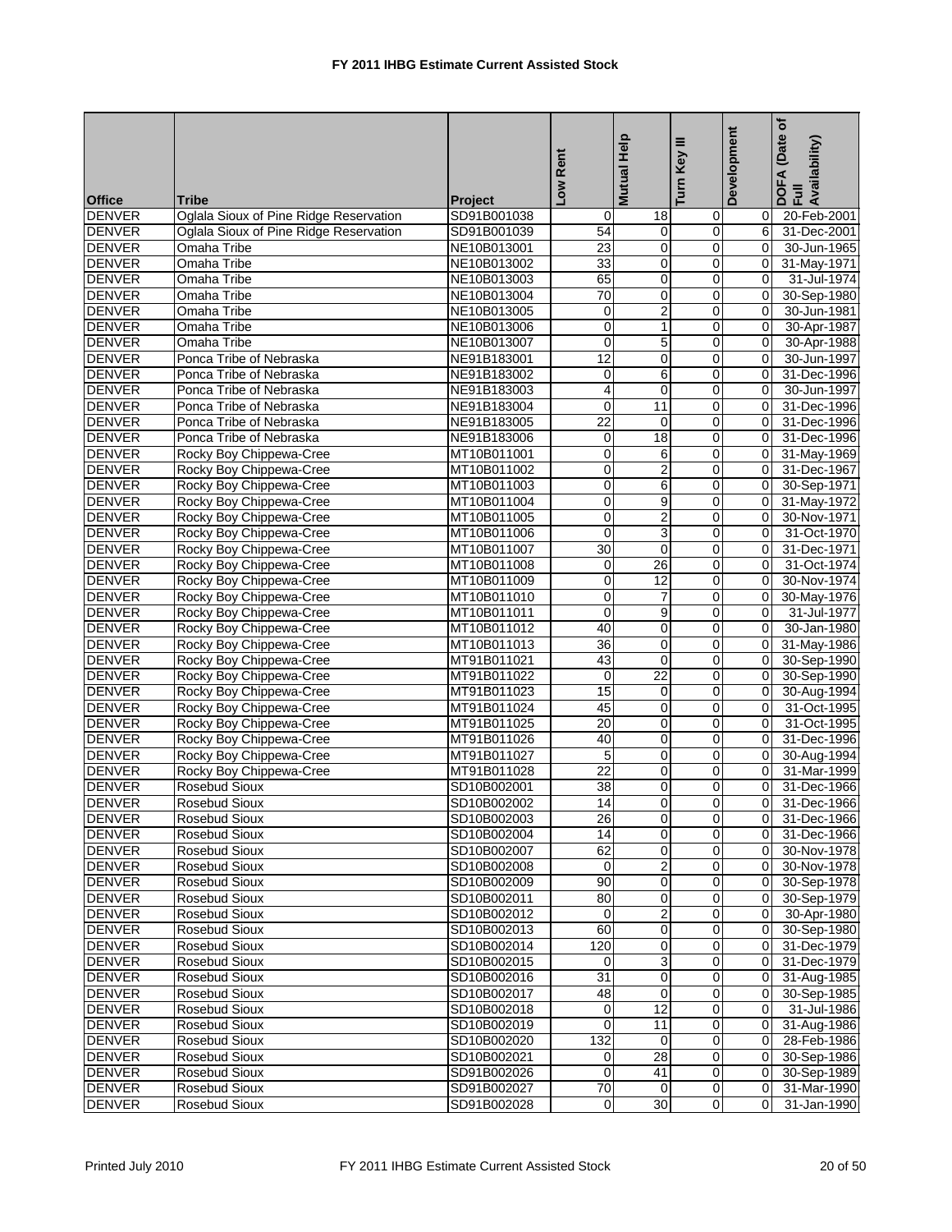# FY 2011 IHBG Estimate Current Assisted Stock

| Office | Tribe | Project | Low Rent | Mutual Help | Turn Key III | Development | DOFA (Date of Full Availability) |
|---|---|---|---|---|---|---|---|
| DENVER | Oglala Sioux of Pine Ridge Reservation | SD91B001038 | 0 | 18 | 0 | 0 | 20-Feb-2001 |
| DENVER | Oglala Sioux of Pine Ridge Reservation | SD91B001039 | 54 | 0 | 0 | 6 | 31-Dec-2001 |
| DENVER | Omaha Tribe | NE10B013001 | 23 | 0 | 0 | 0 | 30-Jun-1965 |
| DENVER | Omaha Tribe | NE10B013002 | 33 | 0 | 0 | 0 | 31-May-1971 |
| DENVER | Omaha Tribe | NE10B013003 | 65 | 0 | 0 | 0 | 31-Jul-1974 |
| DENVER | Omaha Tribe | NE10B013004 | 70 | 0 | 0 | 0 | 30-Sep-1980 |
| DENVER | Omaha Tribe | NE10B013005 | 0 | 2 | 0 | 0 | 30-Jun-1981 |
| DENVER | Omaha Tribe | NE10B013006 | 0 | 1 | 0 | 0 | 30-Apr-1987 |
| DENVER | Omaha Tribe | NE10B013007 | 0 | 5 | 0 | 0 | 30-Apr-1988 |
| DENVER | Ponca Tribe of Nebraska | NE91B183001 | 12 | 0 | 0 | 0 | 30-Jun-1997 |
| DENVER | Ponca Tribe of Nebraska | NE91B183002 | 0 | 6 | 0 | 0 | 31-Dec-1996 |
| DENVER | Ponca Tribe of Nebraska | NE91B183003 | 4 | 0 | 0 | 0 | 30-Jun-1997 |
| DENVER | Ponca Tribe of Nebraska | NE91B183004 | 0 | 11 | 0 | 0 | 31-Dec-1996 |
| DENVER | Ponca Tribe of Nebraska | NE91B183005 | 22 | 0 | 0 | 0 | 31-Dec-1996 |
| DENVER | Ponca Tribe of Nebraska | NE91B183006 | 0 | 18 | 0 | 0 | 31-Dec-1996 |
| DENVER | Rocky Boy Chippewa-Cree | MT10B011001 | 0 | 6 | 0 | 0 | 31-May-1969 |
| DENVER | Rocky Boy Chippewa-Cree | MT10B011002 | 0 | 2 | 0 | 0 | 31-Dec-1967 |
| DENVER | Rocky Boy Chippewa-Cree | MT10B011003 | 0 | 6 | 0 | 0 | 30-Sep-1971 |
| DENVER | Rocky Boy Chippewa-Cree | MT10B011004 | 0 | 9 | 0 | 0 | 31-May-1972 |
| DENVER | Rocky Boy Chippewa-Cree | MT10B011005 | 0 | 2 | 0 | 0 | 30-Nov-1971 |
| DENVER | Rocky Boy Chippewa-Cree | MT10B011006 | 0 | 3 | 0 | 0 | 31-Oct-1970 |
| DENVER | Rocky Boy Chippewa-Cree | MT10B011007 | 30 | 0 | 0 | 0 | 31-Dec-1971 |
| DENVER | Rocky Boy Chippewa-Cree | MT10B011008 | 0 | 26 | 0 | 0 | 31-Oct-1974 |
| DENVER | Rocky Boy Chippewa-Cree | MT10B011009 | 0 | 12 | 0 | 0 | 30-Nov-1974 |
| DENVER | Rocky Boy Chippewa-Cree | MT10B011010 | 0 | 7 | 0 | 0 | 30-May-1976 |
| DENVER | Rocky Boy Chippewa-Cree | MT10B011011 | 0 | 9 | 0 | 0 | 31-Jul-1977 |
| DENVER | Rocky Boy Chippewa-Cree | MT10B011012 | 40 | 0 | 0 | 0 | 30-Jan-1980 |
| DENVER | Rocky Boy Chippewa-Cree | MT10B011013 | 36 | 0 | 0 | 0 | 31-May-1986 |
| DENVER | Rocky Boy Chippewa-Cree | MT91B011021 | 43 | 0 | 0 | 0 | 30-Sep-1990 |
| DENVER | Rocky Boy Chippewa-Cree | MT91B011022 | 0 | 22 | 0 | 0 | 30-Sep-1990 |
| DENVER | Rocky Boy Chippewa-Cree | MT91B011023 | 15 | 0 | 0 | 0 | 30-Aug-1994 |
| DENVER | Rocky Boy Chippewa-Cree | MT91B011024 | 45 | 0 | 0 | 0 | 31-Oct-1995 |
| DENVER | Rocky Boy Chippewa-Cree | MT91B011025 | 20 | 0 | 0 | 0 | 31-Oct-1995 |
| DENVER | Rocky Boy Chippewa-Cree | MT91B011026 | 40 | 0 | 0 | 0 | 31-Dec-1996 |
| DENVER | Rocky Boy Chippewa-Cree | MT91B011027 | 5 | 0 | 0 | 0 | 30-Aug-1994 |
| DENVER | Rocky Boy Chippewa-Cree | MT91B011028 | 22 | 0 | 0 | 0 | 31-Mar-1999 |
| DENVER | Rosebud Sioux | SD10B002001 | 38 | 0 | 0 | 0 | 31-Dec-1966 |
| DENVER | Rosebud Sioux | SD10B002002 | 14 | 0 | 0 | 0 | 31-Dec-1966 |
| DENVER | Rosebud Sioux | SD10B002003 | 26 | 0 | 0 | 0 | 31-Dec-1966 |
| DENVER | Rosebud Sioux | SD10B002004 | 14 | 0 | 0 | 0 | 31-Dec-1966 |
| DENVER | Rosebud Sioux | SD10B002007 | 62 | 0 | 0 | 0 | 30-Nov-1978 |
| DENVER | Rosebud Sioux | SD10B002008 | 0 | 2 | 0 | 0 | 30-Nov-1978 |
| DENVER | Rosebud Sioux | SD10B002009 | 90 | 0 | 0 | 0 | 30-Sep-1978 |
| DENVER | Rosebud Sioux | SD10B002011 | 80 | 0 | 0 | 0 | 30-Sep-1979 |
| DENVER | Rosebud Sioux | SD10B002012 | 0 | 2 | 0 | 0 | 30-Apr-1980 |
| DENVER | Rosebud Sioux | SD10B002013 | 60 | 0 | 0 | 0 | 30-Sep-1980 |
| DENVER | Rosebud Sioux | SD10B002014 | 120 | 0 | 0 | 0 | 31-Dec-1979 |
| DENVER | Rosebud Sioux | SD10B002015 | 0 | 3 | 0 | 0 | 31-Dec-1979 |
| DENVER | Rosebud Sioux | SD10B002016 | 31 | 0 | 0 | 0 | 31-Aug-1985 |
| DENVER | Rosebud Sioux | SD10B002017 | 48 | 0 | 0 | 0 | 30-Sep-1985 |
| DENVER | Rosebud Sioux | SD10B002018 | 0 | 12 | 0 | 0 | 31-Jul-1986 |
| DENVER | Rosebud Sioux | SD10B002019 | 0 | 11 | 0 | 0 | 31-Aug-1986 |
| DENVER | Rosebud Sioux | SD10B002020 | 132 | 0 | 0 | 0 | 28-Feb-1986 |
| DENVER | Rosebud Sioux | SD10B002021 | 0 | 28 | 0 | 0 | 30-Sep-1986 |
| DENVER | Rosebud Sioux | SD91B002026 | 0 | 41 | 0 | 0 | 30-Sep-1989 |
| DENVER | Rosebud Sioux | SD91B002027 | 70 | 0 | 0 | 0 | 31-Mar-1990 |
| DENVER | Rosebud Sioux | SD91B002028 | 0 | 30 | 0 | 0 | 31-Jan-1990 |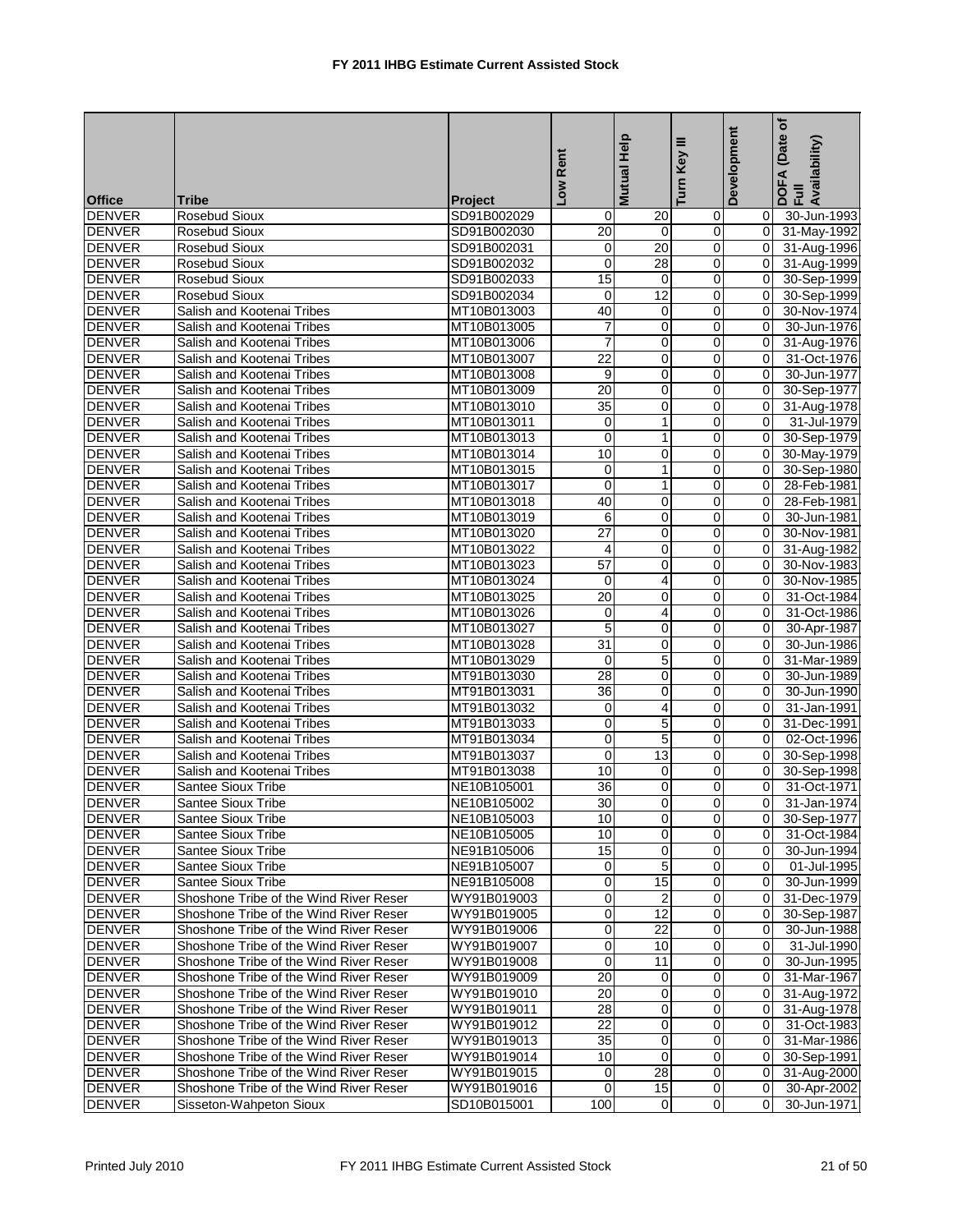# FY 2011 IHBG Estimate Current Assisted Stock

| Office | Tribe | Project | Low Rent | Mutual Help | Turn Key III | Development | DOFA (Date of Full Availability) |
|---|---|---|---|---|---|---|---|
| DENVER | Rosebud Sioux | SD91B002029 | 0 | 20 | 0 | 0 | 30-Jun-1993 |
| DENVER | Rosebud Sioux | SD91B002030 | 20 | 0 | 0 | 0 | 31-May-1992 |
| DENVER | Rosebud Sioux | SD91B002031 | 0 | 20 | 0 | 0 | 31-Aug-1996 |
| DENVER | Rosebud Sioux | SD91B002032 | 0 | 28 | 0 | 0 | 31-Aug-1999 |
| DENVER | Rosebud Sioux | SD91B002033 | 15 | 0 | 0 | 0 | 30-Sep-1999 |
| DENVER | Rosebud Sioux | SD91B002034 | 0 | 12 | 0 | 0 | 30-Sep-1999 |
| DENVER | Salish and Kootenai Tribes | MT10B013003 | 40 | 0 | 0 | 0 | 30-Nov-1974 |
| DENVER | Salish and Kootenai Tribes | MT10B013005 | 7 | 0 | 0 | 0 | 30-Jun-1976 |
| DENVER | Salish and Kootenai Tribes | MT10B013006 | 7 | 0 | 0 | 0 | 31-Aug-1976 |
| DENVER | Salish and Kootenai Tribes | MT10B013007 | 22 | 0 | 0 | 0 | 31-Oct-1976 |
| DENVER | Salish and Kootenai Tribes | MT10B013008 | 9 | 0 | 0 | 0 | 30-Jun-1977 |
| DENVER | Salish and Kootenai Tribes | MT10B013009 | 20 | 0 | 0 | 0 | 30-Sep-1977 |
| DENVER | Salish and Kootenai Tribes | MT10B013010 | 35 | 0 | 0 | 0 | 31-Aug-1978 |
| DENVER | Salish and Kootenai Tribes | MT10B013011 | 0 | 1 | 0 | 0 | 31-Jul-1979 |
| DENVER | Salish and Kootenai Tribes | MT10B013013 | 0 | 1 | 0 | 0 | 30-Sep-1979 |
| DENVER | Salish and Kootenai Tribes | MT10B013014 | 10 | 0 | 0 | 0 | 30-May-1979 |
| DENVER | Salish and Kootenai Tribes | MT10B013015 | 0 | 1 | 0 | 0 | 30-Sep-1980 |
| DENVER | Salish and Kootenai Tribes | MT10B013017 | 0 | 1 | 0 | 0 | 28-Feb-1981 |
| DENVER | Salish and Kootenai Tribes | MT10B013018 | 40 | 0 | 0 | 0 | 28-Feb-1981 |
| DENVER | Salish and Kootenai Tribes | MT10B013019 | 6 | 0 | 0 | 0 | 30-Jun-1981 |
| DENVER | Salish and Kootenai Tribes | MT10B013020 | 27 | 0 | 0 | 0 | 30-Nov-1981 |
| DENVER | Salish and Kootenai Tribes | MT10B013022 | 4 | 0 | 0 | 0 | 31-Aug-1982 |
| DENVER | Salish and Kootenai Tribes | MT10B013023 | 57 | 0 | 0 | 0 | 30-Nov-1983 |
| DENVER | Salish and Kootenai Tribes | MT10B013024 | 0 | 4 | 0 | 0 | 30-Nov-1985 |
| DENVER | Salish and Kootenai Tribes | MT10B013025 | 20 | 0 | 0 | 0 | 31-Oct-1984 |
| DENVER | Salish and Kootenai Tribes | MT10B013026 | 0 | 4 | 0 | 0 | 31-Oct-1986 |
| DENVER | Salish and Kootenai Tribes | MT10B013027 | 5 | 0 | 0 | 0 | 30-Apr-1987 |
| DENVER | Salish and Kootenai Tribes | MT10B013028 | 31 | 0 | 0 | 0 | 30-Jun-1986 |
| DENVER | Salish and Kootenai Tribes | MT10B013029 | 0 | 5 | 0 | 0 | 31-Mar-1989 |
| DENVER | Salish and Kootenai Tribes | MT91B013030 | 28 | 0 | 0 | 0 | 30-Jun-1989 |
| DENVER | Salish and Kootenai Tribes | MT91B013031 | 36 | 0 | 0 | 0 | 30-Jun-1990 |
| DENVER | Salish and Kootenai Tribes | MT91B013032 | 0 | 4 | 0 | 0 | 31-Jan-1991 |
| DENVER | Salish and Kootenai Tribes | MT91B013033 | 0 | 5 | 0 | 0 | 31-Dec-1991 |
| DENVER | Salish and Kootenai Tribes | MT91B013034 | 0 | 5 | 0 | 0 | 02-Oct-1996 |
| DENVER | Salish and Kootenai Tribes | MT91B013037 | 0 | 13 | 0 | 0 | 30-Sep-1998 |
| DENVER | Salish and Kootenai Tribes | MT91B013038 | 10 | 0 | 0 | 0 | 30-Sep-1998 |
| DENVER | Santee Sioux Tribe | NE10B105001 | 36 | 0 | 0 | 0 | 31-Oct-1971 |
| DENVER | Santee Sioux Tribe | NE10B105002 | 30 | 0 | 0 | 0 | 31-Jan-1974 |
| DENVER | Santee Sioux Tribe | NE10B105003 | 10 | 0 | 0 | 0 | 30-Sep-1977 |
| DENVER | Santee Sioux Tribe | NE10B105005 | 10 | 0 | 0 | 0 | 31-Oct-1984 |
| DENVER | Santee Sioux Tribe | NE91B105006 | 15 | 0 | 0 | 0 | 30-Jun-1994 |
| DENVER | Santee Sioux Tribe | NE91B105007 | 0 | 5 | 0 | 0 | 01-Jul-1995 |
| DENVER | Santee Sioux Tribe | NE91B105008 | 0 | 15 | 0 | 0 | 30-Jun-1999 |
| DENVER | Shoshone Tribe of the Wind River Reser | WY91B019003 | 0 | 2 | 0 | 0 | 31-Dec-1979 |
| DENVER | Shoshone Tribe of the Wind River Reser | WY91B019005 | 0 | 12 | 0 | 0 | 30-Sep-1987 |
| DENVER | Shoshone Tribe of the Wind River Reser | WY91B019006 | 0 | 22 | 0 | 0 | 30-Jun-1988 |
| DENVER | Shoshone Tribe of the Wind River Reser | WY91B019007 | 0 | 10 | 0 | 0 | 31-Jul-1990 |
| DENVER | Shoshone Tribe of the Wind River Reser | WY91B019008 | 0 | 11 | 0 | 0 | 30-Jun-1995 |
| DENVER | Shoshone Tribe of the Wind River Reser | WY91B019009 | 20 | 0 | 0 | 0 | 31-Mar-1967 |
| DENVER | Shoshone Tribe of the Wind River Reser | WY91B019010 | 20 | 0 | 0 | 0 | 31-Aug-1972 |
| DENVER | Shoshone Tribe of the Wind River Reser | WY91B019011 | 28 | 0 | 0 | 0 | 31-Aug-1978 |
| DENVER | Shoshone Tribe of the Wind River Reser | WY91B019012 | 22 | 0 | 0 | 0 | 31-Oct-1983 |
| DENVER | Shoshone Tribe of the Wind River Reser | WY91B019013 | 35 | 0 | 0 | 0 | 31-Mar-1986 |
| DENVER | Shoshone Tribe of the Wind River Reser | WY91B019014 | 10 | 0 | 0 | 0 | 30-Sep-1991 |
| DENVER | Shoshone Tribe of the Wind River Reser | WY91B019015 | 0 | 28 | 0 | 0 | 31-Aug-2000 |
| DENVER | Shoshone Tribe of the Wind River Reser | WY91B019016 | 0 | 15 | 0 | 0 | 30-Apr-2002 |
| DENVER | Sisseton-Wahpeton Sioux | SD10B015001 | 100 | 0 | 0 | 0 | 30-Jun-1971 |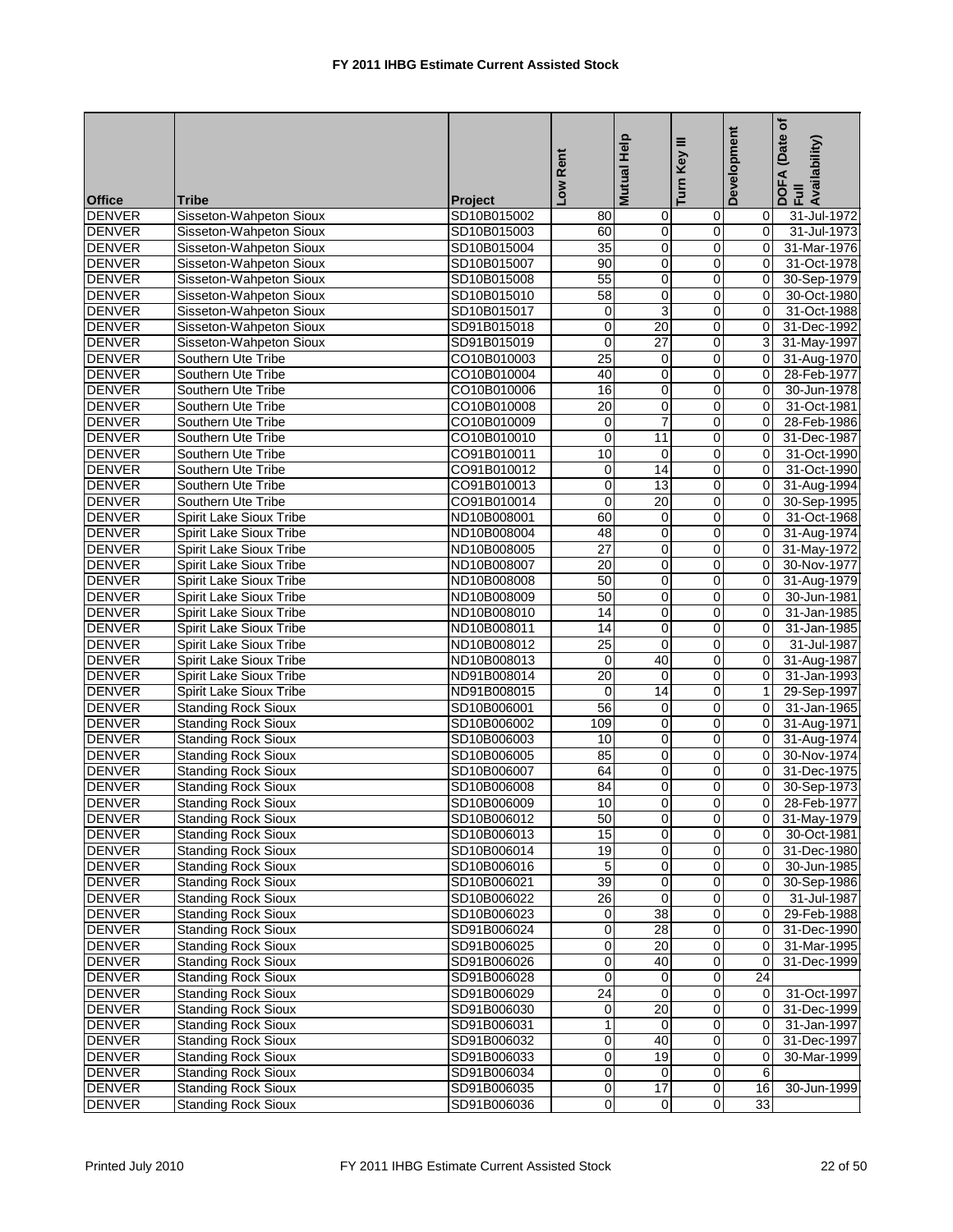# FY 2011 IHBG Estimate Current Assisted Stock

| Office | Tribe | Project | Low Rent | Mutual Help | Turn Key III | Development | DOFA (Date of Full Availability) |
|---|---|---|---|---|---|---|---|
| DENVER | Sisseton-Wahpeton Sioux | SD10B015002 | 80 | 0 | 0 | 0 | 31-Jul-1972 |
| DENVER | Sisseton-Wahpeton Sioux | SD10B015003 | 60 | 0 | 0 | 0 | 31-Jul-1973 |
| DENVER | Sisseton-Wahpeton Sioux | SD10B015004 | 35 | 0 | 0 | 0 | 31-Mar-1976 |
| DENVER | Sisseton-Wahpeton Sioux | SD10B015007 | 90 | 0 | 0 | 0 | 31-Oct-1978 |
| DENVER | Sisseton-Wahpeton Sioux | SD10B015008 | 55 | 0 | 0 | 0 | 30-Sep-1979 |
| DENVER | Sisseton-Wahpeton Sioux | SD10B015010 | 58 | 0 | 0 | 0 | 30-Oct-1980 |
| DENVER | Sisseton-Wahpeton Sioux | SD10B015017 | 0 | 3 | 0 | 0 | 31-Oct-1988 |
| DENVER | Sisseton-Wahpeton Sioux | SD91B015018 | 0 | 20 | 0 | 0 | 31-Dec-1992 |
| DENVER | Sisseton-Wahpeton Sioux | SD91B015019 | 0 | 27 | 0 | 3 | 31-May-1997 |
| DENVER | Southern Ute Tribe | CO10B010003 | 25 | 0 | 0 | 0 | 31-Aug-1970 |
| DENVER | Southern Ute Tribe | CO10B010004 | 40 | 0 | 0 | 0 | 28-Feb-1977 |
| DENVER | Southern Ute Tribe | CO10B010006 | 16 | 0 | 0 | 0 | 30-Jun-1978 |
| DENVER | Southern Ute Tribe | CO10B010008 | 20 | 0 | 0 | 0 | 31-Oct-1981 |
| DENVER | Southern Ute Tribe | CO10B010009 | 0 | 7 | 0 | 0 | 28-Feb-1986 |
| DENVER | Southern Ute Tribe | CO10B010010 | 0 | 11 | 0 | 0 | 31-Dec-1987 |
| DENVER | Southern Ute Tribe | CO91B010011 | 10 | 0 | 0 | 0 | 31-Oct-1990 |
| DENVER | Southern Ute Tribe | CO91B010012 | 0 | 14 | 0 | 0 | 31-Oct-1990 |
| DENVER | Southern Ute Tribe | CO91B010013 | 0 | 13 | 0 | 0 | 31-Aug-1994 |
| DENVER | Southern Ute Tribe | CO91B010014 | 0 | 20 | 0 | 0 | 30-Sep-1995 |
| DENVER | Spirit Lake Sioux Tribe | ND10B008001 | 60 | 0 | 0 | 0 | 31-Oct-1968 |
| DENVER | Spirit Lake Sioux Tribe | ND10B008004 | 48 | 0 | 0 | 0 | 31-Aug-1974 |
| DENVER | Spirit Lake Sioux Tribe | ND10B008005 | 27 | 0 | 0 | 0 | 31-May-1972 |
| DENVER | Spirit Lake Sioux Tribe | ND10B008007 | 20 | 0 | 0 | 0 | 30-Nov-1977 |
| DENVER | Spirit Lake Sioux Tribe | ND10B008008 | 50 | 0 | 0 | 0 | 31-Aug-1979 |
| DENVER | Spirit Lake Sioux Tribe | ND10B008009 | 50 | 0 | 0 | 0 | 30-Jun-1981 |
| DENVER | Spirit Lake Sioux Tribe | ND10B008010 | 14 | 0 | 0 | 0 | 31-Jan-1985 |
| DENVER | Spirit Lake Sioux Tribe | ND10B008011 | 14 | 0 | 0 | 0 | 31-Jan-1985 |
| DENVER | Spirit Lake Sioux Tribe | ND10B008012 | 25 | 0 | 0 | 0 | 31-Jul-1987 |
| DENVER | Spirit Lake Sioux Tribe | ND10B008013 | 0 | 40 | 0 | 0 | 31-Aug-1987 |
| DENVER | Spirit Lake Sioux Tribe | ND91B008014 | 20 | 0 | 0 | 0 | 31-Jan-1993 |
| DENVER | Spirit Lake Sioux Tribe | ND91B008015 | 0 | 14 | 0 | 1 | 29-Sep-1997 |
| DENVER | Standing Rock Sioux | SD10B006001 | 56 | 0 | 0 | 0 | 31-Jan-1965 |
| DENVER | Standing Rock Sioux | SD10B006002 | 109 | 0 | 0 | 0 | 31-Aug-1971 |
| DENVER | Standing Rock Sioux | SD10B006003 | 10 | 0 | 0 | 0 | 31-Aug-1974 |
| DENVER | Standing Rock Sioux | SD10B006005 | 85 | 0 | 0 | 0 | 30-Nov-1974 |
| DENVER | Standing Rock Sioux | SD10B006007 | 64 | 0 | 0 | 0 | 31-Dec-1975 |
| DENVER | Standing Rock Sioux | SD10B006008 | 84 | 0 | 0 | 0 | 30-Sep-1973 |
| DENVER | Standing Rock Sioux | SD10B006009 | 10 | 0 | 0 | 0 | 28-Feb-1977 |
| DENVER | Standing Rock Sioux | SD10B006012 | 50 | 0 | 0 | 0 | 31-May-1979 |
| DENVER | Standing Rock Sioux | SD10B006013 | 15 | 0 | 0 | 0 | 30-Oct-1981 |
| DENVER | Standing Rock Sioux | SD10B006014 | 19 | 0 | 0 | 0 | 31-Dec-1980 |
| DENVER | Standing Rock Sioux | SD10B006016 | 5 | 0 | 0 | 0 | 30-Jun-1985 |
| DENVER | Standing Rock Sioux | SD10B006021 | 39 | 0 | 0 | 0 | 30-Sep-1986 |
| DENVER | Standing Rock Sioux | SD10B006022 | 26 | 0 | 0 | 0 | 31-Jul-1987 |
| DENVER | Standing Rock Sioux | SD10B006023 | 0 | 38 | 0 | 0 | 29-Feb-1988 |
| DENVER | Standing Rock Sioux | SD91B006024 | 0 | 28 | 0 | 0 | 31-Dec-1990 |
| DENVER | Standing Rock Sioux | SD91B006025 | 0 | 20 | 0 | 0 | 31-Mar-1995 |
| DENVER | Standing Rock Sioux | SD91B006026 | 0 | 40 | 0 | 0 | 31-Dec-1999 |
| DENVER | Standing Rock Sioux | SD91B006028 | 0 | 0 | 0 | 24 | |
| DENVER | Standing Rock Sioux | SD91B006029 | 24 | 0 | 0 | 0 | 31-Oct-1997 |
| DENVER | Standing Rock Sioux | SD91B006030 | 0 | 20 | 0 | 0 | 31-Dec-1999 |
| DENVER | Standing Rock Sioux | SD91B006031 | 1 | 0 | 0 | 0 | 31-Jan-1997 |
| DENVER | Standing Rock Sioux | SD91B006032 | 0 | 40 | 0 | 0 | 31-Dec-1997 |
| DENVER | Standing Rock Sioux | SD91B006033 | 0 | 19 | 0 | 0 | 30-Mar-1999 |
| DENVER | Standing Rock Sioux | SD91B006034 | 0 | 0 | 0 | 6 | |
| DENVER | Standing Rock Sioux | SD91B006035 | 0 | 17 | 0 | 16 | 30-Jun-1999 |
| DENVER | Standing Rock Sioux | SD91B006036 | 0 | 0 | 0 | 33 | |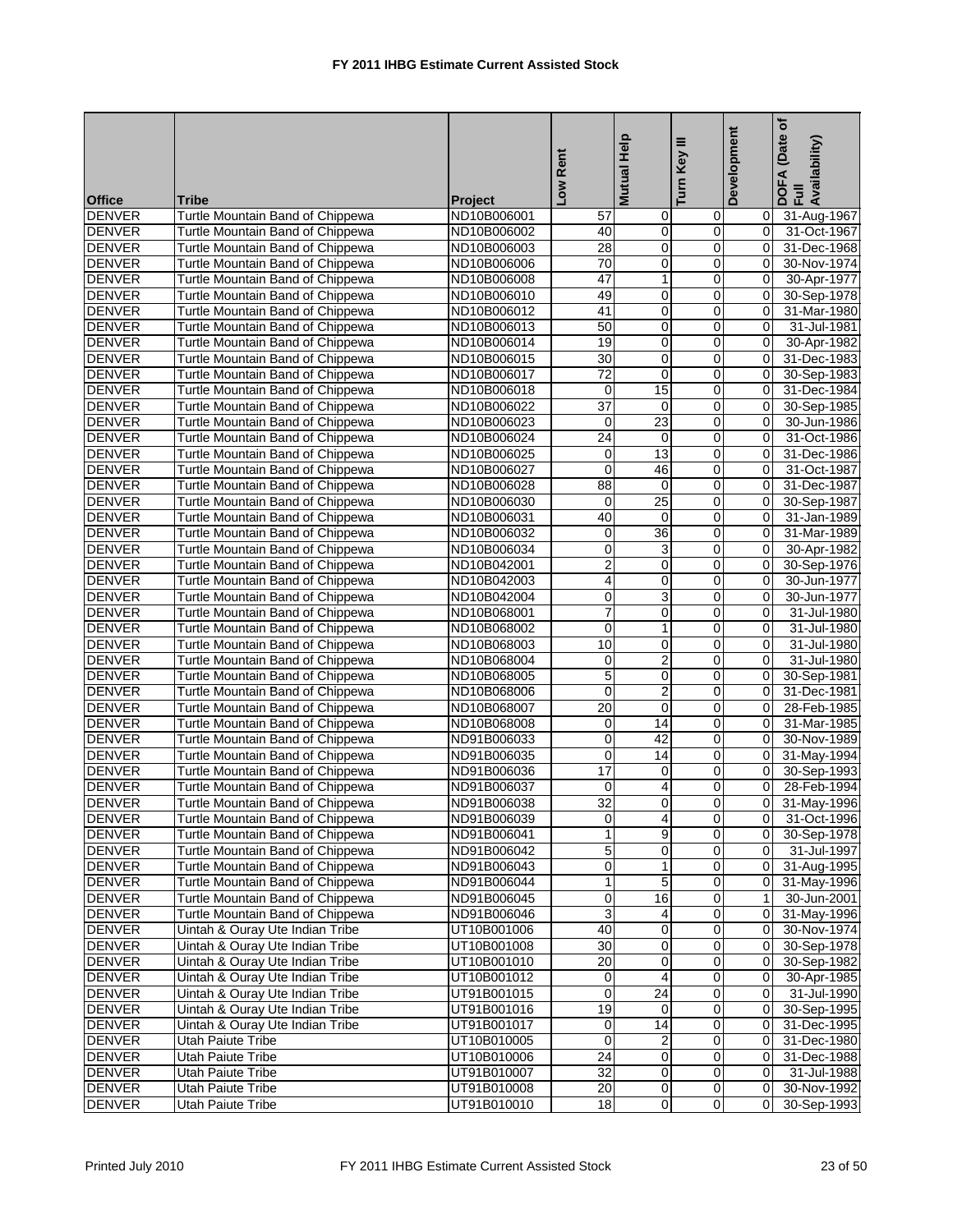# FY 2011 IHBG Estimate Current Assisted Stock

| Office | Tribe | Project | Low Rent | Mutual Help | Turn Key III | Development | DOFA (Date of Full Availability) |
|---|---|---|---|---|---|---|---|
| DENVER | Turtle Mountain Band of Chippewa | ND10B006001 | 57 | 0 | 0 | 0 | 31-Aug-1967 |
| DENVER | Turtle Mountain Band of Chippewa | ND10B006002 | 40 | 0 | 0 | 0 | 31-Oct-1967 |
| DENVER | Turtle Mountain Band of Chippewa | ND10B006003 | 28 | 0 | 0 | 0 | 31-Dec-1968 |
| DENVER | Turtle Mountain Band of Chippewa | ND10B006006 | 70 | 0 | 0 | 0 | 30-Nov-1974 |
| DENVER | Turtle Mountain Band of Chippewa | ND10B006008 | 47 | 1 | 0 | 0 | 30-Apr-1977 |
| DENVER | Turtle Mountain Band of Chippewa | ND10B006010 | 49 | 0 | 0 | 0 | 30-Sep-1978 |
| DENVER | Turtle Mountain Band of Chippewa | ND10B006012 | 41 | 0 | 0 | 0 | 31-Mar-1980 |
| DENVER | Turtle Mountain Band of Chippewa | ND10B006013 | 50 | 0 | 0 | 0 | 31-Jul-1981 |
| DENVER | Turtle Mountain Band of Chippewa | ND10B006014 | 19 | 0 | 0 | 0 | 30-Apr-1982 |
| DENVER | Turtle Mountain Band of Chippewa | ND10B006015 | 30 | 0 | 0 | 0 | 31-Dec-1983 |
| DENVER | Turtle Mountain Band of Chippewa | ND10B006017 | 72 | 0 | 0 | 0 | 30-Sep-1983 |
| DENVER | Turtle Mountain Band of Chippewa | ND10B006018 | 0 | 15 | 0 | 0 | 31-Dec-1984 |
| DENVER | Turtle Mountain Band of Chippewa | ND10B006022 | 37 | 0 | 0 | 0 | 30-Sep-1985 |
| DENVER | Turtle Mountain Band of Chippewa | ND10B006023 | 0 | 23 | 0 | 0 | 30-Jun-1986 |
| DENVER | Turtle Mountain Band of Chippewa | ND10B006024 | 24 | 0 | 0 | 0 | 31-Oct-1986 |
| DENVER | Turtle Mountain Band of Chippewa | ND10B006025 | 0 | 13 | 0 | 0 | 31-Dec-1986 |
| DENVER | Turtle Mountain Band of Chippewa | ND10B006027 | 0 | 46 | 0 | 0 | 31-Oct-1987 |
| DENVER | Turtle Mountain Band of Chippewa | ND10B006028 | 88 | 0 | 0 | 0 | 31-Dec-1987 |
| DENVER | Turtle Mountain Band of Chippewa | ND10B006030 | 0 | 25 | 0 | 0 | 30-Sep-1987 |
| DENVER | Turtle Mountain Band of Chippewa | ND10B006031 | 40 | 0 | 0 | 0 | 31-Jan-1989 |
| DENVER | Turtle Mountain Band of Chippewa | ND10B006032 | 0 | 36 | 0 | 0 | 31-Mar-1989 |
| DENVER | Turtle Mountain Band of Chippewa | ND10B006034 | 0 | 3 | 0 | 0 | 30-Apr-1982 |
| DENVER | Turtle Mountain Band of Chippewa | ND10B042001 | 2 | 0 | 0 | 0 | 30-Sep-1976 |
| DENVER | Turtle Mountain Band of Chippewa | ND10B042003 | 4 | 0 | 0 | 0 | 30-Jun-1977 |
| DENVER | Turtle Mountain Band of Chippewa | ND10B042004 | 0 | 3 | 0 | 0 | 30-Jun-1977 |
| DENVER | Turtle Mountain Band of Chippewa | ND10B068001 | 7 | 0 | 0 | 0 | 31-Jul-1980 |
| DENVER | Turtle Mountain Band of Chippewa | ND10B068002 | 0 | 1 | 0 | 0 | 31-Jul-1980 |
| DENVER | Turtle Mountain Band of Chippewa | ND10B068003 | 10 | 0 | 0 | 0 | 31-Jul-1980 |
| DENVER | Turtle Mountain Band of Chippewa | ND10B068004 | 0 | 2 | 0 | 0 | 31-Jul-1980 |
| DENVER | Turtle Mountain Band of Chippewa | ND10B068005 | 5 | 0 | 0 | 0 | 30-Sep-1981 |
| DENVER | Turtle Mountain Band of Chippewa | ND10B068006 | 0 | 2 | 0 | 0 | 31-Dec-1981 |
| DENVER | Turtle Mountain Band of Chippewa | ND10B068007 | 20 | 0 | 0 | 0 | 28-Feb-1985 |
| DENVER | Turtle Mountain Band of Chippewa | ND10B068008 | 0 | 14 | 0 | 0 | 31-Mar-1985 |
| DENVER | Turtle Mountain Band of Chippewa | ND91B006033 | 0 | 42 | 0 | 0 | 30-Nov-1989 |
| DENVER | Turtle Mountain Band of Chippewa | ND91B006035 | 0 | 14 | 0 | 0 | 31-May-1994 |
| DENVER | Turtle Mountain Band of Chippewa | ND91B006036 | 17 | 0 | 0 | 0 | 30-Sep-1993 |
| DENVER | Turtle Mountain Band of Chippewa | ND91B006037 | 0 | 4 | 0 | 0 | 28-Feb-1994 |
| DENVER | Turtle Mountain Band of Chippewa | ND91B006038 | 32 | 0 | 0 | 0 | 31-May-1996 |
| DENVER | Turtle Mountain Band of Chippewa | ND91B006039 | 0 | 4 | 0 | 0 | 31-Oct-1996 |
| DENVER | Turtle Mountain Band of Chippewa | ND91B006041 | 1 | 9 | 0 | 0 | 30-Sep-1978 |
| DENVER | Turtle Mountain Band of Chippewa | ND91B006042 | 5 | 0 | 0 | 0 | 31-Jul-1997 |
| DENVER | Turtle Mountain Band of Chippewa | ND91B006043 | 0 | 1 | 0 | 0 | 31-Aug-1995 |
| DENVER | Turtle Mountain Band of Chippewa | ND91B006044 | 1 | 5 | 0 | 0 | 31-May-1996 |
| DENVER | Turtle Mountain Band of Chippewa | ND91B006045 | 0 | 16 | 0 | 1 | 30-Jun-2001 |
| DENVER | Turtle Mountain Band of Chippewa | ND91B006046 | 3 | 4 | 0 | 0 | 31-May-1996 |
| DENVER | Uintah & Ouray Ute Indian Tribe | UT10B001006 | 40 | 0 | 0 | 0 | 30-Nov-1974 |
| DENVER | Uintah & Ouray Ute Indian Tribe | UT10B001008 | 30 | 0 | 0 | 0 | 30-Sep-1978 |
| DENVER | Uintah & Ouray Ute Indian Tribe | UT10B001010 | 20 | 0 | 0 | 0 | 30-Sep-1982 |
| DENVER | Uintah & Ouray Ute Indian Tribe | UT10B001012 | 0 | 4 | 0 | 0 | 30-Apr-1985 |
| DENVER | Uintah & Ouray Ute Indian Tribe | UT91B001015 | 0 | 24 | 0 | 0 | 31-Jul-1990 |
| DENVER | Uintah & Ouray Ute Indian Tribe | UT91B001016 | 19 | 0 | 0 | 0 | 30-Sep-1995 |
| DENVER | Uintah & Ouray Ute Indian Tribe | UT91B001017 | 0 | 14 | 0 | 0 | 31-Dec-1995 |
| DENVER | Utah Paiute Tribe | UT10B010005 | 0 | 2 | 0 | 0 | 31-Dec-1980 |
| DENVER | Utah Paiute Tribe | UT10B010006 | 24 | 0 | 0 | 0 | 31-Dec-1988 |
| DENVER | Utah Paiute Tribe | UT91B010007 | 32 | 0 | 0 | 0 | 31-Jul-1988 |
| DENVER | Utah Paiute Tribe | UT91B010008 | 20 | 0 | 0 | 0 | 30-Nov-1992 |
| DENVER | Utah Paiute Tribe | UT91B010010 | 18 | 0 | 0 | 0 | 30-Sep-1993 |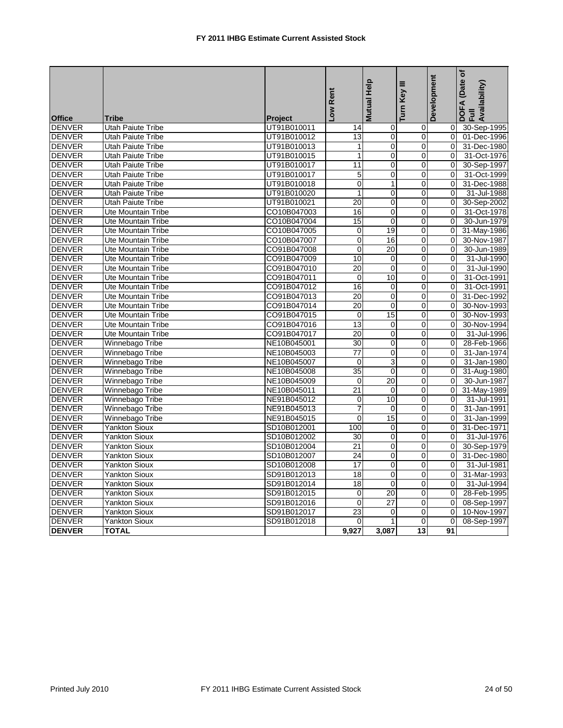# FY 2011 IHBG Estimate Current Assisted Stock

| Office | Tribe | Project | Low Rent | Mutual Help | Turn Key III | Development | DOFA (Date of Full Availability) |
|---|---|---|---|---|---|---|---|
| DENVER | Utah Paiute Tribe | UT91B010011 | 14 | 0 | 0 | 0 | 30-Sep-1995 |
| DENVER | Utah Paiute Tribe | UT91B010012 | 13 | 0 | 0 | 0 | 01-Dec-1996 |
| DENVER | Utah Paiute Tribe | UT91B010013 | 1 | 0 | 0 | 0 | 31-Dec-1980 |
| DENVER | Utah Paiute Tribe | UT91B010015 | 1 | 0 | 0 | 0 | 31-Oct-1976 |
| DENVER | Utah Paiute Tribe | UT91B010017 | 11 | 0 | 0 | 0 | 30-Sep-1997 |
| DENVER | Utah Paiute Tribe | UT91B010017 | 5 | 0 | 0 | 0 | 31-Oct-1999 |
| DENVER | Utah Paiute Tribe | UT91B010018 | 0 | 1 | 0 | 0 | 31-Dec-1988 |
| DENVER | Utah Paiute Tribe | UT91B010020 | 1 | 0 | 0 | 0 | 31-Jul-1988 |
| DENVER | Utah Paiute Tribe | UT91B010021 | 20 | 0 | 0 | 0 | 30-Sep-2002 |
| DENVER | Ute Mountain Tribe | CO10B047003 | 16 | 0 | 0 | 0 | 31-Oct-1978 |
| DENVER | Ute Mountain Tribe | CO10B047004 | 15 | 0 | 0 | 0 | 30-Jun-1979 |
| DENVER | Ute Mountain Tribe | CO10B047005 | 0 | 19 | 0 | 0 | 31-May-1986 |
| DENVER | Ute Mountain Tribe | CO10B047007 | 0 | 16 | 0 | 0 | 30-Nov-1987 |
| DENVER | Ute Mountain Tribe | CO91B047008 | 0 | 20 | 0 | 0 | 30-Jun-1989 |
| DENVER | Ute Mountain Tribe | CO91B047009 | 10 | 0 | 0 | 0 | 31-Jul-1990 |
| DENVER | Ute Mountain Tribe | CO91B047010 | 20 | 0 | 0 | 0 | 31-Jul-1990 |
| DENVER | Ute Mountain Tribe | CO91B047011 | 0 | 10 | 0 | 0 | 31-Oct-1991 |
| DENVER | Ute Mountain Tribe | CO91B047012 | 16 | 0 | 0 | 0 | 31-Oct-1991 |
| DENVER | Ute Mountain Tribe | CO91B047013 | 20 | 0 | 0 | 0 | 31-Dec-1992 |
| DENVER | Ute Mountain Tribe | CO91B047014 | 20 | 0 | 0 | 0 | 30-Nov-1993 |
| DENVER | Ute Mountain Tribe | CO91B047015 | 0 | 15 | 0 | 0 | 30-Nov-1993 |
| DENVER | Ute Mountain Tribe | CO91B047016 | 13 | 0 | 0 | 0 | 30-Nov-1994 |
| DENVER | Ute Mountain Tribe | CO91B047017 | 20 | 0 | 0 | 0 | 31-Jul-1996 |
| DENVER | Winnebago Tribe | NE10B045001 | 30 | 0 | 0 | 0 | 28-Feb-1966 |
| DENVER | Winnebago Tribe | NE10B045003 | 77 | 0 | 0 | 0 | 31-Jan-1974 |
| DENVER | Winnebago Tribe | NE10B045007 | 0 | 3 | 0 | 0 | 31-Jan-1980 |
| DENVER | Winnebago Tribe | NE10B045008 | 35 | 0 | 0 | 0 | 31-Aug-1980 |
| DENVER | Winnebago Tribe | NE10B045009 | 0 | 20 | 0 | 0 | 30-Jun-1987 |
| DENVER | Winnebago Tribe | NE10B045011 | 21 | 0 | 0 | 0 | 31-May-1989 |
| DENVER | Winnebago Tribe | NE91B045012 | 0 | 10 | 0 | 0 | 31-Jul-1991 |
| DENVER | Winnebago Tribe | NE91B045013 | 7 | 0 | 0 | 0 | 31-Jan-1991 |
| DENVER | Winnebago Tribe | NE91B045015 | 0 | 15 | 0 | 0 | 31-Jan-1999 |
| DENVER | Yankton Sioux | SD10B012001 | 100 | 0 | 0 | 0 | 31-Dec-1971 |
| DENVER | Yankton Sioux | SD10B012002 | 30 | 0 | 0 | 0 | 31-Jul-1976 |
| DENVER | Yankton Sioux | SD10B012004 | 21 | 0 | 0 | 0 | 30-Sep-1979 |
| DENVER | Yankton Sioux | SD10B012007 | 24 | 0 | 0 | 0 | 31-Dec-1980 |
| DENVER | Yankton Sioux | SD10B012008 | 17 | 0 | 0 | 0 | 31-Jul-1981 |
| DENVER | Yankton Sioux | SD91B012013 | 18 | 0 | 0 | 0 | 31-Mar-1993 |
| DENVER | Yankton Sioux | SD91B012014 | 18 | 0 | 0 | 0 | 31-Jul-1994 |
| DENVER | Yankton Sioux | SD91B012015 | 0 | 20 | 0 | 0 | 28-Feb-1995 |
| DENVER | Yankton Sioux | SD91B012016 | 0 | 27 | 0 | 0 | 08-Sep-1997 |
| DENVER | Yankton Sioux | SD91B012017 | 23 | 0 | 0 | 0 | 10-Nov-1997 |
| DENVER | Yankton Sioux | SD91B012018 | 0 | 1 | 0 | 0 | 08-Sep-1997 |
| **DENVER** | **TOTAL** | | **9,927** | **3,087** | **13** | **91** | |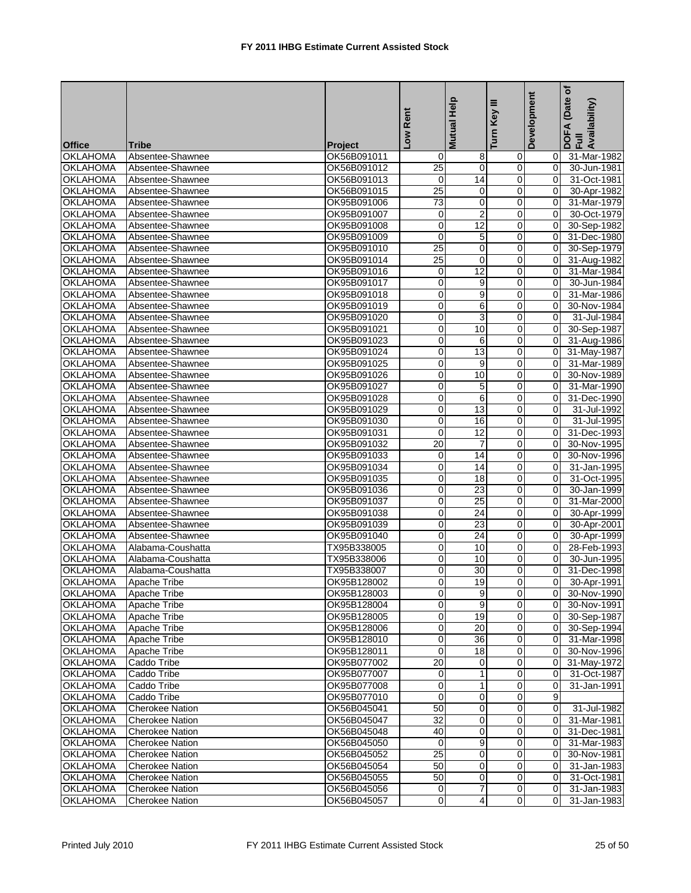# FY 2011 IHBG Estimate Current Assisted Stock

| Office | Tribe | Project | Low Rent | Mutual Help | Turn Key III | Development | DOFA (Date of Full Availability) |
|---|---|---|---|---|---|---|---|
| OKLAHOMA | Absentee-Shawnee | OK56B091011 | 0 | 8 | 0 | 0 | 31-Mar-1982 |
| OKLAHOMA | Absentee-Shawnee | OK56B091012 | 25 | 0 | 0 | 0 | 30-Jun-1981 |
| OKLAHOMA | Absentee-Shawnee | OK56B091013 | 0 | 14 | 0 | 0 | 31-Oct-1981 |
| OKLAHOMA | Absentee-Shawnee | OK56B091015 | 25 | 0 | 0 | 0 | 30-Apr-1982 |
| OKLAHOMA | Absentee-Shawnee | OK95B091006 | 73 | 0 | 0 | 0 | 31-Mar-1979 |
| OKLAHOMA | Absentee-Shawnee | OK95B091007 | 0 | 2 | 0 | 0 | 30-Oct-1979 |
| OKLAHOMA | Absentee-Shawnee | OK95B091008 | 0 | 12 | 0 | 0 | 30-Sep-1982 |
| OKLAHOMA | Absentee-Shawnee | OK95B091009 | 0 | 5 | 0 | 0 | 31-Dec-1980 |
| OKLAHOMA | Absentee-Shawnee | OK95B091010 | 25 | 0 | 0 | 0 | 30-Sep-1979 |
| OKLAHOMA | Absentee-Shawnee | OK95B091014 | 25 | 0 | 0 | 0 | 31-Aug-1982 |
| OKLAHOMA | Absentee-Shawnee | OK95B091016 | 0 | 12 | 0 | 0 | 31-Mar-1984 |
| OKLAHOMA | Absentee-Shawnee | OK95B091017 | 0 | 9 | 0 | 0 | 30-Jun-1984 |
| OKLAHOMA | Absentee-Shawnee | OK95B091018 | 0 | 9 | 0 | 0 | 31-Mar-1986 |
| OKLAHOMA | Absentee-Shawnee | OK95B091019 | 0 | 6 | 0 | 0 | 30-Nov-1984 |
| OKLAHOMA | Absentee-Shawnee | OK95B091020 | 0 | 3 | 0 | 0 | 31-Jul-1984 |
| OKLAHOMA | Absentee-Shawnee | OK95B091021 | 0 | 10 | 0 | 0 | 30-Sep-1987 |
| OKLAHOMA | Absentee-Shawnee | OK95B091023 | 0 | 6 | 0 | 0 | 31-Aug-1986 |
| OKLAHOMA | Absentee-Shawnee | OK95B091024 | 0 | 13 | 0 | 0 | 31-May-1987 |
| OKLAHOMA | Absentee-Shawnee | OK95B091025 | 0 | 9 | 0 | 0 | 31-Mar-1989 |
| OKLAHOMA | Absentee-Shawnee | OK95B091026 | 0 | 10 | 0 | 0 | 30-Nov-1989 |
| OKLAHOMA | Absentee-Shawnee | OK95B091027 | 0 | 5 | 0 | 0 | 31-Mar-1990 |
| OKLAHOMA | Absentee-Shawnee | OK95B091028 | 0 | 6 | 0 | 0 | 31-Dec-1990 |
| OKLAHOMA | Absentee-Shawnee | OK95B091029 | 0 | 13 | 0 | 0 | 31-Jul-1992 |
| OKLAHOMA | Absentee-Shawnee | OK95B091030 | 0 | 16 | 0 | 0 | 31-Jul-1995 |
| OKLAHOMA | Absentee-Shawnee | OK95B091031 | 0 | 12 | 0 | 0 | 31-Dec-1993 |
| OKLAHOMA | Absentee-Shawnee | OK95B091032 | 20 | 7 | 0 | 0 | 30-Nov-1995 |
| OKLAHOMA | Absentee-Shawnee | OK95B091033 | 0 | 14 | 0 | 0 | 30-Nov-1996 |
| OKLAHOMA | Absentee-Shawnee | OK95B091034 | 0 | 14 | 0 | 0 | 31-Jan-1995 |
| OKLAHOMA | Absentee-Shawnee | OK95B091035 | 0 | 18 | 0 | 0 | 31-Oct-1995 |
| OKLAHOMA | Absentee-Shawnee | OK95B091036 | 0 | 23 | 0 | 0 | 30-Jan-1999 |
| OKLAHOMA | Absentee-Shawnee | OK95B091037 | 0 | 25 | 0 | 0 | 31-Mar-2000 |
| OKLAHOMA | Absentee-Shawnee | OK95B091038 | 0 | 24 | 0 | 0 | 30-Apr-1999 |
| OKLAHOMA | Absentee-Shawnee | OK95B091039 | 0 | 23 | 0 | 0 | 30-Apr-2001 |
| OKLAHOMA | Absentee-Shawnee | OK95B091040 | 0 | 24 | 0 | 0 | 30-Apr-1999 |
| OKLAHOMA | Alabama-Coushatta | TX95B338005 | 0 | 10 | 0 | 0 | 28-Feb-1993 |
| OKLAHOMA | Alabama-Coushatta | TX95B338006 | 0 | 10 | 0 | 0 | 30-Jun-1995 |
| OKLAHOMA | Alabama-Coushatta | TX95B338007 | 0 | 30 | 0 | 0 | 31-Dec-1998 |
| OKLAHOMA | Apache Tribe | OK95B128002 | 0 | 19 | 0 | 0 | 30-Apr-1991 |
| OKLAHOMA | Apache Tribe | OK95B128003 | 0 | 9 | 0 | 0 | 30-Nov-1990 |
| OKLAHOMA | Apache Tribe | OK95B128004 | 0 | 9 | 0 | 0 | 30-Nov-1991 |
| OKLAHOMA | Apache Tribe | OK95B128005 | 0 | 19 | 0 | 0 | 30-Sep-1987 |
| OKLAHOMA | Apache Tribe | OK95B128006 | 0 | 20 | 0 | 0 | 30-Sep-1994 |
| OKLAHOMA | Apache Tribe | OK95B128010 | 0 | 36 | 0 | 0 | 31-Mar-1998 |
| OKLAHOMA | Apache Tribe | OK95B128011 | 0 | 18 | 0 | 0 | 30-Nov-1996 |
| OKLAHOMA | Caddo Tribe | OK95B077002 | 20 | 0 | 0 | 0 | 31-May-1972 |
| OKLAHOMA | Caddo Tribe | OK95B077007 | 0 | 1 | 0 | 0 | 31-Oct-1987 |
| OKLAHOMA | Caddo Tribe | OK95B077008 | 0 | 1 | 0 | 0 | 31-Jan-1991 |
| OKLAHOMA | Caddo Tribe | OK95B077010 | 0 | 0 | 0 | 9 | |
| OKLAHOMA | Cherokee Nation | OK56B045041 | 50 | 0 | 0 | 0 | 31-Jul-1982 |
| OKLAHOMA | Cherokee Nation | OK56B045047 | 32 | 0 | 0 | 0 | 31-Mar-1981 |
| OKLAHOMA | Cherokee Nation | OK56B045048 | 40 | 0 | 0 | 0 | 31-Dec-1981 |
| OKLAHOMA | Cherokee Nation | OK56B045050 | 0 | 9 | 0 | 0 | 31-Mar-1983 |
| OKLAHOMA | Cherokee Nation | OK56B045052 | 25 | 0 | 0 | 0 | 30-Nov-1981 |
| OKLAHOMA | Cherokee Nation | OK56B045054 | 50 | 0 | 0 | 0 | 31-Jan-1983 |
| OKLAHOMA | Cherokee Nation | OK56B045055 | 50 | 0 | 0 | 0 | 31-Oct-1981 |
| OKLAHOMA | Cherokee Nation | OK56B045056 | 0 | 7 | 0 | 0 | 31-Jan-1983 |
| OKLAHOMA | Cherokee Nation | OK56B045057 | 0 | 4 | 0 | 0 | 31-Jan-1983 |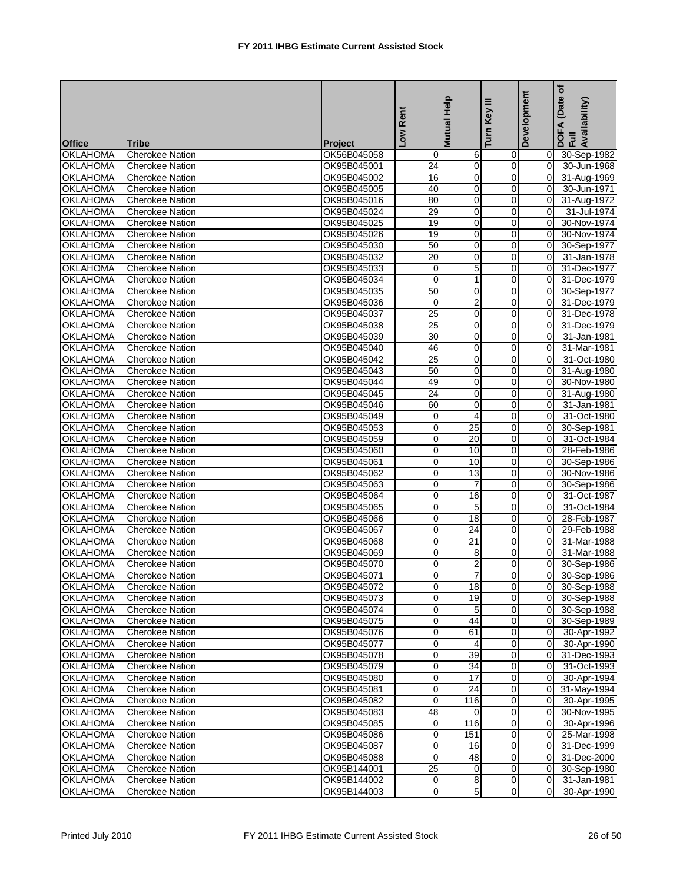# FY 2011 IHBG Estimate Current Assisted Stock

| Office | Tribe | Project | Low Rent | Mutual Help | Turn Key III | Development | DOFA (Date of Full Availability) |
|---|---|---|---|---|---|---|---|
| OKLAHOMA | Cherokee Nation | OK56B045058 | 0 | 6 | 0 | 0 | 30-Sep-1982 |
| OKLAHOMA | Cherokee Nation | OK95B045001 | 24 | 0 | 0 | 0 | 30-Jun-1968 |
| OKLAHOMA | Cherokee Nation | OK95B045002 | 16 | 0 | 0 | 0 | 31-Aug-1969 |
| OKLAHOMA | Cherokee Nation | OK95B045005 | 40 | 0 | 0 | 0 | 30-Jun-1971 |
| OKLAHOMA | Cherokee Nation | OK95B045016 | 80 | 0 | 0 | 0 | 31-Aug-1972 |
| OKLAHOMA | Cherokee Nation | OK95B045024 | 29 | 0 | 0 | 0 | 31-Jul-1974 |
| OKLAHOMA | Cherokee Nation | OK95B045025 | 19 | 0 | 0 | 0 | 30-Nov-1974 |
| OKLAHOMA | Cherokee Nation | OK95B045026 | 19 | 0 | 0 | 0 | 30-Nov-1974 |
| OKLAHOMA | Cherokee Nation | OK95B045030 | 50 | 0 | 0 | 0 | 30-Sep-1977 |
| OKLAHOMA | Cherokee Nation | OK95B045032 | 20 | 0 | 0 | 0 | 31-Jan-1978 |
| OKLAHOMA | Cherokee Nation | OK95B045033 | 0 | 5 | 0 | 0 | 31-Dec-1977 |
| OKLAHOMA | Cherokee Nation | OK95B045034 | 0 | 1 | 0 | 0 | 31-Dec-1979 |
| OKLAHOMA | Cherokee Nation | OK95B045035 | 50 | 0 | 0 | 0 | 30-Sep-1977 |
| OKLAHOMA | Cherokee Nation | OK95B045036 | 0 | 2 | 0 | 0 | 31-Dec-1979 |
| OKLAHOMA | Cherokee Nation | OK95B045037 | 25 | 0 | 0 | 0 | 31-Dec-1978 |
| OKLAHOMA | Cherokee Nation | OK95B045038 | 25 | 0 | 0 | 0 | 31-Dec-1979 |
| OKLAHOMA | Cherokee Nation | OK95B045039 | 30 | 0 | 0 | 0 | 31-Jan-1981 |
| OKLAHOMA | Cherokee Nation | OK95B045040 | 46 | 0 | 0 | 0 | 31-Mar-1981 |
| OKLAHOMA | Cherokee Nation | OK95B045042 | 25 | 0 | 0 | 0 | 31-Oct-1980 |
| OKLAHOMA | Cherokee Nation | OK95B045043 | 50 | 0 | 0 | 0 | 31-Aug-1980 |
| OKLAHOMA | Cherokee Nation | OK95B045044 | 49 | 0 | 0 | 0 | 30-Nov-1980 |
| OKLAHOMA | Cherokee Nation | OK95B045045 | 24 | 0 | 0 | 0 | 31-Aug-1980 |
| OKLAHOMA | Cherokee Nation | OK95B045046 | 60 | 0 | 0 | 0 | 31-Jan-1981 |
| OKLAHOMA | Cherokee Nation | OK95B045049 | 0 | 4 | 0 | 0 | 31-Oct-1980 |
| OKLAHOMA | Cherokee Nation | OK95B045053 | 0 | 25 | 0 | 0 | 30-Sep-1981 |
| OKLAHOMA | Cherokee Nation | OK95B045059 | 0 | 20 | 0 | 0 | 31-Oct-1984 |
| OKLAHOMA | Cherokee Nation | OK95B045060 | 0 | 10 | 0 | 0 | 28-Feb-1986 |
| OKLAHOMA | Cherokee Nation | OK95B045061 | 0 | 10 | 0 | 0 | 30-Sep-1986 |
| OKLAHOMA | Cherokee Nation | OK95B045062 | 0 | 13 | 0 | 0 | 30-Nov-1986 |
| OKLAHOMA | Cherokee Nation | OK95B045063 | 0 | 7 | 0 | 0 | 30-Sep-1986 |
| OKLAHOMA | Cherokee Nation | OK95B045064 | 0 | 16 | 0 | 0 | 31-Oct-1987 |
| OKLAHOMA | Cherokee Nation | OK95B045065 | 0 | 5 | 0 | 0 | 31-Oct-1984 |
| OKLAHOMA | Cherokee Nation | OK95B045066 | 0 | 18 | 0 | 0 | 28-Feb-1987 |
| OKLAHOMA | Cherokee Nation | OK95B045067 | 0 | 24 | 0 | 0 | 29-Feb-1988 |
| OKLAHOMA | Cherokee Nation | OK95B045068 | 0 | 21 | 0 | 0 | 31-Mar-1988 |
| OKLAHOMA | Cherokee Nation | OK95B045069 | 0 | 8 | 0 | 0 | 31-Mar-1988 |
| OKLAHOMA | Cherokee Nation | OK95B045070 | 0 | 2 | 0 | 0 | 30-Sep-1986 |
| OKLAHOMA | Cherokee Nation | OK95B045071 | 0 | 7 | 0 | 0 | 30-Sep-1986 |
| OKLAHOMA | Cherokee Nation | OK95B045072 | 0 | 18 | 0 | 0 | 30-Sep-1988 |
| OKLAHOMA | Cherokee Nation | OK95B045073 | 0 | 19 | 0 | 0 | 30-Sep-1988 |
| OKLAHOMA | Cherokee Nation | OK95B045074 | 0 | 5 | 0 | 0 | 30-Sep-1988 |
| OKLAHOMA | Cherokee Nation | OK95B045075 | 0 | 44 | 0 | 0 | 30-Sep-1989 |
| OKLAHOMA | Cherokee Nation | OK95B045076 | 0 | 61 | 0 | 0 | 30-Apr-1992 |
| OKLAHOMA | Cherokee Nation | OK95B045077 | 0 | 4 | 0 | 0 | 30-Apr-1990 |
| OKLAHOMA | Cherokee Nation | OK95B045078 | 0 | 39 | 0 | 0 | 31-Dec-1993 |
| OKLAHOMA | Cherokee Nation | OK95B045079 | 0 | 34 | 0 | 0 | 31-Oct-1993 |
| OKLAHOMA | Cherokee Nation | OK95B045080 | 0 | 17 | 0 | 0 | 30-Apr-1994 |
| OKLAHOMA | Cherokee Nation | OK95B045081 | 0 | 24 | 0 | 0 | 31-May-1994 |
| OKLAHOMA | Cherokee Nation | OK95B045082 | 0 | 116 | 0 | 0 | 30-Apr-1995 |
| OKLAHOMA | Cherokee Nation | OK95B045083 | 48 | 0 | 0 | 0 | 30-Nov-1995 |
| OKLAHOMA | Cherokee Nation | OK95B045085 | 0 | 116 | 0 | 0 | 30-Apr-1996 |
| OKLAHOMA | Cherokee Nation | OK95B045086 | 0 | 151 | 0 | 0 | 25-Mar-1998 |
| OKLAHOMA | Cherokee Nation | OK95B045087 | 0 | 16 | 0 | 0 | 31-Dec-1999 |
| OKLAHOMA | Cherokee Nation | OK95B045088 | 0 | 48 | 0 | 0 | 31-Dec-2000 |
| OKLAHOMA | Cherokee Nation | OK95B144001 | 25 | 0 | 0 | 0 | 30-Sep-1980 |
| OKLAHOMA | Cherokee Nation | OK95B144002 | 0 | 8 | 0 | 0 | 31-Jan-1981 |
| OKLAHOMA | Cherokee Nation | OK95B144003 | 0 | 5 | 0 | 0 | 30-Apr-1990 |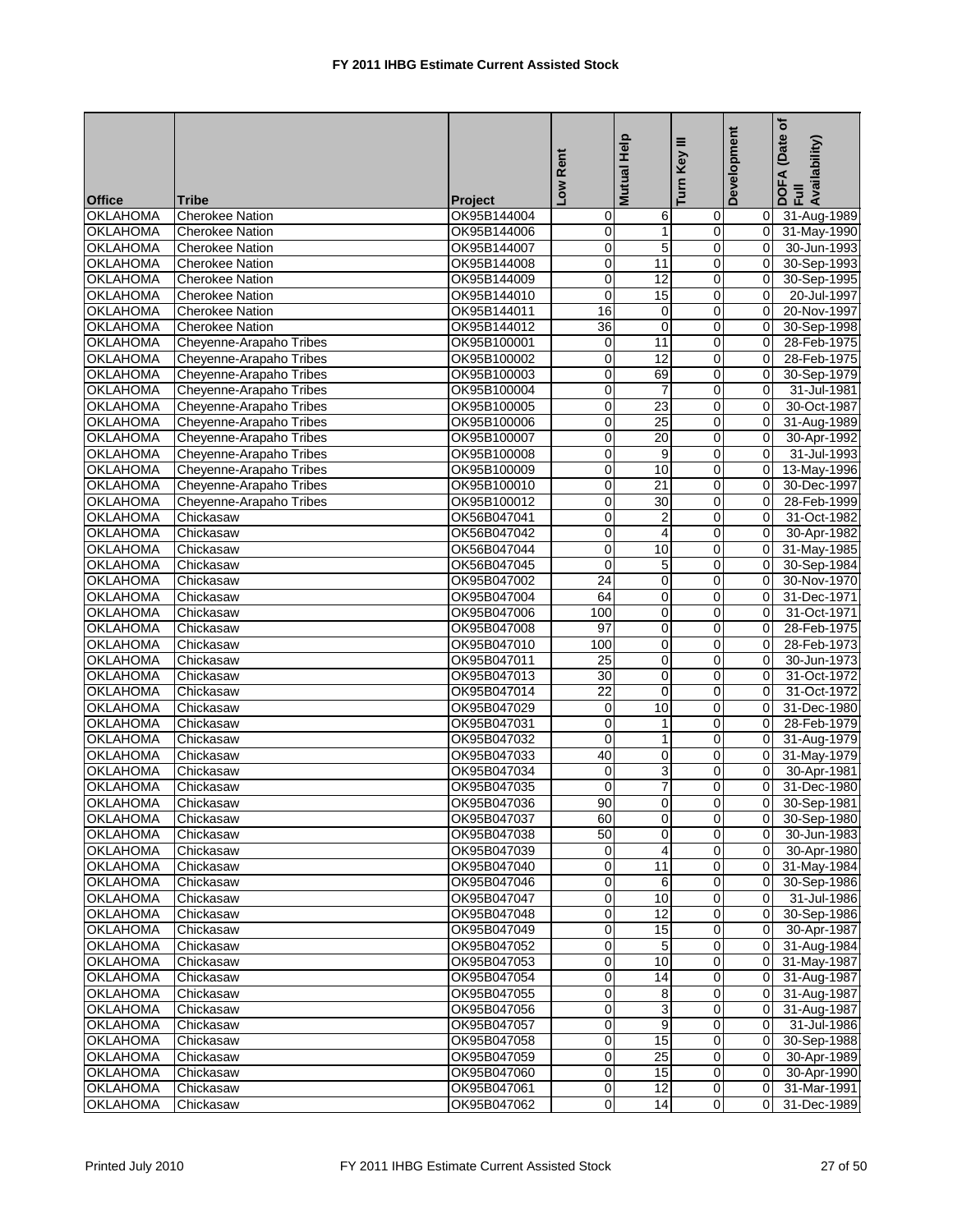# FY 2011 IHBG Estimate Current Assisted Stock

| Office | Tribe | Project | Low Rent | Mutual Help | Turn Key III | Development | DOFA (Date of Full Availability) |
|---|---|---|---|---|---|---|---|
| OKLAHOMA | Cherokee Nation | OK95B144004 | 0 | 6 | 0 | 0 | 31-Aug-1989 |
| OKLAHOMA | Cherokee Nation | OK95B144006 | 0 | 1 | 0 | 0 | 31-May-1990 |
| OKLAHOMA | Cherokee Nation | OK95B144007 | 0 | 5 | 0 | 0 | 30-Jun-1993 |
| OKLAHOMA | Cherokee Nation | OK95B144008 | 0 | 11 | 0 | 0 | 30-Sep-1993 |
| OKLAHOMA | Cherokee Nation | OK95B144009 | 0 | 12 | 0 | 0 | 30-Sep-1995 |
| OKLAHOMA | Cherokee Nation | OK95B144010 | 0 | 15 | 0 | 0 | 20-Jul-1997 |
| OKLAHOMA | Cherokee Nation | OK95B144011 | 16 | 0 | 0 | 0 | 20-Nov-1997 |
| OKLAHOMA | Cherokee Nation | OK95B144012 | 36 | 0 | 0 | 0 | 30-Sep-1998 |
| OKLAHOMA | Cheyenne-Arapaho Tribes | OK95B100001 | 0 | 11 | 0 | 0 | 28-Feb-1975 |
| OKLAHOMA | Cheyenne-Arapaho Tribes | OK95B100002 | 0 | 12 | 0 | 0 | 28-Feb-1975 |
| OKLAHOMA | Cheyenne-Arapaho Tribes | OK95B100003 | 0 | 69 | 0 | 0 | 30-Sep-1979 |
| OKLAHOMA | Cheyenne-Arapaho Tribes | OK95B100004 | 0 | 7 | 0 | 0 | 31-Jul-1981 |
| OKLAHOMA | Cheyenne-Arapaho Tribes | OK95B100005 | 0 | 23 | 0 | 0 | 30-Oct-1987 |
| OKLAHOMA | Cheyenne-Arapaho Tribes | OK95B100006 | 0 | 25 | 0 | 0 | 31-Aug-1989 |
| OKLAHOMA | Cheyenne-Arapaho Tribes | OK95B100007 | 0 | 20 | 0 | 0 | 30-Apr-1992 |
| OKLAHOMA | Cheyenne-Arapaho Tribes | OK95B100008 | 0 | 9 | 0 | 0 | 31-Jul-1993 |
| OKLAHOMA | Cheyenne-Arapaho Tribes | OK95B100009 | 0 | 10 | 0 | 0 | 13-May-1996 |
| OKLAHOMA | Cheyenne-Arapaho Tribes | OK95B100010 | 0 | 21 | 0 | 0 | 30-Dec-1997 |
| OKLAHOMA | Cheyenne-Arapaho Tribes | OK95B100012 | 0 | 30 | 0 | 0 | 28-Feb-1999 |
| OKLAHOMA | Chickasaw | OK56B047041 | 0 | 2 | 0 | 0 | 31-Oct-1982 |
| OKLAHOMA | Chickasaw | OK56B047042 | 0 | 4 | 0 | 0 | 30-Apr-1982 |
| OKLAHOMA | Chickasaw | OK56B047044 | 0 | 10 | 0 | 0 | 31-May-1985 |
| OKLAHOMA | Chickasaw | OK56B047045 | 0 | 5 | 0 | 0 | 30-Sep-1984 |
| OKLAHOMA | Chickasaw | OK95B047002 | 24 | 0 | 0 | 0 | 30-Nov-1970 |
| OKLAHOMA | Chickasaw | OK95B047004 | 64 | 0 | 0 | 0 | 31-Dec-1971 |
| OKLAHOMA | Chickasaw | OK95B047006 | 100 | 0 | 0 | 0 | 31-Oct-1971 |
| OKLAHOMA | Chickasaw | OK95B047008 | 97 | 0 | 0 | 0 | 28-Feb-1975 |
| OKLAHOMA | Chickasaw | OK95B047010 | 100 | 0 | 0 | 0 | 28-Feb-1973 |
| OKLAHOMA | Chickasaw | OK95B047011 | 25 | 0 | 0 | 0 | 30-Jun-1973 |
| OKLAHOMA | Chickasaw | OK95B047013 | 30 | 0 | 0 | 0 | 31-Oct-1972 |
| OKLAHOMA | Chickasaw | OK95B047014 | 22 | 0 | 0 | 0 | 31-Oct-1972 |
| OKLAHOMA | Chickasaw | OK95B047029 | 0 | 10 | 0 | 0 | 31-Dec-1980 |
| OKLAHOMA | Chickasaw | OK95B047031 | 0 | 1 | 0 | 0 | 28-Feb-1979 |
| OKLAHOMA | Chickasaw | OK95B047032 | 0 | 1 | 0 | 0 | 31-Aug-1979 |
| OKLAHOMA | Chickasaw | OK95B047033 | 40 | 0 | 0 | 0 | 31-May-1979 |
| OKLAHOMA | Chickasaw | OK95B047034 | 0 | 3 | 0 | 0 | 30-Apr-1981 |
| OKLAHOMA | Chickasaw | OK95B047035 | 0 | 7 | 0 | 0 | 31-Dec-1980 |
| OKLAHOMA | Chickasaw | OK95B047036 | 90 | 0 | 0 | 0 | 30-Sep-1981 |
| OKLAHOMA | Chickasaw | OK95B047037 | 60 | 0 | 0 | 0 | 30-Sep-1980 |
| OKLAHOMA | Chickasaw | OK95B047038 | 50 | 0 | 0 | 0 | 30-Jun-1983 |
| OKLAHOMA | Chickasaw | OK95B047039 | 0 | 4 | 0 | 0 | 30-Apr-1980 |
| OKLAHOMA | Chickasaw | OK95B047040 | 0 | 11 | 0 | 0 | 31-May-1984 |
| OKLAHOMA | Chickasaw | OK95B047046 | 0 | 6 | 0 | 0 | 30-Sep-1986 |
| OKLAHOMA | Chickasaw | OK95B047047 | 0 | 10 | 0 | 0 | 31-Jul-1986 |
| OKLAHOMA | Chickasaw | OK95B047048 | 0 | 12 | 0 | 0 | 30-Sep-1986 |
| OKLAHOMA | Chickasaw | OK95B047049 | 0 | 15 | 0 | 0 | 30-Apr-1987 |
| OKLAHOMA | Chickasaw | OK95B047052 | 0 | 5 | 0 | 0 | 31-Aug-1984 |
| OKLAHOMA | Chickasaw | OK95B047053 | 0 | 10 | 0 | 0 | 31-May-1987 |
| OKLAHOMA | Chickasaw | OK95B047054 | 0 | 14 | 0 | 0 | 31-Aug-1987 |
| OKLAHOMA | Chickasaw | OK95B047055 | 0 | 8 | 0 | 0 | 31-Aug-1987 |
| OKLAHOMA | Chickasaw | OK95B047056 | 0 | 3 | 0 | 0 | 31-Aug-1987 |
| OKLAHOMA | Chickasaw | OK95B047057 | 0 | 9 | 0 | 0 | 31-Jul-1986 |
| OKLAHOMA | Chickasaw | OK95B047058 | 0 | 15 | 0 | 0 | 30-Sep-1988 |
| OKLAHOMA | Chickasaw | OK95B047059 | 0 | 25 | 0 | 0 | 30-Apr-1989 |
| OKLAHOMA | Chickasaw | OK95B047060 | 0 | 15 | 0 | 0 | 30-Apr-1990 |
| OKLAHOMA | Chickasaw | OK95B047061 | 0 | 12 | 0 | 0 | 31-Mar-1991 |
| OKLAHOMA | Chickasaw | OK95B047062 | 0 | 14 | 0 | 0 | 31-Dec-1989 |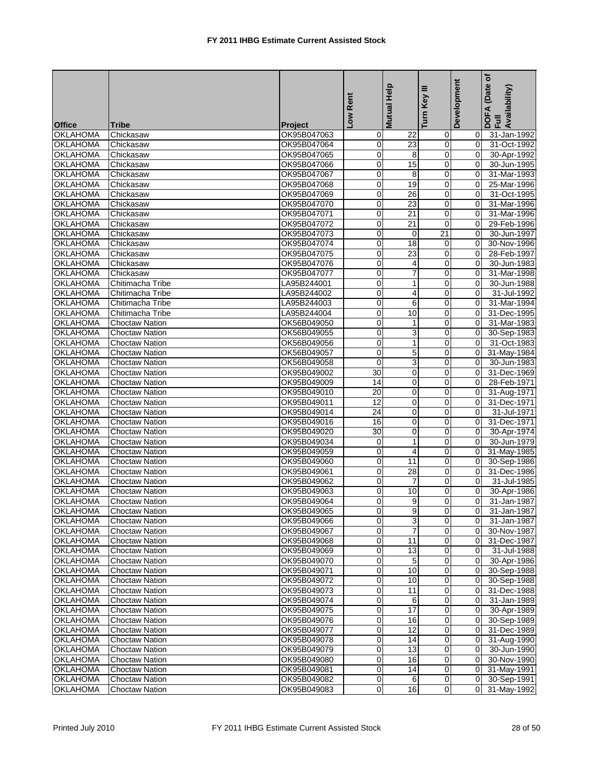# FY 2011 IHBG Estimate Current Assisted Stock

| Office | Tribe | Project | Low Rent | Mutual Help | Turn Key III | Development | DOFA (Date of Full Availability) |
|---|---|---|---|---|---|---|---|
| OKLAHOMA | Chickasaw | OK95B047063 | 0 | 22 | 0 | 0 | 31-Jan-1992 |
| OKLAHOMA | Chickasaw | OK95B047064 | 0 | 23 | 0 | 0 | 31-Oct-1992 |
| OKLAHOMA | Chickasaw | OK95B047065 | 0 | 8 | 0 | 0 | 30-Apr-1992 |
| OKLAHOMA | Chickasaw | OK95B047066 | 0 | 15 | 0 | 0 | 30-Jun-1995 |
| OKLAHOMA | Chickasaw | OK95B047067 | 0 | 8 | 0 | 0 | 31-Mar-1993 |
| OKLAHOMA | Chickasaw | OK95B047068 | 0 | 19 | 0 | 0 | 25-Mar-1996 |
| OKLAHOMA | Chickasaw | OK95B047069 | 0 | 26 | 0 | 0 | 31-Oct-1995 |
| OKLAHOMA | Chickasaw | OK95B047070 | 0 | 23 | 0 | 0 | 31-Mar-1996 |
| OKLAHOMA | Chickasaw | OK95B047071 | 0 | 21 | 0 | 0 | 31-Mar-1996 |
| OKLAHOMA | Chickasaw | OK95B047072 | 0 | 21 | 0 | 0 | 29-Feb-1996 |
| OKLAHOMA | Chickasaw | OK95B047073 | 0 | 0 | 21 | 0 | 30-Jun-1997 |
| OKLAHOMA | Chickasaw | OK95B047074 | 0 | 18 | 0 | 0 | 30-Nov-1996 |
| OKLAHOMA | Chickasaw | OK95B047075 | 0 | 23 | 0 | 0 | 28-Feb-1997 |
| OKLAHOMA | Chickasaw | OK95B047076 | 0 | 4 | 0 | 0 | 30-Jun-1983 |
| OKLAHOMA | Chickasaw | OK95B047077 | 0 | 7 | 0 | 0 | 31-Mar-1998 |
| OKLAHOMA | Chitimacha Tribe | LA95B244001 | 0 | 1 | 0 | 0 | 30-Jun-1988 |
| OKLAHOMA | Chitimacha Tribe | LA95B244002 | 0 | 4 | 0 | 0 | 31-Jul-1992 |
| OKLAHOMA | Chitimacha Tribe | LA95B244003 | 0 | 6 | 0 | 0 | 31-Mar-1994 |
| OKLAHOMA | Chitimacha Tribe | LA95B244004 | 0 | 10 | 0 | 0 | 31-Dec-1995 |
| OKLAHOMA | Choctaw Nation | OK56B049050 | 0 | 1 | 0 | 0 | 31-Mar-1983 |
| OKLAHOMA | Choctaw Nation | OK56B049055 | 0 | 3 | 0 | 0 | 30-Sep-1983 |
| OKLAHOMA | Choctaw Nation | OK56B049056 | 0 | 1 | 0 | 0 | 31-Oct-1983 |
| OKLAHOMA | Choctaw Nation | OK56B049057 | 0 | 5 | 0 | 0 | 31-May-1984 |
| OKLAHOMA | Choctaw Nation | OK56B049058 | 0 | 3 | 0 | 0 | 30-Jun-1983 |
| OKLAHOMA | Choctaw Nation | OK95B049002 | 30 | 0 | 0 | 0 | 31-Dec-1969 |
| OKLAHOMA | Choctaw Nation | OK95B049009 | 14 | 0 | 0 | 0 | 28-Feb-1971 |
| OKLAHOMA | Choctaw Nation | OK95B049010 | 20 | 0 | 0 | 0 | 31-Aug-1971 |
| OKLAHOMA | Choctaw Nation | OK95B049011 | 12 | 0 | 0 | 0 | 31-Dec-1971 |
| OKLAHOMA | Choctaw Nation | OK95B049014 | 24 | 0 | 0 | 0 | 31-Jul-1971 |
| OKLAHOMA | Choctaw Nation | OK95B049016 | 16 | 0 | 0 | 0 | 31-Dec-1971 |
| OKLAHOMA | Choctaw Nation | OK95B049020 | 30 | 0 | 0 | 0 | 30-Apr-1974 |
| OKLAHOMA | Choctaw Nation | OK95B049034 | 0 | 1 | 0 | 0 | 30-Jun-1979 |
| OKLAHOMA | Choctaw Nation | OK95B049059 | 0 | 4 | 0 | 0 | 31-May-1985 |
| OKLAHOMA | Choctaw Nation | OK95B049060 | 0 | 11 | 0 | 0 | 30-Sep-1986 |
| OKLAHOMA | Choctaw Nation | OK95B049061 | 0 | 28 | 0 | 0 | 31-Dec-1986 |
| OKLAHOMA | Choctaw Nation | OK95B049062 | 0 | 7 | 0 | 0 | 31-Jul-1985 |
| OKLAHOMA | Choctaw Nation | OK95B049063 | 0 | 10 | 0 | 0 | 30-Apr-1986 |
| OKLAHOMA | Choctaw Nation | OK95B049064 | 0 | 9 | 0 | 0 | 31-Jan-1987 |
| OKLAHOMA | Choctaw Nation | OK95B049065 | 0 | 9 | 0 | 0 | 31-Jan-1987 |
| OKLAHOMA | Choctaw Nation | OK95B049066 | 0 | 3 | 0 | 0 | 31-Jan-1987 |
| OKLAHOMA | Choctaw Nation | OK95B049067 | 0 | 7 | 0 | 0 | 30-Nov-1987 |
| OKLAHOMA | Choctaw Nation | OK95B049068 | 0 | 11 | 0 | 0 | 31-Dec-1987 |
| OKLAHOMA | Choctaw Nation | OK95B049069 | 0 | 13 | 0 | 0 | 31-Jul-1988 |
| OKLAHOMA | Choctaw Nation | OK95B049070 | 0 | 5 | 0 | 0 | 30-Apr-1986 |
| OKLAHOMA | Choctaw Nation | OK95B049071 | 0 | 10 | 0 | 0 | 30-Sep-1988 |
| OKLAHOMA | Choctaw Nation | OK95B049072 | 0 | 10 | 0 | 0 | 30-Sep-1988 |
| OKLAHOMA | Choctaw Nation | OK95B049073 | 0 | 11 | 0 | 0 | 31-Dec-1988 |
| OKLAHOMA | Choctaw Nation | OK95B049074 | 0 | 6 | 0 | 0 | 31-Jan-1989 |
| OKLAHOMA | Choctaw Nation | OK95B049075 | 0 | 17 | 0 | 0 | 30-Apr-1989 |
| OKLAHOMA | Choctaw Nation | OK95B049076 | 0 | 16 | 0 | 0 | 30-Sep-1989 |
| OKLAHOMA | Choctaw Nation | OK95B049077 | 0 | 12 | 0 | 0 | 31-Dec-1989 |
| OKLAHOMA | Choctaw Nation | OK95B049078 | 0 | 14 | 0 | 0 | 31-Aug-1990 |
| OKLAHOMA | Choctaw Nation | OK95B049079 | 0 | 13 | 0 | 0 | 30-Jun-1990 |
| OKLAHOMA | Choctaw Nation | OK95B049080 | 0 | 16 | 0 | 0 | 30-Nov-1990 |
| OKLAHOMA | Choctaw Nation | OK95B049081 | 0 | 14 | 0 | 0 | 31-May-1991 |
| OKLAHOMA | Choctaw Nation | OK95B049082 | 0 | 6 | 0 | 0 | 30-Sep-1991 |
| OKLAHOMA | Choctaw Nation | OK95B049083 | 0 | 16 | 0 | 0 | 31-May-1992 |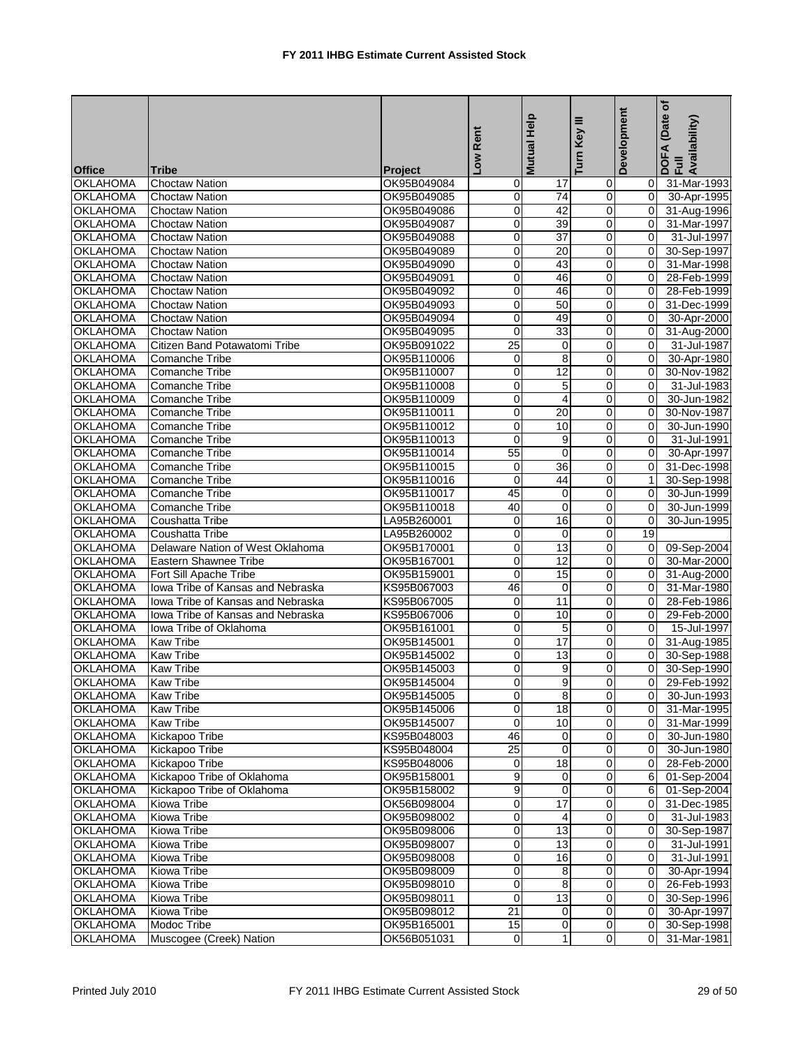# FY 2011 IHBG Estimate Current Assisted Stock

| Office | Tribe | Project | Low Rent | Mutual Help | Turn Key III | Development | DOFA (Date of Full Availability) |
|---|---|---|---|---|---|---|---|
| OKLAHOMA | Choctaw Nation | OK95B049084 | 0 | 17 | 0 | 0 | 31-Mar-1993 |
| OKLAHOMA | Choctaw Nation | OK95B049085 | 0 | 74 | 0 | 0 | 30-Apr-1995 |
| OKLAHOMA | Choctaw Nation | OK95B049086 | 0 | 42 | 0 | 0 | 31-Aug-1996 |
| OKLAHOMA | Choctaw Nation | OK95B049087 | 0 | 39 | 0 | 0 | 31-Mar-1997 |
| OKLAHOMA | Choctaw Nation | OK95B049088 | 0 | 37 | 0 | 0 | 31-Jul-1997 |
| OKLAHOMA | Choctaw Nation | OK95B049089 | 0 | 20 | 0 | 0 | 30-Sep-1997 |
| OKLAHOMA | Choctaw Nation | OK95B049090 | 0 | 43 | 0 | 0 | 31-Mar-1998 |
| OKLAHOMA | Choctaw Nation | OK95B049091 | 0 | 46 | 0 | 0 | 28-Feb-1999 |
| OKLAHOMA | Choctaw Nation | OK95B049092 | 0 | 46 | 0 | 0 | 28-Feb-1999 |
| OKLAHOMA | Choctaw Nation | OK95B049093 | 0 | 50 | 0 | 0 | 31-Dec-1999 |
| OKLAHOMA | Choctaw Nation | OK95B049094 | 0 | 49 | 0 | 0 | 30-Apr-2000 |
| OKLAHOMA | Choctaw Nation | OK95B049095 | 0 | 33 | 0 | 0 | 31-Aug-2000 |
| OKLAHOMA | Citizen Band Potawatomi Tribe | OK95B091022 | 25 | 0 | 0 | 0 | 31-Jul-1987 |
| OKLAHOMA | Comanche Tribe | OK95B110006 | 0 | 8 | 0 | 0 | 30-Apr-1980 |
| OKLAHOMA | Comanche Tribe | OK95B110007 | 0 | 12 | 0 | 0 | 30-Nov-1982 |
| OKLAHOMA | Comanche Tribe | OK95B110008 | 0 | 5 | 0 | 0 | 31-Jul-1983 |
| OKLAHOMA | Comanche Tribe | OK95B110009 | 0 | 4 | 0 | 0 | 30-Jun-1982 |
| OKLAHOMA | Comanche Tribe | OK95B110011 | 0 | 20 | 0 | 0 | 30-Nov-1987 |
| OKLAHOMA | Comanche Tribe | OK95B110012 | 0 | 10 | 0 | 0 | 30-Jun-1990 |
| OKLAHOMA | Comanche Tribe | OK95B110013 | 0 | 9 | 0 | 0 | 31-Jul-1991 |
| OKLAHOMA | Comanche Tribe | OK95B110014 | 55 | 0 | 0 | 0 | 30-Apr-1997 |
| OKLAHOMA | Comanche Tribe | OK95B110015 | 0 | 36 | 0 | 0 | 31-Dec-1998 |
| OKLAHOMA | Comanche Tribe | OK95B110016 | 0 | 44 | 0 | 1 | 30-Sep-1998 |
| OKLAHOMA | Comanche Tribe | OK95B110017 | 45 | 0 | 0 | 0 | 30-Jun-1999 |
| OKLAHOMA | Comanche Tribe | OK95B110018 | 40 | 0 | 0 | 0 | 30-Jun-1999 |
| OKLAHOMA | Coushatta Tribe | LA95B260001 | 0 | 16 | 0 | 0 | 30-Jun-1995 |
| OKLAHOMA | Coushatta Tribe | LA95B260002 | 0 | 0 | 0 | 19 | |
| OKLAHOMA | Delaware Nation of West Oklahoma | OK95B170001 | 0 | 13 | 0 | 0 | 09-Sep-2004 |
| OKLAHOMA | Eastern Shawnee Tribe | OK95B167001 | 0 | 12 | 0 | 0 | 30-Mar-2000 |
| OKLAHOMA | Fort Sill Apache Tribe | OK95B159001 | 0 | 15 | 0 | 0 | 31-Aug-2000 |
| OKLAHOMA | Iowa Tribe of Kansas and Nebraska | KS95B067003 | 46 | 0 | 0 | 0 | 31-Mar-1980 |
| OKLAHOMA | Iowa Tribe of Kansas and Nebraska | KS95B067005 | 0 | 11 | 0 | 0 | 28-Feb-1986 |
| OKLAHOMA | Iowa Tribe of Kansas and Nebraska | KS95B067006 | 0 | 10 | 0 | 0 | 29-Feb-2000 |
| OKLAHOMA | Iowa Tribe of Oklahoma | OK95B161001 | 0 | 5 | 0 | 0 | 15-Jul-1997 |
| OKLAHOMA | Kaw Tribe | OK95B145001 | 0 | 17 | 0 | 0 | 31-Aug-1985 |
| OKLAHOMA | Kaw Tribe | OK95B145002 | 0 | 13 | 0 | 0 | 30-Sep-1988 |
| OKLAHOMA | Kaw Tribe | OK95B145003 | 0 | 9 | 0 | 0 | 30-Sep-1990 |
| OKLAHOMA | Kaw Tribe | OK95B145004 | 0 | 9 | 0 | 0 | 29-Feb-1992 |
| OKLAHOMA | Kaw Tribe | OK95B145005 | 0 | 8 | 0 | 0 | 30-Jun-1993 |
| OKLAHOMA | Kaw Tribe | OK95B145006 | 0 | 18 | 0 | 0 | 31-Mar-1995 |
| OKLAHOMA | Kaw Tribe | OK95B145007 | 0 | 10 | 0 | 0 | 31-Mar-1999 |
| OKLAHOMA | Kickapoo Tribe | KS95B048003 | 46 | 0 | 0 | 0 | 30-Jun-1980 |
| OKLAHOMA | Kickapoo Tribe | KS95B048004 | 25 | 0 | 0 | 0 | 30-Jun-1980 |
| OKLAHOMA | Kickapoo Tribe | KS95B048006 | 0 | 18 | 0 | 0 | 28-Feb-2000 |
| OKLAHOMA | Kickapoo Tribe of Oklahoma | OK95B158001 | 9 | 0 | 0 | 6 | 01-Sep-2004 |
| OKLAHOMA | Kickapoo Tribe of Oklahoma | OK95B158002 | 9 | 0 | 0 | 6 | 01-Sep-2004 |
| OKLAHOMA | Kiowa Tribe | OK56B098004 | 0 | 17 | 0 | 0 | 31-Dec-1985 |
| OKLAHOMA | Kiowa Tribe | OK95B098002 | 0 | 4 | 0 | 0 | 31-Jul-1983 |
| OKLAHOMA | Kiowa Tribe | OK95B098006 | 0 | 13 | 0 | 0 | 30-Sep-1987 |
| OKLAHOMA | Kiowa Tribe | OK95B098007 | 0 | 13 | 0 | 0 | 31-Jul-1991 |
| OKLAHOMA | Kiowa Tribe | OK95B098008 | 0 | 16 | 0 | 0 | 31-Jul-1991 |
| OKLAHOMA | Kiowa Tribe | OK95B098009 | 0 | 8 | 0 | 0 | 30-Apr-1994 |
| OKLAHOMA | Kiowa Tribe | OK95B098010 | 0 | 8 | 0 | 0 | 26-Feb-1993 |
| OKLAHOMA | Kiowa Tribe | OK95B098011 | 0 | 13 | 0 | 0 | 30-Sep-1996 |
| OKLAHOMA | Kiowa Tribe | OK95B098012 | 21 | 0 | 0 | 0 | 30-Apr-1997 |
| OKLAHOMA | Modoc Tribe | OK95B165001 | 15 | 0 | 0 | 0 | 30-Sep-1998 |
| OKLAHOMA | Muscogee (Creek) Nation | OK56B051031 | 0 | 1 | 0 | 0 | 31-Mar-1981 |

Printed July 2010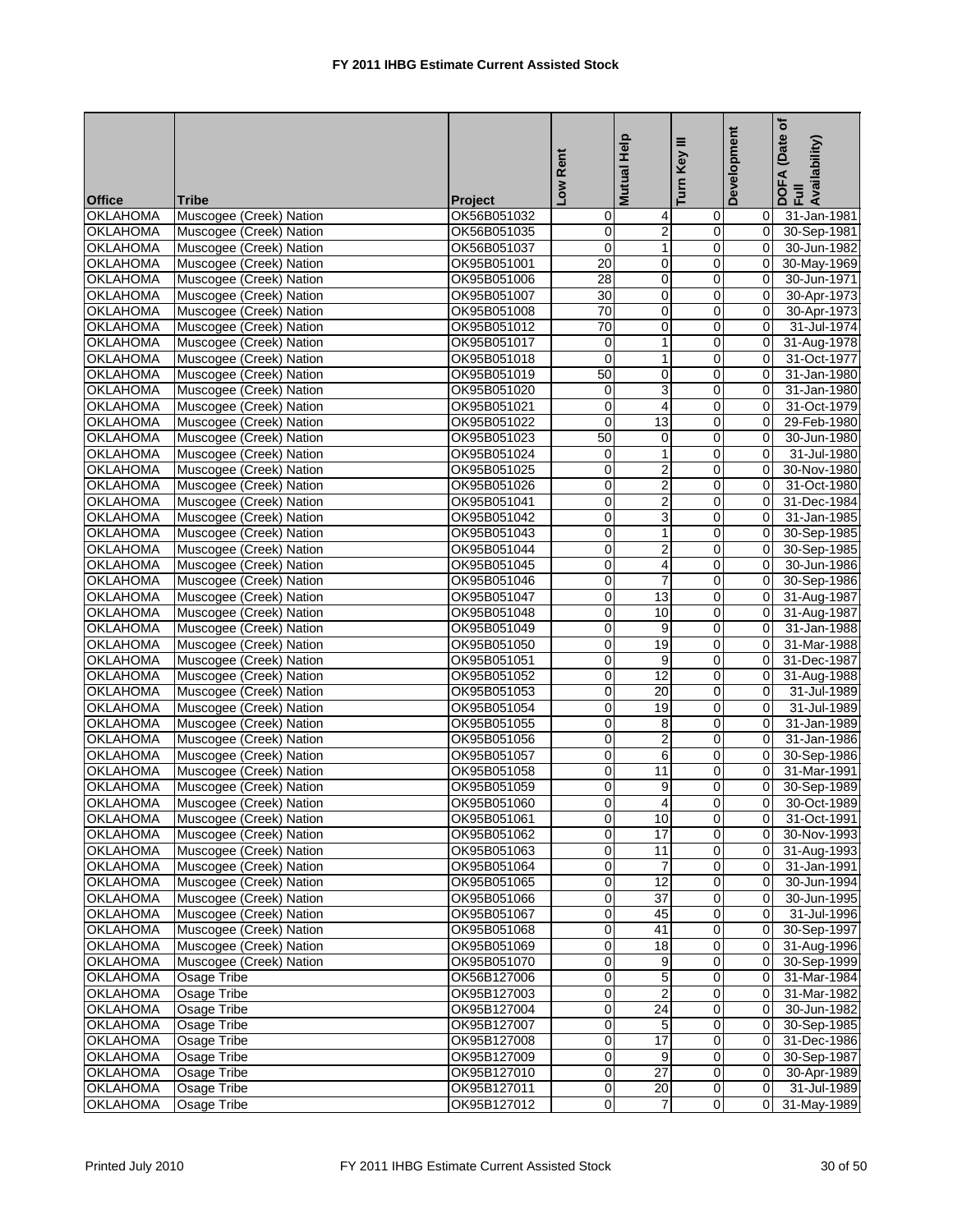# FY 2011 IHBG Estimate Current Assisted Stock

| Office | Tribe | Project | Low Rent | Mutual Help | Turn Key III | Development | DOFA (Date of Full Availability) |
|---|---|---|---|---|---|---|---|
| OKLAHOMA | Muscogee (Creek) Nation | OK56B051032 | 0 | 4 | 0 | 0 | 31-Jan-1981 |
| OKLAHOMA | Muscogee (Creek) Nation | OK56B051035 | 0 | 2 | 0 | 0 | 30-Sep-1981 |
| OKLAHOMA | Muscogee (Creek) Nation | OK56B051037 | 0 | 1 | 0 | 0 | 30-Jun-1982 |
| OKLAHOMA | Muscogee (Creek) Nation | OK95B051001 | 20 | 0 | 0 | 0 | 30-May-1969 |
| OKLAHOMA | Muscogee (Creek) Nation | OK95B051006 | 28 | 0 | 0 | 0 | 30-Jun-1971 |
| OKLAHOMA | Muscogee (Creek) Nation | OK95B051007 | 30 | 0 | 0 | 0 | 30-Apr-1973 |
| OKLAHOMA | Muscogee (Creek) Nation | OK95B051008 | 70 | 0 | 0 | 0 | 30-Apr-1973 |
| OKLAHOMA | Muscogee (Creek) Nation | OK95B051012 | 70 | 0 | 0 | 0 | 31-Jul-1974 |
| OKLAHOMA | Muscogee (Creek) Nation | OK95B051017 | 0 | 1 | 0 | 0 | 31-Aug-1978 |
| OKLAHOMA | Muscogee (Creek) Nation | OK95B051018 | 0 | 1 | 0 | 0 | 31-Oct-1977 |
| OKLAHOMA | Muscogee (Creek) Nation | OK95B051019 | 50 | 0 | 0 | 0 | 31-Jan-1980 |
| OKLAHOMA | Muscogee (Creek) Nation | OK95B051020 | 0 | 3 | 0 | 0 | 31-Jan-1980 |
| OKLAHOMA | Muscogee (Creek) Nation | OK95B051021 | 0 | 4 | 0 | 0 | 31-Oct-1979 |
| OKLAHOMA | Muscogee (Creek) Nation | OK95B051022 | 0 | 13 | 0 | 0 | 29-Feb-1980 |
| OKLAHOMA | Muscogee (Creek) Nation | OK95B051023 | 50 | 0 | 0 | 0 | 30-Jun-1980 |
| OKLAHOMA | Muscogee (Creek) Nation | OK95B051024 | 0 | 1 | 0 | 0 | 31-Jul-1980 |
| OKLAHOMA | Muscogee (Creek) Nation | OK95B051025 | 0 | 2 | 0 | 0 | 30-Nov-1980 |
| OKLAHOMA | Muscogee (Creek) Nation | OK95B051026 | 0 | 2 | 0 | 0 | 31-Oct-1980 |
| OKLAHOMA | Muscogee (Creek) Nation | OK95B051041 | 0 | 2 | 0 | 0 | 31-Dec-1984 |
| OKLAHOMA | Muscogee (Creek) Nation | OK95B051042 | 0 | 3 | 0 | 0 | 31-Jan-1985 |
| OKLAHOMA | Muscogee (Creek) Nation | OK95B051043 | 0 | 1 | 0 | 0 | 30-Sep-1985 |
| OKLAHOMA | Muscogee (Creek) Nation | OK95B051044 | 0 | 2 | 0 | 0 | 30-Sep-1985 |
| OKLAHOMA | Muscogee (Creek) Nation | OK95B051045 | 0 | 4 | 0 | 0 | 30-Jun-1986 |
| OKLAHOMA | Muscogee (Creek) Nation | OK95B051046 | 0 | 7 | 0 | 0 | 30-Sep-1986 |
| OKLAHOMA | Muscogee (Creek) Nation | OK95B051047 | 0 | 13 | 0 | 0 | 31-Aug-1987 |
| OKLAHOMA | Muscogee (Creek) Nation | OK95B051048 | 0 | 10 | 0 | 0 | 31-Aug-1987 |
| OKLAHOMA | Muscogee (Creek) Nation | OK95B051049 | 0 | 9 | 0 | 0 | 31-Jan-1988 |
| OKLAHOMA | Muscogee (Creek) Nation | OK95B051050 | 0 | 19 | 0 | 0 | 31-Mar-1988 |
| OKLAHOMA | Muscogee (Creek) Nation | OK95B051051 | 0 | 9 | 0 | 0 | 31-Dec-1987 |
| OKLAHOMA | Muscogee (Creek) Nation | OK95B051052 | 0 | 12 | 0 | 0 | 31-Aug-1988 |
| OKLAHOMA | Muscogee (Creek) Nation | OK95B051053 | 0 | 20 | 0 | 0 | 31-Jul-1989 |
| OKLAHOMA | Muscogee (Creek) Nation | OK95B051054 | 0 | 19 | 0 | 0 | 31-Jul-1989 |
| OKLAHOMA | Muscogee (Creek) Nation | OK95B051055 | 0 | 8 | 0 | 0 | 31-Jan-1989 |
| OKLAHOMA | Muscogee (Creek) Nation | OK95B051056 | 0 | 2 | 0 | 0 | 31-Jan-1986 |
| OKLAHOMA | Muscogee (Creek) Nation | OK95B051057 | 0 | 6 | 0 | 0 | 30-Sep-1986 |
| OKLAHOMA | Muscogee (Creek) Nation | OK95B051058 | 0 | 11 | 0 | 0 | 31-Mar-1991 |
| OKLAHOMA | Muscogee (Creek) Nation | OK95B051059 | 0 | 9 | 0 | 0 | 30-Sep-1989 |
| OKLAHOMA | Muscogee (Creek) Nation | OK95B051060 | 0 | 4 | 0 | 0 | 30-Oct-1989 |
| OKLAHOMA | Muscogee (Creek) Nation | OK95B051061 | 0 | 10 | 0 | 0 | 31-Oct-1991 |
| OKLAHOMA | Muscogee (Creek) Nation | OK95B051062 | 0 | 17 | 0 | 0 | 30-Nov-1993 |
| OKLAHOMA | Muscogee (Creek) Nation | OK95B051063 | 0 | 11 | 0 | 0 | 31-Aug-1993 |
| OKLAHOMA | Muscogee (Creek) Nation | OK95B051064 | 0 | 7 | 0 | 0 | 31-Jan-1991 |
| OKLAHOMA | Muscogee (Creek) Nation | OK95B051065 | 0 | 12 | 0 | 0 | 30-Jun-1994 |
| OKLAHOMA | Muscogee (Creek) Nation | OK95B051066 | 0 | 37 | 0 | 0 | 30-Jun-1995 |
| OKLAHOMA | Muscogee (Creek) Nation | OK95B051067 | 0 | 45 | 0 | 0 | 31-Jul-1996 |
| OKLAHOMA | Muscogee (Creek) Nation | OK95B051068 | 0 | 41 | 0 | 0 | 30-Sep-1997 |
| OKLAHOMA | Muscogee (Creek) Nation | OK95B051069 | 0 | 18 | 0 | 0 | 31-Aug-1996 |
| OKLAHOMA | Muscogee (Creek) Nation | OK95B051070 | 0 | 9 | 0 | 0 | 30-Sep-1999 |
| OKLAHOMA | Osage Tribe | OK56B127006 | 0 | 5 | 0 | 0 | 31-Mar-1984 |
| OKLAHOMA | Osage Tribe | OK95B127003 | 0 | 2 | 0 | 0 | 31-Mar-1982 |
| OKLAHOMA | Osage Tribe | OK95B127004 | 0 | 24 | 0 | 0 | 30-Jun-1982 |
| OKLAHOMA | Osage Tribe | OK95B127007 | 0 | 5 | 0 | 0 | 30-Sep-1985 |
| OKLAHOMA | Osage Tribe | OK95B127008 | 0 | 17 | 0 | 0 | 31-Dec-1986 |
| OKLAHOMA | Osage Tribe | OK95B127009 | 0 | 9 | 0 | 0 | 30-Sep-1987 |
| OKLAHOMA | Osage Tribe | OK95B127010 | 0 | 27 | 0 | 0 | 30-Apr-1989 |
| OKLAHOMA | Osage Tribe | OK95B127011 | 0 | 20 | 0 | 0 | 31-Jul-1989 |
| OKLAHOMA | Osage Tribe | OK95B127012 | 0 | 7 | 0 | 0 | 31-May-1989 |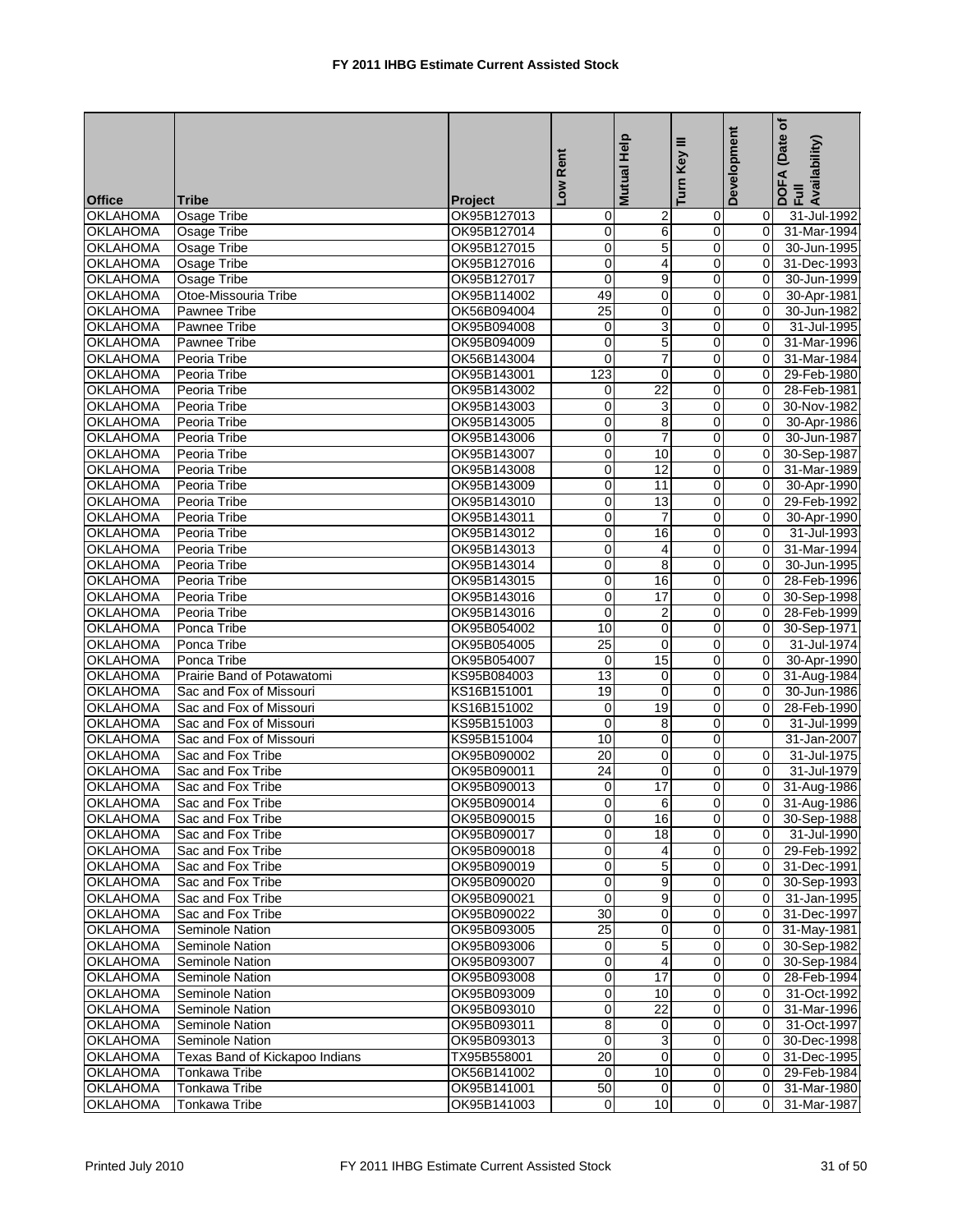# FY 2011 IHBG Estimate Current Assisted Stock

| Office | Tribe | Project | Low Rent | Mutual Help | Turn Key III | Development | DOFA (Date of Full Availability) |
|---|---|---|---|---|---|---|---|
| OKLAHOMA | Osage Tribe | OK95B127013 | 0 | 2 | 0 | 0 | 31-Jul-1992 |
| OKLAHOMA | Osage Tribe | OK95B127014 | 0 | 6 | 0 | 0 | 31-Mar-1994 |
| OKLAHOMA | Osage Tribe | OK95B127015 | 0 | 5 | 0 | 0 | 30-Jun-1995 |
| OKLAHOMA | Osage Tribe | OK95B127016 | 0 | 4 | 0 | 0 | 31-Dec-1993 |
| OKLAHOMA | Osage Tribe | OK95B127017 | 0 | 9 | 0 | 0 | 30-Jun-1999 |
| OKLAHOMA | Otoe-Missouria Tribe | OK95B114002 | 49 | 0 | 0 | 0 | 30-Apr-1981 |
| OKLAHOMA | Pawnee Tribe | OK56B094004 | 25 | 0 | 0 | 0 | 30-Jun-1982 |
| OKLAHOMA | Pawnee Tribe | OK95B094008 | 0 | 3 | 0 | 0 | 31-Jul-1995 |
| OKLAHOMA | Pawnee Tribe | OK95B094009 | 0 | 5 | 0 | 0 | 31-Mar-1996 |
| OKLAHOMA | Peoria Tribe | OK56B143004 | 0 | 7 | 0 | 0 | 31-Mar-1984 |
| OKLAHOMA | Peoria Tribe | OK95B143001 | 123 | 0 | 0 | 0 | 29-Feb-1980 |
| OKLAHOMA | Peoria Tribe | OK95B143002 | 0 | 22 | 0 | 0 | 28-Feb-1981 |
| OKLAHOMA | Peoria Tribe | OK95B143003 | 0 | 3 | 0 | 0 | 30-Nov-1982 |
| OKLAHOMA | Peoria Tribe | OK95B143005 | 0 | 8 | 0 | 0 | 30-Apr-1986 |
| OKLAHOMA | Peoria Tribe | OK95B143006 | 0 | 7 | 0 | 0 | 30-Jun-1987 |
| OKLAHOMA | Peoria Tribe | OK95B143007 | 0 | 10 | 0 | 0 | 30-Sep-1987 |
| OKLAHOMA | Peoria Tribe | OK95B143008 | 0 | 12 | 0 | 0 | 31-Mar-1989 |
| OKLAHOMA | Peoria Tribe | OK95B143009 | 0 | 11 | 0 | 0 | 30-Apr-1990 |
| OKLAHOMA | Peoria Tribe | OK95B143010 | 0 | 13 | 0 | 0 | 29-Feb-1992 |
| OKLAHOMA | Peoria Tribe | OK95B143011 | 0 | 7 | 0 | 0 | 30-Apr-1990 |
| OKLAHOMA | Peoria Tribe | OK95B143012 | 0 | 16 | 0 | 0 | 31-Jul-1993 |
| OKLAHOMA | Peoria Tribe | OK95B143013 | 0 | 4 | 0 | 0 | 31-Mar-1994 |
| OKLAHOMA | Peoria Tribe | OK95B143014 | 0 | 8 | 0 | 0 | 30-Jun-1995 |
| OKLAHOMA | Peoria Tribe | OK95B143015 | 0 | 16 | 0 | 0 | 28-Feb-1996 |
| OKLAHOMA | Peoria Tribe | OK95B143016 | 0 | 17 | 0 | 0 | 30-Sep-1998 |
| OKLAHOMA | Peoria Tribe | OK95B143016 | 0 | 2 | 0 | 0 | 28-Feb-1999 |
| OKLAHOMA | Ponca Tribe | OK95B054002 | 10 | 0 | 0 | 0 | 30-Sep-1971 |
| OKLAHOMA | Ponca Tribe | OK95B054005 | 25 | 0 | 0 | 0 | 31-Jul-1974 |
| OKLAHOMA | Ponca Tribe | OK95B054007 | 0 | 15 | 0 | 0 | 30-Apr-1990 |
| OKLAHOMA | Prairie Band of Potawatomi | KS95B084003 | 13 | 0 | 0 | 0 | 31-Aug-1984 |
| OKLAHOMA | Sac and Fox of Missouri | KS16B151001 | 19 | 0 | 0 | 0 | 30-Jun-1986 |
| OKLAHOMA | Sac and Fox of Missouri | KS16B151002 | 0 | 19 | 0 | 0 | 28-Feb-1990 |
| OKLAHOMA | Sac and Fox of Missouri | KS95B151003 | 0 | 8 | 0 | 0 | 31-Jul-1999 |
| OKLAHOMA | Sac and Fox of Missouri | KS95B151004 | 10 | 0 | 0 | | 31-Jan-2007 |
| OKLAHOMA | Sac and Fox Tribe | OK95B090002 | 20 | 0 | 0 | 0 | 31-Jul-1975 |
| OKLAHOMA | Sac and Fox Tribe | OK95B090011 | 24 | 0 | 0 | 0 | 31-Jul-1979 |
| OKLAHOMA | Sac and Fox Tribe | OK95B090013 | 0 | 17 | 0 | 0 | 31-Aug-1986 |
| OKLAHOMA | Sac and Fox Tribe | OK95B090014 | 0 | 6 | 0 | 0 | 31-Aug-1986 |
| OKLAHOMA | Sac and Fox Tribe | OK95B090015 | 0 | 16 | 0 | 0 | 30-Sep-1988 |
| OKLAHOMA | Sac and Fox Tribe | OK95B090017 | 0 | 18 | 0 | 0 | 31-Jul-1990 |
| OKLAHOMA | Sac and Fox Tribe | OK95B090018 | 0 | 4 | 0 | 0 | 29-Feb-1992 |
| OKLAHOMA | Sac and Fox Tribe | OK95B090019 | 0 | 5 | 0 | 0 | 31-Dec-1991 |
| OKLAHOMA | Sac and Fox Tribe | OK95B090020 | 0 | 9 | 0 | 0 | 30-Sep-1993 |
| OKLAHOMA | Sac and Fox Tribe | OK95B090021 | 0 | 9 | 0 | 0 | 31-Jan-1995 |
| OKLAHOMA | Sac and Fox Tribe | OK95B090022 | 30 | 0 | 0 | 0 | 31-Dec-1997 |
| OKLAHOMA | Seminole Nation | OK95B093005 | 25 | 0 | 0 | 0 | 31-May-1981 |
| OKLAHOMA | Seminole Nation | OK95B093006 | 0 | 5 | 0 | 0 | 30-Sep-1982 |
| OKLAHOMA | Seminole Nation | OK95B093007 | 0 | 4 | 0 | 0 | 30-Sep-1984 |
| OKLAHOMA | Seminole Nation | OK95B093008 | 0 | 17 | 0 | 0 | 28-Feb-1994 |
| OKLAHOMA | Seminole Nation | OK95B093009 | 0 | 10 | 0 | 0 | 31-Oct-1992 |
| OKLAHOMA | Seminole Nation | OK95B093010 | 0 | 22 | 0 | 0 | 31-Mar-1996 |
| OKLAHOMA | Seminole Nation | OK95B093011 | 8 | 0 | 0 | 0 | 31-Oct-1997 |
| OKLAHOMA | Seminole Nation | OK95B093013 | 0 | 3 | 0 | 0 | 30-Dec-1998 |
| OKLAHOMA | Texas Band of Kickapoo Indians | TX95B558001 | 20 | 0 | 0 | 0 | 31-Dec-1995 |
| OKLAHOMA | Tonkawa Tribe | OK56B141002 | 0 | 10 | 0 | 0 | 29-Feb-1984 |
| OKLAHOMA | Tonkawa Tribe | OK95B141001 | 50 | 0 | 0 | 0 | 31-Mar-1980 |
| OKLAHOMA | Tonkawa Tribe | OK95B141003 | 0 | 10 | 0 | 0 | 31-Mar-1987 |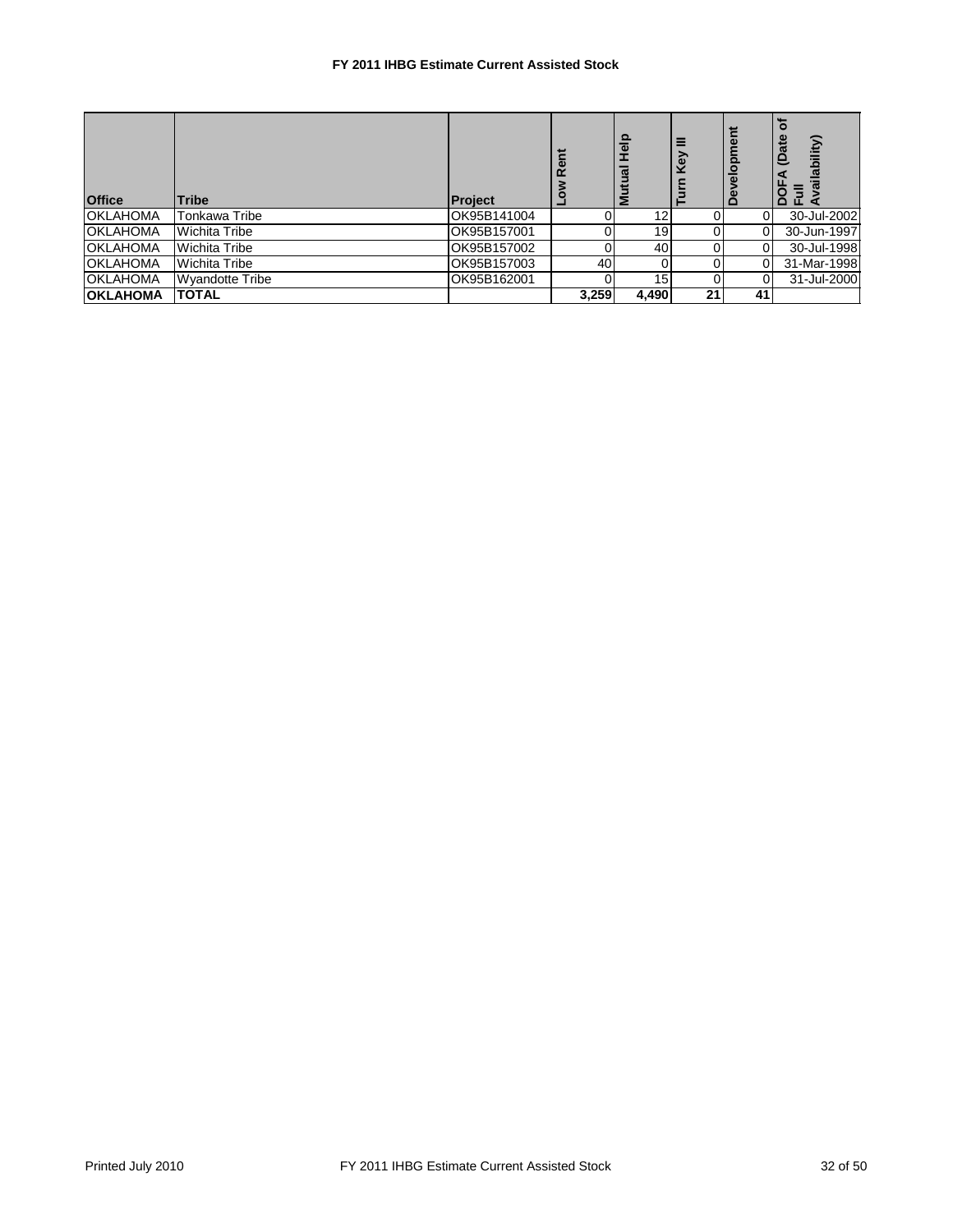## FY 2011 IHBG Estimate Current Assisted Stock

| Office | Tribe | Project | Low Rent | Mutual Help | Turn Key III | Development | DOFA (Date of Full Availability) |
|---|---|---|---|---|---|---|---|
| OKLAHOMA | Tonkawa Tribe | OK95B141004 | 0 | 12 | 0 | 0 | 30-Jul-2002 |
| OKLAHOMA | Wichita Tribe | OK95B157001 | 0 | 19 | 0 | 0 | 30-Jun-1997 |
| OKLAHOMA | Wichita Tribe | OK95B157002 | 0 | 40 | 0 | 0 | 30-Jul-1998 |
| OKLAHOMA | Wichita Tribe | OK95B157003 | 40 | 0 | 0 | 0 | 31-Mar-1998 |
| OKLAHOMA | Wyandotte Tribe | OK95B162001 | 0 | 15 | 0 | 0 | 31-Jul-2000 |
| **OKLAHOMA** | **TOTAL** | | **3,259** | **4,490** | **21** | **41** | |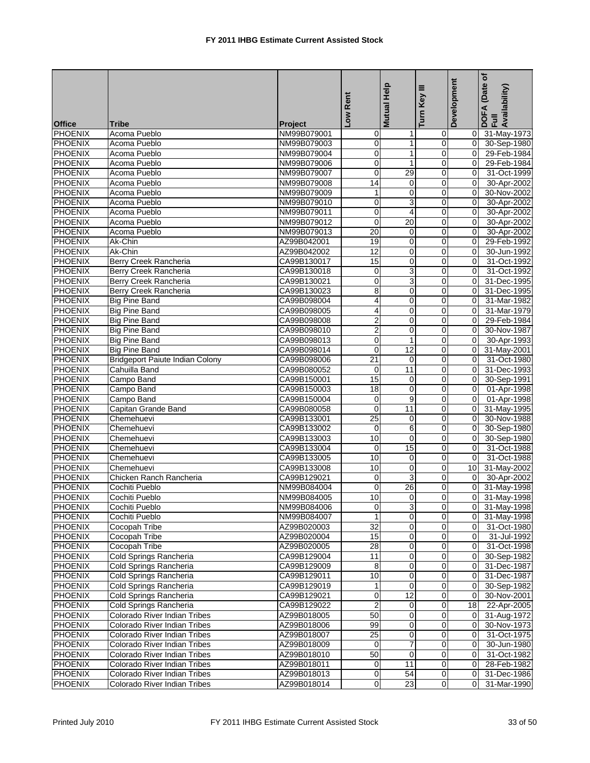# FY 2011 IHBG Estimate Current Assisted Stock

| Office | Tribe | Project | Low Rent | Mutual Help | Turn Key III | Development | DOFA (Date of Full Availability) |
|---|---|---|---|---|---|---|---|
| PHOENIX | Acoma Pueblo | NM99B079001 | 0 | 1 | 0 | 0 | 31-May-1973 |
| PHOENIX | Acoma Pueblo | NM99B079003 | 0 | 1 | 0 | 0 | 30-Sep-1980 |
| PHOENIX | Acoma Pueblo | NM99B079004 | 0 | 1 | 0 | 0 | 29-Feb-1984 |
| PHOENIX | Acoma Pueblo | NM99B079006 | 0 | 1 | 0 | 0 | 29-Feb-1984 |
| PHOENIX | Acoma Pueblo | NM99B079007 | 0 | 29 | 0 | 0 | 31-Oct-1999 |
| PHOENIX | Acoma Pueblo | NM99B079008 | 14 | 0 | 0 | 0 | 30-Apr-2002 |
| PHOENIX | Acoma Pueblo | NM99B079009 | 1 | 0 | 0 | 0 | 30-Nov-2002 |
| PHOENIX | Acoma Pueblo | NM99B079010 | 0 | 3 | 0 | 0 | 30-Apr-2002 |
| PHOENIX | Acoma Pueblo | NM99B079011 | 0 | 4 | 0 | 0 | 30-Apr-2002 |
| PHOENIX | Acoma Pueblo | NM99B079012 | 0 | 20 | 0 | 0 | 30-Apr-2002 |
| PHOENIX | Acoma Pueblo | NM99B079013 | 20 | 0 | 0 | 0 | 30-Apr-2002 |
| PHOENIX | Ak-Chin | AZ99B042001 | 19 | 0 | 0 | 0 | 29-Feb-1992 |
| PHOENIX | Ak-Chin | AZ99B042002 | 12 | 0 | 0 | 0 | 30-Jun-1992 |
| PHOENIX | Berry Creek Rancheria | CA99B130017 | 15 | 0 | 0 | 0 | 31-Oct-1992 |
| PHOENIX | Berry Creek Rancheria | CA99B130018 | 0 | 3 | 0 | 0 | 31-Oct-1992 |
| PHOENIX | Berry Creek Rancheria | CA99B130021 | 0 | 3 | 0 | 0 | 31-Dec-1995 |
| PHOENIX | Berry Creek Rancheria | CA99B130023 | 8 | 0 | 0 | 0 | 31-Dec-1995 |
| PHOENIX | Big Pine Band | CA99B098004 | 4 | 0 | 0 | 0 | 31-Mar-1982 |
| PHOENIX | Big Pine Band | CA99B098005 | 4 | 0 | 0 | 0 | 31-Mar-1979 |
| PHOENIX | Big Pine Band | CA99B098008 | 2 | 0 | 0 | 0 | 29-Feb-1984 |
| PHOENIX | Big Pine Band | CA99B098010 | 2 | 0 | 0 | 0 | 30-Nov-1987 |
| PHOENIX | Big Pine Band | CA99B098013 | 0 | 1 | 0 | 0 | 30-Apr-1993 |
| PHOENIX | Big Pine Band | CA99B098014 | 0 | 12 | 0 | 0 | 31-May-2001 |
| PHOENIX | Bridgeport Paiute Indian Colony | CA99B098006 | 21 | 0 | 0 | 0 | 31-Oct-1980 |
| PHOENIX | Cahuilla Band | CA99B080052 | 0 | 11 | 0 | 0 | 31-Dec-1993 |
| PHOENIX | Campo Band | CA99B150001 | 15 | 0 | 0 | 0 | 30-Sep-1991 |
| PHOENIX | Campo Band | CA99B150003 | 18 | 0 | 0 | 0 | 01-Apr-1998 |
| PHOENIX | Campo Band | CA99B150004 | 0 | 9 | 0 | 0 | 01-Apr-1998 |
| PHOENIX | Capitan Grande Band | CA99B080058 | 0 | 11 | 0 | 0 | 31-May-1995 |
| PHOENIX | Chemehuevi | CA99B133001 | 25 | 0 | 0 | 0 | 30-Nov-1988 |
| PHOENIX | Chemehuevi | CA99B133002 | 0 | 6 | 0 | 0 | 30-Sep-1980 |
| PHOENIX | Chemehuevi | CA99B133003 | 10 | 0 | 0 | 0 | 30-Sep-1980 |
| PHOENIX | Chemehuevi | CA99B133004 | 0 | 15 | 0 | 0 | 31-Oct-1988 |
| PHOENIX | Chemehuevi | CA99B133005 | 10 | 0 | 0 | 0 | 31-Oct-1988 |
| PHOENIX | Chemehuevi | CA99B133008 | 10 | 0 | 0 | 10 | 31-May-2002 |
| PHOENIX | Chicken Ranch Rancheria | CA99B129021 | 0 | 3 | 0 | 0 | 30-Apr-2002 |
| PHOENIX | Cochiti Pueblo | NM99B084004 | 0 | 26 | 0 | 0 | 31-May-1998 |
| PHOENIX | Cochiti Pueblo | NM99B084005 | 10 | 0 | 0 | 0 | 31-May-1998 |
| PHOENIX | Cochiti Pueblo | NM99B084006 | 0 | 3 | 0 | 0 | 31-May-1998 |
| PHOENIX | Cochiti Pueblo | NM99B084007 | 1 | 0 | 0 | 0 | 31-May-1998 |
| PHOENIX | Cocopah Tribe | AZ99B020003 | 32 | 0 | 0 | 0 | 31-Oct-1980 |
| PHOENIX | Cocopah Tribe | AZ99B020004 | 15 | 0 | 0 | 0 | 31-Jul-1992 |
| PHOENIX | Cocopah Tribe | AZ99B020005 | 28 | 0 | 0 | 0 | 31-Oct-1998 |
| PHOENIX | Cold Springs Rancheria | CA99B129004 | 11 | 0 | 0 | 0 | 30-Sep-1982 |
| PHOENIX | Cold Springs Rancheria | CA99B129009 | 8 | 0 | 0 | 0 | 31-Dec-1987 |
| PHOENIX | Cold Springs Rancheria | CA99B129011 | 10 | 0 | 0 | 0 | 31-Dec-1987 |
| PHOENIX | Cold Springs Rancheria | CA99B129019 | 1 | 0 | 0 | 0 | 30-Sep-1982 |
| PHOENIX | Cold Springs Rancheria | CA99B129021 | 0 | 12 | 0 | 0 | 30-Nov-2001 |
| PHOENIX | Cold Springs Rancheria | CA99B129022 | 2 | 0 | 0 | 18 | 22-Apr-2005 |
| PHOENIX | Colorado River Indian Tribes | AZ99B018005 | 50 | 0 | 0 | 0 | 31-Aug-1972 |
| PHOENIX | Colorado River Indian Tribes | AZ99B018006 | 99 | 0 | 0 | 0 | 30-Nov-1973 |
| PHOENIX | Colorado River Indian Tribes | AZ99B018007 | 25 | 0 | 0 | 0 | 31-Oct-1975 |
| PHOENIX | Colorado River Indian Tribes | AZ99B018009 | 0 | 7 | 0 | 0 | 30-Jun-1980 |
| PHOENIX | Colorado River Indian Tribes | AZ99B018010 | 50 | 0 | 0 | 0 | 31-Oct-1982 |
| PHOENIX | Colorado River Indian Tribes | AZ99B018011 | 0 | 11 | 0 | 0 | 28-Feb-1982 |
| PHOENIX | Colorado River Indian Tribes | AZ99B018013 | 0 | 54 | 0 | 0 | 31-Dec-1986 |
| PHOENIX | Colorado River Indian Tribes | AZ99B018014 | 0 | 23 | 0 | 0 | 31-Mar-1990 |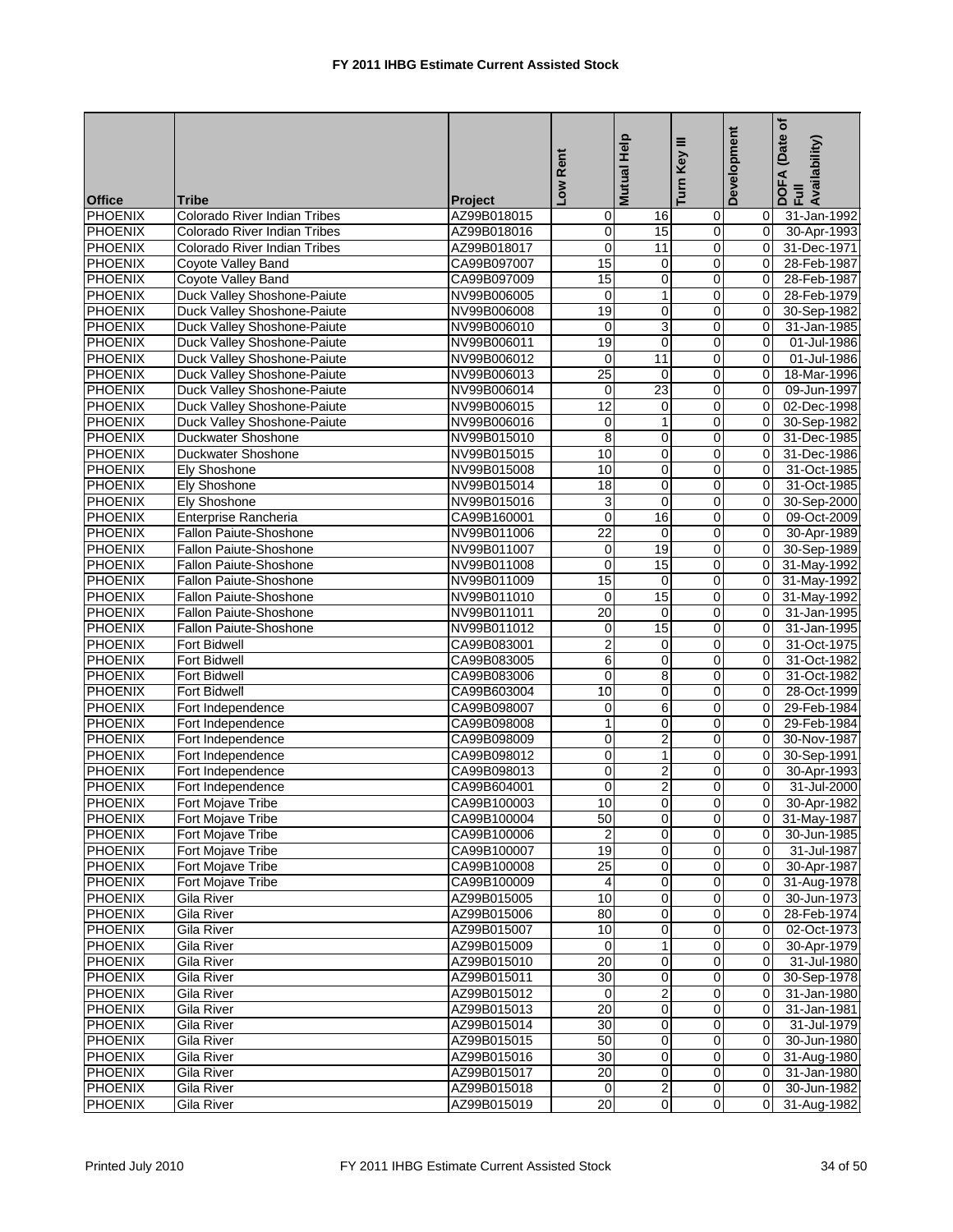# FY 2011 IHBG Estimate Current Assisted Stock

| Office | Tribe | Project | Low Rent | Mutual Help | Turn Key III | Development | DOFA (Date of Full Availability) |
|---|---|---|---|---|---|---|---|
| PHOENIX | Colorado River Indian Tribes | AZ99B018015 | 0 | 16 | 0 | 0 | 31-Jan-1992 |
| PHOENIX | Colorado River Indian Tribes | AZ99B018016 | 0 | 15 | 0 | 0 | 30-Apr-1993 |
| PHOENIX | Colorado River Indian Tribes | AZ99B018017 | 0 | 11 | 0 | 0 | 31-Dec-1971 |
| PHOENIX | Coyote Valley Band | CA99B097007 | 15 | 0 | 0 | 0 | 28-Feb-1987 |
| PHOENIX | Coyote Valley Band | CA99B097009 | 15 | 0 | 0 | 0 | 28-Feb-1987 |
| PHOENIX | Duck Valley Shoshone-Paiute | NV99B006005 | 0 | 1 | 0 | 0 | 28-Feb-1979 |
| PHOENIX | Duck Valley Shoshone-Paiute | NV99B006008 | 19 | 0 | 0 | 0 | 30-Sep-1982 |
| PHOENIX | Duck Valley Shoshone-Paiute | NV99B006010 | 0 | 3 | 0 | 0 | 31-Jan-1985 |
| PHOENIX | Duck Valley Shoshone-Paiute | NV99B006011 | 19 | 0 | 0 | 0 | 01-Jul-1986 |
| PHOENIX | Duck Valley Shoshone-Paiute | NV99B006012 | 0 | 11 | 0 | 0 | 01-Jul-1986 |
| PHOENIX | Duck Valley Shoshone-Paiute | NV99B006013 | 25 | 0 | 0 | 0 | 18-Mar-1996 |
| PHOENIX | Duck Valley Shoshone-Paiute | NV99B006014 | 0 | 23 | 0 | 0 | 09-Jun-1997 |
| PHOENIX | Duck Valley Shoshone-Paiute | NV99B006015 | 12 | 0 | 0 | 0 | 02-Dec-1998 |
| PHOENIX | Duck Valley Shoshone-Paiute | NV99B006016 | 0 | 1 | 0 | 0 | 30-Sep-1982 |
| PHOENIX | Duckwater Shoshone | NV99B015010 | 8 | 0 | 0 | 0 | 31-Dec-1985 |
| PHOENIX | Duckwater Shoshone | NV99B015015 | 10 | 0 | 0 | 0 | 31-Dec-1986 |
| PHOENIX | Ely Shoshone | NV99B015008 | 10 | 0 | 0 | 0 | 31-Oct-1985 |
| PHOENIX | Ely Shoshone | NV99B015014 | 18 | 0 | 0 | 0 | 31-Oct-1985 |
| PHOENIX | Ely Shoshone | NV99B015016 | 3 | 0 | 0 | 0 | 30-Sep-2000 |
| PHOENIX | Enterprise Rancheria | CA99B160001 | 0 | 16 | 0 | 0 | 09-Oct-2009 |
| PHOENIX | Fallon Paiute-Shoshone | NV99B011006 | 22 | 0 | 0 | 0 | 30-Apr-1989 |
| PHOENIX | Fallon Paiute-Shoshone | NV99B011007 | 0 | 19 | 0 | 0 | 30-Sep-1989 |
| PHOENIX | Fallon Paiute-Shoshone | NV99B011008 | 0 | 15 | 0 | 0 | 31-May-1992 |
| PHOENIX | Fallon Paiute-Shoshone | NV99B011009 | 15 | 0 | 0 | 0 | 31-May-1992 |
| PHOENIX | Fallon Paiute-Shoshone | NV99B011010 | 0 | 15 | 0 | 0 | 31-May-1992 |
| PHOENIX | Fallon Paiute-Shoshone | NV99B011011 | 20 | 0 | 0 | 0 | 31-Jan-1995 |
| PHOENIX | Fallon Paiute-Shoshone | NV99B011012 | 0 | 15 | 0 | 0 | 31-Jan-1995 |
| PHOENIX | Fort Bidwell | CA99B083001 | 2 | 0 | 0 | 0 | 31-Oct-1975 |
| PHOENIX | Fort Bidwell | CA99B083005 | 6 | 0 | 0 | 0 | 31-Oct-1982 |
| PHOENIX | Fort Bidwell | CA99B083006 | 0 | 8 | 0 | 0 | 31-Oct-1982 |
| PHOENIX | Fort Bidwell | CA99B603004 | 10 | 0 | 0 | 0 | 28-Oct-1999 |
| PHOENIX | Fort Independence | CA99B098007 | 0 | 6 | 0 | 0 | 29-Feb-1984 |
| PHOENIX | Fort Independence | CA99B098008 | 1 | 0 | 0 | 0 | 29-Feb-1984 |
| PHOENIX | Fort Independence | CA99B098009 | 0 | 2 | 0 | 0 | 30-Nov-1987 |
| PHOENIX | Fort Independence | CA99B098012 | 0 | 1 | 0 | 0 | 30-Sep-1991 |
| PHOENIX | Fort Independence | CA99B098013 | 0 | 2 | 0 | 0 | 30-Apr-1993 |
| PHOENIX | Fort Independence | CA99B604001 | 0 | 2 | 0 | 0 | 31-Jul-2000 |
| PHOENIX | Fort Mojave Tribe | CA99B100003 | 10 | 0 | 0 | 0 | 30-Apr-1982 |
| PHOENIX | Fort Mojave Tribe | CA99B100004 | 50 | 0 | 0 | 0 | 31-May-1987 |
| PHOENIX | Fort Mojave Tribe | CA99B100006 | 2 | 0 | 0 | 0 | 30-Jun-1985 |
| PHOENIX | Fort Mojave Tribe | CA99B100007 | 19 | 0 | 0 | 0 | 31-Jul-1987 |
| PHOENIX | Fort Mojave Tribe | CA99B100008 | 25 | 0 | 0 | 0 | 30-Apr-1987 |
| PHOENIX | Fort Mojave Tribe | CA99B100009 | 4 | 0 | 0 | 0 | 31-Aug-1978 |
| PHOENIX | Gila River | AZ99B015005 | 10 | 0 | 0 | 0 | 30-Jun-1973 |
| PHOENIX | Gila River | AZ99B015006 | 80 | 0 | 0 | 0 | 28-Feb-1974 |
| PHOENIX | Gila River | AZ99B015007 | 10 | 0 | 0 | 0 | 02-Oct-1973 |
| PHOENIX | Gila River | AZ99B015009 | 0 | 1 | 0 | 0 | 30-Apr-1979 |
| PHOENIX | Gila River | AZ99B015010 | 20 | 0 | 0 | 0 | 31-Jul-1980 |
| PHOENIX | Gila River | AZ99B015011 | 30 | 0 | 0 | 0 | 30-Sep-1978 |
| PHOENIX | Gila River | AZ99B015012 | 0 | 2 | 0 | 0 | 31-Jan-1980 |
| PHOENIX | Gila River | AZ99B015013 | 20 | 0 | 0 | 0 | 31-Jan-1981 |
| PHOENIX | Gila River | AZ99B015014 | 30 | 0 | 0 | 0 | 31-Jul-1979 |
| PHOENIX | Gila River | AZ99B015015 | 50 | 0 | 0 | 0 | 30-Jun-1980 |
| PHOENIX | Gila River | AZ99B015016 | 30 | 0 | 0 | 0 | 31-Aug-1980 |
| PHOENIX | Gila River | AZ99B015017 | 20 | 0 | 0 | 0 | 31-Jan-1980 |
| PHOENIX | Gila River | AZ99B015018 | 0 | 2 | 0 | 0 | 30-Jun-1982 |
| PHOENIX | Gila River | AZ99B015019 | 20 | 0 | 0 | 0 | 31-Aug-1982 |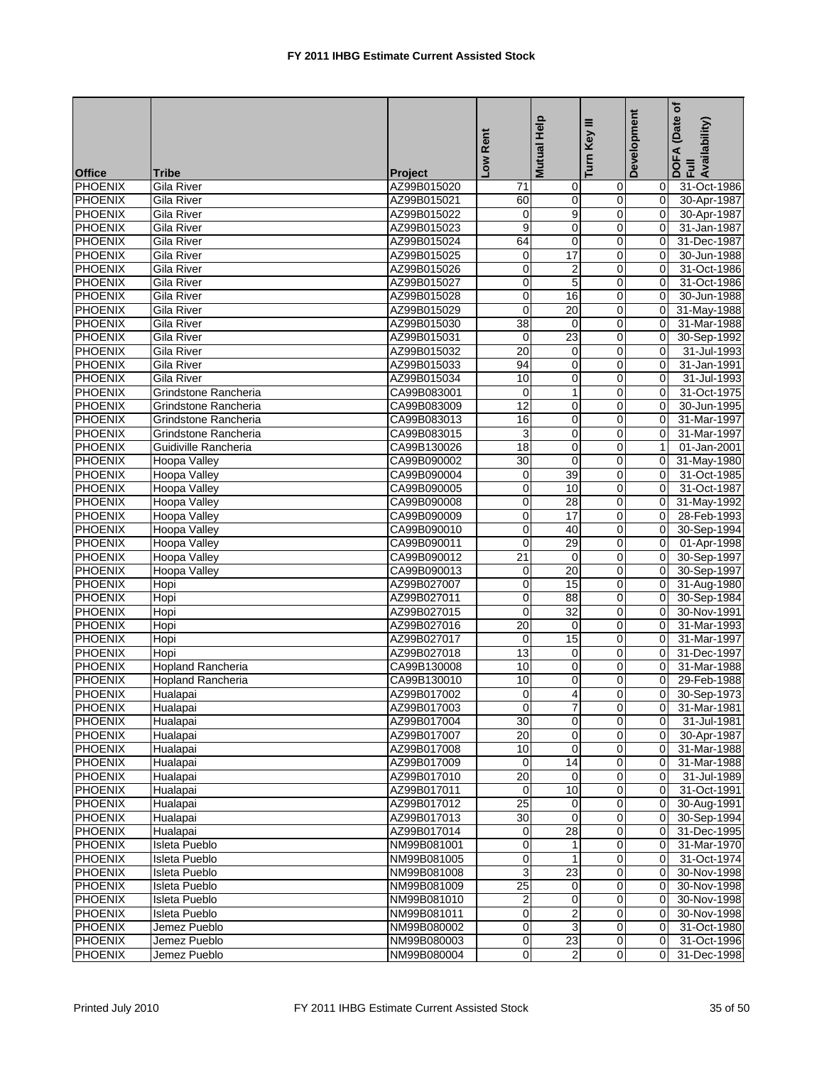# FY 2011 IHBG Estimate Current Assisted Stock

| Office | Tribe | Project | Low Rent | Mutual Help | Turn Key III | Development | DOFA (Date of Full Availability) |
|---|---|---|---|---|---|---|---|
| PHOENIX | Gila River | AZ99B015020 | 71 | 0 | 0 | 0 | 31-Oct-1986 |
| PHOENIX | Gila River | AZ99B015021 | 60 | 0 | 0 | 0 | 30-Apr-1987 |
| PHOENIX | Gila River | AZ99B015022 | 0 | 9 | 0 | 0 | 30-Apr-1987 |
| PHOENIX | Gila River | AZ99B015023 | 9 | 0 | 0 | 0 | 31-Jan-1987 |
| PHOENIX | Gila River | AZ99B015024 | 64 | 0 | 0 | 0 | 31-Dec-1987 |
| PHOENIX | Gila River | AZ99B015025 | 0 | 17 | 0 | 0 | 30-Jun-1988 |
| PHOENIX | Gila River | AZ99B015026 | 0 | 2 | 0 | 0 | 31-Oct-1986 |
| PHOENIX | Gila River | AZ99B015027 | 0 | 5 | 0 | 0 | 31-Oct-1986 |
| PHOENIX | Gila River | AZ99B015028 | 0 | 16 | 0 | 0 | 30-Jun-1988 |
| PHOENIX | Gila River | AZ99B015029 | 0 | 20 | 0 | 0 | 31-May-1988 |
| PHOENIX | Gila River | AZ99B015030 | 38 | 0 | 0 | 0 | 31-Mar-1988 |
| PHOENIX | Gila River | AZ99B015031 | 0 | 23 | 0 | 0 | 30-Sep-1992 |
| PHOENIX | Gila River | AZ99B015032 | 20 | 0 | 0 | 0 | 31-Jul-1993 |
| PHOENIX | Gila River | AZ99B015033 | 94 | 0 | 0 | 0 | 31-Jan-1991 |
| PHOENIX | Gila River | AZ99B015034 | 10 | 0 | 0 | 0 | 31-Jul-1993 |
| PHOENIX | Grindstone Rancheria | CA99B083001 | 0 | 1 | 0 | 0 | 31-Oct-1975 |
| PHOENIX | Grindstone Rancheria | CA99B083009 | 12 | 0 | 0 | 0 | 30-Jun-1995 |
| PHOENIX | Grindstone Rancheria | CA99B083013 | 16 | 0 | 0 | 0 | 31-Mar-1997 |
| PHOENIX | Grindstone Rancheria | CA99B083015 | 3 | 0 | 0 | 0 | 31-Mar-1997 |
| PHOENIX | Guidiville Rancheria | CA99B130026 | 18 | 0 | 0 | 1 | 01-Jan-2001 |
| PHOENIX | Hoopa Valley | CA99B090002 | 30 | 0 | 0 | 0 | 31-May-1980 |
| PHOENIX | Hoopa Valley | CA99B090004 | 0 | 39 | 0 | 0 | 31-Oct-1985 |
| PHOENIX | Hoopa Valley | CA99B090005 | 0 | 10 | 0 | 0 | 31-Oct-1987 |
| PHOENIX | Hoopa Valley | CA99B090008 | 0 | 28 | 0 | 0 | 31-May-1992 |
| PHOENIX | Hoopa Valley | CA99B090009 | 0 | 17 | 0 | 0 | 28-Feb-1993 |
| PHOENIX | Hoopa Valley | CA99B090010 | 0 | 40 | 0 | 0 | 30-Sep-1994 |
| PHOENIX | Hoopa Valley | CA99B090011 | 0 | 29 | 0 | 0 | 01-Apr-1998 |
| PHOENIX | Hoopa Valley | CA99B090012 | 21 | 0 | 0 | 0 | 30-Sep-1997 |
| PHOENIX | Hoopa Valley | CA99B090013 | 0 | 20 | 0 | 0 | 30-Sep-1997 |
| PHOENIX | Hopi | AZ99B027007 | 0 | 15 | 0 | 0 | 31-Aug-1980 |
| PHOENIX | Hopi | AZ99B027011 | 0 | 88 | 0 | 0 | 30-Sep-1984 |
| PHOENIX | Hopi | AZ99B027015 | 0 | 32 | 0 | 0 | 30-Nov-1991 |
| PHOENIX | Hopi | AZ99B027016 | 20 | 0 | 0 | 0 | 31-Mar-1993 |
| PHOENIX | Hopi | AZ99B027017 | 0 | 15 | 0 | 0 | 31-Mar-1997 |
| PHOENIX | Hopi | AZ99B027018 | 13 | 0 | 0 | 0 | 31-Dec-1997 |
| PHOENIX | Hopland Rancheria | CA99B130008 | 10 | 0 | 0 | 0 | 31-Mar-1988 |
| PHOENIX | Hopland Rancheria | CA99B130010 | 10 | 0 | 0 | 0 | 29-Feb-1988 |
| PHOENIX | Hualapai | AZ99B017002 | 0 | 4 | 0 | 0 | 30-Sep-1973 |
| PHOENIX | Hualapai | AZ99B017003 | 0 | 7 | 0 | 0 | 31-Mar-1981 |
| PHOENIX | Hualapai | AZ99B017004 | 30 | 0 | 0 | 0 | 31-Jul-1981 |
| PHOENIX | Hualapai | AZ99B017007 | 20 | 0 | 0 | 0 | 30-Apr-1987 |
| PHOENIX | Hualapai | AZ99B017008 | 10 | 0 | 0 | 0 | 31-Mar-1988 |
| PHOENIX | Hualapai | AZ99B017009 | 0 | 14 | 0 | 0 | 31-Mar-1988 |
| PHOENIX | Hualapai | AZ99B017010 | 20 | 0 | 0 | 0 | 31-Jul-1989 |
| PHOENIX | Hualapai | AZ99B017011 | 0 | 10 | 0 | 0 | 31-Oct-1991 |
| PHOENIX | Hualapai | AZ99B017012 | 25 | 0 | 0 | 0 | 30-Aug-1991 |
| PHOENIX | Hualapai | AZ99B017013 | 30 | 0 | 0 | 0 | 30-Sep-1994 |
| PHOENIX | Hualapai | AZ99B017014 | 0 | 28 | 0 | 0 | 31-Dec-1995 |
| PHOENIX | Isleta Pueblo | NM99B081001 | 0 | 1 | 0 | 0 | 31-Mar-1970 |
| PHOENIX | Isleta Pueblo | NM99B081005 | 0 | 1 | 0 | 0 | 31-Oct-1974 |
| PHOENIX | Isleta Pueblo | NM99B081008 | 3 | 23 | 0 | 0 | 30-Nov-1998 |
| PHOENIX | Isleta Pueblo | NM99B081009 | 25 | 0 | 0 | 0 | 30-Nov-1998 |
| PHOENIX | Isleta Pueblo | NM99B081010 | 2 | 0 | 0 | 0 | 30-Nov-1998 |
| PHOENIX | Isleta Pueblo | NM99B081011 | 0 | 2 | 0 | 0 | 30-Nov-1998 |
| PHOENIX | Jemez Pueblo | NM99B080002 | 0 | 3 | 0 | 0 | 31-Oct-1980 |
| PHOENIX | Jemez Pueblo | NM99B080003 | 0 | 23 | 0 | 0 | 31-Oct-1996 |
| PHOENIX | Jemez Pueblo | NM99B080004 | 0 | 2 | 0 | 0 | 31-Dec-1998 |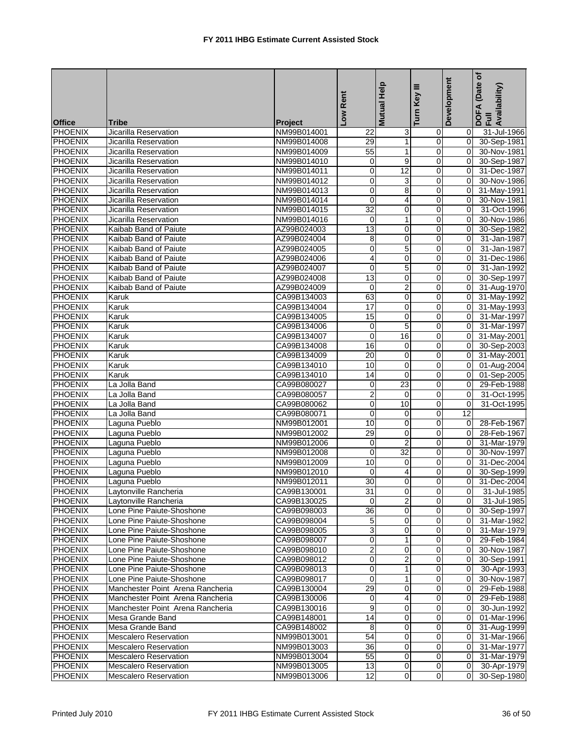# FY 2011 IHBG Estimate Current Assisted Stock

| Office | Tribe | Project | Low Rent | Mutual Help | Turn Key III | Development | DOFA (Date of Full Availability) |
|---|---|---|---|---|---|---|---|
| PHOENIX | Jicarilla Reservation | NM99B014001 | 22 | 3 | 0 | 0 | 31-Jul-1966 |
| PHOENIX | Jicarilla Reservation | NM99B014008 | 29 | 1 | 0 | 0 | 30-Sep-1981 |
| PHOENIX | Jicarilla Reservation | NM99B014009 | 55 | 1 | 0 | 0 | 30-Nov-1981 |
| PHOENIX | Jicarilla Reservation | NM99B014010 | 0 | 9 | 0 | 0 | 30-Sep-1987 |
| PHOENIX | Jicarilla Reservation | NM99B014011 | 0 | 12 | 0 | 0 | 31-Dec-1987 |
| PHOENIX | Jicarilla Reservation | NM99B014012 | 0 | 3 | 0 | 0 | 30-Nov-1986 |
| PHOENIX | Jicarilla Reservation | NM99B014013 | 0 | 8 | 0 | 0 | 31-May-1991 |
| PHOENIX | Jicarilla Reservation | NM99B014014 | 0 | 4 | 0 | 0 | 30-Nov-1981 |
| PHOENIX | Jicarilla Reservation | NM99B014015 | 32 | 0 | 0 | 0 | 31-Oct-1996 |
| PHOENIX | Jicarilla Reservation | NM99B014016 | 0 | 1 | 0 | 0 | 30-Nov-1986 |
| PHOENIX | Kaibab Band of Paiute | AZ99B024003 | 13 | 0 | 0 | 0 | 30-Sep-1982 |
| PHOENIX | Kaibab Band of Paiute | AZ99B024004 | 8 | 0 | 0 | 0 | 31-Jan-1987 |
| PHOENIX | Kaibab Band of Paiute | AZ99B024005 | 0 | 5 | 0 | 0 | 31-Jan-1987 |
| PHOENIX | Kaibab Band of Paiute | AZ99B024006 | 4 | 0 | 0 | 0 | 31-Dec-1986 |
| PHOENIX | Kaibab Band of Paiute | AZ99B024007 | 0 | 5 | 0 | 0 | 31-Jan-1992 |
| PHOENIX | Kaibab Band of Paiute | AZ99B024008 | 13 | 0 | 0 | 0 | 30-Sep-1997 |
| PHOENIX | Kaibab Band of Paiute | AZ99B024009 | 0 | 2 | 0 | 0 | 31-Aug-1970 |
| PHOENIX | Karuk | CA99B134003 | 63 | 0 | 0 | 0 | 31-May-1992 |
| PHOENIX | Karuk | CA99B134004 | 17 | 0 | 0 | 0 | 31-May-1993 |
| PHOENIX | Karuk | CA99B134005 | 15 | 0 | 0 | 0 | 31-Mar-1997 |
| PHOENIX | Karuk | CA99B134006 | 0 | 5 | 0 | 0 | 31-Mar-1997 |
| PHOENIX | Karuk | CA99B134007 | 0 | 16 | 0 | 0 | 31-May-2001 |
| PHOENIX | Karuk | CA99B134008 | 16 | 0 | 0 | 0 | 30-Sep-2003 |
| PHOENIX | Karuk | CA99B134009 | 20 | 0 | 0 | 0 | 31-May-2001 |
| PHOENIX | Karuk | CA99B134010 | 10 | 0 | 0 | 0 | 01-Aug-2004 |
| PHOENIX | Karuk | CA99B134010 | 14 | 0 | 0 | 0 | 01-Sep-2005 |
| PHOENIX | La Jolla Band | CA99B080027 | 0 | 23 | 0 | 0 | 29-Feb-1988 |
| PHOENIX | La Jolla Band | CA99B080057 | 2 | 0 | 0 | 0 | 31-Oct-1995 |
| PHOENIX | La Jolla Band | CA99B080062 | 0 | 10 | 0 | 0 | 31-Oct-1995 |
| PHOENIX | La Jolla Band | CA99B080071 | 0 | 0 | 0 | 12 | |
| PHOENIX | Laguna Pueblo | NM99B012001 | 10 | 0 | 0 | 0 | 28-Feb-1967 |
| PHOENIX | Laguna Pueblo | NM99B012002 | 29 | 0 | 0 | 0 | 28-Feb-1967 |
| PHOENIX | Laguna Pueblo | NM99B012006 | 0 | 2 | 0 | 0 | 31-Mar-1979 |
| PHOENIX | Laguna Pueblo | NM99B012008 | 0 | 32 | 0 | 0 | 30-Nov-1997 |
| PHOENIX | Laguna Pueblo | NM99B012009 | 10 | 0 | 0 | 0 | 31-Dec-2004 |
| PHOENIX | Laguna Pueblo | NM99B012010 | 0 | 4 | 0 | 0 | 30-Sep-1999 |
| PHOENIX | Laguna Pueblo | NM99B012011 | 30 | 0 | 0 | 0 | 31-Dec-2004 |
| PHOENIX | Laytonville Rancheria | CA99B130001 | 31 | 0 | 0 | 0 | 31-Jul-1985 |
| PHOENIX | Laytonville Rancheria | CA99B130025 | 0 | 2 | 0 | 0 | 31-Jul-1985 |
| PHOENIX | Lone Pine Paiute-Shoshone | CA99B098003 | 36 | 0 | 0 | 0 | 30-Sep-1997 |
| PHOENIX | Lone Pine Paiute-Shoshone | CA99B098004 | 5 | 0 | 0 | 0 | 31-Mar-1982 |
| PHOENIX | Lone Pine Paiute-Shoshone | CA99B098005 | 3 | 0 | 0 | 0 | 31-Mar-1979 |
| PHOENIX | Lone Pine Paiute-Shoshone | CA99B098007 | 0 | 1 | 0 | 0 | 29-Feb-1984 |
| PHOENIX | Lone Pine Paiute-Shoshone | CA99B098010 | 2 | 0 | 0 | 0 | 30-Nov-1987 |
| PHOENIX | Lone Pine Paiute-Shoshone | CA99B098012 | 0 | 2 | 0 | 0 | 30-Sep-1991 |
| PHOENIX | Lone Pine Paiute-Shoshone | CA99B098013 | 0 | 1 | 0 | 0 | 30-Apr-1993 |
| PHOENIX | Lone Pine Paiute-Shoshone | CA99B098017 | 0 | 1 | 0 | 0 | 30-Nov-1997 |
| PHOENIX | Manchester Point Arena Rancheria | CA99B130004 | 29 | 0 | 0 | 0 | 29-Feb-1988 |
| PHOENIX | Manchester Point Arena Rancheria | CA99B130006 | 0 | 4 | 0 | 0 | 29-Feb-1988 |
| PHOENIX | Manchester Point Arena Rancheria | CA99B130016 | 9 | 0 | 0 | 0 | 30-Jun-1992 |
| PHOENIX | Mesa Grande Band | CA99B148001 | 14 | 0 | 0 | 0 | 01-Mar-1996 |
| PHOENIX | Mesa Grande Band | CA99B148002 | 8 | 0 | 0 | 0 | 31-Aug-1999 |
| PHOENIX | Mescalero Reservation | NM99B013001 | 54 | 0 | 0 | 0 | 31-Mar-1966 |
| PHOENIX | Mescalero Reservation | NM99B013003 | 36 | 0 | 0 | 0 | 31-Mar-1977 |
| PHOENIX | Mescalero Reservation | NM99B013004 | 55 | 0 | 0 | 0 | 31-Mar-1979 |
| PHOENIX | Mescalero Reservation | NM99B013005 | 13 | 0 | 0 | 0 | 30-Apr-1979 |
| PHOENIX | Mescalero Reservation | NM99B013006 | 12 | 0 | 0 | 0 | 30-Sep-1980 |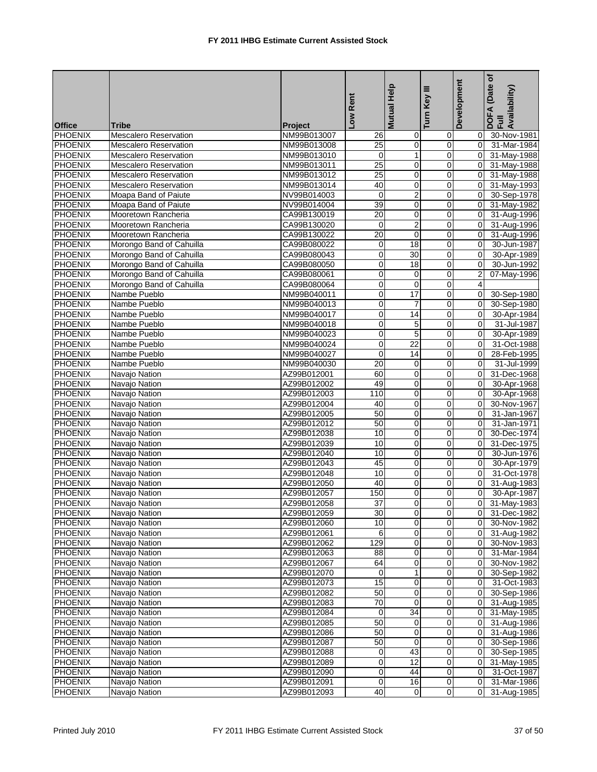# FY 2011 IHBG Estimate Current Assisted Stock

| Office | Tribe | Project | Low Rent | Mutual Help | Turn Key III | Development | DOFA (Date of Full Availability) |
|---|---|---|---|---|---|---|---|
| PHOENIX | Mescalero Reservation | NM99B013007 | 26 | 0 | 0 | 0 | 30-Nov-1981 |
| PHOENIX | Mescalero Reservation | NM99B013008 | 25 | 0 | 0 | 0 | 31-Mar-1984 |
| PHOENIX | Mescalero Reservation | NM99B013010 | 0 | 1 | 0 | 0 | 31-May-1988 |
| PHOENIX | Mescalero Reservation | NM99B013011 | 25 | 0 | 0 | 0 | 31-May-1988 |
| PHOENIX | Mescalero Reservation | NM99B013012 | 25 | 0 | 0 | 0 | 31-May-1988 |
| PHOENIX | Mescalero Reservation | NM99B013014 | 40 | 0 | 0 | 0 | 31-May-1993 |
| PHOENIX | Moapa Band of Paiute | NV99B014003 | 0 | 2 | 0 | 0 | 30-Sep-1978 |
| PHOENIX | Moapa Band of Paiute | NV99B014004 | 39 | 0 | 0 | 0 | 31-May-1982 |
| PHOENIX | Mooretown Rancheria | CA99B130019 | 20 | 0 | 0 | 0 | 31-Aug-1996 |
| PHOENIX | Mooretown Rancheria | CA99B130020 | 0 | 2 | 0 | 0 | 31-Aug-1996 |
| PHOENIX | Mooretown Rancheria | CA99B130022 | 20 | 0 | 0 | 0 | 31-Aug-1996 |
| PHOENIX | Morongo Band of Cahuilla | CA99B080022 | 0 | 18 | 0 | 0 | 30-Jun-1987 |
| PHOENIX | Morongo Band of Cahuilla | CA99B080043 | 0 | 30 | 0 | 0 | 30-Apr-1989 |
| PHOENIX | Morongo Band of Cahuilla | CA99B080050 | 0 | 18 | 0 | 0 | 30-Jun-1992 |
| PHOENIX | Morongo Band of Cahuilla | CA99B080061 | 0 | 0 | 0 | 2 | 07-May-1996 |
| PHOENIX | Morongo Band of Cahuilla | CA99B080064 | 0 | 0 | 0 | 4 | |
| PHOENIX | Nambe Pueblo | NM99B040011 | 0 | 17 | 0 | 0 | 30-Sep-1980 |
| PHOENIX | Nambe Pueblo | NM99B040013 | 0 | 7 | 0 | 0 | 30-Sep-1980 |
| PHOENIX | Nambe Pueblo | NM99B040017 | 0 | 14 | 0 | 0 | 30-Apr-1984 |
| PHOENIX | Nambe Pueblo | NM99B040018 | 0 | 5 | 0 | 0 | 31-Jul-1987 |
| PHOENIX | Nambe Pueblo | NM99B040023 | 0 | 5 | 0 | 0 | 30-Apr-1989 |
| PHOENIX | Nambe Pueblo | NM99B040024 | 0 | 22 | 0 | 0 | 31-Oct-1988 |
| PHOENIX | Nambe Pueblo | NM99B040027 | 0 | 14 | 0 | 0 | 28-Feb-1995 |
| PHOENIX | Nambe Pueblo | NM99B040030 | 20 | 0 | 0 | 0 | 31-Jul-1999 |
| PHOENIX | Navajo Nation | AZ99B012001 | 60 | 0 | 0 | 0 | 31-Dec-1968 |
| PHOENIX | Navajo Nation | AZ99B012002 | 49 | 0 | 0 | 0 | 30-Apr-1968 |
| PHOENIX | Navajo Nation | AZ99B012003 | 110 | 0 | 0 | 0 | 30-Apr-1968 |
| PHOENIX | Navajo Nation | AZ99B012004 | 40 | 0 | 0 | 0 | 30-Nov-1967 |
| PHOENIX | Navajo Nation | AZ99B012005 | 50 | 0 | 0 | 0 | 31-Jan-1967 |
| PHOENIX | Navajo Nation | AZ99B012012 | 50 | 0 | 0 | 0 | 31-Jan-1971 |
| PHOENIX | Navajo Nation | AZ99B012038 | 10 | 0 | 0 | 0 | 30-Dec-1974 |
| PHOENIX | Navajo Nation | AZ99B012039 | 10 | 0 | 0 | 0 | 31-Dec-1975 |
| PHOENIX | Navajo Nation | AZ99B012040 | 10 | 0 | 0 | 0 | 30-Jun-1976 |
| PHOENIX | Navajo Nation | AZ99B012043 | 45 | 0 | 0 | 0 | 30-Apr-1979 |
| PHOENIX | Navajo Nation | AZ99B012048 | 10 | 0 | 0 | 0 | 31-Oct-1978 |
| PHOENIX | Navajo Nation | AZ99B012050 | 40 | 0 | 0 | 0 | 31-Aug-1983 |
| PHOENIX | Navajo Nation | AZ99B012057 | 150 | 0 | 0 | 0 | 30-Apr-1987 |
| PHOENIX | Navajo Nation | AZ99B012058 | 37 | 0 | 0 | 0 | 31-May-1983 |
| PHOENIX | Navajo Nation | AZ99B012059 | 30 | 0 | 0 | 0 | 31-Dec-1982 |
| PHOENIX | Navajo Nation | AZ99B012060 | 10 | 0 | 0 | 0 | 30-Nov-1982 |
| PHOENIX | Navajo Nation | AZ99B012061 | 6 | 0 | 0 | 0 | 31-Aug-1982 |
| PHOENIX | Navajo Nation | AZ99B012062 | 129 | 0 | 0 | 0 | 30-Nov-1983 |
| PHOENIX | Navajo Nation | AZ99B012063 | 88 | 0 | 0 | 0 | 31-Mar-1984 |
| PHOENIX | Navajo Nation | AZ99B012067 | 64 | 0 | 0 | 0 | 30-Nov-1982 |
| PHOENIX | Navajo Nation | AZ99B012070 | 0 | 1 | 0 | 0 | 30-Sep-1982 |
| PHOENIX | Navajo Nation | AZ99B012073 | 15 | 0 | 0 | 0 | 31-Oct-1983 |
| PHOENIX | Navajo Nation | AZ99B012082 | 50 | 0 | 0 | 0 | 30-Sep-1986 |
| PHOENIX | Navajo Nation | AZ99B012083 | 70 | 0 | 0 | 0 | 31-Aug-1985 |
| PHOENIX | Navajo Nation | AZ99B012084 | 0 | 34 | 0 | 0 | 31-May-1985 |
| PHOENIX | Navajo Nation | AZ99B012085 | 50 | 0 | 0 | 0 | 31-Aug-1986 |
| PHOENIX | Navajo Nation | AZ99B012086 | 50 | 0 | 0 | 0 | 31-Aug-1986 |
| PHOENIX | Navajo Nation | AZ99B012087 | 50 | 0 | 0 | 0 | 30-Sep-1986 |
| PHOENIX | Navajo Nation | AZ99B012088 | 0 | 43 | 0 | 0 | 30-Sep-1985 |
| PHOENIX | Navajo Nation | AZ99B012089 | 0 | 12 | 0 | 0 | 31-May-1985 |
| PHOENIX | Navajo Nation | AZ99B012090 | 0 | 44 | 0 | 0 | 31-Oct-1987 |
| PHOENIX | Navajo Nation | AZ99B012091 | 0 | 16 | 0 | 0 | 31-Mar-1986 |
| PHOENIX | Navajo Nation | AZ99B012093 | 40 | 0 | 0 | 0 | 31-Aug-1985 |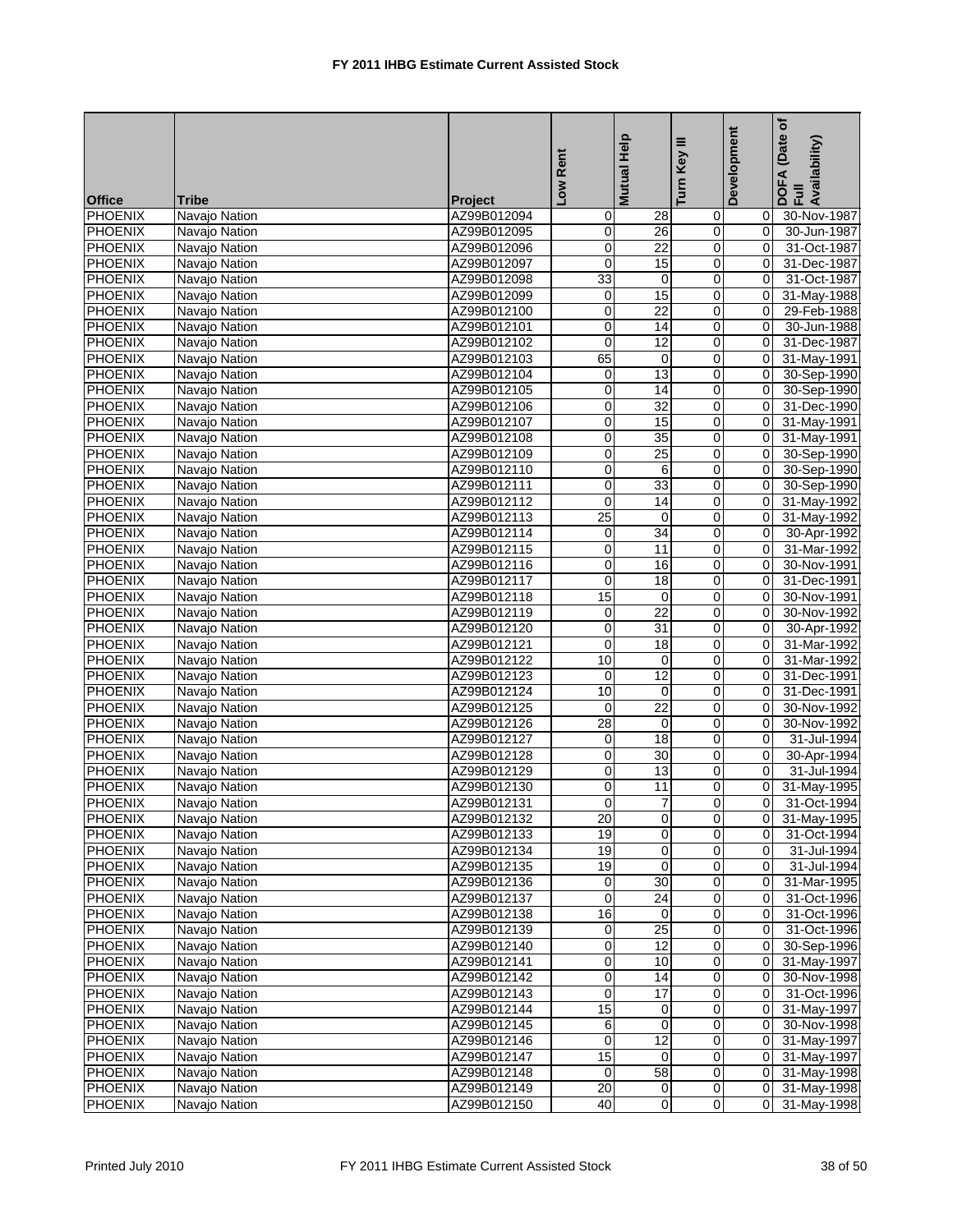# FY 2011 IHBG Estimate Current Assisted Stock

| Office | Tribe | Project | Low Rent | Mutual Help | Turn Key III | Development | DOFA (Date of Full Availability) |
|---|---|---|---|---|---|---|---|
| PHOENIX | Navajo Nation | AZ99B012094 | 0 | 28 | 0 | 0 | 30-Nov-1987 |
| PHOENIX | Navajo Nation | AZ99B012095 | 0 | 26 | 0 | 0 | 30-Jun-1987 |
| PHOENIX | Navajo Nation | AZ99B012096 | 0 | 22 | 0 | 0 | 31-Oct-1987 |
| PHOENIX | Navajo Nation | AZ99B012097 | 0 | 15 | 0 | 0 | 31-Dec-1987 |
| PHOENIX | Navajo Nation | AZ99B012098 | 33 | 0 | 0 | 0 | 31-Oct-1987 |
| PHOENIX | Navajo Nation | AZ99B012099 | 0 | 15 | 0 | 0 | 31-May-1988 |
| PHOENIX | Navajo Nation | AZ99B012100 | 0 | 22 | 0 | 0 | 29-Feb-1988 |
| PHOENIX | Navajo Nation | AZ99B012101 | 0 | 14 | 0 | 0 | 30-Jun-1988 |
| PHOENIX | Navajo Nation | AZ99B012102 | 0 | 12 | 0 | 0 | 31-Dec-1987 |
| PHOENIX | Navajo Nation | AZ99B012103 | 65 | 0 | 0 | 0 | 31-May-1991 |
| PHOENIX | Navajo Nation | AZ99B012104 | 0 | 13 | 0 | 0 | 30-Sep-1990 |
| PHOENIX | Navajo Nation | AZ99B012105 | 0 | 14 | 0 | 0 | 30-Sep-1990 |
| PHOENIX | Navajo Nation | AZ99B012106 | 0 | 32 | 0 | 0 | 31-Dec-1990 |
| PHOENIX | Navajo Nation | AZ99B012107 | 0 | 15 | 0 | 0 | 31-May-1991 |
| PHOENIX | Navajo Nation | AZ99B012108 | 0 | 35 | 0 | 0 | 31-May-1991 |
| PHOENIX | Navajo Nation | AZ99B012109 | 0 | 25 | 0 | 0 | 30-Sep-1990 |
| PHOENIX | Navajo Nation | AZ99B012110 | 0 | 6 | 0 | 0 | 30-Sep-1990 |
| PHOENIX | Navajo Nation | AZ99B012111 | 0 | 33 | 0 | 0 | 30-Sep-1990 |
| PHOENIX | Navajo Nation | AZ99B012112 | 0 | 14 | 0 | 0 | 31-May-1992 |
| PHOENIX | Navajo Nation | AZ99B012113 | 25 | 0 | 0 | 0 | 31-May-1992 |
| PHOENIX | Navajo Nation | AZ99B012114 | 0 | 34 | 0 | 0 | 30-Apr-1992 |
| PHOENIX | Navajo Nation | AZ99B012115 | 0 | 11 | 0 | 0 | 31-Mar-1992 |
| PHOENIX | Navajo Nation | AZ99B012116 | 0 | 16 | 0 | 0 | 30-Nov-1991 |
| PHOENIX | Navajo Nation | AZ99B012117 | 0 | 18 | 0 | 0 | 31-Dec-1991 |
| PHOENIX | Navajo Nation | AZ99B012118 | 15 | 0 | 0 | 0 | 30-Nov-1991 |
| PHOENIX | Navajo Nation | AZ99B012119 | 0 | 22 | 0 | 0 | 30-Nov-1992 |
| PHOENIX | Navajo Nation | AZ99B012120 | 0 | 31 | 0 | 0 | 30-Apr-1992 |
| PHOENIX | Navajo Nation | AZ99B012121 | 0 | 18 | 0 | 0 | 31-Mar-1992 |
| PHOENIX | Navajo Nation | AZ99B012122 | 10 | 0 | 0 | 0 | 31-Mar-1992 |
| PHOENIX | Navajo Nation | AZ99B012123 | 0 | 12 | 0 | 0 | 31-Dec-1991 |
| PHOENIX | Navajo Nation | AZ99B012124 | 10 | 0 | 0 | 0 | 31-Dec-1991 |
| PHOENIX | Navajo Nation | AZ99B012125 | 0 | 22 | 0 | 0 | 30-Nov-1992 |
| PHOENIX | Navajo Nation | AZ99B012126 | 28 | 0 | 0 | 0 | 30-Nov-1992 |
| PHOENIX | Navajo Nation | AZ99B012127 | 0 | 18 | 0 | 0 | 31-Jul-1994 |
| PHOENIX | Navajo Nation | AZ99B012128 | 0 | 30 | 0 | 0 | 30-Apr-1994 |
| PHOENIX | Navajo Nation | AZ99B012129 | 0 | 13 | 0 | 0 | 31-Jul-1994 |
| PHOENIX | Navajo Nation | AZ99B012130 | 0 | 11 | 0 | 0 | 31-May-1995 |
| PHOENIX | Navajo Nation | AZ99B012131 | 0 | 7 | 0 | 0 | 31-Oct-1994 |
| PHOENIX | Navajo Nation | AZ99B012132 | 20 | 0 | 0 | 0 | 31-May-1995 |
| PHOENIX | Navajo Nation | AZ99B012133 | 19 | 0 | 0 | 0 | 31-Oct-1994 |
| PHOENIX | Navajo Nation | AZ99B012134 | 19 | 0 | 0 | 0 | 31-Jul-1994 |
| PHOENIX | Navajo Nation | AZ99B012135 | 19 | 0 | 0 | 0 | 31-Jul-1994 |
| PHOENIX | Navajo Nation | AZ99B012136 | 0 | 30 | 0 | 0 | 31-Mar-1995 |
| PHOENIX | Navajo Nation | AZ99B012137 | 0 | 24 | 0 | 0 | 31-Oct-1996 |
| PHOENIX | Navajo Nation | AZ99B012138 | 16 | 0 | 0 | 0 | 31-Oct-1996 |
| PHOENIX | Navajo Nation | AZ99B012139 | 0 | 25 | 0 | 0 | 31-Oct-1996 |
| PHOENIX | Navajo Nation | AZ99B012140 | 0 | 12 | 0 | 0 | 30-Sep-1996 |
| PHOENIX | Navajo Nation | AZ99B012141 | 0 | 10 | 0 | 0 | 31-May-1997 |
| PHOENIX | Navajo Nation | AZ99B012142 | 0 | 14 | 0 | 0 | 30-Nov-1998 |
| PHOENIX | Navajo Nation | AZ99B012143 | 0 | 17 | 0 | 0 | 31-Oct-1996 |
| PHOENIX | Navajo Nation | AZ99B012144 | 15 | 0 | 0 | 0 | 31-May-1997 |
| PHOENIX | Navajo Nation | AZ99B012145 | 6 | 0 | 0 | 0 | 30-Nov-1998 |
| PHOENIX | Navajo Nation | AZ99B012146 | 0 | 12 | 0 | 0 | 31-May-1997 |
| PHOENIX | Navajo Nation | AZ99B012147 | 15 | 0 | 0 | 0 | 31-May-1997 |
| PHOENIX | Navajo Nation | AZ99B012148 | 0 | 58 | 0 | 0 | 31-May-1998 |
| PHOENIX | Navajo Nation | AZ99B012149 | 20 | 0 | 0 | 0 | 31-May-1998 |
| PHOENIX | Navajo Nation | AZ99B012150 | 40 | 0 | 0 | 0 | 31-May-1998 |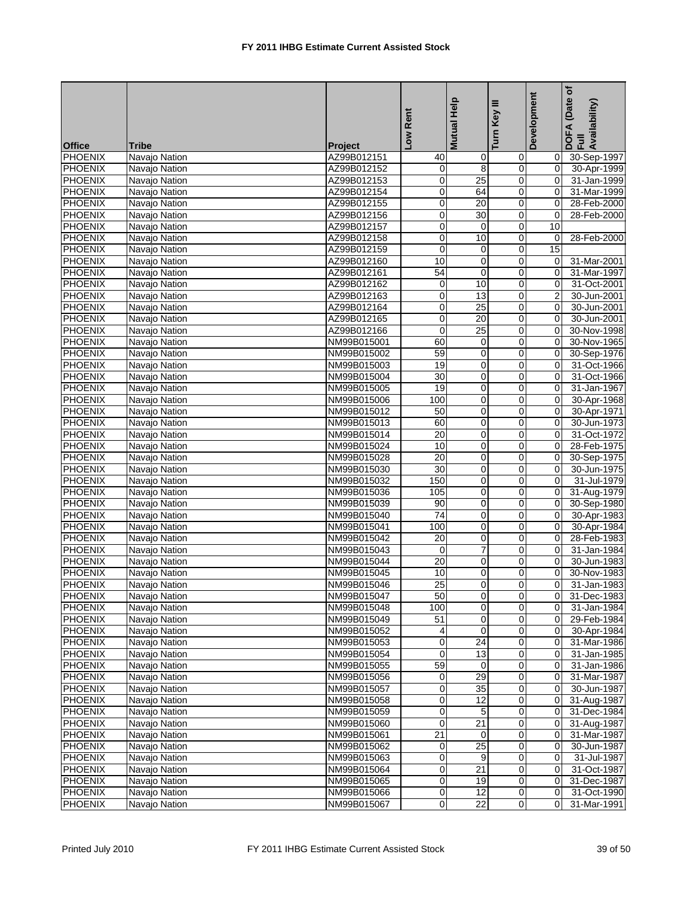# FY 2011 IHBG Estimate Current Assisted Stock

| Office | Tribe | Project | Low Rent | Mutual Help | Turn Key III | Development | DOFA (Date of Full Availability) |
|---|---|---|---|---|---|---|---|
| PHOENIX | Navajo Nation | AZ99B012151 | 40 | 0 | 0 | 0 | 30-Sep-1997 |
| PHOENIX | Navajo Nation | AZ99B012152 | 0 | 8 | 0 | 0 | 30-Apr-1999 |
| PHOENIX | Navajo Nation | AZ99B012153 | 0 | 25 | 0 | 0 | 31-Jan-1999 |
| PHOENIX | Navajo Nation | AZ99B012154 | 0 | 64 | 0 | 0 | 31-Mar-1999 |
| PHOENIX | Navajo Nation | AZ99B012155 | 0 | 20 | 0 | 0 | 28-Feb-2000 |
| PHOENIX | Navajo Nation | AZ99B012156 | 0 | 30 | 0 | 0 | 28-Feb-2000 |
| PHOENIX | Navajo Nation | AZ99B012157 | 0 | 0 | 0 | 10 | |
| PHOENIX | Navajo Nation | AZ99B012158 | 0 | 10 | 0 | 0 | 28-Feb-2000 |
| PHOENIX | Navajo Nation | AZ99B012159 | 0 | 0 | 0 | 15 | |
| PHOENIX | Navajo Nation | AZ99B012160 | 10 | 0 | 0 | 0 | 31-Mar-2001 |
| PHOENIX | Navajo Nation | AZ99B012161 | 54 | 0 | 0 | 0 | 31-Mar-1997 |
| PHOENIX | Navajo Nation | AZ99B012162 | 0 | 10 | 0 | 0 | 31-Oct-2001 |
| PHOENIX | Navajo Nation | AZ99B012163 | 0 | 13 | 0 | 2 | 30-Jun-2001 |
| PHOENIX | Navajo Nation | AZ99B012164 | 0 | 25 | 0 | 0 | 30-Jun-2001 |
| PHOENIX | Navajo Nation | AZ99B012165 | 0 | 20 | 0 | 0 | 30-Jun-2001 |
| PHOENIX | Navajo Nation | AZ99B012166 | 0 | 25 | 0 | 0 | 30-Nov-1998 |
| PHOENIX | Navajo Nation | NM99B015001 | 60 | 0 | 0 | 0 | 30-Nov-1965 |
| PHOENIX | Navajo Nation | NM99B015002 | 59 | 0 | 0 | 0 | 30-Sep-1976 |
| PHOENIX | Navajo Nation | NM99B015003 | 19 | 0 | 0 | 0 | 31-Oct-1966 |
| PHOENIX | Navajo Nation | NM99B015004 | 30 | 0 | 0 | 0 | 31-Oct-1966 |
| PHOENIX | Navajo Nation | NM99B015005 | 19 | 0 | 0 | 0 | 31-Jan-1967 |
| PHOENIX | Navajo Nation | NM99B015006 | 100 | 0 | 0 | 0 | 30-Apr-1968 |
| PHOENIX | Navajo Nation | NM99B015012 | 50 | 0 | 0 | 0 | 30-Apr-1971 |
| PHOENIX | Navajo Nation | NM99B015013 | 60 | 0 | 0 | 0 | 30-Jun-1973 |
| PHOENIX | Navajo Nation | NM99B015014 | 20 | 0 | 0 | 0 | 31-Oct-1972 |
| PHOENIX | Navajo Nation | NM99B015024 | 10 | 0 | 0 | 0 | 28-Feb-1975 |
| PHOENIX | Navajo Nation | NM99B015028 | 20 | 0 | 0 | 0 | 30-Sep-1975 |
| PHOENIX | Navajo Nation | NM99B015030 | 30 | 0 | 0 | 0 | 30-Jun-1975 |
| PHOENIX | Navajo Nation | NM99B015032 | 150 | 0 | 0 | 0 | 31-Jul-1979 |
| PHOENIX | Navajo Nation | NM99B015036 | 105 | 0 | 0 | 0 | 31-Aug-1979 |
| PHOENIX | Navajo Nation | NM99B015039 | 90 | 0 | 0 | 0 | 30-Sep-1980 |
| PHOENIX | Navajo Nation | NM99B015040 | 74 | 0 | 0 | 0 | 30-Apr-1983 |
| PHOENIX | Navajo Nation | NM99B015041 | 100 | 0 | 0 | 0 | 30-Apr-1984 |
| PHOENIX | Navajo Nation | NM99B015042 | 20 | 0 | 0 | 0 | 28-Feb-1983 |
| PHOENIX | Navajo Nation | NM99B015043 | 0 | 7 | 0 | 0 | 31-Jan-1984 |
| PHOENIX | Navajo Nation | NM99B015044 | 20 | 0 | 0 | 0 | 30-Jun-1983 |
| PHOENIX | Navajo Nation | NM99B015045 | 10 | 0 | 0 | 0 | 30-Nov-1983 |
| PHOENIX | Navajo Nation | NM99B015046 | 25 | 0 | 0 | 0 | 31-Jan-1983 |
| PHOENIX | Navajo Nation | NM99B015047 | 50 | 0 | 0 | 0 | 31-Dec-1983 |
| PHOENIX | Navajo Nation | NM99B015048 | 100 | 0 | 0 | 0 | 31-Jan-1984 |
| PHOENIX | Navajo Nation | NM99B015049 | 51 | 0 | 0 | 0 | 29-Feb-1984 |
| PHOENIX | Navajo Nation | NM99B015052 | 4 | 0 | 0 | 0 | 30-Apr-1984 |
| PHOENIX | Navajo Nation | NM99B015053 | 0 | 24 | 0 | 0 | 31-Mar-1986 |
| PHOENIX | Navajo Nation | NM99B015054 | 0 | 13 | 0 | 0 | 31-Jan-1985 |
| PHOENIX | Navajo Nation | NM99B015055 | 59 | 0 | 0 | 0 | 31-Jan-1986 |
| PHOENIX | Navajo Nation | NM99B015056 | 0 | 29 | 0 | 0 | 31-Mar-1987 |
| PHOENIX | Navajo Nation | NM99B015057 | 0 | 35 | 0 | 0 | 30-Jun-1987 |
| PHOENIX | Navajo Nation | NM99B015058 | 0 | 12 | 0 | 0 | 31-Aug-1987 |
| PHOENIX | Navajo Nation | NM99B015059 | 0 | 5 | 0 | 0 | 31-Dec-1984 |
| PHOENIX | Navajo Nation | NM99B015060 | 0 | 21 | 0 | 0 | 31-Aug-1987 |
| PHOENIX | Navajo Nation | NM99B015061 | 21 | 0 | 0 | 0 | 31-Mar-1987 |
| PHOENIX | Navajo Nation | NM99B015062 | 0 | 25 | 0 | 0 | 30-Jun-1987 |
| PHOENIX | Navajo Nation | NM99B015063 | 0 | 9 | 0 | 0 | 31-Jul-1987 |
| PHOENIX | Navajo Nation | NM99B015064 | 0 | 21 | 0 | 0 | 31-Oct-1987 |
| PHOENIX | Navajo Nation | NM99B015065 | 0 | 19 | 0 | 0 | 31-Dec-1987 |
| PHOENIX | Navajo Nation | NM99B015066 | 0 | 12 | 0 | 0 | 31-Oct-1990 |
| PHOENIX | Navajo Nation | NM99B015067 | 0 | 22 | 0 | 0 | 31-Mar-1991 |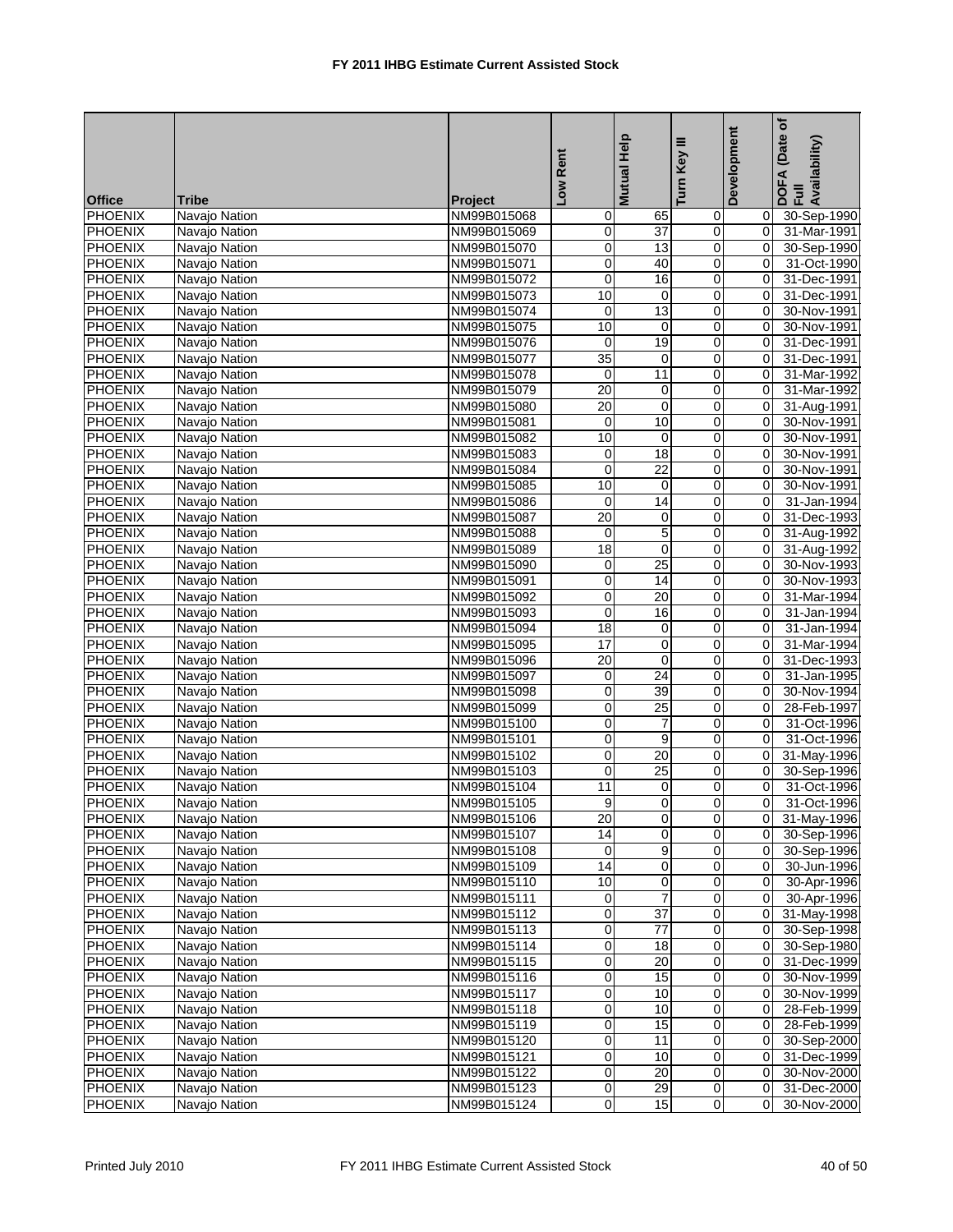# FY 2011 IHBG Estimate Current Assisted Stock

| Office | Tribe | Project | Low Rent | Mutual Help | Turn Key III | Development | DOFA (Date of Full Availability) |
|---|---|---|---|---|---|---|---|
| PHOENIX | Navajo Nation | NM99B015068 | 0 | 65 | 0 | 0 | 30-Sep-1990 |
| PHOENIX | Navajo Nation | NM99B015069 | 0 | 37 | 0 | 0 | 31-Mar-1991 |
| PHOENIX | Navajo Nation | NM99B015070 | 0 | 13 | 0 | 0 | 30-Sep-1990 |
| PHOENIX | Navajo Nation | NM99B015071 | 0 | 40 | 0 | 0 | 31-Oct-1990 |
| PHOENIX | Navajo Nation | NM99B015072 | 0 | 16 | 0 | 0 | 31-Dec-1991 |
| PHOENIX | Navajo Nation | NM99B015073 | 10 | 0 | 0 | 0 | 31-Dec-1991 |
| PHOENIX | Navajo Nation | NM99B015074 | 0 | 13 | 0 | 0 | 30-Nov-1991 |
| PHOENIX | Navajo Nation | NM99B015075 | 10 | 0 | 0 | 0 | 30-Nov-1991 |
| PHOENIX | Navajo Nation | NM99B015076 | 0 | 19 | 0 | 0 | 31-Dec-1991 |
| PHOENIX | Navajo Nation | NM99B015077 | 35 | 0 | 0 | 0 | 31-Dec-1991 |
| PHOENIX | Navajo Nation | NM99B015078 | 0 | 11 | 0 | 0 | 31-Mar-1992 |
| PHOENIX | Navajo Nation | NM99B015079 | 20 | 0 | 0 | 0 | 31-Mar-1992 |
| PHOENIX | Navajo Nation | NM99B015080 | 20 | 0 | 0 | 0 | 31-Aug-1991 |
| PHOENIX | Navajo Nation | NM99B015081 | 0 | 10 | 0 | 0 | 30-Nov-1991 |
| PHOENIX | Navajo Nation | NM99B015082 | 10 | 0 | 0 | 0 | 30-Nov-1991 |
| PHOENIX | Navajo Nation | NM99B015083 | 0 | 18 | 0 | 0 | 30-Nov-1991 |
| PHOENIX | Navajo Nation | NM99B015084 | 0 | 22 | 0 | 0 | 30-Nov-1991 |
| PHOENIX | Navajo Nation | NM99B015085 | 10 | 0 | 0 | 0 | 30-Nov-1991 |
| PHOENIX | Navajo Nation | NM99B015086 | 0 | 14 | 0 | 0 | 31-Jan-1994 |
| PHOENIX | Navajo Nation | NM99B015087 | 20 | 0 | 0 | 0 | 31-Dec-1993 |
| PHOENIX | Navajo Nation | NM99B015088 | 0 | 5 | 0 | 0 | 31-Aug-1992 |
| PHOENIX | Navajo Nation | NM99B015089 | 18 | 0 | 0 | 0 | 31-Aug-1992 |
| PHOENIX | Navajo Nation | NM99B015090 | 0 | 25 | 0 | 0 | 30-Nov-1993 |
| PHOENIX | Navajo Nation | NM99B015091 | 0 | 14 | 0 | 0 | 30-Nov-1993 |
| PHOENIX | Navajo Nation | NM99B015092 | 0 | 20 | 0 | 0 | 31-Mar-1994 |
| PHOENIX | Navajo Nation | NM99B015093 | 0 | 16 | 0 | 0 | 31-Jan-1994 |
| PHOENIX | Navajo Nation | NM99B015094 | 18 | 0 | 0 | 0 | 31-Jan-1994 |
| PHOENIX | Navajo Nation | NM99B015095 | 17 | 0 | 0 | 0 | 31-Mar-1994 |
| PHOENIX | Navajo Nation | NM99B015096 | 20 | 0 | 0 | 0 | 31-Dec-1993 |
| PHOENIX | Navajo Nation | NM99B015097 | 0 | 24 | 0 | 0 | 31-Jan-1995 |
| PHOENIX | Navajo Nation | NM99B015098 | 0 | 39 | 0 | 0 | 30-Nov-1994 |
| PHOENIX | Navajo Nation | NM99B015099 | 0 | 25 | 0 | 0 | 28-Feb-1997 |
| PHOENIX | Navajo Nation | NM99B015100 | 0 | 7 | 0 | 0 | 31-Oct-1996 |
| PHOENIX | Navajo Nation | NM99B015101 | 0 | 9 | 0 | 0 | 31-Oct-1996 |
| PHOENIX | Navajo Nation | NM99B015102 | 0 | 20 | 0 | 0 | 31-May-1996 |
| PHOENIX | Navajo Nation | NM99B015103 | 0 | 25 | 0 | 0 | 30-Sep-1996 |
| PHOENIX | Navajo Nation | NM99B015104 | 11 | 0 | 0 | 0 | 31-Oct-1996 |
| PHOENIX | Navajo Nation | NM99B015105 | 9 | 0 | 0 | 0 | 31-Oct-1996 |
| PHOENIX | Navajo Nation | NM99B015106 | 20 | 0 | 0 | 0 | 31-May-1996 |
| PHOENIX | Navajo Nation | NM99B015107 | 14 | 0 | 0 | 0 | 30-Sep-1996 |
| PHOENIX | Navajo Nation | NM99B015108 | 0 | 9 | 0 | 0 | 30-Sep-1996 |
| PHOENIX | Navajo Nation | NM99B015109 | 14 | 0 | 0 | 0 | 30-Jun-1996 |
| PHOENIX | Navajo Nation | NM99B015110 | 10 | 0 | 0 | 0 | 30-Apr-1996 |
| PHOENIX | Navajo Nation | NM99B015111 | 0 | 7 | 0 | 0 | 30-Apr-1996 |
| PHOENIX | Navajo Nation | NM99B015112 | 0 | 37 | 0 | 0 | 31-May-1998 |
| PHOENIX | Navajo Nation | NM99B015113 | 0 | 77 | 0 | 0 | 30-Sep-1998 |
| PHOENIX | Navajo Nation | NM99B015114 | 0 | 18 | 0 | 0 | 30-Sep-1980 |
| PHOENIX | Navajo Nation | NM99B015115 | 0 | 20 | 0 | 0 | 31-Dec-1999 |
| PHOENIX | Navajo Nation | NM99B015116 | 0 | 15 | 0 | 0 | 30-Nov-1999 |
| PHOENIX | Navajo Nation | NM99B015117 | 0 | 10 | 0 | 0 | 30-Nov-1999 |
| PHOENIX | Navajo Nation | NM99B015118 | 0 | 10 | 0 | 0 | 28-Feb-1999 |
| PHOENIX | Navajo Nation | NM99B015119 | 0 | 15 | 0 | 0 | 28-Feb-1999 |
| PHOENIX | Navajo Nation | NM99B015120 | 0 | 11 | 0 | 0 | 30-Sep-2000 |
| PHOENIX | Navajo Nation | NM99B015121 | 0 | 10 | 0 | 0 | 31-Dec-1999 |
| PHOENIX | Navajo Nation | NM99B015122 | 0 | 20 | 0 | 0 | 30-Nov-2000 |
| PHOENIX | Navajo Nation | NM99B015123 | 0 | 29 | 0 | 0 | 31-Dec-2000 |
| PHOENIX | Navajo Nation | NM99B015124 | 0 | 15 | 0 | 0 | 30-Nov-2000 |

Printed July 2010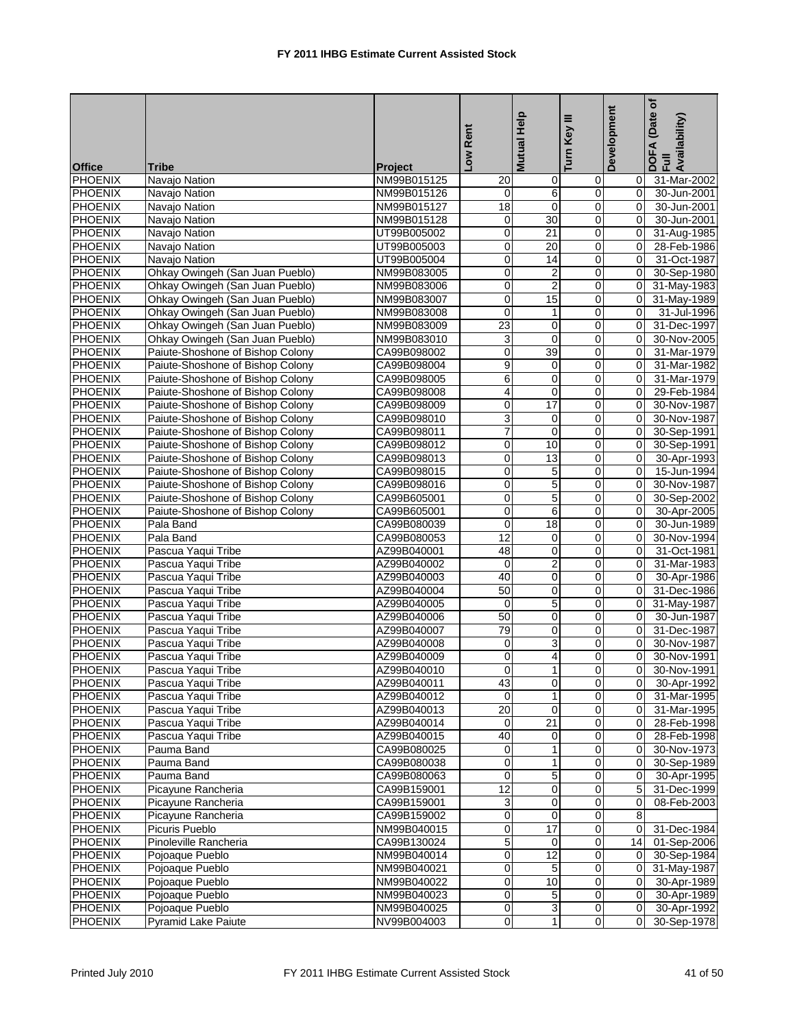# FY 2011 IHBG Estimate Current Assisted Stock

| Office | Tribe | Project | Low Rent | Mutual Help | Turn Key III | Development | DOFA (Date of Full Availability) |
|---|---|---|---|---|---|---|---|
| PHOENIX | Navajo Nation | NM99B015125 | 20 | 0 | 0 | 0 | 31-Mar-2002 |
| PHOENIX | Navajo Nation | NM99B015126 | 0 | 6 | 0 | 0 | 30-Jun-2001 |
| PHOENIX | Navajo Nation | NM99B015127 | 18 | 0 | 0 | 0 | 30-Jun-2001 |
| PHOENIX | Navajo Nation | NM99B015128 | 0 | 30 | 0 | 0 | 30-Jun-2001 |
| PHOENIX | Navajo Nation | UT99B005002 | 0 | 21 | 0 | 0 | 31-Aug-1985 |
| PHOENIX | Navajo Nation | UT99B005003 | 0 | 20 | 0 | 0 | 28-Feb-1986 |
| PHOENIX | Navajo Nation | UT99B005004 | 0 | 14 | 0 | 0 | 31-Oct-1987 |
| PHOENIX | Ohkay Owingeh (San Juan Pueblo) | NM99B083005 | 0 | 2 | 0 | 0 | 30-Sep-1980 |
| PHOENIX | Ohkay Owingeh (San Juan Pueblo) | NM99B083006 | 0 | 2 | 0 | 0 | 31-May-1983 |
| PHOENIX | Ohkay Owingeh (San Juan Pueblo) | NM99B083007 | 0 | 15 | 0 | 0 | 31-May-1989 |
| PHOENIX | Ohkay Owingeh (San Juan Pueblo) | NM99B083008 | 0 | 1 | 0 | 0 | 31-Jul-1996 |
| PHOENIX | Ohkay Owingeh (San Juan Pueblo) | NM99B083009 | 23 | 0 | 0 | 0 | 31-Dec-1997 |
| PHOENIX | Ohkay Owingeh (San Juan Pueblo) | NM99B083010 | 3 | 0 | 0 | 0 | 30-Nov-2005 |
| PHOENIX | Paiute-Shoshone of Bishop Colony | CA99B098002 | 0 | 39 | 0 | 0 | 31-Mar-1979 |
| PHOENIX | Paiute-Shoshone of Bishop Colony | CA99B098004 | 9 | 0 | 0 | 0 | 31-Mar-1982 |
| PHOENIX | Paiute-Shoshone of Bishop Colony | CA99B098005 | 6 | 0 | 0 | 0 | 31-Mar-1979 |
| PHOENIX | Paiute-Shoshone of Bishop Colony | CA99B098008 | 4 | 0 | 0 | 0 | 29-Feb-1984 |
| PHOENIX | Paiute-Shoshone of Bishop Colony | CA99B098009 | 0 | 17 | 0 | 0 | 30-Nov-1987 |
| PHOENIX | Paiute-Shoshone of Bishop Colony | CA99B098010 | 3 | 0 | 0 | 0 | 30-Nov-1987 |
| PHOENIX | Paiute-Shoshone of Bishop Colony | CA99B098011 | 7 | 0 | 0 | 0 | 30-Sep-1991 |
| PHOENIX | Paiute-Shoshone of Bishop Colony | CA99B098012 | 0 | 10 | 0 | 0 | 30-Sep-1991 |
| PHOENIX | Paiute-Shoshone of Bishop Colony | CA99B098013 | 0 | 13 | 0 | 0 | 30-Apr-1993 |
| PHOENIX | Paiute-Shoshone of Bishop Colony | CA99B098015 | 0 | 5 | 0 | 0 | 15-Jun-1994 |
| PHOENIX | Paiute-Shoshone of Bishop Colony | CA99B098016 | 0 | 5 | 0 | 0 | 30-Nov-1987 |
| PHOENIX | Paiute-Shoshone of Bishop Colony | CA99B605001 | 0 | 5 | 0 | 0 | 30-Sep-2002 |
| PHOENIX | Paiute-Shoshone of Bishop Colony | CA99B605001 | 0 | 6 | 0 | 0 | 30-Apr-2005 |
| PHOENIX | Pala Band | CA99B080039 | 0 | 18 | 0 | 0 | 30-Jun-1989 |
| PHOENIX | Pala Band | CA99B080053 | 12 | 0 | 0 | 0 | 30-Nov-1994 |
| PHOENIX | Pascua Yaqui Tribe | AZ99B040001 | 48 | 0 | 0 | 0 | 31-Oct-1981 |
| PHOENIX | Pascua Yaqui Tribe | AZ99B040002 | 0 | 2 | 0 | 0 | 31-Mar-1983 |
| PHOENIX | Pascua Yaqui Tribe | AZ99B040003 | 40 | 0 | 0 | 0 | 30-Apr-1986 |
| PHOENIX | Pascua Yaqui Tribe | AZ99B040004 | 50 | 0 | 0 | 0 | 31-Dec-1986 |
| PHOENIX | Pascua Yaqui Tribe | AZ99B040005 | 0 | 5 | 0 | 0 | 31-May-1987 |
| PHOENIX | Pascua Yaqui Tribe | AZ99B040006 | 50 | 0 | 0 | 0 | 30-Jun-1987 |
| PHOENIX | Pascua Yaqui Tribe | AZ99B040007 | 79 | 0 | 0 | 0 | 31-Dec-1987 |
| PHOENIX | Pascua Yaqui Tribe | AZ99B040008 | 0 | 3 | 0 | 0 | 30-Nov-1987 |
| PHOENIX | Pascua Yaqui Tribe | AZ99B040009 | 0 | 4 | 0 | 0 | 30-Nov-1991 |
| PHOENIX | Pascua Yaqui Tribe | AZ99B040010 | 0 | 1 | 0 | 0 | 30-Nov-1991 |
| PHOENIX | Pascua Yaqui Tribe | AZ99B040011 | 43 | 0 | 0 | 0 | 30-Apr-1992 |
| PHOENIX | Pascua Yaqui Tribe | AZ99B040012 | 0 | 1 | 0 | 0 | 31-Mar-1995 |
| PHOENIX | Pascua Yaqui Tribe | AZ99B040013 | 20 | 0 | 0 | 0 | 31-Mar-1995 |
| PHOENIX | Pascua Yaqui Tribe | AZ99B040014 | 0 | 21 | 0 | 0 | 28-Feb-1998 |
| PHOENIX | Pascua Yaqui Tribe | AZ99B040015 | 40 | 0 | 0 | 0 | 28-Feb-1998 |
| PHOENIX | Pauma Band | CA99B080025 | 0 | 1 | 0 | 0 | 30-Nov-1973 |
| PHOENIX | Pauma Band | CA99B080038 | 0 | 1 | 0 | 0 | 30-Sep-1989 |
| PHOENIX | Pauma Band | CA99B080063 | 0 | 5 | 0 | 0 | 30-Apr-1995 |
| PHOENIX | Picayune Rancheria | CA99B159001 | 12 | 0 | 0 | 5 | 31-Dec-1999 |
| PHOENIX | Picayune Rancheria | CA99B159001 | 3 | 0 | 0 | 0 | 08-Feb-2003 |
| PHOENIX | Picayune Rancheria | CA99B159002 | 0 | 0 | 0 | 8 | |
| PHOENIX | Picuris Pueblo | NM99B040015 | 0 | 17 | 0 | 0 | 31-Dec-1984 |
| PHOENIX | Pinoleville Rancheria | CA99B130024 | 5 | 0 | 0 | 14 | 01-Sep-2006 |
| PHOENIX | Pojoaque Pueblo | NM99B040014 | 0 | 12 | 0 | 0 | 30-Sep-1984 |
| PHOENIX | Pojoaque Pueblo | NM99B040021 | 0 | 5 | 0 | 0 | 31-May-1987 |
| PHOENIX | Pojoaque Pueblo | NM99B040022 | 0 | 10 | 0 | 0 | 30-Apr-1989 |
| PHOENIX | Pojoaque Pueblo | NM99B040023 | 0 | 5 | 0 | 0 | 30-Apr-1989 |
| PHOENIX | Pojoaque Pueblo | NM99B040025 | 0 | 3 | 0 | 0 | 30-Apr-1992 |
| PHOENIX | Pyramid Lake Paiute | NV99B004003 | 0 | 1 | 0 | 0 | 30-Sep-1978 |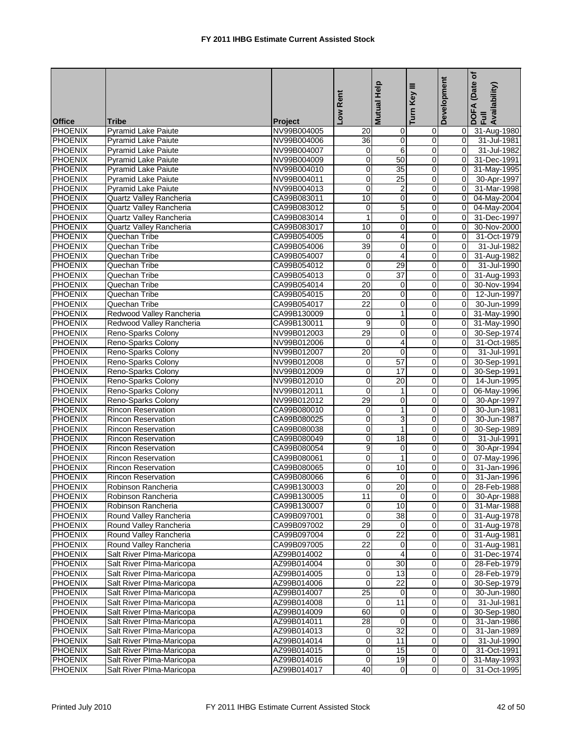# FY 2011 IHBG Estimate Current Assisted Stock

| Office | Tribe | Project | Low Rent | Mutual Help | Turn Key III | Development | DOFA (Date of Full Availability) |
|---|---|---|---|---|---|---|---|
| PHOENIX | Pyramid Lake Paiute | NV99B004005 | 20 | 0 | 0 | 0 | 31-Aug-1980 |
| PHOENIX | Pyramid Lake Paiute | NV99B004006 | 36 | 0 | 0 | 0 | 31-Jul-1981 |
| PHOENIX | Pyramid Lake Paiute | NV99B004007 | 0 | 6 | 0 | 0 | 31-Jul-1982 |
| PHOENIX | Pyramid Lake Paiute | NV99B004009 | 0 | 50 | 0 | 0 | 31-Dec-1991 |
| PHOENIX | Pyramid Lake Paiute | NV99B004010 | 0 | 35 | 0 | 0 | 31-May-1995 |
| PHOENIX | Pyramid Lake Paiute | NV99B004011 | 0 | 25 | 0 | 0 | 30-Apr-1997 |
| PHOENIX | Pyramid Lake Paiute | NV99B004013 | 0 | 2 | 0 | 0 | 31-Mar-1998 |
| PHOENIX | Quartz Valley Rancheria | CA99B083011 | 10 | 0 | 0 | 0 | 04-May-2004 |
| PHOENIX | Quartz Valley Rancheria | CA99B083012 | 0 | 5 | 0 | 0 | 04-May-2004 |
| PHOENIX | Quartz Valley Rancheria | CA99B083014 | 1 | 0 | 0 | 0 | 31-Dec-1997 |
| PHOENIX | Quartz Valley Rancheria | CA99B083017 | 10 | 0 | 0 | 0 | 30-Nov-2000 |
| PHOENIX | Quechan Tribe | CA99B054005 | 0 | 4 | 0 | 0 | 31-Oct-1979 |
| PHOENIX | Quechan Tribe | CA99B054006 | 39 | 0 | 0 | 0 | 31-Jul-1982 |
| PHOENIX | Quechan Tribe | CA99B054007 | 0 | 4 | 0 | 0 | 31-Aug-1982 |
| PHOENIX | Quechan Tribe | CA99B054012 | 0 | 29 | 0 | 0 | 31-Jul-1990 |
| PHOENIX | Quechan Tribe | CA99B054013 | 0 | 37 | 0 | 0 | 31-Aug-1993 |
| PHOENIX | Quechan Tribe | CA99B054014 | 20 | 0 | 0 | 0 | 30-Nov-1994 |
| PHOENIX | Quechan Tribe | CA99B054015 | 20 | 0 | 0 | 0 | 12-Jun-1997 |
| PHOENIX | Quechan Tribe | CA99B054017 | 22 | 0 | 0 | 0 | 30-Jun-1999 |
| PHOENIX | Redwood Valley Rancheria | CA99B130009 | 0 | 1 | 0 | 0 | 31-May-1990 |
| PHOENIX | Redwood Valley Rancheria | CA99B130011 | 9 | 0 | 0 | 0 | 31-May-1990 |
| PHOENIX | Reno-Sparks Colony | NV99B012003 | 29 | 0 | 0 | 0 | 30-Sep-1974 |
| PHOENIX | Reno-Sparks Colony | NV99B012006 | 0 | 4 | 0 | 0 | 31-Oct-1985 |
| PHOENIX | Reno-Sparks Colony | NV99B012007 | 20 | 0 | 0 | 0 | 31-Jul-1991 |
| PHOENIX | Reno-Sparks Colony | NV99B012008 | 0 | 57 | 0 | 0 | 30-Sep-1991 |
| PHOENIX | Reno-Sparks Colony | NV99B012009 | 0 | 17 | 0 | 0 | 30-Sep-1991 |
| PHOENIX | Reno-Sparks Colony | NV99B012010 | 0 | 20 | 0 | 0 | 14-Jun-1995 |
| PHOENIX | Reno-Sparks Colony | NV99B012011 | 0 | 1 | 0 | 0 | 06-May-1996 |
| PHOENIX | Reno-Sparks Colony | NV99B012012 | 29 | 0 | 0 | 0 | 30-Apr-1997 |
| PHOENIX | Rincon Reservation | CA99B080010 | 0 | 1 | 0 | 0 | 30-Jun-1981 |
| PHOENIX | Rincon Reservation | CA99B080025 | 0 | 3 | 0 | 0 | 30-Jun-1987 |
| PHOENIX | Rincon Reservation | CA99B080038 | 0 | 1 | 0 | 0 | 30-Sep-1989 |
| PHOENIX | Rincon Reservation | CA99B080049 | 0 | 18 | 0 | 0 | 31-Jul-1991 |
| PHOENIX | Rincon Reservation | CA99B080054 | 9 | 0 | 0 | 0 | 30-Apr-1994 |
| PHOENIX | Rincon Reservation | CA99B080061 | 0 | 1 | 0 | 0 | 07-May-1996 |
| PHOENIX | Rincon Reservation | CA99B080065 | 0 | 10 | 0 | 0 | 31-Jan-1996 |
| PHOENIX | Rincon Reservation | CA99B080066 | 6 | 0 | 0 | 0 | 31-Jan-1996 |
| PHOENIX | Robinson Rancheria | CA99B130003 | 0 | 20 | 0 | 0 | 28-Feb-1988 |
| PHOENIX | Robinson Rancheria | CA99B130005 | 11 | 0 | 0 | 0 | 30-Apr-1988 |
| PHOENIX | Robinson Rancheria | CA99B130007 | 0 | 10 | 0 | 0 | 31-Mar-1988 |
| PHOENIX | Round Valley Rancheria | CA99B097001 | 0 | 38 | 0 | 0 | 31-Aug-1978 |
| PHOENIX | Round Valley Rancheria | CA99B097002 | 29 | 0 | 0 | 0 | 31-Aug-1978 |
| PHOENIX | Round Valley Rancheria | CA99B097004 | 0 | 22 | 0 | 0 | 31-Aug-1981 |
| PHOENIX | Round Valley Rancheria | CA99B097005 | 22 | 0 | 0 | 0 | 31-Aug-1981 |
| PHOENIX | Salt River PIma-Maricopa | AZ99B014002 | 0 | 4 | 0 | 0 | 31-Dec-1974 |
| PHOENIX | Salt River PIma-Maricopa | AZ99B014004 | 0 | 30 | 0 | 0 | 28-Feb-1979 |
| PHOENIX | Salt River PIma-Maricopa | AZ99B014005 | 0 | 13 | 0 | 0 | 28-Feb-1979 |
| PHOENIX | Salt River PIma-Maricopa | AZ99B014006 | 0 | 22 | 0 | 0 | 30-Sep-1979 |
| PHOENIX | Salt River PIma-Maricopa | AZ99B014007 | 25 | 0 | 0 | 0 | 30-Jun-1980 |
| PHOENIX | Salt River PIma-Maricopa | AZ99B014008 | 0 | 11 | 0 | 0 | 31-Jul-1981 |
| PHOENIX | Salt River PIma-Maricopa | AZ99B014009 | 60 | 0 | 0 | 0 | 30-Sep-1980 |
| PHOENIX | Salt River PIma-Maricopa | AZ99B014011 | 28 | 0 | 0 | 0 | 31-Jan-1986 |
| PHOENIX | Salt River PIma-Maricopa | AZ99B014013 | 0 | 32 | 0 | 0 | 31-Jan-1989 |
| PHOENIX | Salt River PIma-Maricopa | AZ99B014014 | 0 | 11 | 0 | 0 | 31-Jul-1990 |
| PHOENIX | Salt River PIma-Maricopa | AZ99B014015 | 0 | 15 | 0 | 0 | 31-Oct-1991 |
| PHOENIX | Salt River PIma-Maricopa | AZ99B014016 | 0 | 19 | 0 | 0 | 31-May-1993 |
| PHOENIX | Salt River PIma-Maricopa | AZ99B014017 | 40 | 0 | 0 | 0 | 31-Oct-1995 |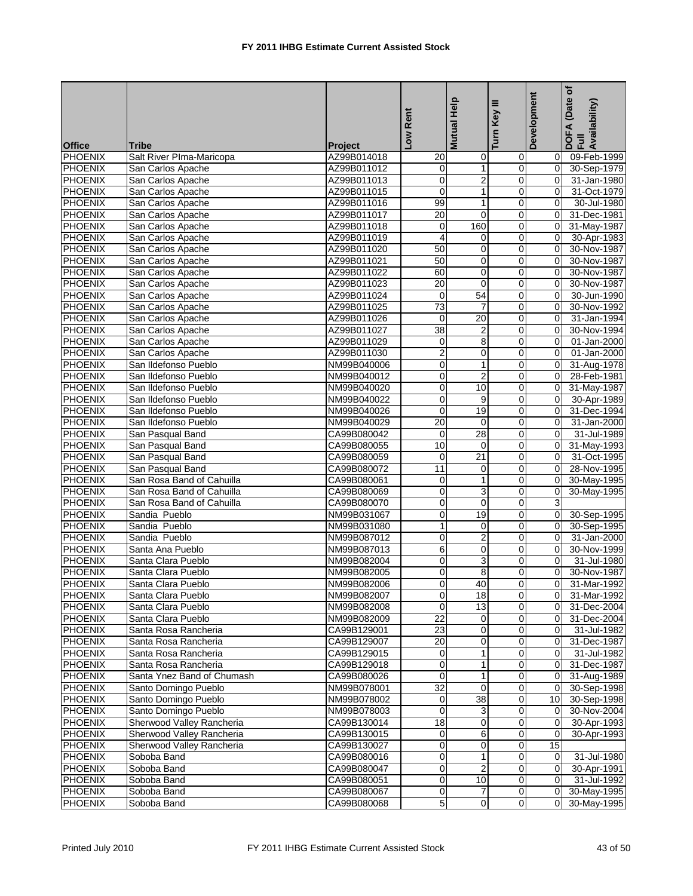# FY 2011 IHBG Estimate Current Assisted Stock

| Office | Tribe | Project | Low Rent | Mutual Help | Turn Key III | Development | DOFA (Date of Full Availability) |
|---|---|---|---|---|---|---|---|
| PHOENIX | Salt River PIma-Maricopa | AZ99B014018 | 20 | 0 | 0 | 0 | 09-Feb-1999 |
| PHOENIX | San Carlos Apache | AZ99B011012 | 0 | 1 | 0 | 0 | 30-Sep-1979 |
| PHOENIX | San Carlos Apache | AZ99B011013 | 0 | 2 | 0 | 0 | 31-Jan-1980 |
| PHOENIX | San Carlos Apache | AZ99B011015 | 0 | 1 | 0 | 0 | 31-Oct-1979 |
| PHOENIX | San Carlos Apache | AZ99B011016 | 99 | 1 | 0 | 0 | 30-Jul-1980 |
| PHOENIX | San Carlos Apache | AZ99B011017 | 20 | 0 | 0 | 0 | 31-Dec-1981 |
| PHOENIX | San Carlos Apache | AZ99B011018 | 0 | 160 | 0 | 0 | 31-May-1987 |
| PHOENIX | San Carlos Apache | AZ99B011019 | 4 | 0 | 0 | 0 | 30-Apr-1983 |
| PHOENIX | San Carlos Apache | AZ99B011020 | 50 | 0 | 0 | 0 | 30-Nov-1987 |
| PHOENIX | San Carlos Apache | AZ99B011021 | 50 | 0 | 0 | 0 | 30-Nov-1987 |
| PHOENIX | San Carlos Apache | AZ99B011022 | 60 | 0 | 0 | 0 | 30-Nov-1987 |
| PHOENIX | San Carlos Apache | AZ99B011023 | 20 | 0 | 0 | 0 | 30-Nov-1987 |
| PHOENIX | San Carlos Apache | AZ99B011024 | 0 | 54 | 0 | 0 | 30-Jun-1990 |
| PHOENIX | San Carlos Apache | AZ99B011025 | 73 | 7 | 0 | 0 | 30-Nov-1992 |
| PHOENIX | San Carlos Apache | AZ99B011026 | 0 | 20 | 0 | 0 | 31-Jan-1994 |
| PHOENIX | San Carlos Apache | AZ99B011027 | 38 | 2 | 0 | 0 | 30-Nov-1994 |
| PHOENIX | San Carlos Apache | AZ99B011029 | 0 | 8 | 0 | 0 | 01-Jan-2000 |
| PHOENIX | San Carlos Apache | AZ99B011030 | 2 | 0 | 0 | 0 | 01-Jan-2000 |
| PHOENIX | San Ildefonso Pueblo | NM99B040006 | 0 | 1 | 0 | 0 | 31-Aug-1978 |
| PHOENIX | San Ildefonso Pueblo | NM99B040012 | 0 | 2 | 0 | 0 | 28-Feb-1981 |
| PHOENIX | San Ildefonso Pueblo | NM99B040020 | 0 | 10 | 0 | 0 | 31-May-1987 |
| PHOENIX | San Ildefonso Pueblo | NM99B040022 | 0 | 9 | 0 | 0 | 30-Apr-1989 |
| PHOENIX | San Ildefonso Pueblo | NM99B040026 | 0 | 19 | 0 | 0 | 31-Dec-1994 |
| PHOENIX | San Ildefonso Pueblo | NM99B040029 | 20 | 0 | 0 | 0 | 31-Jan-2000 |
| PHOENIX | San Pasqual Band | CA99B080042 | 0 | 28 | 0 | 0 | 31-Jul-1989 |
| PHOENIX | San Pasqual Band | CA99B080055 | 10 | 0 | 0 | 0 | 31-May-1993 |
| PHOENIX | San Pasqual Band | CA99B080059 | 0 | 21 | 0 | 0 | 31-Oct-1995 |
| PHOENIX | San Pasqual Band | CA99B080072 | 11 | 0 | 0 | 0 | 28-Nov-1995 |
| PHOENIX | San Rosa Band of Cahuilla | CA99B080061 | 0 | 1 | 0 | 0 | 30-May-1995 |
| PHOENIX | San Rosa Band of Cahuilla | CA99B080069 | 0 | 3 | 0 | 0 | 30-May-1995 |
| PHOENIX | San Rosa Band of Cahuilla | CA99B080070 | 0 | 0 | 0 | 3 | |
| PHOENIX | Sandia Pueblo | NM99B031067 | 0 | 19 | 0 | 0 | 30-Sep-1995 |
| PHOENIX | Sandia Pueblo | NM99B031080 | 1 | 0 | 0 | 0 | 30-Sep-1995 |
| PHOENIX | Sandia Pueblo | NM99B087012 | 0 | 2 | 0 | 0 | 31-Jan-2000 |
| PHOENIX | Santa Ana Pueblo | NM99B087013 | 6 | 0 | 0 | 0 | 30-Nov-1999 |
| PHOENIX | Santa Clara Pueblo | NM99B082004 | 0 | 3 | 0 | 0 | 31-Jul-1980 |
| PHOENIX | Santa Clara Pueblo | NM99B082005 | 0 | 8 | 0 | 0 | 30-Nov-1987 |
| PHOENIX | Santa Clara Pueblo | NM99B082006 | 0 | 40 | 0 | 0 | 31-Mar-1992 |
| PHOENIX | Santa Clara Pueblo | NM99B082007 | 0 | 18 | 0 | 0 | 31-Mar-1992 |
| PHOENIX | Santa Clara Pueblo | NM99B082008 | 0 | 13 | 0 | 0 | 31-Dec-2004 |
| PHOENIX | Santa Clara Pueblo | NM99B082009 | 22 | 0 | 0 | 0 | 31-Dec-2004 |
| PHOENIX | Santa Rosa Rancheria | CA99B129001 | 23 | 0 | 0 | 0 | 31-Jul-1982 |
| PHOENIX | Santa Rosa Rancheria | CA99B129007 | 20 | 0 | 0 | 0 | 31-Dec-1987 |
| PHOENIX | Santa Rosa Rancheria | CA99B129015 | 0 | 1 | 0 | 0 | 31-Jul-1982 |
| PHOENIX | Santa Rosa Rancheria | CA99B129018 | 0 | 1 | 0 | 0 | 31-Dec-1987 |
| PHOENIX | Santa Ynez Band of Chumash | CA99B080026 | 0 | 1 | 0 | 0 | 31-Aug-1989 |
| PHOENIX | Santo Domingo Pueblo | NM99B078001 | 32 | 0 | 0 | 0 | 30-Sep-1998 |
| PHOENIX | Santo Domingo Pueblo | NM99B078002 | 0 | 38 | 0 | 10 | 30-Sep-1998 |
| PHOENIX | Santo Domingo Pueblo | NM99B078003 | 0 | 3 | 0 | 0 | 30-Nov-2004 |
| PHOENIX | Sherwood Valley Rancheria | CA99B130014 | 18 | 0 | 0 | 0 | 30-Apr-1993 |
| PHOENIX | Sherwood Valley Rancheria | CA99B130015 | 0 | 6 | 0 | 0 | 30-Apr-1993 |
| PHOENIX | Sherwood Valley Rancheria | CA99B130027 | 0 | 0 | 0 | 15 | |
| PHOENIX | Soboba Band | CA99B080016 | 0 | 1 | 0 | 0 | 31-Jul-1980 |
| PHOENIX | Soboba Band | CA99B080047 | 0 | 2 | 0 | 0 | 30-Apr-1991 |
| PHOENIX | Soboba Band | CA99B080051 | 0 | 10 | 0 | 0 | 31-Jul-1992 |
| PHOENIX | Soboba Band | CA99B080067 | 0 | 7 | 0 | 0 | 30-May-1995 |
| PHOENIX | Soboba Band | CA99B080068 | 5 | 0 | 0 | 0 | 30-May-1995 |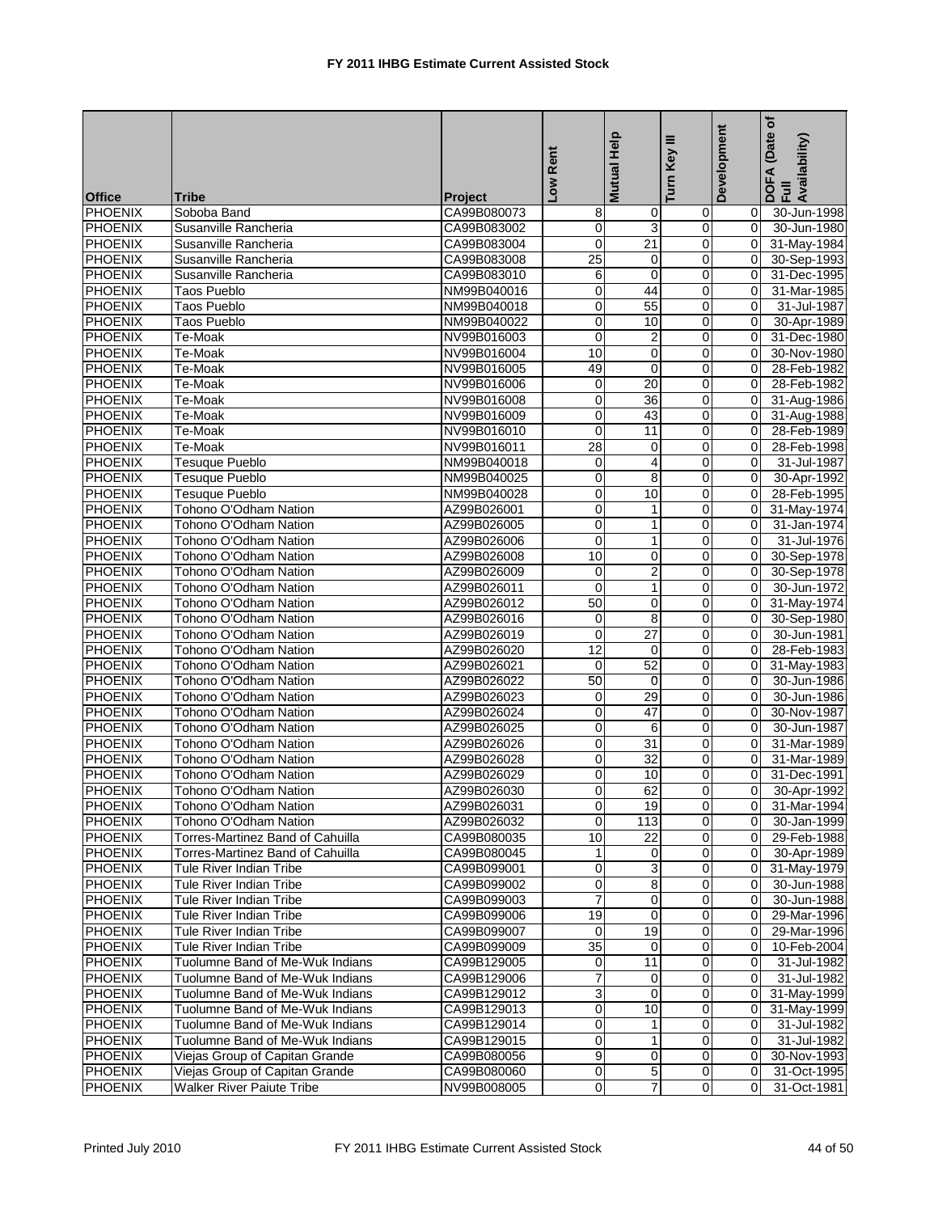# FY 2011 IHBG Estimate Current Assisted Stock

| Office | Tribe | Project | Low Rent | Mutual Help | Turn Key III | Development | DOFA (Date of Full Availability) |
|---|---|---|---|---|---|---|---|
| PHOENIX | Soboba Band | CA99B080073 | 8 | 0 | 0 | 0 | 30-Jun-1998 |
| PHOENIX | Susanville Rancheria | CA99B083002 | 0 | 3 | 0 | 0 | 30-Jun-1980 |
| PHOENIX | Susanville Rancheria | CA99B083004 | 0 | 21 | 0 | 0 | 31-May-1984 |
| PHOENIX | Susanville Rancheria | CA99B083008 | 25 | 0 | 0 | 0 | 30-Sep-1993 |
| PHOENIX | Susanville Rancheria | CA99B083010 | 6 | 0 | 0 | 0 | 31-Dec-1995 |
| PHOENIX | Taos Pueblo | NM99B040016 | 0 | 44 | 0 | 0 | 31-Mar-1985 |
| PHOENIX | Taos Pueblo | NM99B040018 | 0 | 55 | 0 | 0 | 31-Jul-1987 |
| PHOENIX | Taos Pueblo | NM99B040022 | 0 | 10 | 0 | 0 | 30-Apr-1989 |
| PHOENIX | Te-Moak | NV99B016003 | 0 | 2 | 0 | 0 | 31-Dec-1980 |
| PHOENIX | Te-Moak | NV99B016004 | 10 | 0 | 0 | 0 | 30-Nov-1980 |
| PHOENIX | Te-Moak | NV99B016005 | 49 | 0 | 0 | 0 | 28-Feb-1982 |
| PHOENIX | Te-Moak | NV99B016006 | 0 | 20 | 0 | 0 | 28-Feb-1982 |
| PHOENIX | Te-Moak | NV99B016008 | 0 | 36 | 0 | 0 | 31-Aug-1986 |
| PHOENIX | Te-Moak | NV99B016009 | 0 | 43 | 0 | 0 | 31-Aug-1988 |
| PHOENIX | Te-Moak | NV99B016010 | 0 | 11 | 0 | 0 | 28-Feb-1989 |
| PHOENIX | Te-Moak | NV99B016011 | 28 | 0 | 0 | 0 | 28-Feb-1998 |
| PHOENIX | Tesuque Pueblo | NM99B040018 | 0 | 4 | 0 | 0 | 31-Jul-1987 |
| PHOENIX | Tesuque Pueblo | NM99B040025 | 0 | 8 | 0 | 0 | 30-Apr-1992 |
| PHOENIX | Tesuque Pueblo | NM99B040028 | 0 | 10 | 0 | 0 | 28-Feb-1995 |
| PHOENIX | Tohono O'Odham Nation | AZ99B026001 | 0 | 1 | 0 | 0 | 31-May-1974 |
| PHOENIX | Tohono O'Odham Nation | AZ99B026005 | 0 | 1 | 0 | 0 | 31-Jan-1974 |
| PHOENIX | Tohono O'Odham Nation | AZ99B026006 | 0 | 1 | 0 | 0 | 31-Jul-1976 |
| PHOENIX | Tohono O'Odham Nation | AZ99B026008 | 10 | 0 | 0 | 0 | 30-Sep-1978 |
| PHOENIX | Tohono O'Odham Nation | AZ99B026009 | 0 | 2 | 0 | 0 | 30-Sep-1978 |
| PHOENIX | Tohono O'Odham Nation | AZ99B026011 | 0 | 1 | 0 | 0 | 30-Jun-1972 |
| PHOENIX | Tohono O'Odham Nation | AZ99B026012 | 50 | 0 | 0 | 0 | 31-May-1974 |
| PHOENIX | Tohono O'Odham Nation | AZ99B026016 | 0 | 8 | 0 | 0 | 30-Sep-1980 |
| PHOENIX | Tohono O'Odham Nation | AZ99B026019 | 0 | 27 | 0 | 0 | 30-Jun-1981 |
| PHOENIX | Tohono O'Odham Nation | AZ99B026020 | 12 | 0 | 0 | 0 | 28-Feb-1983 |
| PHOENIX | Tohono O'Odham Nation | AZ99B026021 | 0 | 52 | 0 | 0 | 31-May-1983 |
| PHOENIX | Tohono O'Odham Nation | AZ99B026022 | 50 | 0 | 0 | 0 | 30-Jun-1986 |
| PHOENIX | Tohono O'Odham Nation | AZ99B026023 | 0 | 29 | 0 | 0 | 30-Jun-1986 |
| PHOENIX | Tohono O'Odham Nation | AZ99B026024 | 0 | 47 | 0 | 0 | 30-Nov-1987 |
| PHOENIX | Tohono O'Odham Nation | AZ99B026025 | 0 | 6 | 0 | 0 | 30-Jun-1987 |
| PHOENIX | Tohono O'Odham Nation | AZ99B026026 | 0 | 31 | 0 | 0 | 31-Mar-1989 |
| PHOENIX | Tohono O'Odham Nation | AZ99B026028 | 0 | 32 | 0 | 0 | 31-Mar-1989 |
| PHOENIX | Tohono O'Odham Nation | AZ99B026029 | 0 | 10 | 0 | 0 | 31-Dec-1991 |
| PHOENIX | Tohono O'Odham Nation | AZ99B026030 | 0 | 62 | 0 | 0 | 30-Apr-1992 |
| PHOENIX | Tohono O'Odham Nation | AZ99B026031 | 0 | 19 | 0 | 0 | 31-Mar-1994 |
| PHOENIX | Tohono O'Odham Nation | AZ99B026032 | 0 | 113 | 0 | 0 | 30-Jan-1999 |
| PHOENIX | Torres-Martinez Band of Cahuilla | CA99B080035 | 10 | 22 | 0 | 0 | 29-Feb-1988 |
| PHOENIX | Torres-Martinez Band of Cahuilla | CA99B080045 | 1 | 0 | 0 | 0 | 30-Apr-1989 |
| PHOENIX | Tule River Indian Tribe | CA99B099001 | 0 | 3 | 0 | 0 | 31-May-1979 |
| PHOENIX | Tule River Indian Tribe | CA99B099002 | 0 | 8 | 0 | 0 | 30-Jun-1988 |
| PHOENIX | Tule River Indian Tribe | CA99B099003 | 7 | 0 | 0 | 0 | 30-Jun-1988 |
| PHOENIX | Tule River Indian Tribe | CA99B099006 | 19 | 0 | 0 | 0 | 29-Mar-1996 |
| PHOENIX | Tule River Indian Tribe | CA99B099007 | 0 | 19 | 0 | 0 | 29-Mar-1996 |
| PHOENIX | Tule River Indian Tribe | CA99B099009 | 35 | 0 | 0 | 0 | 10-Feb-2004 |
| PHOENIX | Tuolumne Band of Me-Wuk Indians | CA99B129005 | 0 | 11 | 0 | 0 | 31-Jul-1982 |
| PHOENIX | Tuolumne Band of Me-Wuk Indians | CA99B129006 | 7 | 0 | 0 | 0 | 31-Jul-1982 |
| PHOENIX | Tuolumne Band of Me-Wuk Indians | CA99B129012 | 3 | 0 | 0 | 0 | 31-May-1999 |
| PHOENIX | Tuolumne Band of Me-Wuk Indians | CA99B129013 | 0 | 10 | 0 | 0 | 31-May-1999 |
| PHOENIX | Tuolumne Band of Me-Wuk Indians | CA99B129014 | 0 | 1 | 0 | 0 | 31-Jul-1982 |
| PHOENIX | Tuolumne Band of Me-Wuk Indians | CA99B129015 | 0 | 1 | 0 | 0 | 31-Jul-1982 |
| PHOENIX | Viejas Group of Capitan Grande | CA99B080056 | 9 | 0 | 0 | 0 | 30-Nov-1993 |
| PHOENIX | Viejas Group of Capitan Grande | CA99B080060 | 0 | 5 | 0 | 0 | 31-Oct-1995 |
| PHOENIX | Walker River Paiute Tribe | NV99B008005 | 0 | 7 | 0 | 0 | 31-Oct-1981 |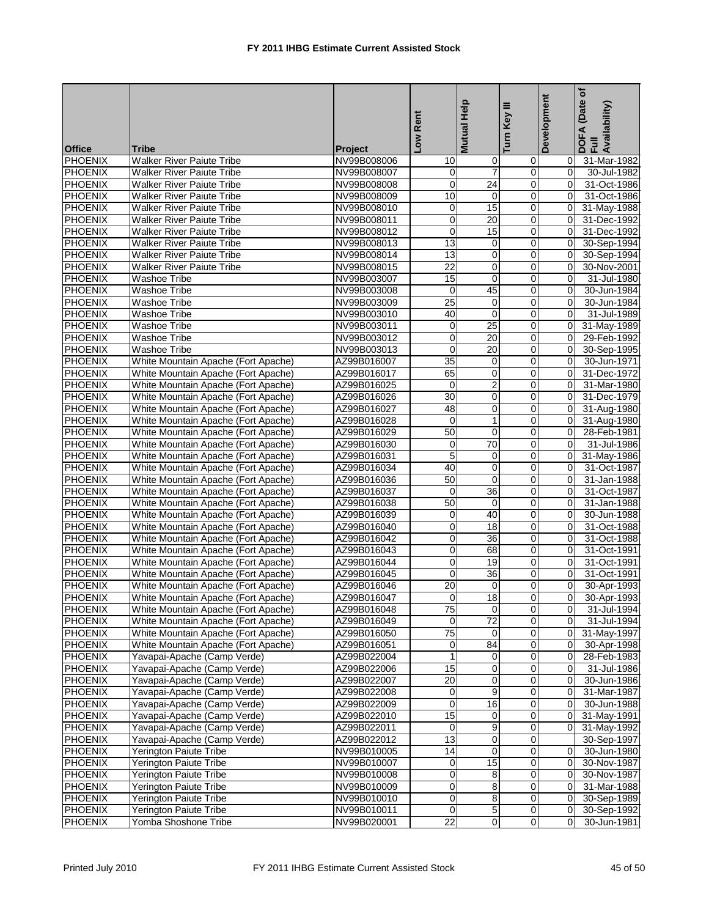# FY 2011 IHBG Estimate Current Assisted Stock

| Office | Tribe | Project | Low Rent | Mutual Help | Turn Key III | Development | DOFA (Date of Full Availability) |
|---|---|---|---|---|---|---|---|
| PHOENIX | Walker River Paiute Tribe | NV99B008006 | 10 | 0 | 0 | 0 | 31-Mar-1982 |
| PHOENIX | Walker River Paiute Tribe | NV99B008007 | 0 | 7 | 0 | 0 | 30-Jul-1982 |
| PHOENIX | Walker River Paiute Tribe | NV99B008008 | 0 | 24 | 0 | 0 | 31-Oct-1986 |
| PHOENIX | Walker River Paiute Tribe | NV99B008009 | 10 | 0 | 0 | 0 | 31-Oct-1986 |
| PHOENIX | Walker River Paiute Tribe | NV99B008010 | 0 | 15 | 0 | 0 | 31-May-1988 |
| PHOENIX | Walker River Paiute Tribe | NV99B008011 | 0 | 20 | 0 | 0 | 31-Dec-1992 |
| PHOENIX | Walker River Paiute Tribe | NV99B008012 | 0 | 15 | 0 | 0 | 31-Dec-1992 |
| PHOENIX | Walker River Paiute Tribe | NV99B008013 | 13 | 0 | 0 | 0 | 30-Sep-1994 |
| PHOENIX | Walker River Paiute Tribe | NV99B008014 | 13 | 0 | 0 | 0 | 30-Sep-1994 |
| PHOENIX | Walker River Paiute Tribe | NV99B008015 | 22 | 0 | 0 | 0 | 30-Nov-2001 |
| PHOENIX | Washoe Tribe | NV99B003007 | 15 | 0 | 0 | 0 | 31-Jul-1980 |
| PHOENIX | Washoe Tribe | NV99B003008 | 0 | 45 | 0 | 0 | 30-Jun-1984 |
| PHOENIX | Washoe Tribe | NV99B003009 | 25 | 0 | 0 | 0 | 30-Jun-1984 |
| PHOENIX | Washoe Tribe | NV99B003010 | 40 | 0 | 0 | 0 | 31-Jul-1989 |
| PHOENIX | Washoe Tribe | NV99B003011 | 0 | 25 | 0 | 0 | 31-May-1989 |
| PHOENIX | Washoe Tribe | NV99B003012 | 0 | 20 | 0 | 0 | 29-Feb-1992 |
| PHOENIX | Washoe Tribe | NV99B003013 | 0 | 20 | 0 | 0 | 30-Sep-1995 |
| PHOENIX | White Mountain Apache (Fort Apache) | AZ99B016007 | 35 | 0 | 0 | 0 | 30-Jun-1971 |
| PHOENIX | White Mountain Apache (Fort Apache) | AZ99B016017 | 65 | 0 | 0 | 0 | 31-Dec-1972 |
| PHOENIX | White Mountain Apache (Fort Apache) | AZ99B016025 | 0 | 2 | 0 | 0 | 31-Mar-1980 |
| PHOENIX | White Mountain Apache (Fort Apache) | AZ99B016026 | 30 | 0 | 0 | 0 | 31-Dec-1979 |
| PHOENIX | White Mountain Apache (Fort Apache) | AZ99B016027 | 48 | 0 | 0 | 0 | 31-Aug-1980 |
| PHOENIX | White Mountain Apache (Fort Apache) | AZ99B016028 | 0 | 1 | 0 | 0 | 31-Aug-1980 |
| PHOENIX | White Mountain Apache (Fort Apache) | AZ99B016029 | 50 | 0 | 0 | 0 | 28-Feb-1981 |
| PHOENIX | White Mountain Apache (Fort Apache) | AZ99B016030 | 0 | 70 | 0 | 0 | 31-Jul-1986 |
| PHOENIX | White Mountain Apache (Fort Apache) | AZ99B016031 | 5 | 0 | 0 | 0 | 31-May-1986 |
| PHOENIX | White Mountain Apache (Fort Apache) | AZ99B016034 | 40 | 0 | 0 | 0 | 31-Oct-1987 |
| PHOENIX | White Mountain Apache (Fort Apache) | AZ99B016036 | 50 | 0 | 0 | 0 | 31-Jan-1988 |
| PHOENIX | White Mountain Apache (Fort Apache) | AZ99B016037 | 0 | 36 | 0 | 0 | 31-Oct-1987 |
| PHOENIX | White Mountain Apache (Fort Apache) | AZ99B016038 | 50 | 0 | 0 | 0 | 31-Jan-1988 |
| PHOENIX | White Mountain Apache (Fort Apache) | AZ99B016039 | 0 | 40 | 0 | 0 | 30-Jun-1988 |
| PHOENIX | White Mountain Apache (Fort Apache) | AZ99B016040 | 0 | 18 | 0 | 0 | 31-Oct-1988 |
| PHOENIX | White Mountain Apache (Fort Apache) | AZ99B016042 | 0 | 36 | 0 | 0 | 31-Oct-1988 |
| PHOENIX | White Mountain Apache (Fort Apache) | AZ99B016043 | 0 | 68 | 0 | 0 | 31-Oct-1991 |
| PHOENIX | White Mountain Apache (Fort Apache) | AZ99B016044 | 0 | 19 | 0 | 0 | 31-Oct-1991 |
| PHOENIX | White Mountain Apache (Fort Apache) | AZ99B016045 | 0 | 36 | 0 | 0 | 31-Oct-1991 |
| PHOENIX | White Mountain Apache (Fort Apache) | AZ99B016046 | 20 | 0 | 0 | 0 | 30-Apr-1993 |
| PHOENIX | White Mountain Apache (Fort Apache) | AZ99B016047 | 0 | 18 | 0 | 0 | 30-Apr-1993 |
| PHOENIX | White Mountain Apache (Fort Apache) | AZ99B016048 | 75 | 0 | 0 | 0 | 31-Jul-1994 |
| PHOENIX | White Mountain Apache (Fort Apache) | AZ99B016049 | 0 | 72 | 0 | 0 | 31-Jul-1994 |
| PHOENIX | White Mountain Apache (Fort Apache) | AZ99B016050 | 75 | 0 | 0 | 0 | 31-May-1997 |
| PHOENIX | White Mountain Apache (Fort Apache) | AZ99B016051 | 0 | 84 | 0 | 0 | 30-Apr-1998 |
| PHOENIX | Yavapai-Apache (Camp Verde) | AZ99B022004 | 1 | 0 | 0 | 0 | 28-Feb-1983 |
| PHOENIX | Yavapai-Apache (Camp Verde) | AZ99B022006 | 15 | 0 | 0 | 0 | 31-Jul-1986 |
| PHOENIX | Yavapai-Apache (Camp Verde) | AZ99B022007 | 20 | 0 | 0 | 0 | 30-Jun-1986 |
| PHOENIX | Yavapai-Apache (Camp Verde) | AZ99B022008 | 0 | 9 | 0 | 0 | 31-Mar-1987 |
| PHOENIX | Yavapai-Apache (Camp Verde) | AZ99B022009 | 0 | 16 | 0 | 0 | 30-Jun-1988 |
| PHOENIX | Yavapai-Apache (Camp Verde) | AZ99B022010 | 15 | 0 | 0 | 0 | 31-May-1991 |
| PHOENIX | Yavapai-Apache (Camp Verde) | AZ99B022011 | 0 | 9 | 0 | 0 | 31-May-1992 |
| PHOENIX | Yavapai-Apache (Camp Verde) | AZ99B022012 | 13 | 0 | 0 | | 30-Sep-1997 |
| PHOENIX | Yerington Paiute Tribe | NV99B010005 | 14 | 0 | 0 | 0 | 30-Jun-1980 |
| PHOENIX | Yerington Paiute Tribe | NV99B010007 | 0 | 15 | 0 | 0 | 30-Nov-1987 |
| PHOENIX | Yerington Paiute Tribe | NV99B010008 | 0 | 8 | 0 | 0 | 30-Nov-1987 |
| PHOENIX | Yerington Paiute Tribe | NV99B010009 | 0 | 8 | 0 | 0 | 31-Mar-1988 |
| PHOENIX | Yerington Paiute Tribe | NV99B010010 | 0 | 8 | 0 | 0 | 30-Sep-1989 |
| PHOENIX | Yerington Paiute Tribe | NV99B010011 | 0 | 5 | 0 | 0 | 30-Sep-1992 |
| PHOENIX | Yomba Shoshone Tribe | NV99B020001 | 22 | 0 | 0 | 0 | 30-Jun-1981 |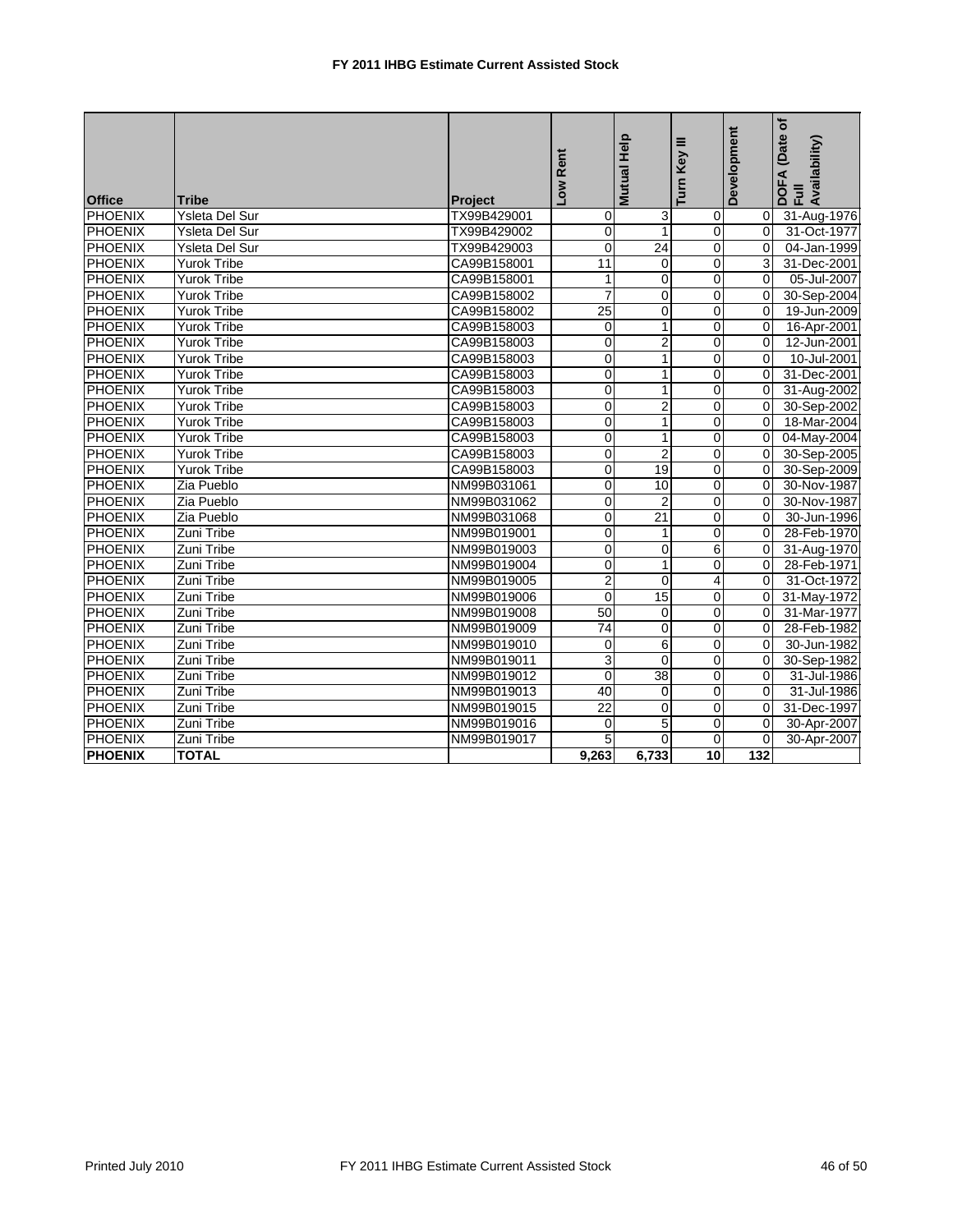# FY 2011 IHBG Estimate Current Assisted Stock

| Office | Tribe | Project | Low Rent | Mutual Help | Turn Key III | Development | DOFA (Date of Full Availability) |
|---|---|---|---|---|---|---|---|
| PHOENIX | Ysleta Del Sur | TX99B429001 | 0 | 3 | 0 | 0 | 31-Aug-1976 |
| PHOENIX | Ysleta Del Sur | TX99B429002 | 0 | 1 | 0 | 0 | 31-Oct-1977 |
| PHOENIX | Ysleta Del Sur | TX99B429003 | 0 | 24 | 0 | 0 | 04-Jan-1999 |
| PHOENIX | Yurok Tribe | CA99B158001 | 11 | 0 | 0 | 3 | 31-Dec-2001 |
| PHOENIX | Yurok Tribe | CA99B158001 | 1 | 0 | 0 | 0 | 05-Jul-2007 |
| PHOENIX | Yurok Tribe | CA99B158002 | 7 | 0 | 0 | 0 | 30-Sep-2004 |
| PHOENIX | Yurok Tribe | CA99B158002 | 25 | 0 | 0 | 0 | 19-Jun-2009 |
| PHOENIX | Yurok Tribe | CA99B158003 | 0 | 1 | 0 | 0 | 16-Apr-2001 |
| PHOENIX | Yurok Tribe | CA99B158003 | 0 | 2 | 0 | 0 | 12-Jun-2001 |
| PHOENIX | Yurok Tribe | CA99B158003 | 0 | 1 | 0 | 0 | 10-Jul-2001 |
| PHOENIX | Yurok Tribe | CA99B158003 | 0 | 1 | 0 | 0 | 31-Dec-2001 |
| PHOENIX | Yurok Tribe | CA99B158003 | 0 | 1 | 0 | 0 | 31-Aug-2002 |
| PHOENIX | Yurok Tribe | CA99B158003 | 0 | 2 | 0 | 0 | 30-Sep-2002 |
| PHOENIX | Yurok Tribe | CA99B158003 | 0 | 1 | 0 | 0 | 18-Mar-2004 |
| PHOENIX | Yurok Tribe | CA99B158003 | 0 | 1 | 0 | 0 | 04-May-2004 |
| PHOENIX | Yurok Tribe | CA99B158003 | 0 | 2 | 0 | 0 | 30-Sep-2005 |
| PHOENIX | Yurok Tribe | CA99B158003 | 0 | 19 | 0 | 0 | 30-Sep-2009 |
| PHOENIX | Zia Pueblo | NM99B031061 | 0 | 10 | 0 | 0 | 30-Nov-1987 |
| PHOENIX | Zia Pueblo | NM99B031062 | 0 | 2 | 0 | 0 | 30-Nov-1987 |
| PHOENIX | Zia Pueblo | NM99B031068 | 0 | 21 | 0 | 0 | 30-Jun-1996 |
| PHOENIX | Zuni Tribe | NM99B019001 | 0 | 1 | 0 | 0 | 28-Feb-1970 |
| PHOENIX | Zuni Tribe | NM99B019003 | 0 | 0 | 6 | 0 | 31-Aug-1970 |
| PHOENIX | Zuni Tribe | NM99B019004 | 0 | 1 | 0 | 0 | 28-Feb-1971 |
| PHOENIX | Zuni Tribe | NM99B019005 | 2 | 0 | 4 | 0 | 31-Oct-1972 |
| PHOENIX | Zuni Tribe | NM99B019006 | 0 | 15 | 0 | 0 | 31-May-1972 |
| PHOENIX | Zuni Tribe | NM99B019008 | 50 | 0 | 0 | 0 | 31-Mar-1977 |
| PHOENIX | Zuni Tribe | NM99B019009 | 74 | 0 | 0 | 0 | 28-Feb-1982 |
| PHOENIX | Zuni Tribe | NM99B019010 | 0 | 6 | 0 | 0 | 30-Jun-1982 |
| PHOENIX | Zuni Tribe | NM99B019011 | 3 | 0 | 0 | 0 | 30-Sep-1982 |
| PHOENIX | Zuni Tribe | NM99B019012 | 0 | 38 | 0 | 0 | 31-Jul-1986 |
| PHOENIX | Zuni Tribe | NM99B019013 | 40 | 0 | 0 | 0 | 31-Jul-1986 |
| PHOENIX | Zuni Tribe | NM99B019015 | 22 | 0 | 0 | 0 | 31-Dec-1997 |
| PHOENIX | Zuni Tribe | NM99B019016 | 0 | 5 | 0 | 0 | 30-Apr-2007 |
| PHOENIX | Zuni Tribe | NM99B019017 | 5 | 0 | 0 | 0 | 30-Apr-2007 |
| **PHOENIX** | **TOTAL** | | **9,263** | **6,733** | **10** | **132** | |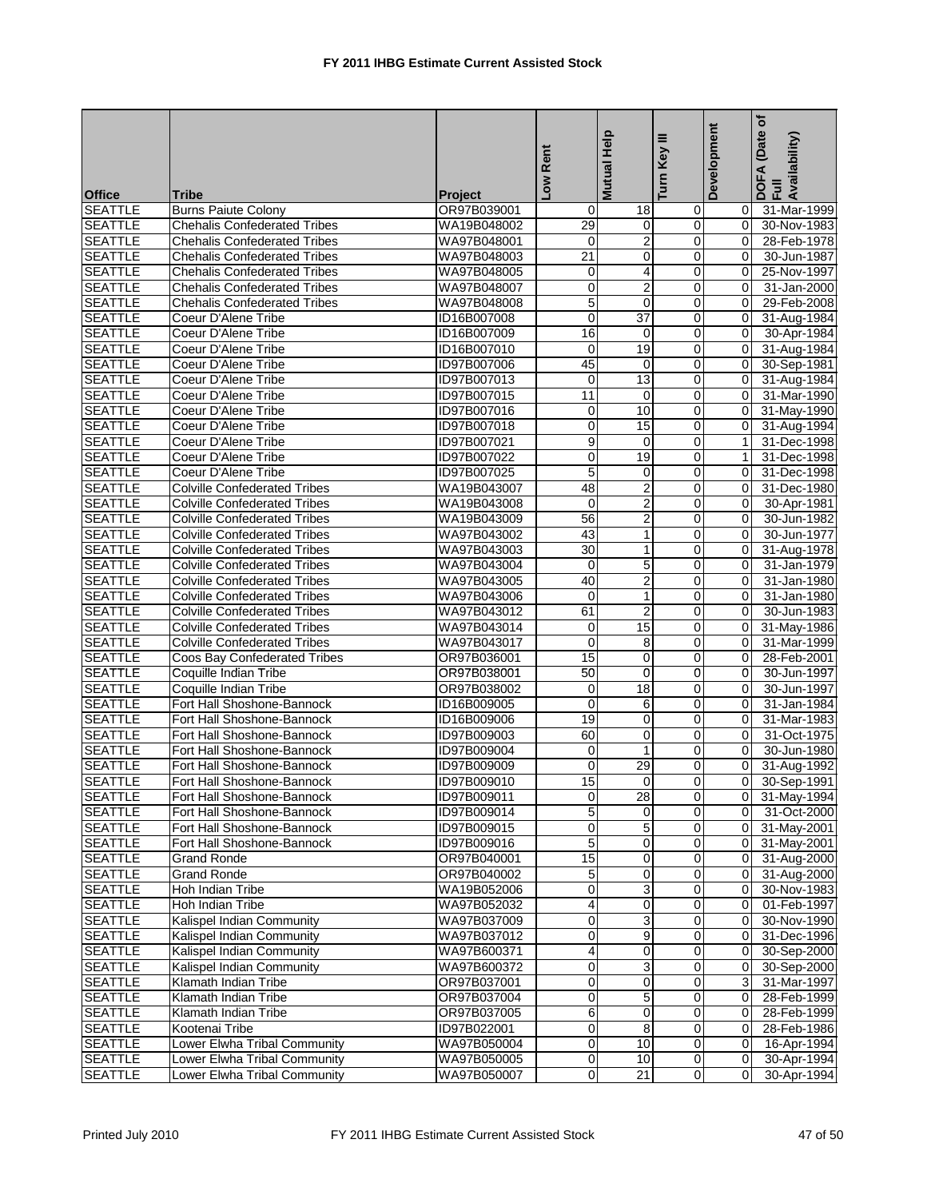# FY 2011 IHBG Estimate Current Assisted Stock

| Office | Tribe | Project | Low Rent | Mutual Help | Turn Key III | Development | DOFA (Date of Full Availability) |
|---|---|---|---|---|---|---|---|
| SEATTLE | Burns Paiute Colony | OR97B039001 | 0 | 18 | 0 | 0 | 31-Mar-1999 |
| SEATTLE | Chehalis Confederated Tribes | WA19B048002 | 29 | 0 | 0 | 0 | 30-Nov-1983 |
| SEATTLE | Chehalis Confederated Tribes | WA97B048001 | 0 | 2 | 0 | 0 | 28-Feb-1978 |
| SEATTLE | Chehalis Confederated Tribes | WA97B048003 | 21 | 0 | 0 | 0 | 30-Jun-1987 |
| SEATTLE | Chehalis Confederated Tribes | WA97B048005 | 0 | 4 | 0 | 0 | 25-Nov-1997 |
| SEATTLE | Chehalis Confederated Tribes | WA97B048007 | 0 | 2 | 0 | 0 | 31-Jan-2000 |
| SEATTLE | Chehalis Confederated Tribes | WA97B048008 | 5 | 0 | 0 | 0 | 29-Feb-2008 |
| SEATTLE | Coeur D'Alene Tribe | ID16B007008 | 0 | 37 | 0 | 0 | 31-Aug-1984 |
| SEATTLE | Coeur D'Alene Tribe | ID16B007009 | 16 | 0 | 0 | 0 | 30-Apr-1984 |
| SEATTLE | Coeur D'Alene Tribe | ID16B007010 | 0 | 19 | 0 | 0 | 31-Aug-1984 |
| SEATTLE | Coeur D'Alene Tribe | ID97B007006 | 45 | 0 | 0 | 0 | 30-Sep-1981 |
| SEATTLE | Coeur D'Alene Tribe | ID97B007013 | 0 | 13 | 0 | 0 | 31-Aug-1984 |
| SEATTLE | Coeur D'Alene Tribe | ID97B007015 | 11 | 0 | 0 | 0 | 31-Mar-1990 |
| SEATTLE | Coeur D'Alene Tribe | ID97B007016 | 0 | 10 | 0 | 0 | 31-May-1990 |
| SEATTLE | Coeur D'Alene Tribe | ID97B007018 | 0 | 15 | 0 | 0 | 31-Aug-1994 |
| SEATTLE | Coeur D'Alene Tribe | ID97B007021 | 9 | 0 | 0 | 1 | 31-Dec-1998 |
| SEATTLE | Coeur D'Alene Tribe | ID97B007022 | 0 | 19 | 0 | 1 | 31-Dec-1998 |
| SEATTLE | Coeur D'Alene Tribe | ID97B007025 | 5 | 0 | 0 | 0 | 31-Dec-1998 |
| SEATTLE | Colville Confederated Tribes | WA19B043007 | 48 | 2 | 0 | 0 | 31-Dec-1980 |
| SEATTLE | Colville Confederated Tribes | WA19B043008 | 0 | 2 | 0 | 0 | 30-Apr-1981 |
| SEATTLE | Colville Confederated Tribes | WA19B043009 | 56 | 2 | 0 | 0 | 30-Jun-1982 |
| SEATTLE | Colville Confederated Tribes | WA97B043002 | 43 | 1 | 0 | 0 | 30-Jun-1977 |
| SEATTLE | Colville Confederated Tribes | WA97B043003 | 30 | 1 | 0 | 0 | 31-Aug-1978 |
| SEATTLE | Colville Confederated Tribes | WA97B043004 | 0 | 5 | 0 | 0 | 31-Jan-1979 |
| SEATTLE | Colville Confederated Tribes | WA97B043005 | 40 | 2 | 0 | 0 | 31-Jan-1980 |
| SEATTLE | Colville Confederated Tribes | WA97B043006 | 0 | 1 | 0 | 0 | 31-Jan-1980 |
| SEATTLE | Colville Confederated Tribes | WA97B043012 | 61 | 2 | 0 | 0 | 30-Jun-1983 |
| SEATTLE | Colville Confederated Tribes | WA97B043014 | 0 | 15 | 0 | 0 | 31-May-1986 |
| SEATTLE | Colville Confederated Tribes | WA97B043017 | 0 | 8 | 0 | 0 | 31-Mar-1999 |
| SEATTLE | Coos Bay Confederated Tribes | OR97B036001 | 15 | 0 | 0 | 0 | 28-Feb-2001 |
| SEATTLE | Coquille Indian Tribe | OR97B038001 | 50 | 0 | 0 | 0 | 30-Jun-1997 |
| SEATTLE | Coquille Indian Tribe | OR97B038002 | 0 | 18 | 0 | 0 | 30-Jun-1997 |
| SEATTLE | Fort Hall Shoshone-Bannock | ID16B009005 | 0 | 6 | 0 | 0 | 31-Jan-1984 |
| SEATTLE | Fort Hall Shoshone-Bannock | ID16B009006 | 19 | 0 | 0 | 0 | 31-Mar-1983 |
| SEATTLE | Fort Hall Shoshone-Bannock | ID97B009003 | 60 | 0 | 0 | 0 | 31-Oct-1975 |
| SEATTLE | Fort Hall Shoshone-Bannock | ID97B009004 | 0 | 1 | 0 | 0 | 30-Jun-1980 |
| SEATTLE | Fort Hall Shoshone-Bannock | ID97B009009 | 0 | 29 | 0 | 0 | 31-Aug-1992 |
| SEATTLE | Fort Hall Shoshone-Bannock | ID97B009010 | 15 | 0 | 0 | 0 | 30-Sep-1991 |
| SEATTLE | Fort Hall Shoshone-Bannock | ID97B009011 | 0 | 28 | 0 | 0 | 31-May-1994 |
| SEATTLE | Fort Hall Shoshone-Bannock | ID97B009014 | 5 | 0 | 0 | 0 | 31-Oct-2000 |
| SEATTLE | Fort Hall Shoshone-Bannock | ID97B009015 | 0 | 5 | 0 | 0 | 31-May-2001 |
| SEATTLE | Fort Hall Shoshone-Bannock | ID97B009016 | 5 | 0 | 0 | 0 | 31-May-2001 |
| SEATTLE | Grand Ronde | OR97B040001 | 15 | 0 | 0 | 0 | 31-Aug-2000 |
| SEATTLE | Grand Ronde | OR97B040002 | 5 | 0 | 0 | 0 | 31-Aug-2000 |
| SEATTLE | Hoh Indian Tribe | WA19B052006 | 0 | 3 | 0 | 0 | 30-Nov-1983 |
| SEATTLE | Hoh Indian Tribe | WA97B052032 | 4 | 0 | 0 | 0 | 01-Feb-1997 |
| SEATTLE | Kalispel Indian Community | WA97B037009 | 0 | 3 | 0 | 0 | 30-Nov-1990 |
| SEATTLE | Kalispel Indian Community | WA97B037012 | 0 | 9 | 0 | 0 | 31-Dec-1996 |
| SEATTLE | Kalispel Indian Community | WA97B600371 | 4 | 0 | 0 | 0 | 30-Sep-2000 |
| SEATTLE | Kalispel Indian Community | WA97B600372 | 0 | 3 | 0 | 0 | 30-Sep-2000 |
| SEATTLE | Klamath Indian Tribe | OR97B037001 | 0 | 0 | 0 | 3 | 31-Mar-1997 |
| SEATTLE | Klamath Indian Tribe | OR97B037004 | 0 | 5 | 0 | 0 | 28-Feb-1999 |
| SEATTLE | Klamath Indian Tribe | OR97B037005 | 6 | 0 | 0 | 0 | 28-Feb-1999 |
| SEATTLE | Kootenai Tribe | ID97B022001 | 0 | 8 | 0 | 0 | 28-Feb-1986 |
| SEATTLE | Lower Elwha Tribal Community | WA97B050004 | 0 | 10 | 0 | 0 | 16-Apr-1994 |
| SEATTLE | Lower Elwha Tribal Community | WA97B050005 | 0 | 10 | 0 | 0 | 30-Apr-1994 |
| SEATTLE | Lower Elwha Tribal Community | WA97B050007 | 0 | 21 | 0 | 0 | 30-Apr-1994 |

Printed July 2010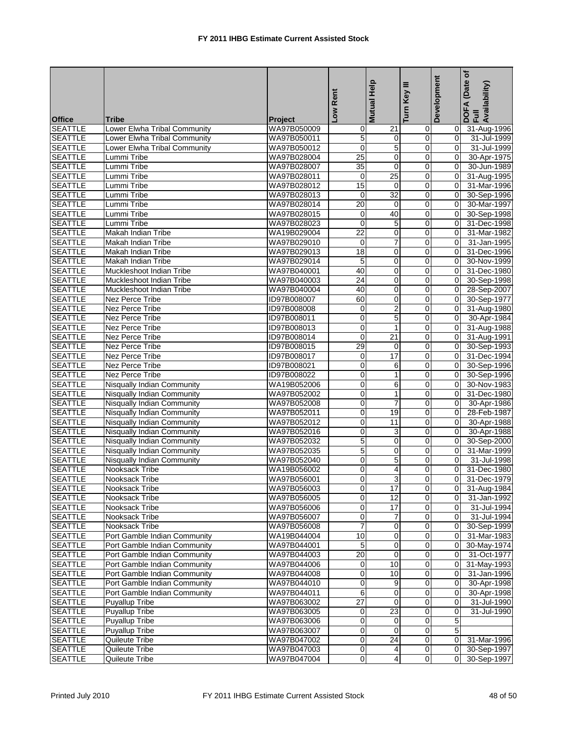# FY 2011 IHBG Estimate Current Assisted Stock

| Office | Tribe | Project | Low Rent | Mutual Help | Turn Key III | Development | DOFA (Date of Full Availability) |
|---|---|---|---|---|---|---|---|
| SEATTLE | Lower Elwha Tribal Community | WA97B050009 | 0 | 21 | 0 | 0 | 31-Aug-1996 |
| SEATTLE | Lower Elwha Tribal Community | WA97B050011 | 5 | 0 | 0 | 0 | 31-Jul-1999 |
| SEATTLE | Lower Elwha Tribal Community | WA97B050012 | 0 | 5 | 0 | 0 | 31-Jul-1999 |
| SEATTLE | Lummi Tribe | WA97B028004 | 25 | 0 | 0 | 0 | 30-Apr-1975 |
| SEATTLE | Lummi Tribe | WA97B028007 | 35 | 0 | 0 | 0 | 30-Jun-1989 |
| SEATTLE | Lummi Tribe | WA97B028011 | 0 | 25 | 0 | 0 | 31-Aug-1995 |
| SEATTLE | Lummi Tribe | WA97B028012 | 15 | 0 | 0 | 0 | 31-Mar-1996 |
| SEATTLE | Lummi Tribe | WA97B028013 | 0 | 32 | 0 | 0 | 30-Sep-1996 |
| SEATTLE | Lummi Tribe | WA97B028014 | 20 | 0 | 0 | 0 | 30-Mar-1997 |
| SEATTLE | Lummi Tribe | WA97B028015 | 0 | 40 | 0 | 0 | 30-Sep-1998 |
| SEATTLE | Lummi Tribe | WA97B028023 | 0 | 5 | 0 | 0 | 31-Dec-1998 |
| SEATTLE | Makah Indian Tribe | WA19B029004 | 22 | 0 | 0 | 0 | 31-Mar-1982 |
| SEATTLE | Makah Indian Tribe | WA97B029010 | 0 | 7 | 0 | 0 | 31-Jan-1995 |
| SEATTLE | Makah Indian Tribe | WA97B029013 | 18 | 0 | 0 | 0 | 31-Dec-1996 |
| SEATTLE | Makah Indian Tribe | WA97B029014 | 5 | 0 | 0 | 0 | 30-Nov-1999 |
| SEATTLE | Muckleshoot Indian Tribe | WA97B040001 | 40 | 0 | 0 | 0 | 31-Dec-1980 |
| SEATTLE | Muckleshoot Indian Tribe | WA97B040003 | 24 | 0 | 0 | 0 | 30-Sep-1998 |
| SEATTLE | Muckleshoot Indian Tribe | WA97B040004 | 40 | 0 | 0 | 0 | 28-Sep-2007 |
| SEATTLE | Nez Perce Tribe | ID97B008007 | 60 | 0 | 0 | 0 | 30-Sep-1977 |
| SEATTLE | Nez Perce Tribe | ID97B008008 | 0 | 2 | 0 | 0 | 31-Aug-1980 |
| SEATTLE | Nez Perce Tribe | ID97B008011 | 0 | 5 | 0 | 0 | 30-Apr-1984 |
| SEATTLE | Nez Perce Tribe | ID97B008013 | 0 | 1 | 0 | 0 | 31-Aug-1988 |
| SEATTLE | Nez Perce Tribe | ID97B008014 | 0 | 21 | 0 | 0 | 31-Aug-1991 |
| SEATTLE | Nez Perce Tribe | ID97B008015 | 29 | 0 | 0 | 0 | 30-Sep-1993 |
| SEATTLE | Nez Perce Tribe | ID97B008017 | 0 | 17 | 0 | 0 | 31-Dec-1994 |
| SEATTLE | Nez Perce Tribe | ID97B008021 | 0 | 6 | 0 | 0 | 30-Sep-1996 |
| SEATTLE | Nez Perce Tribe | ID97B008022 | 0 | 1 | 0 | 0 | 30-Sep-1996 |
| SEATTLE | Nisqually Indian Community | WA19B052006 | 0 | 6 | 0 | 0 | 30-Nov-1983 |
| SEATTLE | Nisqually Indian Community | WA97B052002 | 0 | 1 | 0 | 0 | 31-Dec-1980 |
| SEATTLE | Nisqually Indian Community | WA97B052008 | 0 | 7 | 0 | 0 | 30-Apr-1986 |
| SEATTLE | Nisqually Indian Community | WA97B052011 | 0 | 19 | 0 | 0 | 28-Feb-1987 |
| SEATTLE | Nisqually Indian Community | WA97B052012 | 0 | 11 | 0 | 0 | 30-Apr-1988 |
| SEATTLE | Nisqually Indian Community | WA97B052016 | 0 | 3 | 0 | 0 | 30-Apr-1988 |
| SEATTLE | Nisqually Indian Community | WA97B052032 | 5 | 0 | 0 | 0 | 30-Sep-2000 |
| SEATTLE | Nisqually Indian Community | WA97B052035 | 5 | 0 | 0 | 0 | 31-Mar-1999 |
| SEATTLE | Nisqually Indian Community | WA97B052040 | 0 | 5 | 0 | 0 | 31-Jul-1998 |
| SEATTLE | Nooksack Tribe | WA19B056002 | 0 | 4 | 0 | 0 | 31-Dec-1980 |
| SEATTLE | Nooksack Tribe | WA97B056001 | 0 | 3 | 0 | 0 | 31-Dec-1979 |
| SEATTLE | Nooksack Tribe | WA97B056003 | 0 | 17 | 0 | 0 | 31-Aug-1984 |
| SEATTLE | Nooksack Tribe | WA97B056005 | 0 | 12 | 0 | 0 | 31-Jan-1992 |
| SEATTLE | Nooksack Tribe | WA97B056006 | 0 | 17 | 0 | 0 | 31-Jul-1994 |
| SEATTLE | Nooksack Tribe | WA97B056007 | 0 | 7 | 0 | 0 | 31-Jul-1994 |
| SEATTLE | Nooksack Tribe | WA97B056008 | 7 | 0 | 0 | 0 | 30-Sep-1999 |
| SEATTLE | Port Gamble Indian Community | WA19B044004 | 10 | 0 | 0 | 0 | 31-Mar-1983 |
| SEATTLE | Port Gamble Indian Community | WA97B044001 | 5 | 0 | 0 | 0 | 30-May-1974 |
| SEATTLE | Port Gamble Indian Community | WA97B044003 | 20 | 0 | 0 | 0 | 31-Oct-1977 |
| SEATTLE | Port Gamble Indian Community | WA97B044006 | 0 | 10 | 0 | 0 | 31-May-1993 |
| SEATTLE | Port Gamble Indian Community | WA97B044008 | 0 | 10 | 0 | 0 | 31-Jan-1996 |
| SEATTLE | Port Gamble Indian Community | WA97B044010 | 0 | 9 | 0 | 0 | 30-Apr-1998 |
| SEATTLE | Port Gamble Indian Community | WA97B044011 | 6 | 0 | 0 | 0 | 30-Apr-1998 |
| SEATTLE | Puyallup Tribe | WA97B063002 | 27 | 0 | 0 | 0 | 31-Jul-1990 |
| SEATTLE | Puyallup Tribe | WA97B063005 | 0 | 23 | 0 | 0 | 31-Jul-1990 |
| SEATTLE | Puyallup Tribe | WA97B063006 | 0 | 0 | 0 | 5 | |
| SEATTLE | Puyallup Tribe | WA97B063007 | 0 | 0 | 0 | 5 | |
| SEATTLE | Quileute Tribe | WA97B047002 | 0 | 24 | 0 | 0 | 31-Mar-1996 |
| SEATTLE | Quileute Tribe | WA97B047003 | 0 | 4 | 0 | 0 | 30-Sep-1997 |
| SEATTLE | Quileute Tribe | WA97B047004 | 0 | 4 | 0 | 0 | 30-Sep-1997 |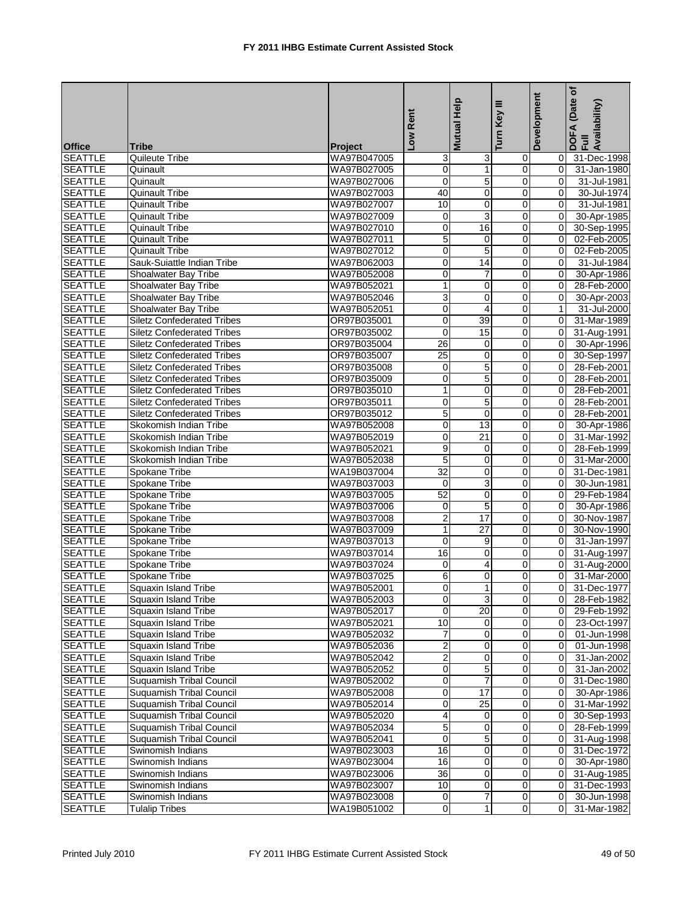# FY 2011 IHBG Estimate Current Assisted Stock

| Office | Tribe | Project | Low Rent | Mutual Help | Turn Key III | Development | DOFA (Date of Full Availability) |
|---|---|---|---|---|---|---|---|
| SEATTLE | Quileute Tribe | WA97B047005 | 3 | 3 | 0 | 0 | 31-Dec-1998 |
| SEATTLE | Quinault | WA97B027005 | 0 | 1 | 0 | 0 | 31-Jan-1980 |
| SEATTLE | Quinault | WA97B027006 | 0 | 5 | 0 | 0 | 31-Jul-1981 |
| SEATTLE | Quinault Tribe | WA97B027003 | 40 | 0 | 0 | 0 | 30-Jul-1974 |
| SEATTLE | Quinault Tribe | WA97B027007 | 10 | 0 | 0 | 0 | 31-Jul-1981 |
| SEATTLE | Quinault Tribe | WA97B027009 | 0 | 3 | 0 | 0 | 30-Apr-1985 |
| SEATTLE | Quinault Tribe | WA97B027010 | 0 | 16 | 0 | 0 | 30-Sep-1995 |
| SEATTLE | Quinault Tribe | WA97B027011 | 5 | 0 | 0 | 0 | 02-Feb-2005 |
| SEATTLE | Quinault Tribe | WA97B027012 | 0 | 5 | 0 | 0 | 02-Feb-2005 |
| SEATTLE | Sauk-Suiattle Indian Tribe | WA97B062003 | 0 | 14 | 0 | 0 | 31-Jul-1984 |
| SEATTLE | Shoalwater Bay Tribe | WA97B052008 | 0 | 7 | 0 | 0 | 30-Apr-1986 |
| SEATTLE | Shoalwater Bay Tribe | WA97B052021 | 1 | 0 | 0 | 0 | 28-Feb-2000 |
| SEATTLE | Shoalwater Bay Tribe | WA97B052046 | 3 | 0 | 0 | 0 | 30-Apr-2003 |
| SEATTLE | Shoalwater Bay Tribe | WA97B052051 | 0 | 4 | 0 | 1 | 31-Jul-2000 |
| SEATTLE | Siletz Confederated Tribes | OR97B035001 | 0 | 39 | 0 | 0 | 31-Mar-1989 |
| SEATTLE | Siletz Confederated Tribes | OR97B035002 | 0 | 15 | 0 | 0 | 31-Aug-1991 |
| SEATTLE | Siletz Confederated Tribes | OR97B035004 | 26 | 0 | 0 | 0 | 30-Apr-1996 |
| SEATTLE | Siletz Confederated Tribes | OR97B035007 | 25 | 0 | 0 | 0 | 30-Sep-1997 |
| SEATTLE | Siletz Confederated Tribes | OR97B035008 | 0 | 5 | 0 | 0 | 28-Feb-2001 |
| SEATTLE | Siletz Confederated Tribes | OR97B035009 | 0 | 5 | 0 | 0 | 28-Feb-2001 |
| SEATTLE | Siletz Confederated Tribes | OR97B035010 | 1 | 0 | 0 | 0 | 28-Feb-2001 |
| SEATTLE | Siletz Confederated Tribes | OR97B035011 | 0 | 5 | 0 | 0 | 28-Feb-2001 |
| SEATTLE | Siletz Confederated Tribes | OR97B035012 | 5 | 0 | 0 | 0 | 28-Feb-2001 |
| SEATTLE | Skokomish Indian Tribe | WA97B052008 | 0 | 13 | 0 | 0 | 30-Apr-1986 |
| SEATTLE | Skokomish Indian Tribe | WA97B052019 | 0 | 21 | 0 | 0 | 31-Mar-1992 |
| SEATTLE | Skokomish Indian Tribe | WA97B052021 | 9 | 0 | 0 | 0 | 28-Feb-1999 |
| SEATTLE | Skokomish Indian Tribe | WA97B052038 | 5 | 0 | 0 | 0 | 31-Mar-2000 |
| SEATTLE | Spokane Tribe | WA19B037004 | 32 | 0 | 0 | 0 | 31-Dec-1981 |
| SEATTLE | Spokane Tribe | WA97B037003 | 0 | 3 | 0 | 0 | 30-Jun-1981 |
| SEATTLE | Spokane Tribe | WA97B037005 | 52 | 0 | 0 | 0 | 29-Feb-1984 |
| SEATTLE | Spokane Tribe | WA97B037006 | 0 | 5 | 0 | 0 | 30-Apr-1986 |
| SEATTLE | Spokane Tribe | WA97B037008 | 2 | 17 | 0 | 0 | 30-Nov-1987 |
| SEATTLE | Spokane Tribe | WA97B037009 | 1 | 27 | 0 | 0 | 30-Nov-1990 |
| SEATTLE | Spokane Tribe | WA97B037013 | 0 | 9 | 0 | 0 | 31-Jan-1997 |
| SEATTLE | Spokane Tribe | WA97B037014 | 16 | 0 | 0 | 0 | 31-Aug-1997 |
| SEATTLE | Spokane Tribe | WA97B037024 | 0 | 4 | 0 | 0 | 31-Aug-2000 |
| SEATTLE | Spokane Tribe | WA97B037025 | 6 | 0 | 0 | 0 | 31-Mar-2000 |
| SEATTLE | Squaxin Island Tribe | WA97B052001 | 0 | 1 | 0 | 0 | 31-Dec-1977 |
| SEATTLE | Squaxin Island Tribe | WA97B052003 | 0 | 3 | 0 | 0 | 28-Feb-1982 |
| SEATTLE | Squaxin Island Tribe | WA97B052017 | 0 | 20 | 0 | 0 | 29-Feb-1992 |
| SEATTLE | Squaxin Island Tribe | WA97B052021 | 10 | 0 | 0 | 0 | 23-Oct-1997 |
| SEATTLE | Squaxin Island Tribe | WA97B052032 | 7 | 0 | 0 | 0 | 01-Jun-1998 |
| SEATTLE | Squaxin Island Tribe | WA97B052036 | 2 | 0 | 0 | 0 | 01-Jun-1998 |
| SEATTLE | Squaxin Island Tribe | WA97B052042 | 2 | 0 | 0 | 0 | 31-Jan-2002 |
| SEATTLE | Squaxin Island Tribe | WA97B052052 | 0 | 5 | 0 | 0 | 31-Jan-2002 |
| SEATTLE | Suquamish Tribal Council | WA97B052002 | 0 | 7 | 0 | 0 | 31-Dec-1980 |
| SEATTLE | Suquamish Tribal Council | WA97B052008 | 0 | 17 | 0 | 0 | 30-Apr-1986 |
| SEATTLE | Suquamish Tribal Council | WA97B052014 | 0 | 25 | 0 | 0 | 31-Mar-1992 |
| SEATTLE | Suquamish Tribal Council | WA97B052020 | 4 | 0 | 0 | 0 | 30-Sep-1993 |
| SEATTLE | Suquamish Tribal Council | WA97B052034 | 5 | 0 | 0 | 0 | 28-Feb-1999 |
| SEATTLE | Suquamish Tribal Council | WA97B052041 | 0 | 5 | 0 | 0 | 31-Aug-1998 |
| SEATTLE | Swinomish Indians | WA97B023003 | 16 | 0 | 0 | 0 | 31-Dec-1972 |
| SEATTLE | Swinomish Indians | WA97B023004 | 16 | 0 | 0 | 0 | 30-Apr-1980 |
| SEATTLE | Swinomish Indians | WA97B023006 | 36 | 0 | 0 | 0 | 31-Aug-1985 |
| SEATTLE | Swinomish Indians | WA97B023007 | 10 | 0 | 0 | 0 | 31-Dec-1993 |
| SEATTLE | Swinomish Indians | WA97B023008 | 0 | 7 | 0 | 0 | 30-Jun-1998 |
| SEATTLE | Tulalip Tribes | WA19B051002 | 0 | 1 | 0 | 0 | 31-Mar-1982 |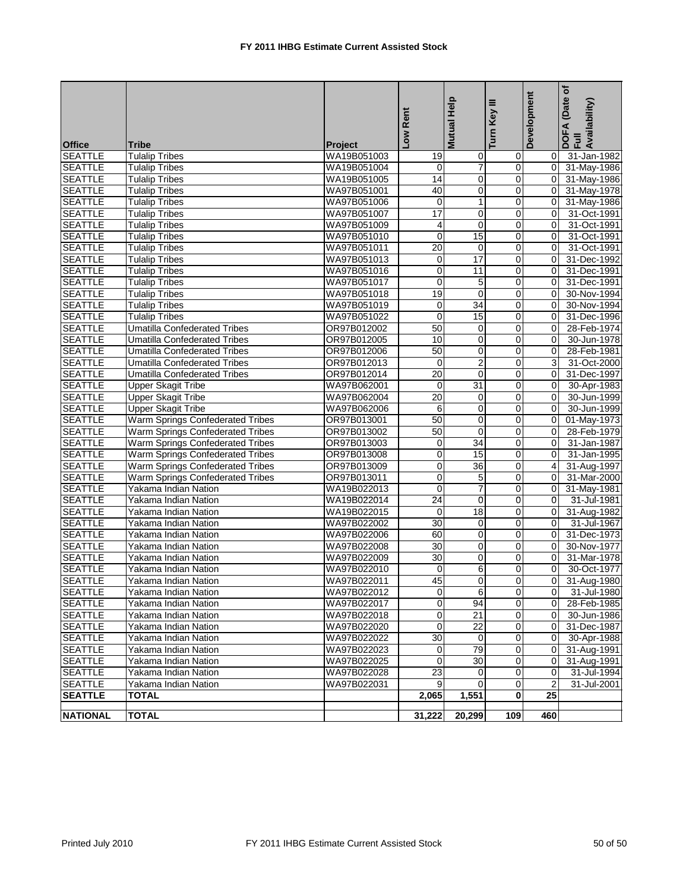# FY 2011 IHBG Estimate Current Assisted Stock

| Office | Tribe | Project | Low Rent | Mutual Help | Turn Key III | Development | DOFA (Date of Full Availability) |
|---|---|---|---|---|---|---|---|
| SEATTLE | Tulalip Tribes | WA19B051003 | 19 | 0 | 0 | 0 | 31-Jan-1982 |
| SEATTLE | Tulalip Tribes | WA19B051004 | 0 | 7 | 0 | 0 | 31-May-1986 |
| SEATTLE | Tulalip Tribes | WA19B051005 | 14 | 0 | 0 | 0 | 31-May-1986 |
| SEATTLE | Tulalip Tribes | WA97B051001 | 40 | 0 | 0 | 0 | 31-May-1978 |
| SEATTLE | Tulalip Tribes | WA97B051006 | 0 | 1 | 0 | 0 | 31-May-1986 |
| SEATTLE | Tulalip Tribes | WA97B051007 | 17 | 0 | 0 | 0 | 31-Oct-1991 |
| SEATTLE | Tulalip Tribes | WA97B051009 | 4 | 0 | 0 | 0 | 31-Oct-1991 |
| SEATTLE | Tulalip Tribes | WA97B051010 | 0 | 15 | 0 | 0 | 31-Oct-1991 |
| SEATTLE | Tulalip Tribes | WA97B051011 | 20 | 0 | 0 | 0 | 31-Oct-1991 |
| SEATTLE | Tulalip Tribes | WA97B051013 | 0 | 17 | 0 | 0 | 31-Dec-1992 |
| SEATTLE | Tulalip Tribes | WA97B051016 | 0 | 11 | 0 | 0 | 31-Dec-1991 |
| SEATTLE | Tulalip Tribes | WA97B051017 | 0 | 5 | 0 | 0 | 31-Dec-1991 |
| SEATTLE | Tulalip Tribes | WA97B051018 | 19 | 0 | 0 | 0 | 30-Nov-1994 |
| SEATTLE | Tulalip Tribes | WA97B051019 | 0 | 34 | 0 | 0 | 30-Nov-1994 |
| SEATTLE | Tulalip Tribes | WA97B051022 | 0 | 15 | 0 | 0 | 31-Dec-1996 |
| SEATTLE | Umatilla Confederated Tribes | OR97B012002 | 50 | 0 | 0 | 0 | 28-Feb-1974 |
| SEATTLE | Umatilla Confederated Tribes | OR97B012005 | 10 | 0 | 0 | 0 | 30-Jun-1978 |
| SEATTLE | Umatilla Confederated Tribes | OR97B012006 | 50 | 0 | 0 | 0 | 28-Feb-1981 |
| SEATTLE | Umatilla Confederated Tribes | OR97B012013 | 0 | 2 | 0 | 3 | 31-Oct-2000 |
| SEATTLE | Umatilla Confederated Tribes | OR97B012014 | 20 | 0 | 0 | 0 | 31-Dec-1997 |
| SEATTLE | Upper Skagit Tribe | WA97B062001 | 0 | 31 | 0 | 0 | 30-Apr-1983 |
| SEATTLE | Upper Skagit Tribe | WA97B062004 | 20 | 0 | 0 | 0 | 30-Jun-1999 |
| SEATTLE | Upper Skagit Tribe | WA97B062006 | 6 | 0 | 0 | 0 | 30-Jun-1999 |
| SEATTLE | Warm Springs Confederated Tribes | OR97B013001 | 50 | 0 | 0 | 0 | 01-May-1973 |
| SEATTLE | Warm Springs Confederated Tribes | OR97B013002 | 50 | 0 | 0 | 0 | 28-Feb-1979 |
| SEATTLE | Warm Springs Confederated Tribes | OR97B013003 | 0 | 34 | 0 | 0 | 31-Jan-1987 |
| SEATTLE | Warm Springs Confederated Tribes | OR97B013008 | 0 | 15 | 0 | 0 | 31-Jan-1995 |
| SEATTLE | Warm Springs Confederated Tribes | OR97B013009 | 0 | 36 | 0 | 4 | 31-Aug-1997 |
| SEATTLE | Warm Springs Confederated Tribes | OR97B013011 | 0 | 5 | 0 | 0 | 31-Mar-2000 |
| SEATTLE | Yakama Indian Nation | WA19B022013 | 0 | 7 | 0 | 0 | 31-May-1981 |
| SEATTLE | Yakama Indian Nation | WA19B022014 | 24 | 0 | 0 | 0 | 31-Jul-1981 |
| SEATTLE | Yakama Indian Nation | WA19B022015 | 0 | 18 | 0 | 0 | 31-Aug-1982 |
| SEATTLE | Yakama Indian Nation | WA97B022002 | 30 | 0 | 0 | 0 | 31-Jul-1967 |
| SEATTLE | Yakama Indian Nation | WA97B022006 | 60 | 0 | 0 | 0 | 31-Dec-1973 |
| SEATTLE | Yakama Indian Nation | WA97B022008 | 30 | 0 | 0 | 0 | 30-Nov-1977 |
| SEATTLE | Yakama Indian Nation | WA97B022009 | 30 | 0 | 0 | 0 | 31-Mar-1978 |
| SEATTLE | Yakama Indian Nation | WA97B022010 | 0 | 6 | 0 | 0 | 30-Oct-1977 |
| SEATTLE | Yakama Indian Nation | WA97B022011 | 45 | 0 | 0 | 0 | 31-Aug-1980 |
| SEATTLE | Yakama Indian Nation | WA97B022012 | 0 | 6 | 0 | 0 | 31-Jul-1980 |
| SEATTLE | Yakama Indian Nation | WA97B022017 | 0 | 94 | 0 | 0 | 28-Feb-1985 |
| SEATTLE | Yakama Indian Nation | WA97B022018 | 0 | 21 | 0 | 0 | 30-Jun-1986 |
| SEATTLE | Yakama Indian Nation | WA97B022020 | 0 | 22 | 0 | 0 | 31-Dec-1987 |
| SEATTLE | Yakama Indian Nation | WA97B022022 | 30 | 0 | 0 | 0 | 30-Apr-1988 |
| SEATTLE | Yakama Indian Nation | WA97B022023 | 0 | 79 | 0 | 0 | 31-Aug-1991 |
| SEATTLE | Yakama Indian Nation | WA97B022025 | 0 | 30 | 0 | 0 | 31-Aug-1991 |
| SEATTLE | Yakama Indian Nation | WA97B022028 | 23 | 0 | 0 | 0 | 31-Jul-1994 |
| SEATTLE | Yakama Indian Nation | WA97B022031 | 9 | 0 | 0 | 2 | 31-Jul-2001 |
| **SEATTLE** | **TOTAL** | | **2,065** | **1,551** | **0** | **25** | |
| | | | | | | | |
| **NATIONAL** | **TOTAL** | | **31,222** | **20,299** | **109** | **460** | |